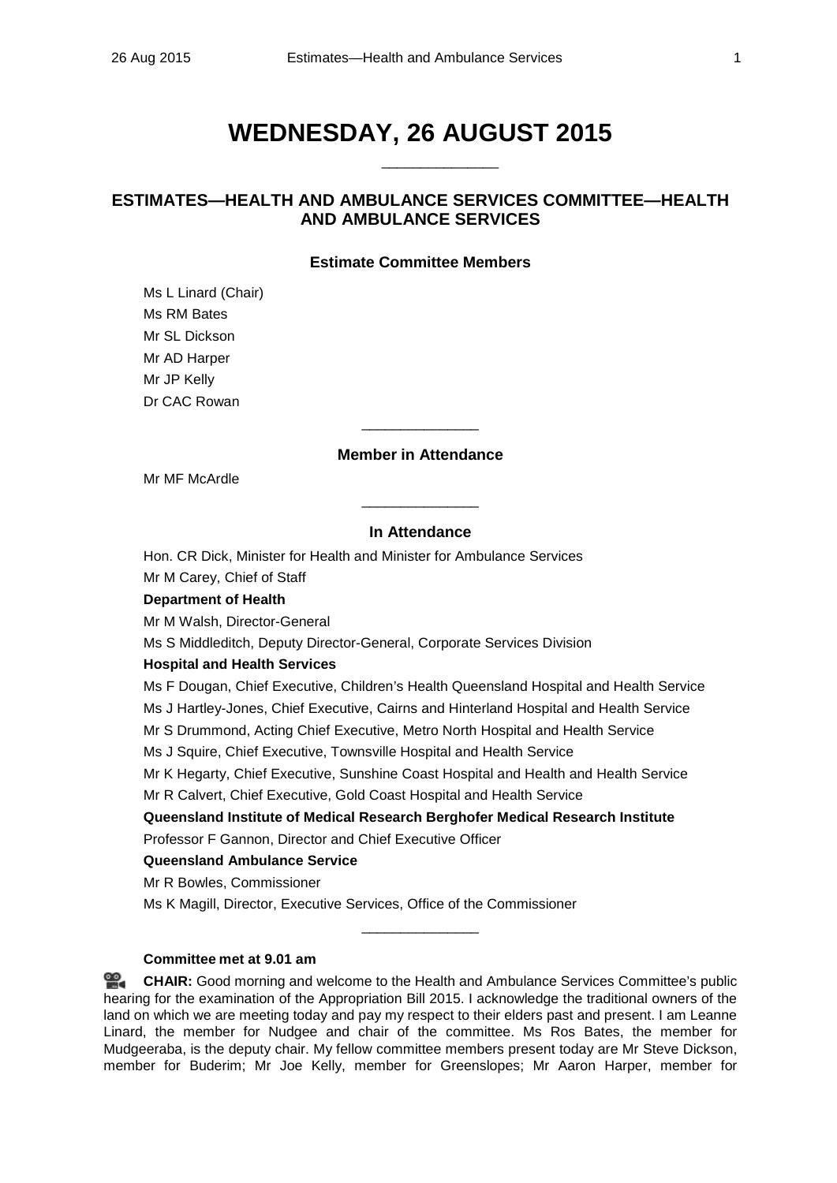# WEDNESDAY, 26 AUGUST 2015

______________

## ESTIMATES—HEALTH AND AMBULANCE SERVICES COMMITTEE—HEALTH AND AMBULANCE SERVICES

### Estimate Committee Members

Ms L Linard (Chair)
Ms RM Bates
Mr SL Dickson
Mr AD Harper
Mr JP Kelly
Dr CAC Rowan

______________

### Member in Attendance

Mr MF McArdle

______________

### In Attendance

Hon. CR Dick, Minister for Health and Minister for Ambulance Services
Mr M Carey, Chief of Staff

**Department of Health**

Mr M Walsh, Director-General
Ms S Middleditch, Deputy Director-General, Corporate Services Division

**Hospital and Health Services**

Ms F Dougan, Chief Executive, Children's Health Queensland Hospital and Health Service
Ms J Hartley-Jones, Chief Executive, Cairns and Hinterland Hospital and Health Service
Mr S Drummond, Acting Chief Executive, Metro North Hospital and Health Service
Ms J Squire, Chief Executive, Townsville Hospital and Health Service
Mr K Hegarty, Chief Executive, Sunshine Coast Hospital and Health and Health Service
Mr R Calvert, Chief Executive, Gold Coast Hospital and Health Service

**Queensland Institute of Medical Research Berghofer Medical Research Institute**

Professor F Gannon, Director and Chief Executive Officer

**Queensland Ambulance Service**

Mr R Bowles, Commissioner
Ms K Magill, Director, Executive Services, Office of the Commissioner

______________

**Committee met at 9.01 am**

**CHAIR:** Good morning and welcome to the Health and Ambulance Services Committee's public hearing for the examination of the Appropriation Bill 2015. I acknowledge the traditional owners of the land on which we are meeting today and pay my respect to their elders past and present. I am Leanne Linard, the member for Nudgee and chair of the committee. Ms Ros Bates, the member for Mudgeeraba, is the deputy chair. My fellow committee members present today are Mr Steve Dickson, member for Buderim; Mr Joe Kelly, member for Greenslopes; Mr Aaron Harper, member for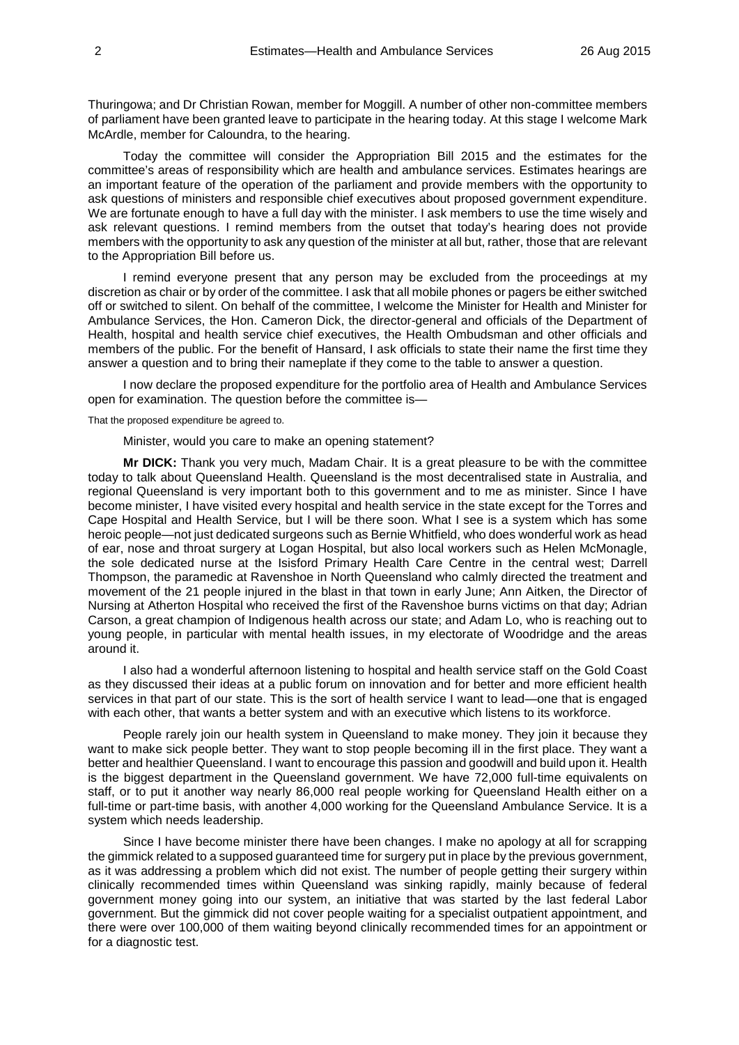Thuringowa; and Dr Christian Rowan, member for Moggill. A number of other non-committee members of parliament have been granted leave to participate in the hearing today. At this stage I welcome Mark McArdle, member for Caloundra, to the hearing.

Today the committee will consider the Appropriation Bill 2015 and the estimates for the committee's areas of responsibility which are health and ambulance services. Estimates hearings are an important feature of the operation of the parliament and provide members with the opportunity to ask questions of ministers and responsible chief executives about proposed government expenditure. We are fortunate enough to have a full day with the minister. I ask members to use the time wisely and ask relevant questions. I remind members from the outset that today's hearing does not provide members with the opportunity to ask any question of the minister at all but, rather, those that are relevant to the Appropriation Bill before us.

I remind everyone present that any person may be excluded from the proceedings at my discretion as chair or by order of the committee. I ask that all mobile phones or pagers be either switched off or switched to silent. On behalf of the committee, I welcome the Minister for Health and Minister for Ambulance Services, the Hon. Cameron Dick, the director-general and officials of the Department of Health, hospital and health service chief executives, the Health Ombudsman and other officials and members of the public. For the benefit of Hansard, I ask officials to state their name the first time they answer a question and to bring their nameplate if they come to the table to answer a question.

I now declare the proposed expenditure for the portfolio area of Health and Ambulance Services open for examination. The question before the committee is—

That the proposed expenditure be agreed to.

Minister, would you care to make an opening statement?

**Mr DICK:** Thank you very much, Madam Chair. It is a great pleasure to be with the committee today to talk about Queensland Health. Queensland is the most decentralised state in Australia, and regional Queensland is very important both to this government and to me as minister. Since I have become minister, I have visited every hospital and health service in the state except for the Torres and Cape Hospital and Health Service, but I will be there soon. What I see is a system which has some heroic people—not just dedicated surgeons such as Bernie Whitfield, who does wonderful work as head of ear, nose and throat surgery at Logan Hospital, but also local workers such as Helen McMonagle, the sole dedicated nurse at the Isisford Primary Health Care Centre in the central west; Darrell Thompson, the paramedic at Ravenshoe in North Queensland who calmly directed the treatment and movement of the 21 people injured in the blast in that town in early June; Ann Aitken, the Director of Nursing at Atherton Hospital who received the first of the Ravenshoe burns victims on that day; Adrian Carson, a great champion of Indigenous health across our state; and Adam Lo, who is reaching out to young people, in particular with mental health issues, in my electorate of Woodridge and the areas around it.

I also had a wonderful afternoon listening to hospital and health service staff on the Gold Coast as they discussed their ideas at a public forum on innovation and for better and more efficient health services in that part of our state. This is the sort of health service I want to lead—one that is engaged with each other, that wants a better system and with an executive which listens to its workforce.

People rarely join our health system in Queensland to make money. They join it because they want to make sick people better. They want to stop people becoming ill in the first place. They want a better and healthier Queensland. I want to encourage this passion and goodwill and build upon it. Health is the biggest department in the Queensland government. We have 72,000 full-time equivalents on staff, or to put it another way nearly 86,000 real people working for Queensland Health either on a full-time or part-time basis, with another 4,000 working for the Queensland Ambulance Service. It is a system which needs leadership.

Since I have become minister there have been changes. I make no apology at all for scrapping the gimmick related to a supposed guaranteed time for surgery put in place by the previous government, as it was addressing a problem which did not exist. The number of people getting their surgery within clinically recommended times within Queensland was sinking rapidly, mainly because of federal government money going into our system, an initiative that was started by the last federal Labor government. But the gimmick did not cover people waiting for a specialist outpatient appointment, and there were over 100,000 of them waiting beyond clinically recommended times for an appointment or for a diagnostic test.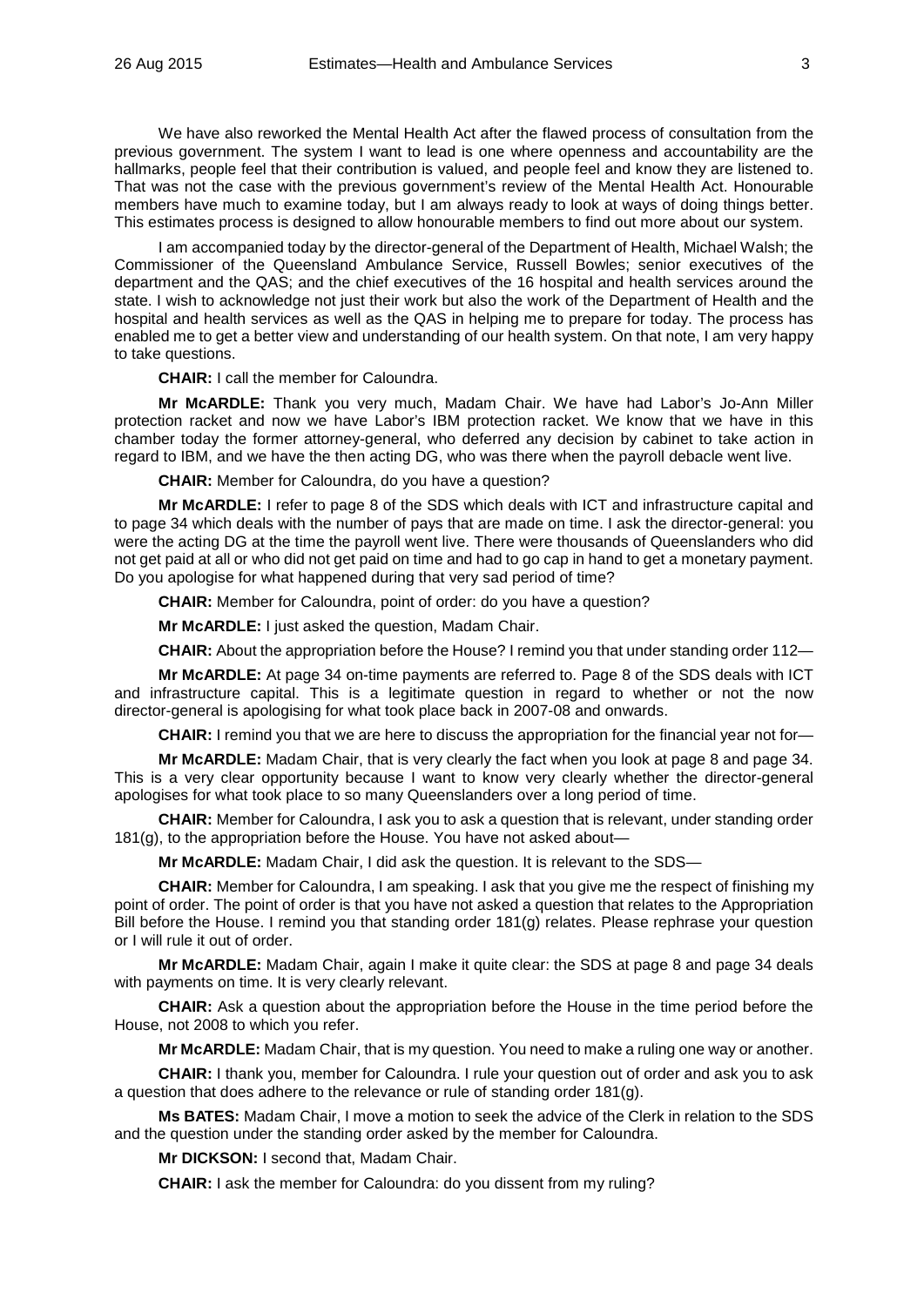We have also reworked the Mental Health Act after the flawed process of consultation from the previous government. The system I want to lead is one where openness and accountability are the hallmarks, people feel that their contribution is valued, and people feel and know they are listened to. That was not the case with the previous government's review of the Mental Health Act. Honourable members have much to examine today, but I am always ready to look at ways of doing things better. This estimates process is designed to allow honourable members to find out more about our system.

I am accompanied today by the director-general of the Department of Health, Michael Walsh; the Commissioner of the Queensland Ambulance Service, Russell Bowles; senior executives of the department and the QAS; and the chief executives of the 16 hospital and health services around the state. I wish to acknowledge not just their work but also the work of the Department of Health and the hospital and health services as well as the QAS in helping me to prepare for today. The process has enabled me to get a better view and understanding of our health system. On that note, I am very happy to take questions.

**CHAIR:** I call the member for Caloundra.

**Mr McARDLE:** Thank you very much, Madam Chair. We have had Labor's Jo-Ann Miller protection racket and now we have Labor's IBM protection racket. We know that we have in this chamber today the former attorney-general, who deferred any decision by cabinet to take action in regard to IBM, and we have the then acting DG, who was there when the payroll debacle went live.

**CHAIR:** Member for Caloundra, do you have a question?

**Mr McARDLE:** I refer to page 8 of the SDS which deals with ICT and infrastructure capital and to page 34 which deals with the number of pays that are made on time. I ask the director-general: you were the acting DG at the time the payroll went live. There were thousands of Queenslanders who did not get paid at all or who did not get paid on time and had to go cap in hand to get a monetary payment. Do you apologise for what happened during that very sad period of time?

**CHAIR:** Member for Caloundra, point of order: do you have a question?

**Mr McARDLE:** I just asked the question, Madam Chair.

**CHAIR:** About the appropriation before the House? I remind you that under standing order 112—

**Mr McARDLE:** At page 34 on-time payments are referred to. Page 8 of the SDS deals with ICT and infrastructure capital. This is a legitimate question in regard to whether or not the now director-general is apologising for what took place back in 2007-08 and onwards.

**CHAIR:** I remind you that we are here to discuss the appropriation for the financial year not for—

**Mr McARDLE:** Madam Chair, that is very clearly the fact when you look at page 8 and page 34. This is a very clear opportunity because I want to know very clearly whether the director-general apologises for what took place to so many Queenslanders over a long period of time.

**CHAIR:** Member for Caloundra, I ask you to ask a question that is relevant, under standing order 181(g), to the appropriation before the House. You have not asked about—

**Mr McARDLE:** Madam Chair, I did ask the question. It is relevant to the SDS—

**CHAIR:** Member for Caloundra, I am speaking. I ask that you give me the respect of finishing my point of order. The point of order is that you have not asked a question that relates to the Appropriation Bill before the House. I remind you that standing order 181(g) relates. Please rephrase your question or I will rule it out of order.

**Mr McARDLE:** Madam Chair, again I make it quite clear: the SDS at page 8 and page 34 deals with payments on time. It is very clearly relevant.

**CHAIR:** Ask a question about the appropriation before the House in the time period before the House, not 2008 to which you refer.

**Mr McARDLE:** Madam Chair, that is my question. You need to make a ruling one way or another.

**CHAIR:** I thank you, member for Caloundra. I rule your question out of order and ask you to ask a question that does adhere to the relevance or rule of standing order 181(g).

**Ms BATES:** Madam Chair, I move a motion to seek the advice of the Clerk in relation to the SDS and the question under the standing order asked by the member for Caloundra.

**Mr DICKSON:** I second that, Madam Chair.

**CHAIR:** I ask the member for Caloundra: do you dissent from my ruling?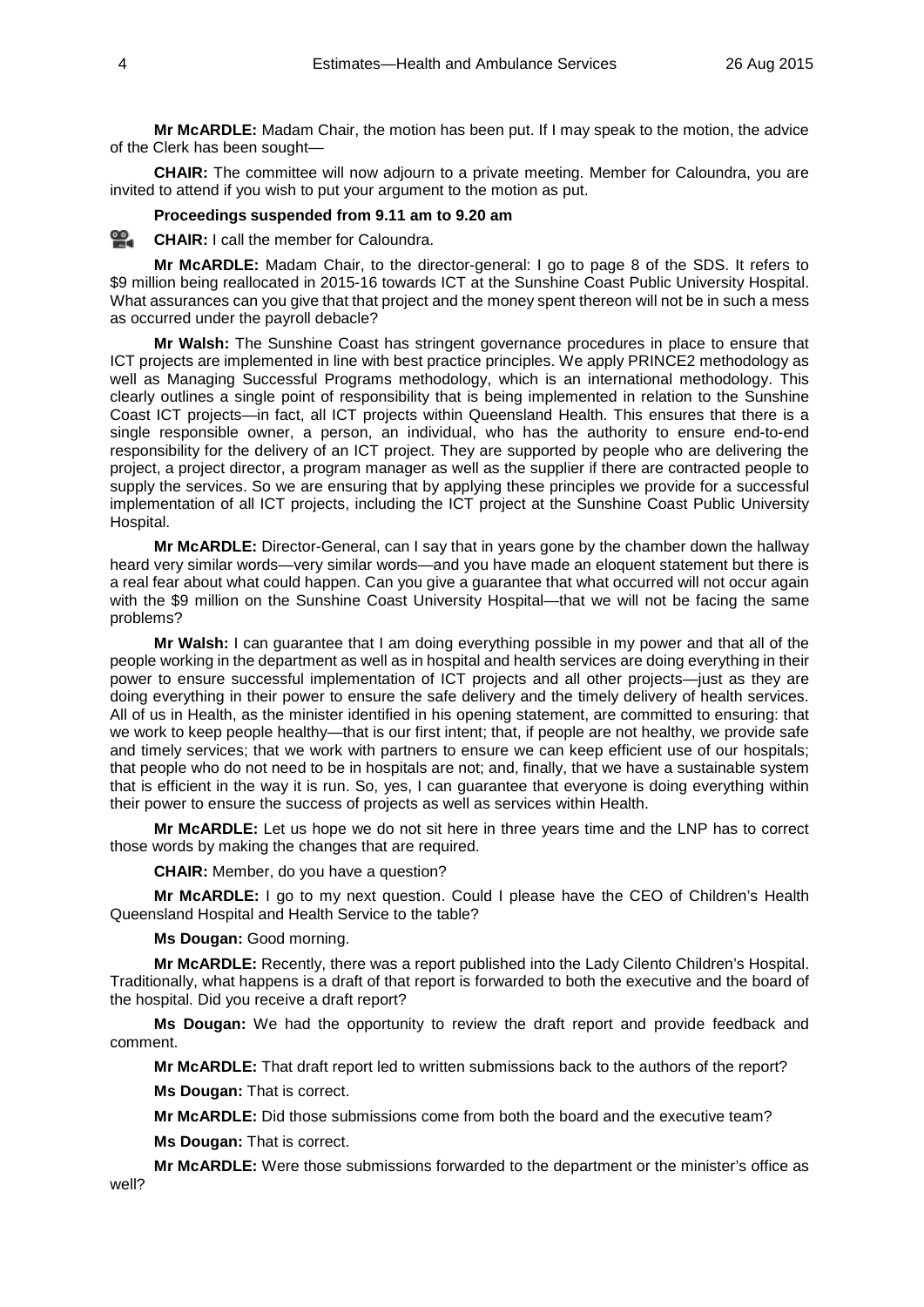**Mr McARDLE:** Madam Chair, the motion has been put. If I may speak to the motion, the advice of the Clerk has been sought—

**CHAIR:** The committee will now adjourn to a private meeting. Member for Caloundra, you are invited to attend if you wish to put your argument to the motion as put.

**Proceedings suspended from 9.11 am to 9.20 am**

**CHAIR:** I call the member for Caloundra.

**Mr McARDLE:** Madam Chair, to the director-general: I go to page 8 of the SDS. It refers to $9 million being reallocated in 2015-16 towards ICT at the Sunshine Coast Public University Hospital. What assurances can you give that that project and the money spent thereon will not be in such a mess as occurred under the payroll debacle?

**Mr Walsh:** The Sunshine Coast has stringent governance procedures in place to ensure that ICT projects are implemented in line with best practice principles. We apply PRINCE2 methodology as well as Managing Successful Programs methodology, which is an international methodology. This clearly outlines a single point of responsibility that is being implemented in relation to the Sunshine Coast ICT projects—in fact, all ICT projects within Queensland Health. This ensures that there is a single responsible owner, a person, an individual, who has the authority to ensure end-to-end responsibility for the delivery of an ICT project. They are supported by people who are delivering the project, a project director, a program manager as well as the supplier if there are contracted people to supply the services. So we are ensuring that by applying these principles we provide for a successful implementation of all ICT projects, including the ICT project at the Sunshine Coast Public University Hospital.

**Mr McARDLE:** Director-General, can I say that in years gone by the chamber down the hallway heard very similar words—very similar words—and you have made an eloquent statement but there is a real fear about what could happen. Can you give a guarantee that what occurred will not occur again with the $9 million on the Sunshine Coast University Hospital—that we will not be facing the same problems?

**Mr Walsh:** I can guarantee that I am doing everything possible in my power and that all of the people working in the department as well as in hospital and health services are doing everything in their power to ensure successful implementation of ICT projects and all other projects—just as they are doing everything in their power to ensure the safe delivery and the timely delivery of health services. All of us in Health, as the minister identified in his opening statement, are committed to ensuring: that we work to keep people healthy—that is our first intent; that, if people are not healthy, we provide safe and timely services; that we work with partners to ensure we can keep efficient use of our hospitals; that people who do not need to be in hospitals are not; and, finally, that we have a sustainable system that is efficient in the way it is run. So, yes, I can guarantee that everyone is doing everything within their power to ensure the success of projects as well as services within Health.

**Mr McARDLE:** Let us hope we do not sit here in three years time and the LNP has to correct those words by making the changes that are required.

**CHAIR:** Member, do you have a question?

**Mr McARDLE:** I go to my next question. Could I please have the CEO of Children's Health Queensland Hospital and Health Service to the table?

**Ms Dougan:** Good morning.

**Mr McARDLE:** Recently, there was a report published into the Lady Cilento Children's Hospital. Traditionally, what happens is a draft of that report is forwarded to both the executive and the board of the hospital. Did you receive a draft report?

**Ms Dougan:** We had the opportunity to review the draft report and provide feedback and comment.

**Mr McARDLE:** That draft report led to written submissions back to the authors of the report?

**Ms Dougan:** That is correct.

**Mr McARDLE:** Did those submissions come from both the board and the executive team?

**Ms Dougan:** That is correct.

**Mr McARDLE:** Were those submissions forwarded to the department or the minister's office as well?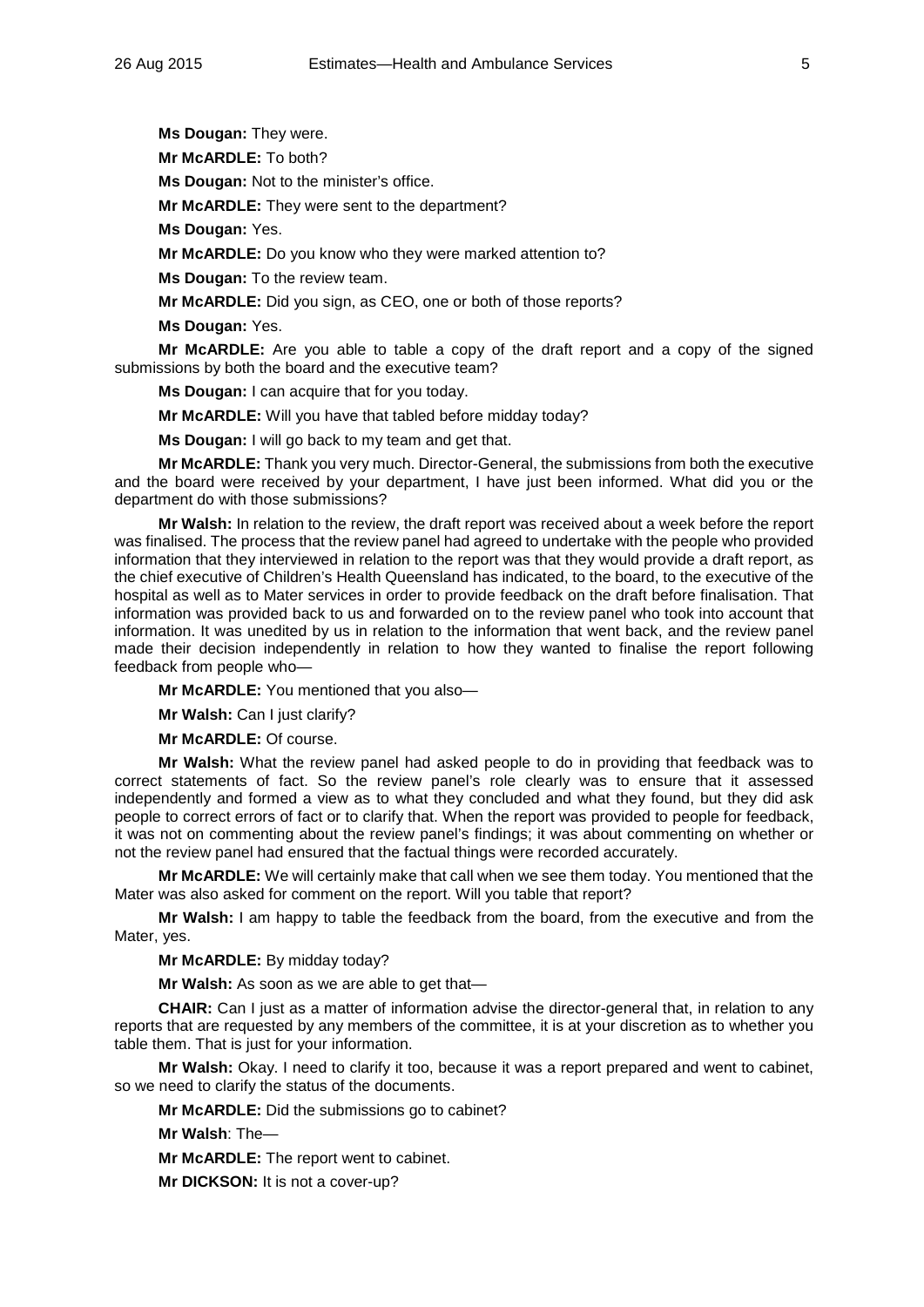**Ms Dougan:** They were.

**Mr McARDLE:** To both?

**Ms Dougan:** Not to the minister's office.

**Mr McARDLE:** They were sent to the department?

**Ms Dougan:** Yes.

**Mr McARDLE:** Do you know who they were marked attention to?

**Ms Dougan:** To the review team.

**Mr McARDLE:** Did you sign, as CEO, one or both of those reports?

**Ms Dougan:** Yes.

**Mr McARDLE:** Are you able to table a copy of the draft report and a copy of the signed submissions by both the board and the executive team?

**Ms Dougan:** I can acquire that for you today.

**Mr McARDLE:** Will you have that tabled before midday today?

**Ms Dougan:** I will go back to my team and get that.

**Mr McARDLE:** Thank you very much. Director-General, the submissions from both the executive and the board were received by your department, I have just been informed. What did you or the department do with those submissions?

**Mr Walsh:** In relation to the review, the draft report was received about a week before the report was finalised. The process that the review panel had agreed to undertake with the people who provided information that they interviewed in relation to the report was that they would provide a draft report, as the chief executive of Children's Health Queensland has indicated, to the board, to the executive of the hospital as well as to Mater services in order to provide feedback on the draft before finalisation. That information was provided back to us and forwarded on to the review panel who took into account that information. It was unedited by us in relation to the information that went back, and the review panel made their decision independently in relation to how they wanted to finalise the report following feedback from people who—

**Mr McARDLE:** You mentioned that you also—

**Mr Walsh:** Can I just clarify?

**Mr McARDLE:** Of course.

**Mr Walsh:** What the review panel had asked people to do in providing that feedback was to correct statements of fact. So the review panel's role clearly was to ensure that it assessed independently and formed a view as to what they concluded and what they found, but they did ask people to correct errors of fact or to clarify that. When the report was provided to people for feedback, it was not on commenting about the review panel's findings; it was about commenting on whether or not the review panel had ensured that the factual things were recorded accurately.

**Mr McARDLE:** We will certainly make that call when we see them today. You mentioned that the Mater was also asked for comment on the report. Will you table that report?

**Mr Walsh:** I am happy to table the feedback from the board, from the executive and from the Mater, yes.

**Mr McARDLE:** By midday today?

**Mr Walsh:** As soon as we are able to get that—

**CHAIR:** Can I just as a matter of information advise the director-general that, in relation to any reports that are requested by any members of the committee, it is at your discretion as to whether you table them. That is just for your information.

**Mr Walsh:** Okay. I need to clarify it too, because it was a report prepared and went to cabinet, so we need to clarify the status of the documents.

**Mr McARDLE:** Did the submissions go to cabinet?

**Mr Walsh**: The—

**Mr McARDLE:** The report went to cabinet.

**Mr DICKSON:** It is not a cover-up?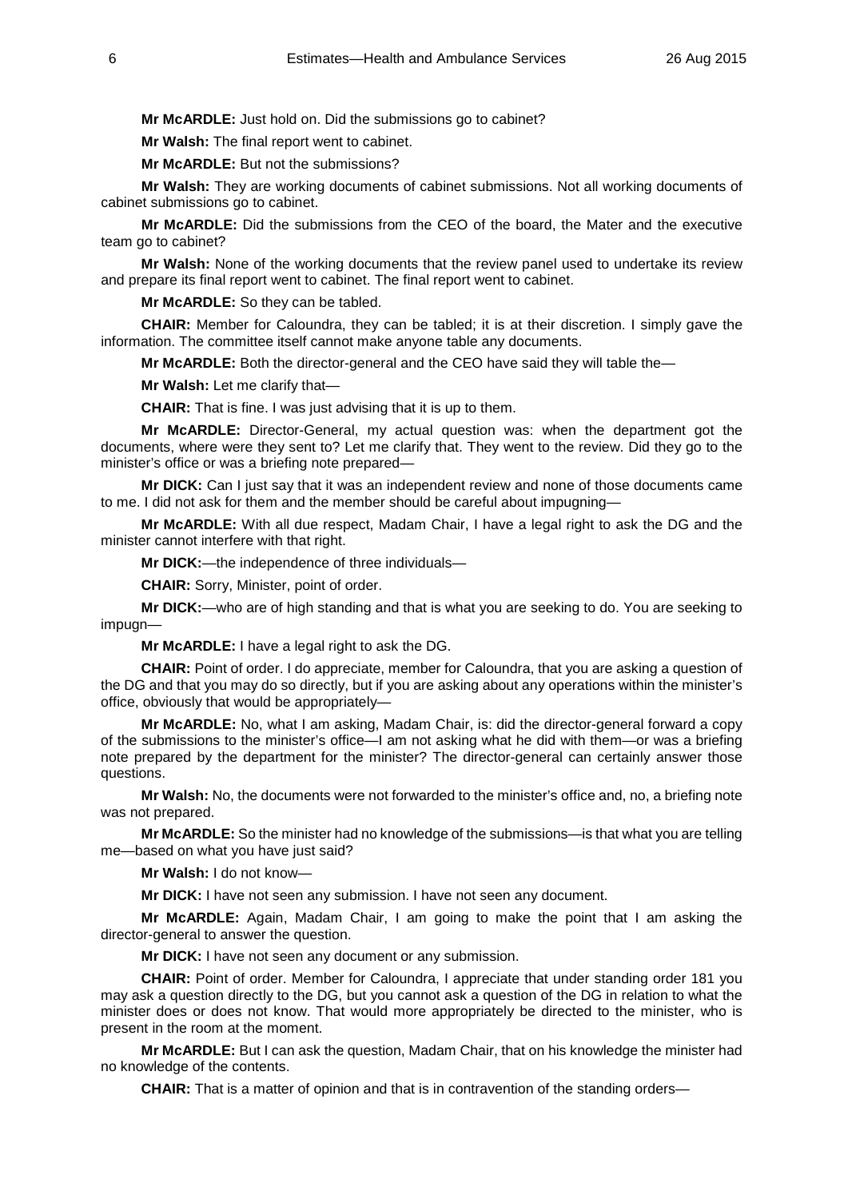**Mr McARDLE:** Just hold on. Did the submissions go to cabinet?

**Mr Walsh:** The final report went to cabinet.

**Mr McARDLE:** But not the submissions?

**Mr Walsh:** They are working documents of cabinet submissions. Not all working documents of cabinet submissions go to cabinet.

**Mr McARDLE:** Did the submissions from the CEO of the board, the Mater and the executive team go to cabinet?

**Mr Walsh:** None of the working documents that the review panel used to undertake its review and prepare its final report went to cabinet. The final report went to cabinet.

**Mr McARDLE:** So they can be tabled.

**CHAIR:** Member for Caloundra, they can be tabled; it is at their discretion. I simply gave the information. The committee itself cannot make anyone table any documents.

**Mr McARDLE:** Both the director-general and the CEO have said they will table the—

**Mr Walsh:** Let me clarify that—

**CHAIR:** That is fine. I was just advising that it is up to them.

**Mr McARDLE:** Director-General, my actual question was: when the department got the documents, where were they sent to? Let me clarify that. They went to the review. Did they go to the minister's office or was a briefing note prepared—

**Mr DICK:** Can I just say that it was an independent review and none of those documents came to me. I did not ask for them and the member should be careful about impugning—

**Mr McARDLE:** With all due respect, Madam Chair, I have a legal right to ask the DG and the minister cannot interfere with that right.

**Mr DICK:**—the independence of three individuals—

**CHAIR:** Sorry, Minister, point of order.

**Mr DICK:**—who are of high standing and that is what you are seeking to do. You are seeking to impugn—

**Mr McARDLE:** I have a legal right to ask the DG.

**CHAIR:** Point of order. I do appreciate, member for Caloundra, that you are asking a question of the DG and that you may do so directly, but if you are asking about any operations within the minister's office, obviously that would be appropriately—

**Mr McARDLE:** No, what I am asking, Madam Chair, is: did the director-general forward a copy of the submissions to the minister's office—I am not asking what he did with them—or was a briefing note prepared by the department for the minister? The director-general can certainly answer those questions.

**Mr Walsh:** No, the documents were not forwarded to the minister's office and, no, a briefing note was not prepared.

**Mr McARDLE:** So the minister had no knowledge of the submissions—is that what you are telling me—based on what you have just said?

**Mr Walsh:** I do not know—

**Mr DICK:** I have not seen any submission. I have not seen any document.

**Mr McARDLE:** Again, Madam Chair, I am going to make the point that I am asking the director-general to answer the question.

**Mr DICK:** I have not seen any document or any submission.

**CHAIR:** Point of order. Member for Caloundra, I appreciate that under standing order 181 you may ask a question directly to the DG, but you cannot ask a question of the DG in relation to what the minister does or does not know. That would more appropriately be directed to the minister, who is present in the room at the moment.

**Mr McARDLE:** But I can ask the question, Madam Chair, that on his knowledge the minister had no knowledge of the contents.

**CHAIR:** That is a matter of opinion and that is in contravention of the standing orders—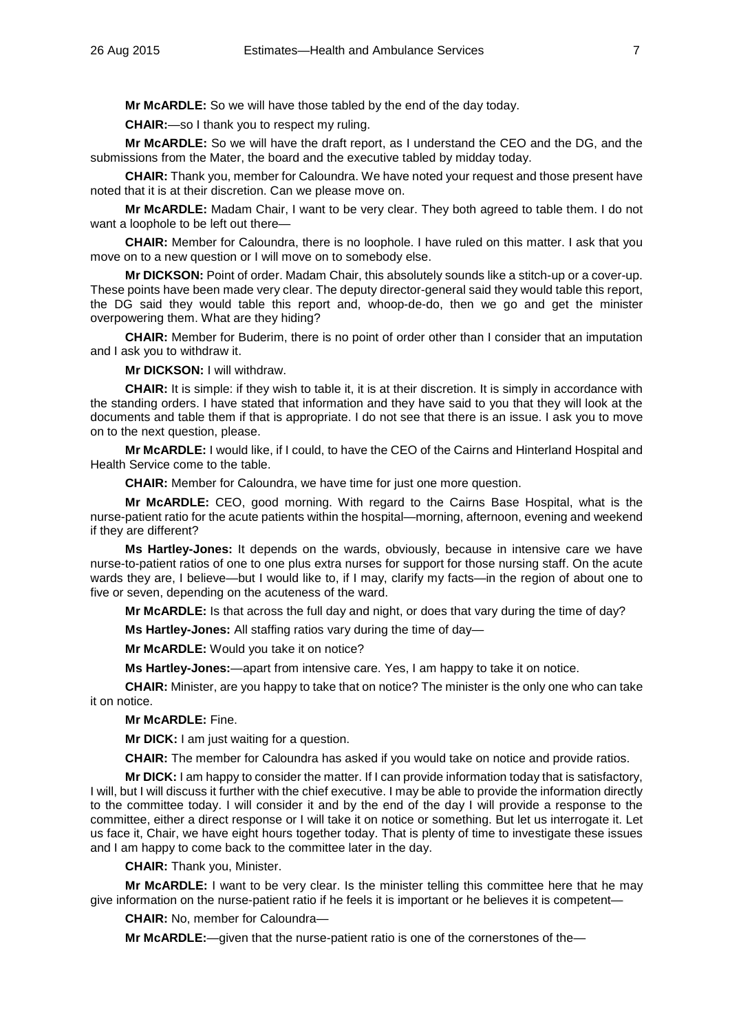**Mr McARDLE:** So we will have those tabled by the end of the day today.

**CHAIR:**—so I thank you to respect my ruling.

**Mr McARDLE:** So we will have the draft report, as I understand the CEO and the DG, and the submissions from the Mater, the board and the executive tabled by midday today.

**CHAIR:** Thank you, member for Caloundra. We have noted your request and those present have noted that it is at their discretion. Can we please move on.

**Mr McARDLE:** Madam Chair, I want to be very clear. They both agreed to table them. I do not want a loophole to be left out there—

**CHAIR:** Member for Caloundra, there is no loophole. I have ruled on this matter. I ask that you move on to a new question or I will move on to somebody else.

**Mr DICKSON:** Point of order. Madam Chair, this absolutely sounds like a stitch-up or a cover-up. These points have been made very clear. The deputy director-general said they would table this report, the DG said they would table this report and, whoop-de-do, then we go and get the minister overpowering them. What are they hiding?

**CHAIR:** Member for Buderim, there is no point of order other than I consider that an imputation and I ask you to withdraw it.

**Mr DICKSON:** I will withdraw.

**CHAIR:** It is simple: if they wish to table it, it is at their discretion. It is simply in accordance with the standing orders. I have stated that information and they have said to you that they will look at the documents and table them if that is appropriate. I do not see that there is an issue. I ask you to move on to the next question, please.

**Mr McARDLE:** I would like, if I could, to have the CEO of the Cairns and Hinterland Hospital and Health Service come to the table.

**CHAIR:** Member for Caloundra, we have time for just one more question.

**Mr McARDLE:** CEO, good morning. With regard to the Cairns Base Hospital, what is the nurse-patient ratio for the acute patients within the hospital—morning, afternoon, evening and weekend if they are different?

**Ms Hartley-Jones:** It depends on the wards, obviously, because in intensive care we have nurse-to-patient ratios of one to one plus extra nurses for support for those nursing staff. On the acute wards they are, I believe—but I would like to, if I may, clarify my facts—in the region of about one to five or seven, depending on the acuteness of the ward.

**Mr McARDLE:** Is that across the full day and night, or does that vary during the time of day?

**Ms Hartley-Jones:** All staffing ratios vary during the time of day—

**Mr McARDLE:** Would you take it on notice?

**Ms Hartley-Jones:**—apart from intensive care. Yes, I am happy to take it on notice.

**CHAIR:** Minister, are you happy to take that on notice? The minister is the only one who can take it on notice.

**Mr McARDLE:** Fine.

**Mr DICK:** I am just waiting for a question.

**CHAIR:** The member for Caloundra has asked if you would take on notice and provide ratios.

**Mr DICK:** I am happy to consider the matter. If I can provide information today that is satisfactory, I will, but I will discuss it further with the chief executive. I may be able to provide the information directly to the committee today. I will consider it and by the end of the day I will provide a response to the committee, either a direct response or I will take it on notice or something. But let us interrogate it. Let us face it, Chair, we have eight hours together today. That is plenty of time to investigate these issues and I am happy to come back to the committee later in the day.

**CHAIR:** Thank you, Minister.

**Mr McARDLE:** I want to be very clear. Is the minister telling this committee here that he may give information on the nurse-patient ratio if he feels it is important or he believes it is competent—

**CHAIR:** No, member for Caloundra—

**Mr McARDLE:**—given that the nurse-patient ratio is one of the cornerstones of the—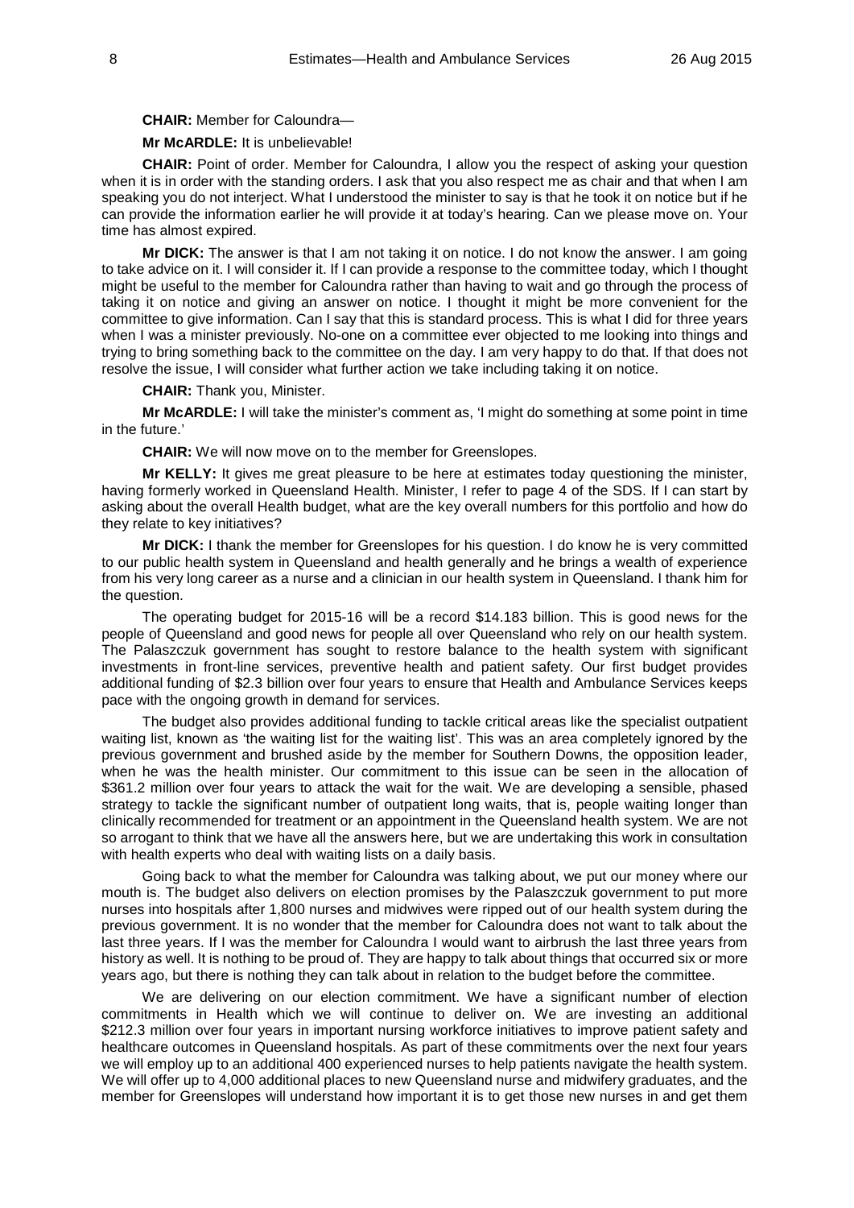**CHAIR:** Member for Caloundra—

**Mr McARDLE:** It is unbelievable!

**CHAIR:** Point of order. Member for Caloundra, I allow you the respect of asking your question when it is in order with the standing orders. I ask that you also respect me as chair and that when I am speaking you do not interject. What I understood the minister to say is that he took it on notice but if he can provide the information earlier he will provide it at today's hearing. Can we please move on. Your time has almost expired.

**Mr DICK:** The answer is that I am not taking it on notice. I do not know the answer. I am going to take advice on it. I will consider it. If I can provide a response to the committee today, which I thought might be useful to the member for Caloundra rather than having to wait and go through the process of taking it on notice and giving an answer on notice. I thought it might be more convenient for the committee to give information. Can I say that this is standard process. This is what I did for three years when I was a minister previously. No-one on a committee ever objected to me looking into things and trying to bring something back to the committee on the day. I am very happy to do that. If that does not resolve the issue, I will consider what further action we take including taking it on notice.

**CHAIR:** Thank you, Minister.

**Mr McARDLE:** I will take the minister's comment as, 'I might do something at some point in time in the future.'

**CHAIR:** We will now move on to the member for Greenslopes.

**Mr KELLY:** It gives me great pleasure to be here at estimates today questioning the minister, having formerly worked in Queensland Health. Minister, I refer to page 4 of the SDS. If I can start by asking about the overall Health budget, what are the key overall numbers for this portfolio and how do they relate to key initiatives?

**Mr DICK:** I thank the member for Greenslopes for his question. I do know he is very committed to our public health system in Queensland and health generally and he brings a wealth of experience from his very long career as a nurse and a clinician in our health system in Queensland. I thank him for the question.

The operating budget for 2015-16 will be a record $14.183 billion. This is good news for the people of Queensland and good news for people all over Queensland who rely on our health system. The Palaszczuk government has sought to restore balance to the health system with significant investments in front-line services, preventive health and patient safety. Our first budget provides additional funding of $2.3 billion over four years to ensure that Health and Ambulance Services keeps pace with the ongoing growth in demand for services.

The budget also provides additional funding to tackle critical areas like the specialist outpatient waiting list, known as 'the waiting list for the waiting list'. This was an area completely ignored by the previous government and brushed aside by the member for Southern Downs, the opposition leader, when he was the health minister. Our commitment to this issue can be seen in the allocation of $361.2 million over four years to attack the wait for the wait. We are developing a sensible, phased strategy to tackle the significant number of outpatient long waits, that is, people waiting longer than clinically recommended for treatment or an appointment in the Queensland health system. We are not so arrogant to think that we have all the answers here, but we are undertaking this work in consultation with health experts who deal with waiting lists on a daily basis.

Going back to what the member for Caloundra was talking about, we put our money where our mouth is. The budget also delivers on election promises by the Palaszczuk government to put more nurses into hospitals after 1,800 nurses and midwives were ripped out of our health system during the previous government. It is no wonder that the member for Caloundra does not want to talk about the last three years. If I was the member for Caloundra I would want to airbrush the last three years from history as well. It is nothing to be proud of. They are happy to talk about things that occurred six or more years ago, but there is nothing they can talk about in relation to the budget before the committee.

We are delivering on our election commitment. We have a significant number of election commitments in Health which we will continue to deliver on. We are investing an additional $212.3 million over four years in important nursing workforce initiatives to improve patient safety and healthcare outcomes in Queensland hospitals. As part of these commitments over the next four years we will employ up to an additional 400 experienced nurses to help patients navigate the health system. We will offer up to 4,000 additional places to new Queensland nurse and midwifery graduates, and the member for Greenslopes will understand how important it is to get those new nurses in and get them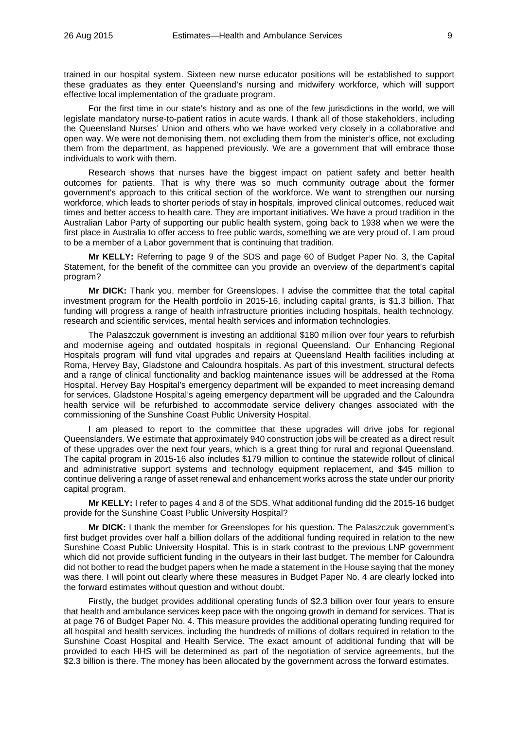trained in our hospital system. Sixteen new nurse educator positions will be established to support these graduates as they enter Queensland's nursing and midwifery workforce, which will support effective local implementation of the graduate program.

For the first time in our state's history and as one of the few jurisdictions in the world, we will legislate mandatory nurse-to-patient ratios in acute wards. I thank all of those stakeholders, including the Queensland Nurses' Union and others who we have worked very closely in a collaborative and open way. We were not demonising them, not excluding them from the minister's office, not excluding them from the department, as happened previously. We are a government that will embrace those individuals to work with them.

Research shows that nurses have the biggest impact on patient safety and better health outcomes for patients. That is why there was so much community outrage about the former government's approach to this critical section of the workforce. We want to strengthen our nursing workforce, which leads to shorter periods of stay in hospitals, improved clinical outcomes, reduced wait times and better access to health care. They are important initiatives. We have a proud tradition in the Australian Labor Party of supporting our public health system, going back to 1938 when we were the first place in Australia to offer access to free public wards, something we are very proud of. I am proud to be a member of a Labor government that is continuing that tradition.

**Mr KELLY:** Referring to page 9 of the SDS and page 60 of Budget Paper No. 3, the Capital Statement, for the benefit of the committee can you provide an overview of the department's capital program?

**Mr DICK:** Thank you, member for Greenslopes. I advise the committee that the total capital investment program for the Health portfolio in 2015-16, including capital grants, is $1.3 billion. That funding will progress a range of health infrastructure priorities including hospitals, health technology, research and scientific services, mental health services and information technologies.

The Palaszczuk government is investing an additional $180 million over four years to refurbish and modernise ageing and outdated hospitals in regional Queensland. Our Enhancing Regional Hospitals program will fund vital upgrades and repairs at Queensland Health facilities including at Roma, Hervey Bay, Gladstone and Caloundra hospitals. As part of this investment, structural defects and a range of clinical functionality and backlog maintenance issues will be addressed at the Roma Hospital. Hervey Bay Hospital's emergency department will be expanded to meet increasing demand for services. Gladstone Hospital's ageing emergency department will be upgraded and the Caloundra health service will be refurbished to accommodate service delivery changes associated with the commissioning of the Sunshine Coast Public University Hospital.

I am pleased to report to the committee that these upgrades will drive jobs for regional Queenslanders. We estimate that approximately 940 construction jobs will be created as a direct result of these upgrades over the next four years, which is a great thing for rural and regional Queensland. The capital program in 2015-16 also includes $179 million to continue the statewide rollout of clinical and administrative support systems and technology equipment replacement, and $45 million to continue delivering a range of asset renewal and enhancement works across the state under our priority capital program.

**Mr KELLY:** I refer to pages 4 and 8 of the SDS. What additional funding did the 2015-16 budget provide for the Sunshine Coast Public University Hospital?

**Mr DICK:** I thank the member for Greenslopes for his question. The Palaszczuk government's first budget provides over half a billion dollars of the additional funding required in relation to the new Sunshine Coast Public University Hospital. This is in stark contrast to the previous LNP government which did not provide sufficient funding in the outyears in their last budget. The member for Caloundra did not bother to read the budget papers when he made a statement in the House saying that the money was there. I will point out clearly where these measures in Budget Paper No. 4 are clearly locked into the forward estimates without question and without doubt.

Firstly, the budget provides additional operating funds of $2.3 billion over four years to ensure that health and ambulance services keep pace with the ongoing growth in demand for services. That is at page 76 of Budget Paper No. 4. This measure provides the additional operating funding required for all hospital and health services, including the hundreds of millions of dollars required in relation to the Sunshine Coast Hospital and Health Service. The exact amount of additional funding that will be provided to each HHS will be determined as part of the negotiation of service agreements, but the $2.3 billion is there. The money has been allocated by the government across the forward estimates.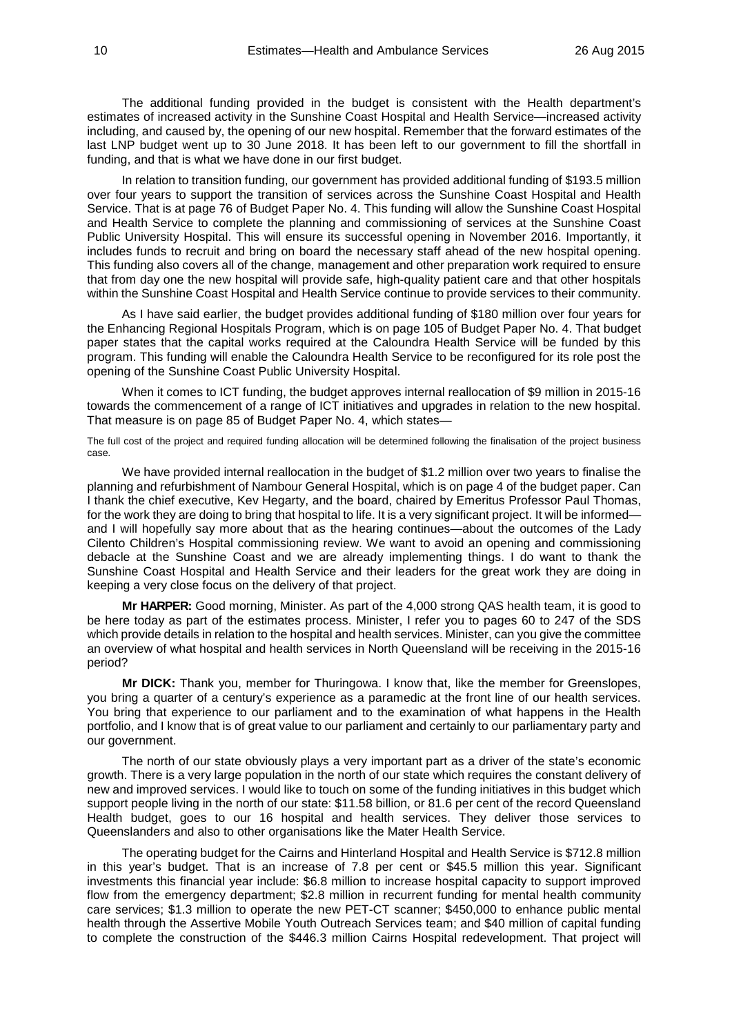The additional funding provided in the budget is consistent with the Health department's estimates of increased activity in the Sunshine Coast Hospital and Health Service—increased activity including, and caused by, the opening of our new hospital. Remember that the forward estimates of the last LNP budget went up to 30 June 2018. It has been left to our government to fill the shortfall in funding, and that is what we have done in our first budget.

In relation to transition funding, our government has provided additional funding of $193.5 million over four years to support the transition of services across the Sunshine Coast Hospital and Health Service. That is at page 76 of Budget Paper No. 4. This funding will allow the Sunshine Coast Hospital and Health Service to complete the planning and commissioning of services at the Sunshine Coast Public University Hospital. This will ensure its successful opening in November 2016. Importantly, it includes funds to recruit and bring on board the necessary staff ahead of the new hospital opening. This funding also covers all of the change, management and other preparation work required to ensure that from day one the new hospital will provide safe, high-quality patient care and that other hospitals within the Sunshine Coast Hospital and Health Service continue to provide services to their community.

As I have said earlier, the budget provides additional funding of $180 million over four years for the Enhancing Regional Hospitals Program, which is on page 105 of Budget Paper No. 4. That budget paper states that the capital works required at the Caloundra Health Service will be funded by this program. This funding will enable the Caloundra Health Service to be reconfigured for its role post the opening of the Sunshine Coast Public University Hospital.

When it comes to ICT funding, the budget approves internal reallocation of $9 million in 2015-16 towards the commencement of a range of ICT initiatives and upgrades in relation to the new hospital. That measure is on page 85 of Budget Paper No. 4, which states—

> The full cost of the project and required funding allocation will be determined following the finalisation of the project business case.

We have provided internal reallocation in the budget of $1.2 million over two years to finalise the planning and refurbishment of Nambour General Hospital, which is on page 4 of the budget paper. Can I thank the chief executive, Kev Hegarty, and the board, chaired by Emeritus Professor Paul Thomas, for the work they are doing to bring that hospital to life. It is a very significant project. It will be informed—and I will hopefully say more about that as the hearing continues—about the outcomes of the Lady Cilento Children's Hospital commissioning review. We want to avoid an opening and commissioning debacle at the Sunshine Coast and we are already implementing things. I do want to thank the Sunshine Coast Hospital and Health Service and their leaders for the great work they are doing in keeping a very close focus on the delivery of that project.

**Mr HARPER:** Good morning, Minister. As part of the 4,000 strong QAS health team, it is good to be here today as part of the estimates process. Minister, I refer you to pages 60 to 247 of the SDS which provide details in relation to the hospital and health services. Minister, can you give the committee an overview of what hospital and health services in North Queensland will be receiving in the 2015-16 period?

**Mr DICK:** Thank you, member for Thuringowa. I know that, like the member for Greenslopes, you bring a quarter of a century's experience as a paramedic at the front line of our health services. You bring that experience to our parliament and to the examination of what happens in the Health portfolio, and I know that is of great value to our parliament and certainly to our parliamentary party and our government.

The north of our state obviously plays a very important part as a driver of the state's economic growth. There is a very large population in the north of our state which requires the constant delivery of new and improved services. I would like to touch on some of the funding initiatives in this budget which support people living in the north of our state: $11.58 billion, or 81.6 per cent of the record Queensland Health budget, goes to our 16 hospital and health services. They deliver those services to Queenslanders and also to other organisations like the Mater Health Service.

The operating budget for the Cairns and Hinterland Hospital and Health Service is $712.8 million in this year's budget. That is an increase of 7.8 per cent or $45.5 million this year. Significant investments this financial year include: $6.8 million to increase hospital capacity to support improved flow from the emergency department; $2.8 million in recurrent funding for mental health community care services; $1.3 million to operate the new PET-CT scanner; $450,000 to enhance public mental health through the Assertive Mobile Youth Outreach Services team; and $40 million of capital funding to complete the construction of the $446.3 million Cairns Hospital redevelopment. That project will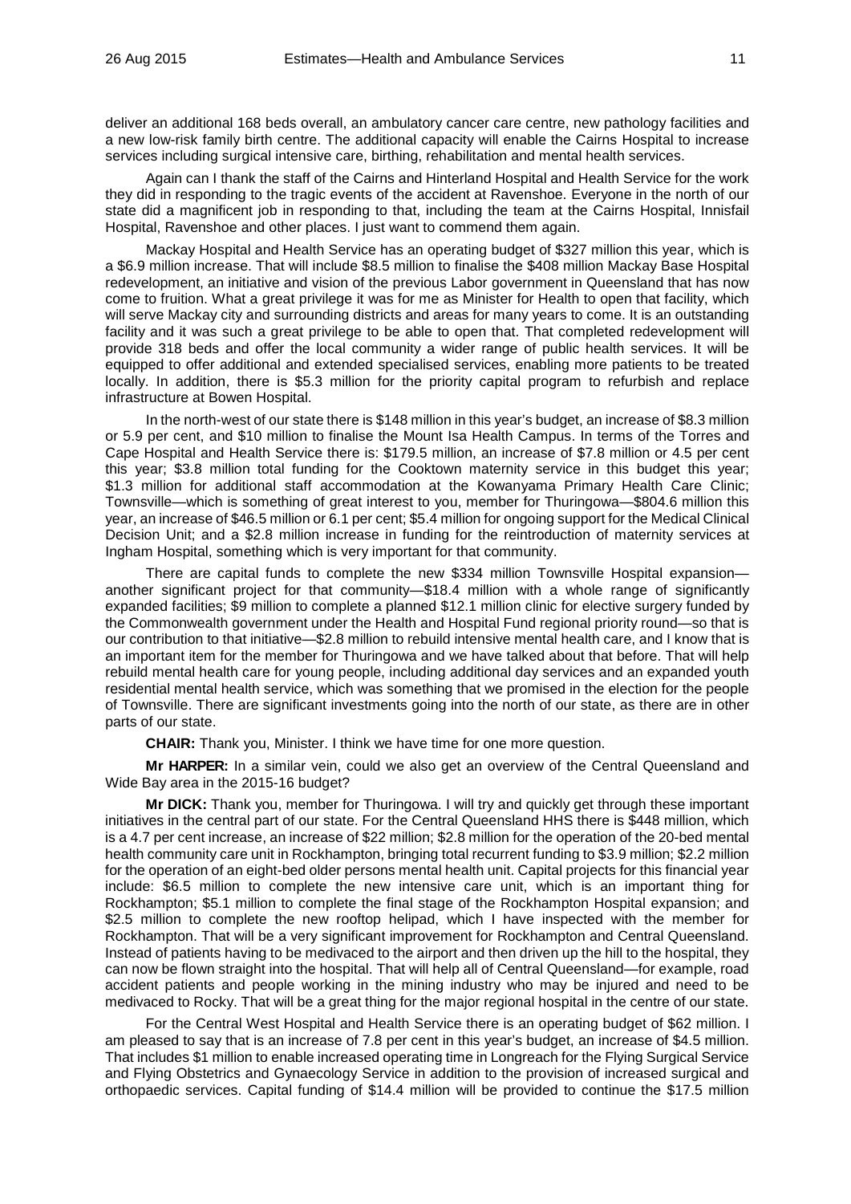deliver an additional 168 beds overall, an ambulatory cancer care centre, new pathology facilities and a new low-risk family birth centre. The additional capacity will enable the Cairns Hospital to increase services including surgical intensive care, birthing, rehabilitation and mental health services.

Again can I thank the staff of the Cairns and Hinterland Hospital and Health Service for the work they did in responding to the tragic events of the accident at Ravenshoe. Everyone in the north of our state did a magnificent job in responding to that, including the team at the Cairns Hospital, Innisfail Hospital, Ravenshoe and other places. I just want to commend them again.

Mackay Hospital and Health Service has an operating budget of $327 million this year, which is a $6.9 million increase. That will include $8.5 million to finalise the $408 million Mackay Base Hospital redevelopment, an initiative and vision of the previous Labor government in Queensland that has now come to fruition. What a great privilege it was for me as Minister for Health to open that facility, which will serve Mackay city and surrounding districts and areas for many years to come. It is an outstanding facility and it was such a great privilege to be able to open that. That completed redevelopment will provide 318 beds and offer the local community a wider range of public health services. It will be equipped to offer additional and extended specialised services, enabling more patients to be treated locally. In addition, there is $5.3 million for the priority capital program to refurbish and replace infrastructure at Bowen Hospital.

In the north-west of our state there is $148 million in this year's budget, an increase of $8.3 million or 5.9 per cent, and $10 million to finalise the Mount Isa Health Campus. In terms of the Torres and Cape Hospital and Health Service there is: $179.5 million, an increase of $7.8 million or 4.5 per cent this year; $3.8 million total funding for the Cooktown maternity service in this budget this year; $1.3 million for additional staff accommodation at the Kowanyama Primary Health Care Clinic; Townsville—which is something of great interest to you, member for Thuringowa—$804.6 million this year, an increase of $46.5 million or 6.1 per cent; $5.4 million for ongoing support for the Medical Clinical Decision Unit; and a $2.8 million increase in funding for the reintroduction of maternity services at Ingham Hospital, something which is very important for that community.

There are capital funds to complete the new $334 million Townsville Hospital expansion—another significant project for that community—$18.4 million with a whole range of significantly expanded facilities; $9 million to complete a planned $12.1 million clinic for elective surgery funded by the Commonwealth government under the Health and Hospital Fund regional priority round—so that is our contribution to that initiative—$2.8 million to rebuild intensive mental health care, and I know that is an important item for the member for Thuringowa and we have talked about that before. That will help rebuild mental health care for young people, including additional day services and an expanded youth residential mental health service, which was something that we promised in the election for the people of Townsville. There are significant investments going into the north of our state, as there are in other parts of our state.

**CHAIR:** Thank you, Minister. I think we have time for one more question.

**Mr HARPER:** In a similar vein, could we also get an overview of the Central Queensland and Wide Bay area in the 2015-16 budget?

**Mr DICK:** Thank you, member for Thuringowa. I will try and quickly get through these important initiatives in the central part of our state. For the Central Queensland HHS there is $448 million, which is a 4.7 per cent increase, an increase of $22 million; $2.8 million for the operation of the 20-bed mental health community care unit in Rockhampton, bringing total recurrent funding to $3.9 million; $2.2 million for the operation of an eight-bed older persons mental health unit. Capital projects for this financial year include: $6.5 million to complete the new intensive care unit, which is an important thing for Rockhampton; $5.1 million to complete the final stage of the Rockhampton Hospital expansion; and $2.5 million to complete the new rooftop helipad, which I have inspected with the member for Rockhampton. That will be a very significant improvement for Rockhampton and Central Queensland. Instead of patients having to be medivaced to the airport and then driven up the hill to the hospital, they can now be flown straight into the hospital. That will help all of Central Queensland—for example, road accident patients and people working in the mining industry who may be injured and need to be medivaced to Rocky. That will be a great thing for the major regional hospital in the centre of our state.

For the Central West Hospital and Health Service there is an operating budget of $62 million. I am pleased to say that is an increase of 7.8 per cent in this year's budget, an increase of $4.5 million. That includes $1 million to enable increased operating time in Longreach for the Flying Surgical Service and Flying Obstetrics and Gynaecology Service in addition to the provision of increased surgical and orthopaedic services. Capital funding of $14.4 million will be provided to continue the $17.5 million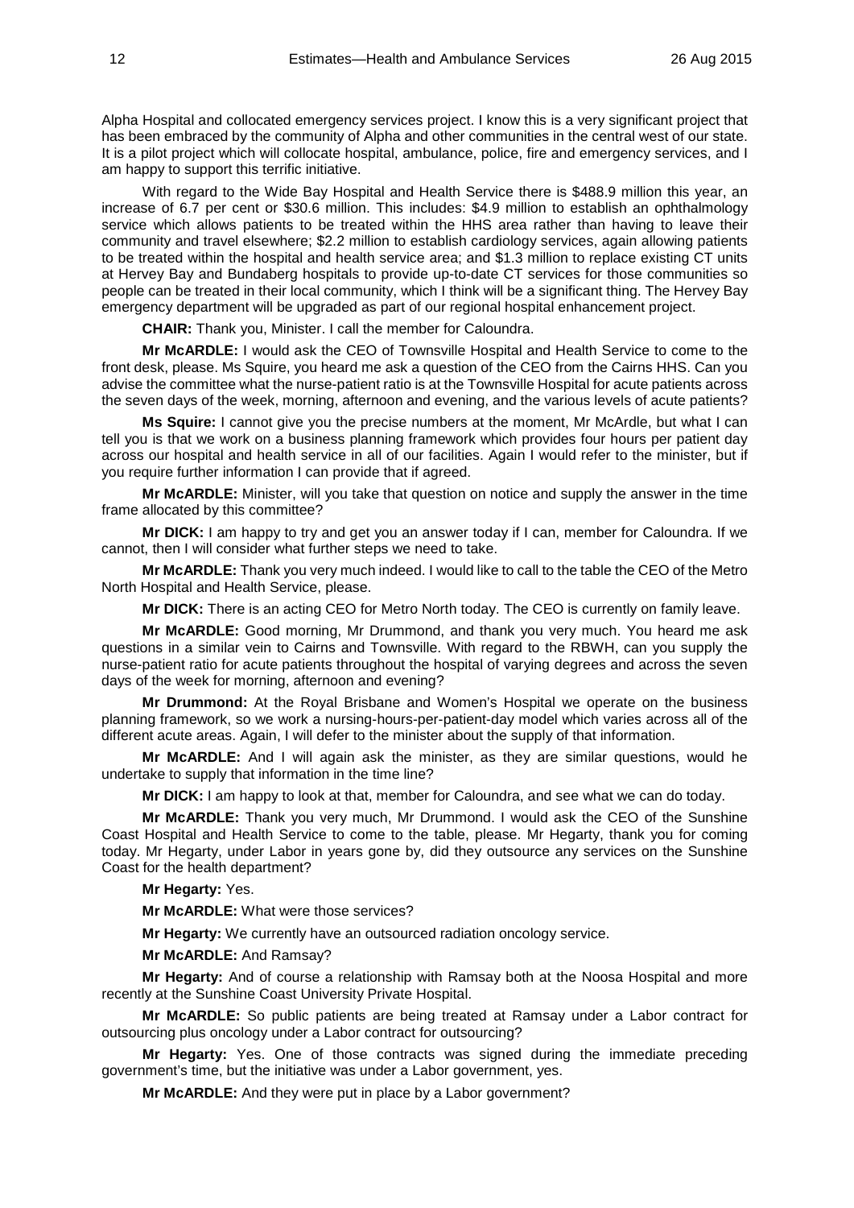Alpha Hospital and collocated emergency services project. I know this is a very significant project that has been embraced by the community of Alpha and other communities in the central west of our state. It is a pilot project which will collocate hospital, ambulance, police, fire and emergency services, and I am happy to support this terrific initiative.

With regard to the Wide Bay Hospital and Health Service there is $488.9 million this year, an increase of 6.7 per cent or $30.6 million. This includes: $4.9 million to establish an ophthalmology service which allows patients to be treated within the HHS area rather than having to leave their community and travel elsewhere; $2.2 million to establish cardiology services, again allowing patients to be treated within the hospital and health service area; and $1.3 million to replace existing CT units at Hervey Bay and Bundaberg hospitals to provide up-to-date CT services for those communities so people can be treated in their local community, which I think will be a significant thing. The Hervey Bay emergency department will be upgraded as part of our regional hospital enhancement project.

**CHAIR:** Thank you, Minister. I call the member for Caloundra.

**Mr McARDLE:** I would ask the CEO of Townsville Hospital and Health Service to come to the front desk, please. Ms Squire, you heard me ask a question of the CEO from the Cairns HHS. Can you advise the committee what the nurse-patient ratio is at the Townsville Hospital for acute patients across the seven days of the week, morning, afternoon and evening, and the various levels of acute patients?

**Ms Squire:** I cannot give you the precise numbers at the moment, Mr McArdle, but what I can tell you is that we work on a business planning framework which provides four hours per patient day across our hospital and health service in all of our facilities. Again I would refer to the minister, but if you require further information I can provide that if agreed.

**Mr McARDLE:** Minister, will you take that question on notice and supply the answer in the time frame allocated by this committee?

**Mr DICK:** I am happy to try and get you an answer today if I can, member for Caloundra. If we cannot, then I will consider what further steps we need to take.

**Mr McARDLE:** Thank you very much indeed. I would like to call to the table the CEO of the Metro North Hospital and Health Service, please.

**Mr DICK:** There is an acting CEO for Metro North today. The CEO is currently on family leave.

**Mr McARDLE:** Good morning, Mr Drummond, and thank you very much. You heard me ask questions in a similar vein to Cairns and Townsville. With regard to the RBWH, can you supply the nurse-patient ratio for acute patients throughout the hospital of varying degrees and across the seven days of the week for morning, afternoon and evening?

**Mr Drummond:** At the Royal Brisbane and Women's Hospital we operate on the business planning framework, so we work a nursing-hours-per-patient-day model which varies across all of the different acute areas. Again, I will defer to the minister about the supply of that information.

**Mr McARDLE:** And I will again ask the minister, as they are similar questions, would he undertake to supply that information in the time line?

**Mr DICK:** I am happy to look at that, member for Caloundra, and see what we can do today.

**Mr McARDLE:** Thank you very much, Mr Drummond. I would ask the CEO of the Sunshine Coast Hospital and Health Service to come to the table, please. Mr Hegarty, thank you for coming today. Mr Hegarty, under Labor in years gone by, did they outsource any services on the Sunshine Coast for the health department?

**Mr Hegarty:** Yes.

**Mr McARDLE:** What were those services?

**Mr Hegarty:** We currently have an outsourced radiation oncology service.

**Mr McARDLE:** And Ramsay?

**Mr Hegarty:** And of course a relationship with Ramsay both at the Noosa Hospital and more recently at the Sunshine Coast University Private Hospital.

**Mr McARDLE:** So public patients are being treated at Ramsay under a Labor contract for outsourcing plus oncology under a Labor contract for outsourcing?

**Mr Hegarty:** Yes. One of those contracts was signed during the immediate preceding government's time, but the initiative was under a Labor government, yes.

**Mr McARDLE:** And they were put in place by a Labor government?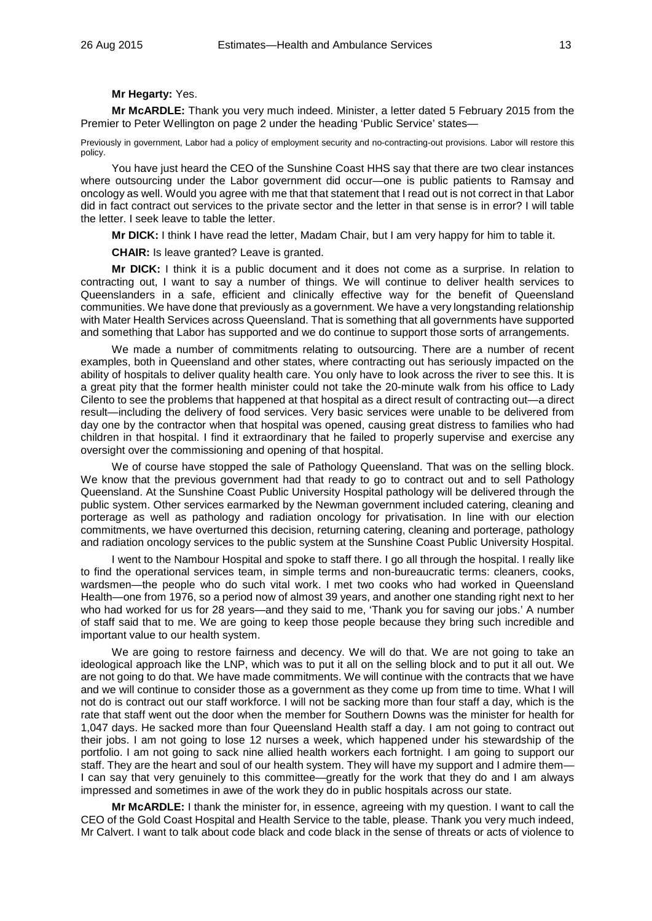**Mr Hegarty:** Yes.

**Mr McARDLE:** Thank you very much indeed. Minister, a letter dated 5 February 2015 from the Premier to Peter Wellington on page 2 under the heading 'Public Service' states—

Previously in government, Labor had a policy of employment security and no-contracting-out provisions. Labor will restore this policy.

You have just heard the CEO of the Sunshine Coast HHS say that there are two clear instances where outsourcing under the Labor government did occur—one is public patients to Ramsay and oncology as well. Would you agree with me that that statement that I read out is not correct in that Labor did in fact contract out services to the private sector and the letter in that sense is in error? I will table the letter. I seek leave to table the letter.

**Mr DICK:** I think I have read the letter, Madam Chair, but I am very happy for him to table it.

**CHAIR:** Is leave granted? Leave is granted.

**Mr DICK:** I think it is a public document and it does not come as a surprise. In relation to contracting out, I want to say a number of things. We will continue to deliver health services to Queenslanders in a safe, efficient and clinically effective way for the benefit of Queensland communities. We have done that previously as a government. We have a very longstanding relationship with Mater Health Services across Queensland. That is something that all governments have supported and something that Labor has supported and we do continue to support those sorts of arrangements.

We made a number of commitments relating to outsourcing. There are a number of recent examples, both in Queensland and other states, where contracting out has seriously impacted on the ability of hospitals to deliver quality health care. You only have to look across the river to see this. It is a great pity that the former health minister could not take the 20-minute walk from his office to Lady Cilento to see the problems that happened at that hospital as a direct result of contracting out—a direct result—including the delivery of food services. Very basic services were unable to be delivered from day one by the contractor when that hospital was opened, causing great distress to families who had children in that hospital. I find it extraordinary that he failed to properly supervise and exercise any oversight over the commissioning and opening of that hospital.

We of course have stopped the sale of Pathology Queensland. That was on the selling block. We know that the previous government had that ready to go to contract out and to sell Pathology Queensland. At the Sunshine Coast Public University Hospital pathology will be delivered through the public system. Other services earmarked by the Newman government included catering, cleaning and porterage as well as pathology and radiation oncology for privatisation. In line with our election commitments, we have overturned this decision, returning catering, cleaning and porterage, pathology and radiation oncology services to the public system at the Sunshine Coast Public University Hospital.

I went to the Nambour Hospital and spoke to staff there. I go all through the hospital. I really like to find the operational services team, in simple terms and non-bureaucratic terms: cleaners, cooks, wardsmen—the people who do such vital work. I met two cooks who had worked in Queensland Health—one from 1976, so a period now of almost 39 years, and another one standing right next to her who had worked for us for 28 years—and they said to me, 'Thank you for saving our jobs.' A number of staff said that to me. We are going to keep those people because they bring such incredible and important value to our health system.

We are going to restore fairness and decency. We will do that. We are not going to take an ideological approach like the LNP, which was to put it all on the selling block and to put it all out. We are not going to do that. We have made commitments. We will continue with the contracts that we have and we will continue to consider those as a government as they come up from time to time. What I will not do is contract out our staff workforce. I will not be sacking more than four staff a day, which is the rate that staff went out the door when the member for Southern Downs was the minister for health for 1,047 days. He sacked more than four Queensland Health staff a day. I am not going to contract out their jobs. I am not going to lose 12 nurses a week, which happened under his stewardship of the portfolio. I am not going to sack nine allied health workers each fortnight. I am going to support our staff. They are the heart and soul of our health system. They will have my support and I admire them—I can say that very genuinely to this committee—greatly for the work that they do and I am always impressed and sometimes in awe of the work they do in public hospitals across our state.

**Mr McARDLE:** I thank the minister for, in essence, agreeing with my question. I want to call the CEO of the Gold Coast Hospital and Health Service to the table, please. Thank you very much indeed, Mr Calvert. I want to talk about code black and code black in the sense of threats or acts of violence to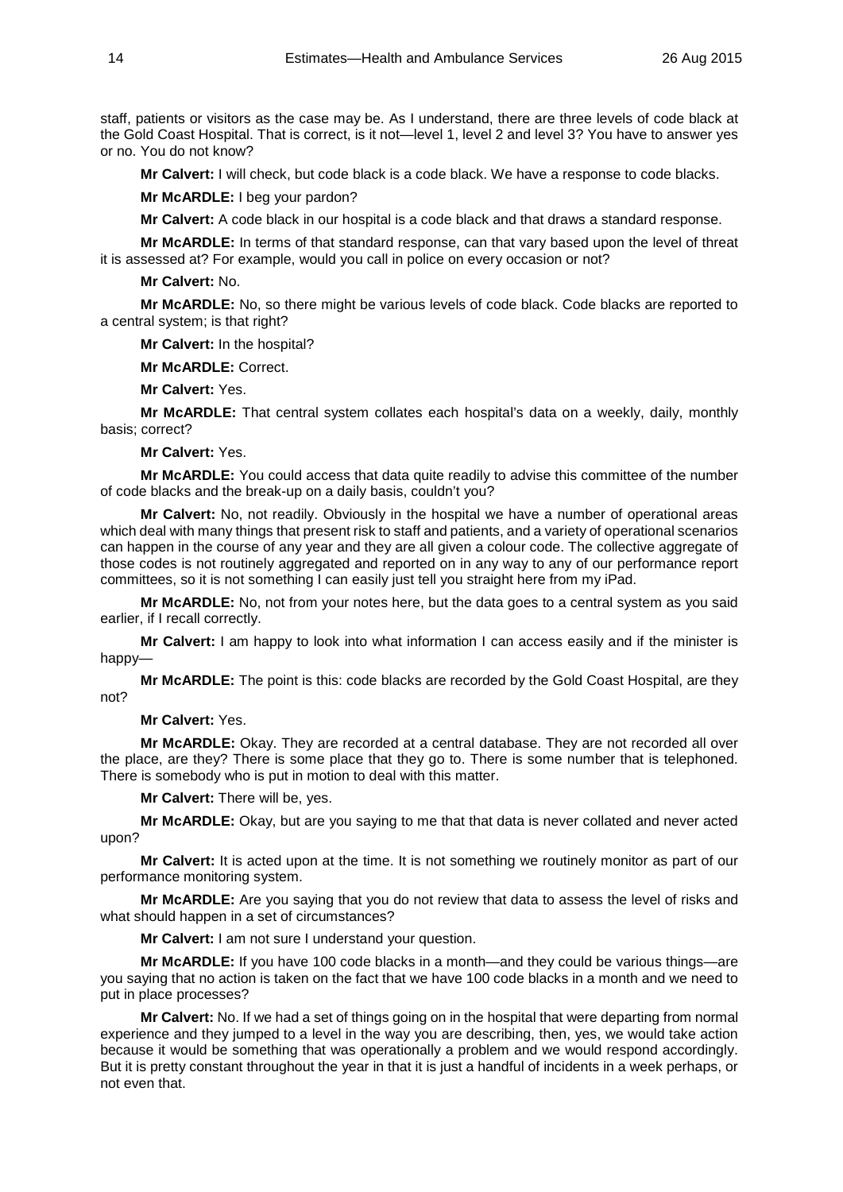staff, patients or visitors as the case may be. As I understand, there are three levels of code black at the Gold Coast Hospital. That is correct, is it not—level 1, level 2 and level 3? You have to answer yes or no. You do not know?

**Mr Calvert:** I will check, but code black is a code black. We have a response to code blacks.

**Mr McARDLE:** I beg your pardon?

**Mr Calvert:** A code black in our hospital is a code black and that draws a standard response.

**Mr McARDLE:** In terms of that standard response, can that vary based upon the level of threat it is assessed at? For example, would you call in police on every occasion or not?

**Mr Calvert:** No.

**Mr McARDLE:** No, so there might be various levels of code black. Code blacks are reported to a central system; is that right?

**Mr Calvert:** In the hospital?

**Mr McARDLE:** Correct.

**Mr Calvert:** Yes.

**Mr McARDLE:** That central system collates each hospital's data on a weekly, daily, monthly basis; correct?

**Mr Calvert:** Yes.

**Mr McARDLE:** You could access that data quite readily to advise this committee of the number of code blacks and the break-up on a daily basis, couldn't you?

**Mr Calvert:** No, not readily. Obviously in the hospital we have a number of operational areas which deal with many things that present risk to staff and patients, and a variety of operational scenarios can happen in the course of any year and they are all given a colour code. The collective aggregate of those codes is not routinely aggregated and reported on in any way to any of our performance report committees, so it is not something I can easily just tell you straight here from my iPad.

**Mr McARDLE:** No, not from your notes here, but the data goes to a central system as you said earlier, if I recall correctly.

**Mr Calvert:** I am happy to look into what information I can access easily and if the minister is happy—

**Mr McARDLE:** The point is this: code blacks are recorded by the Gold Coast Hospital, are they not?

**Mr Calvert:** Yes.

**Mr McARDLE:** Okay. They are recorded at a central database. They are not recorded all over the place, are they? There is some place that they go to. There is some number that is telephoned. There is somebody who is put in motion to deal with this matter.

**Mr Calvert:** There will be, yes.

**Mr McARDLE:** Okay, but are you saying to me that that data is never collated and never acted upon?

**Mr Calvert:** It is acted upon at the time. It is not something we routinely monitor as part of our performance monitoring system.

**Mr McARDLE:** Are you saying that you do not review that data to assess the level of risks and what should happen in a set of circumstances?

**Mr Calvert:** I am not sure I understand your question.

**Mr McARDLE:** If you have 100 code blacks in a month—and they could be various things—are you saying that no action is taken on the fact that we have 100 code blacks in a month and we need to put in place processes?

**Mr Calvert:** No. If we had a set of things going on in the hospital that were departing from normal experience and they jumped to a level in the way you are describing, then, yes, we would take action because it would be something that was operationally a problem and we would respond accordingly. But it is pretty constant throughout the year in that it is just a handful of incidents in a week perhaps, or not even that.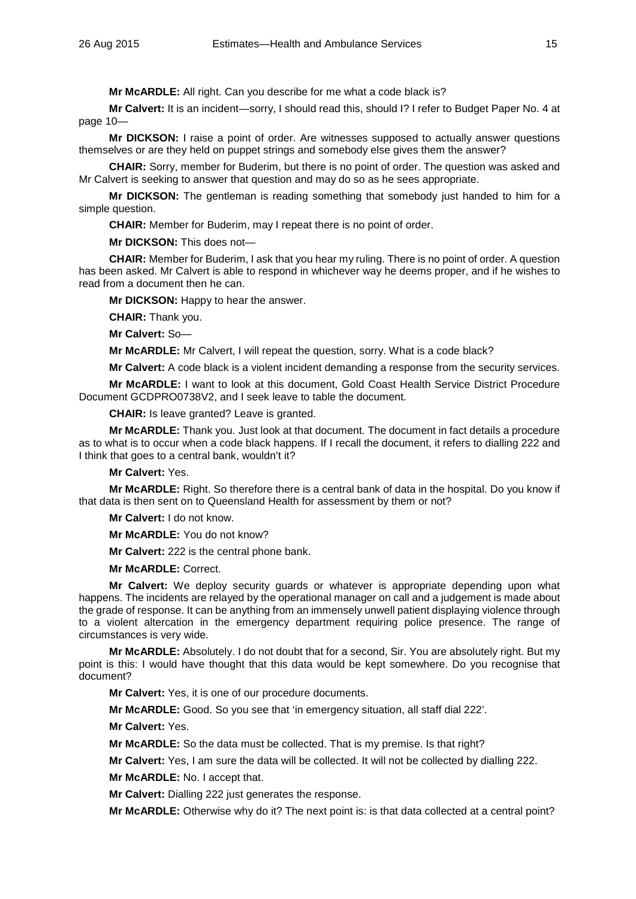**Mr McARDLE:** All right. Can you describe for me what a code black is?

**Mr Calvert:** It is an incident—sorry, I should read this, should I? I refer to Budget Paper No. 4 at page 10—

**Mr DICKSON:** I raise a point of order. Are witnesses supposed to actually answer questions themselves or are they held on puppet strings and somebody else gives them the answer?

**CHAIR:** Sorry, member for Buderim, but there is no point of order. The question was asked and Mr Calvert is seeking to answer that question and may do so as he sees appropriate.

**Mr DICKSON:** The gentleman is reading something that somebody just handed to him for a simple question.

**CHAIR:** Member for Buderim, may I repeat there is no point of order.

**Mr DICKSON:** This does not—

**CHAIR:** Member for Buderim, I ask that you hear my ruling. There is no point of order. A question has been asked. Mr Calvert is able to respond in whichever way he deems proper, and if he wishes to read from a document then he can.

**Mr DICKSON:** Happy to hear the answer.

**CHAIR:** Thank you.

**Mr Calvert:** So—

**Mr McARDLE:** Mr Calvert, I will repeat the question, sorry. What is a code black?

**Mr Calvert:** A code black is a violent incident demanding a response from the security services.

**Mr McARDLE:** I want to look at this document, Gold Coast Health Service District Procedure Document GCDPRO0738V2, and I seek leave to table the document.

**CHAIR:** Is leave granted? Leave is granted.

**Mr McARDLE:** Thank you. Just look at that document. The document in fact details a procedure as to what is to occur when a code black happens. If I recall the document, it refers to dialling 222 and I think that goes to a central bank, wouldn't it?

**Mr Calvert:** Yes.

**Mr McARDLE:** Right. So therefore there is a central bank of data in the hospital. Do you know if that data is then sent on to Queensland Health for assessment by them or not?

**Mr Calvert:** I do not know.

**Mr McARDLE:** You do not know?

**Mr Calvert:** 222 is the central phone bank.

**Mr McARDLE:** Correct.

**Mr Calvert:** We deploy security guards or whatever is appropriate depending upon what happens. The incidents are relayed by the operational manager on call and a judgement is made about the grade of response. It can be anything from an immensely unwell patient displaying violence through to a violent altercation in the emergency department requiring police presence. The range of circumstances is very wide.

**Mr McARDLE:** Absolutely. I do not doubt that for a second, Sir. You are absolutely right. But my point is this: I would have thought that this data would be kept somewhere. Do you recognise that document?

**Mr Calvert:** Yes, it is one of our procedure documents.

**Mr McARDLE:** Good. So you see that 'in emergency situation, all staff dial 222'.

**Mr Calvert:** Yes.

**Mr McARDLE:** So the data must be collected. That is my premise. Is that right?

**Mr Calvert:** Yes, I am sure the data will be collected. It will not be collected by dialling 222.

**Mr McARDLE:** No. I accept that.

**Mr Calvert:** Dialling 222 just generates the response.

**Mr McARDLE:** Otherwise why do it? The next point is: is that data collected at a central point?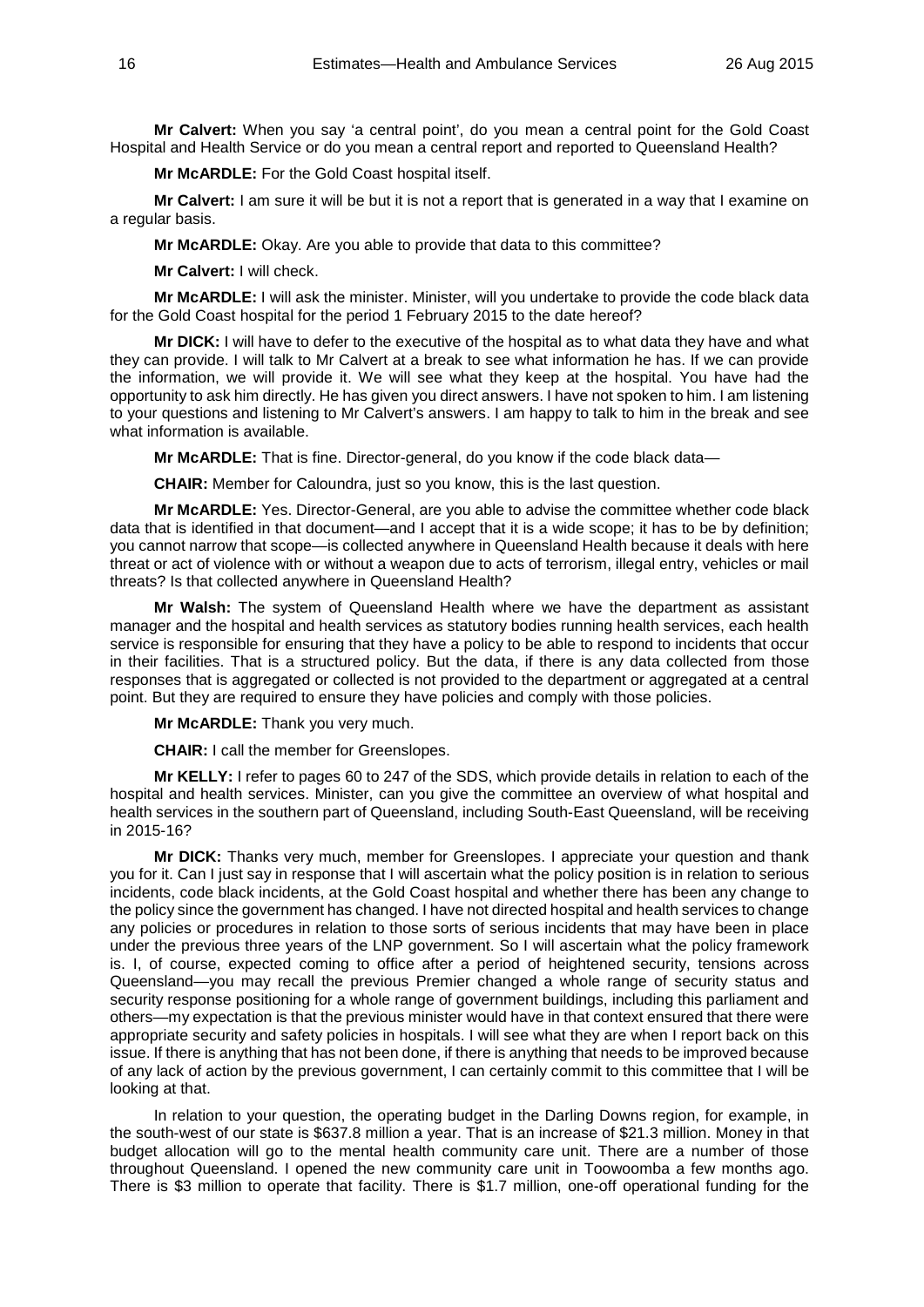**Mr Calvert:** When you say 'a central point', do you mean a central point for the Gold Coast Hospital and Health Service or do you mean a central report and reported to Queensland Health?

**Mr McARDLE:** For the Gold Coast hospital itself.

**Mr Calvert:** I am sure it will be but it is not a report that is generated in a way that I examine on a regular basis.

**Mr McARDLE:** Okay. Are you able to provide that data to this committee?

**Mr Calvert:** I will check.

**Mr McARDLE:** I will ask the minister. Minister, will you undertake to provide the code black data for the Gold Coast hospital for the period 1 February 2015 to the date hereof?

**Mr DICK:** I will have to defer to the executive of the hospital as to what data they have and what they can provide. I will talk to Mr Calvert at a break to see what information he has. If we can provide the information, we will provide it. We will see what they keep at the hospital. You have had the opportunity to ask him directly. He has given you direct answers. I have not spoken to him. I am listening to your questions and listening to Mr Calvert's answers. I am happy to talk to him in the break and see what information is available.

**Mr McARDLE:** That is fine. Director-general, do you know if the code black data—

**CHAIR:** Member for Caloundra, just so you know, this is the last question.

**Mr McARDLE:** Yes. Director-General, are you able to advise the committee whether code black data that is identified in that document—and I accept that it is a wide scope; it has to be by definition; you cannot narrow that scope—is collected anywhere in Queensland Health because it deals with here threat or act of violence with or without a weapon due to acts of terrorism, illegal entry, vehicles or mail threats? Is that collected anywhere in Queensland Health?

**Mr Walsh:** The system of Queensland Health where we have the department as assistant manager and the hospital and health services as statutory bodies running health services, each health service is responsible for ensuring that they have a policy to be able to respond to incidents that occur in their facilities. That is a structured policy. But the data, if there is any data collected from those responses that is aggregated or collected is not provided to the department or aggregated at a central point. But they are required to ensure they have policies and comply with those policies.

**Mr McARDLE:** Thank you very much.

**CHAIR:** I call the member for Greenslopes.

**Mr KELLY:** I refer to pages 60 to 247 of the SDS, which provide details in relation to each of the hospital and health services. Minister, can you give the committee an overview of what hospital and health services in the southern part of Queensland, including South-East Queensland, will be receiving in 2015-16?

**Mr DICK:** Thanks very much, member for Greenslopes. I appreciate your question and thank you for it. Can I just say in response that I will ascertain what the policy position is in relation to serious incidents, code black incidents, at the Gold Coast hospital and whether there has been any change to the policy since the government has changed. I have not directed hospital and health services to change any policies or procedures in relation to those sorts of serious incidents that may have been in place under the previous three years of the LNP government. So I will ascertain what the policy framework is. I, of course, expected coming to office after a period of heightened security, tensions across Queensland—you may recall the previous Premier changed a whole range of security status and security response positioning for a whole range of government buildings, including this parliament and others—my expectation is that the previous minister would have in that context ensured that there were appropriate security and safety policies in hospitals. I will see what they are when I report back on this issue. If there is anything that has not been done, if there is anything that needs to be improved because of any lack of action by the previous government, I can certainly commit to this committee that I will be looking at that.

In relation to your question, the operating budget in the Darling Downs region, for example, in the south-west of our state is $637.8 million a year. That is an increase of $21.3 million. Money in that budget allocation will go to the mental health community care unit. There are a number of those throughout Queensland. I opened the new community care unit in Toowoomba a few months ago. There is $3 million to operate that facility. There is $1.7 million, one-off operational funding for the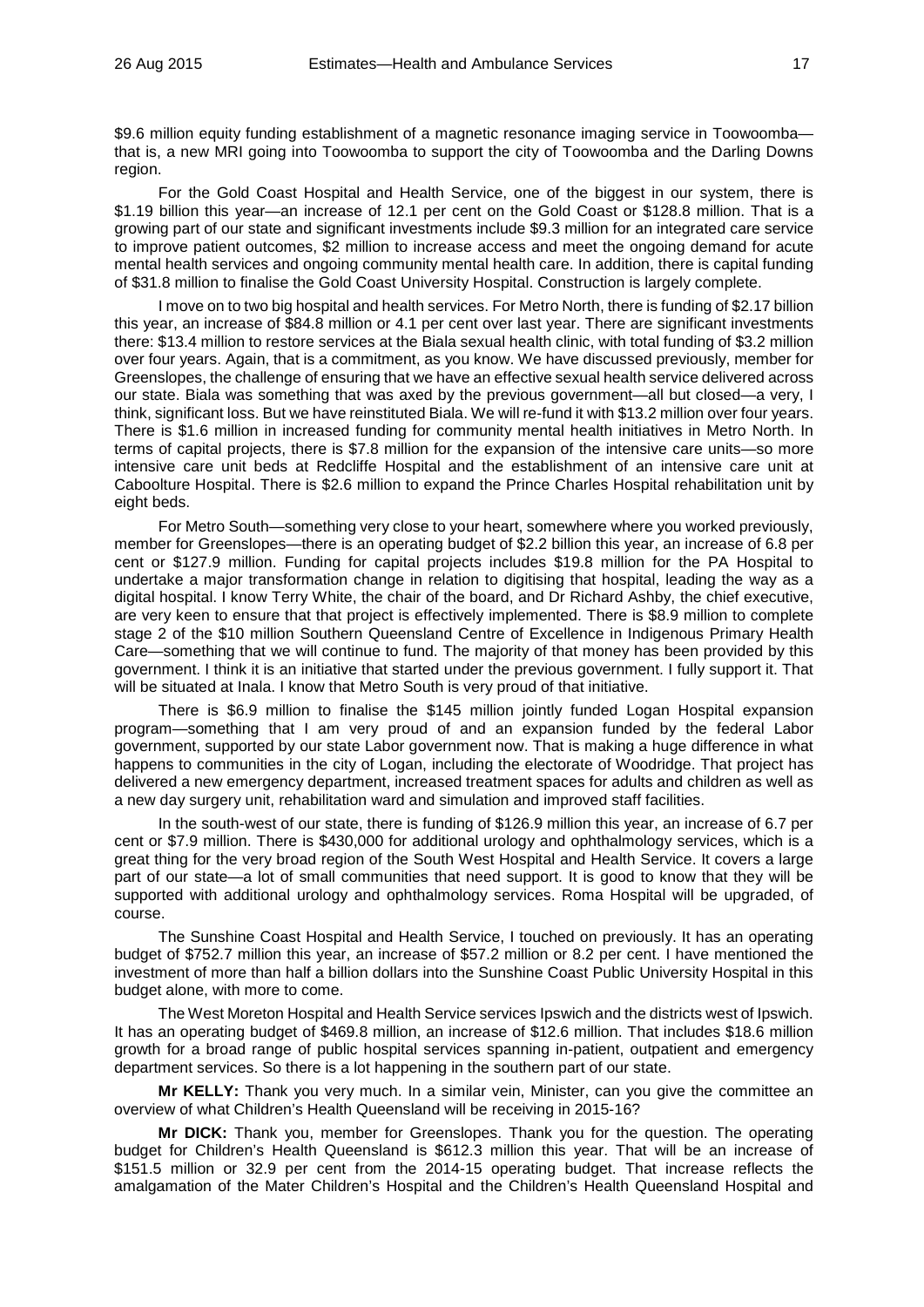$9.6 million equity funding establishment of a magnetic resonance imaging service in Toowoomba—that is, a new MRI going into Toowoomba to support the city of Toowoomba and the Darling Downs region.

For the Gold Coast Hospital and Health Service, one of the biggest in our system, there is $1.19 billion this year—an increase of 12.1 per cent on the Gold Coast or $128.8 million. That is a growing part of our state and significant investments include $9.3 million for an integrated care service to improve patient outcomes, $2 million to increase access and meet the ongoing demand for acute mental health services and ongoing community mental health care. In addition, there is capital funding of $31.8 million to finalise the Gold Coast University Hospital. Construction is largely complete.

I move on to two big hospital and health services. For Metro North, there is funding of $2.17 billion this year, an increase of $84.8 million or 4.1 per cent over last year. There are significant investments there: $13.4 million to restore services at the Biala sexual health clinic, with total funding of $3.2 million over four years. Again, that is a commitment, as you know. We have discussed previously, member for Greenslopes, the challenge of ensuring that we have an effective sexual health service delivered across our state. Biala was something that was axed by the previous government—all but closed—a very, I think, significant loss. But we have reinstituted Biala. We will re-fund it with $13.2 million over four years. There is $1.6 million in increased funding for community mental health initiatives in Metro North. In terms of capital projects, there is $7.8 million for the expansion of the intensive care units—so more intensive care unit beds at Redcliffe Hospital and the establishment of an intensive care unit at Caboolture Hospital. There is $2.6 million to expand the Prince Charles Hospital rehabilitation unit by eight beds.

For Metro South—something very close to your heart, somewhere where you worked previously, member for Greenslopes—there is an operating budget of $2.2 billion this year, an increase of 6.8 per cent or $127.9 million. Funding for capital projects includes $19.8 million for the PA Hospital to undertake a major transformation change in relation to digitising that hospital, leading the way as a digital hospital. I know Terry White, the chair of the board, and Dr Richard Ashby, the chief executive, are very keen to ensure that that project is effectively implemented. There is $8.9 million to complete stage 2 of the $10 million Southern Queensland Centre of Excellence in Indigenous Primary Health Care—something that we will continue to fund. The majority of that money has been provided by this government. I think it is an initiative that started under the previous government. I fully support it. That will be situated at Inala. I know that Metro South is very proud of that initiative.

There is $6.9 million to finalise the $145 million jointly funded Logan Hospital expansion program—something that I am very proud of and an expansion funded by the federal Labor government, supported by our state Labor government now. That is making a huge difference in what happens to communities in the city of Logan, including the electorate of Woodridge. That project has delivered a new emergency department, increased treatment spaces for adults and children as well as a new day surgery unit, rehabilitation ward and simulation and improved staff facilities.

In the south-west of our state, there is funding of $126.9 million this year, an increase of 6.7 per cent or $7.9 million. There is $430,000 for additional urology and ophthalmology services, which is a great thing for the very broad region of the South West Hospital and Health Service. It covers a large part of our state—a lot of small communities that need support. It is good to know that they will be supported with additional urology and ophthalmology services. Roma Hospital will be upgraded, of course.

The Sunshine Coast Hospital and Health Service, I touched on previously. It has an operating budget of $752.7 million this year, an increase of $57.2 million or 8.2 per cent. I have mentioned the investment of more than half a billion dollars into the Sunshine Coast Public University Hospital in this budget alone, with more to come.

The West Moreton Hospital and Health Service services Ipswich and the districts west of Ipswich. It has an operating budget of $469.8 million, an increase of $12.6 million. That includes $18.6 million growth for a broad range of public hospital services spanning in-patient, outpatient and emergency department services. So there is a lot happening in the southern part of our state.

**Mr KELLY:** Thank you very much. In a similar vein, Minister, can you give the committee an overview of what Children's Health Queensland will be receiving in 2015-16?

**Mr DICK:** Thank you, member for Greenslopes. Thank you for the question. The operating budget for Children's Health Queensland is $612.3 million this year. That will be an increase of $151.5 million or 32.9 per cent from the 2014-15 operating budget. That increase reflects the amalgamation of the Mater Children's Hospital and the Children's Health Queensland Hospital and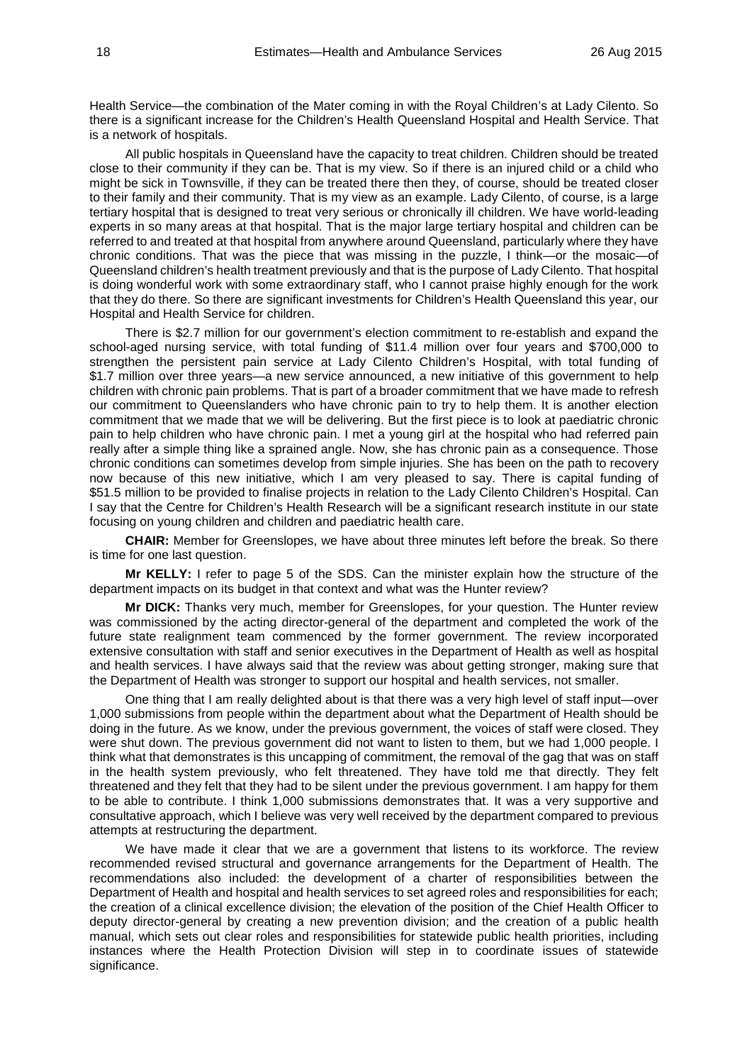Health Service—the combination of the Mater coming in with the Royal Children's at Lady Cilento. So there is a significant increase for the Children's Health Queensland Hospital and Health Service. That is a network of hospitals.

All public hospitals in Queensland have the capacity to treat children. Children should be treated close to their community if they can be. That is my view. So if there is an injured child or a child who might be sick in Townsville, if they can be treated there then they, of course, should be treated closer to their family and their community. That is my view as an example. Lady Cilento, of course, is a large tertiary hospital that is designed to treat very serious or chronically ill children. We have world-leading experts in so many areas at that hospital. That is the major large tertiary hospital and children can be referred to and treated at that hospital from anywhere around Queensland, particularly where they have chronic conditions. That was the piece that was missing in the puzzle, I think—or the mosaic—of Queensland children's health treatment previously and that is the purpose of Lady Cilento. That hospital is doing wonderful work with some extraordinary staff, who I cannot praise highly enough for the work that they do there. So there are significant investments for Children's Health Queensland this year, our Hospital and Health Service for children.

There is $2.7 million for our government's election commitment to re-establish and expand the school-aged nursing service, with total funding of $11.4 million over four years and $700,000 to strengthen the persistent pain service at Lady Cilento Children's Hospital, with total funding of $1.7 million over three years—a new service announced, a new initiative of this government to help children with chronic pain problems. That is part of a broader commitment that we have made to refresh our commitment to Queenslanders who have chronic pain to try to help them. It is another election commitment that we made that we will be delivering. But the first piece is to look at paediatric chronic pain to help children who have chronic pain. I met a young girl at the hospital who had referred pain really after a simple thing like a sprained angle. Now, she has chronic pain as a consequence. Those chronic conditions can sometimes develop from simple injuries. She has been on the path to recovery now because of this new initiative, which I am very pleased to say. There is capital funding of $51.5 million to be provided to finalise projects in relation to the Lady Cilento Children's Hospital. Can I say that the Centre for Children's Health Research will be a significant research institute in our state focusing on young children and children and paediatric health care.

**CHAIR:** Member for Greenslopes, we have about three minutes left before the break. So there is time for one last question.

**Mr KELLY:** I refer to page 5 of the SDS. Can the minister explain how the structure of the department impacts on its budget in that context and what was the Hunter review?

**Mr DICK:** Thanks very much, member for Greenslopes, for your question. The Hunter review was commissioned by the acting director-general of the department and completed the work of the future state realignment team commenced by the former government. The review incorporated extensive consultation with staff and senior executives in the Department of Health as well as hospital and health services. I have always said that the review was about getting stronger, making sure that the Department of Health was stronger to support our hospital and health services, not smaller.

One thing that I am really delighted about is that there was a very high level of staff input—over 1,000 submissions from people within the department about what the Department of Health should be doing in the future. As we know, under the previous government, the voices of staff were closed. They were shut down. The previous government did not want to listen to them, but we had 1,000 people. I think what that demonstrates is this uncapping of commitment, the removal of the gag that was on staff in the health system previously, who felt threatened. They have told me that directly. They felt threatened and they felt that they had to be silent under the previous government. I am happy for them to be able to contribute. I think 1,000 submissions demonstrates that. It was a very supportive and consultative approach, which I believe was very well received by the department compared to previous attempts at restructuring the department.

We have made it clear that we are a government that listens to its workforce. The review recommended revised structural and governance arrangements for the Department of Health. The recommendations also included: the development of a charter of responsibilities between the Department of Health and hospital and health services to set agreed roles and responsibilities for each; the creation of a clinical excellence division; the elevation of the position of the Chief Health Officer to deputy director-general by creating a new prevention division; and the creation of a public health manual, which sets out clear roles and responsibilities for statewide public health priorities, including instances where the Health Protection Division will step in to coordinate issues of statewide significance.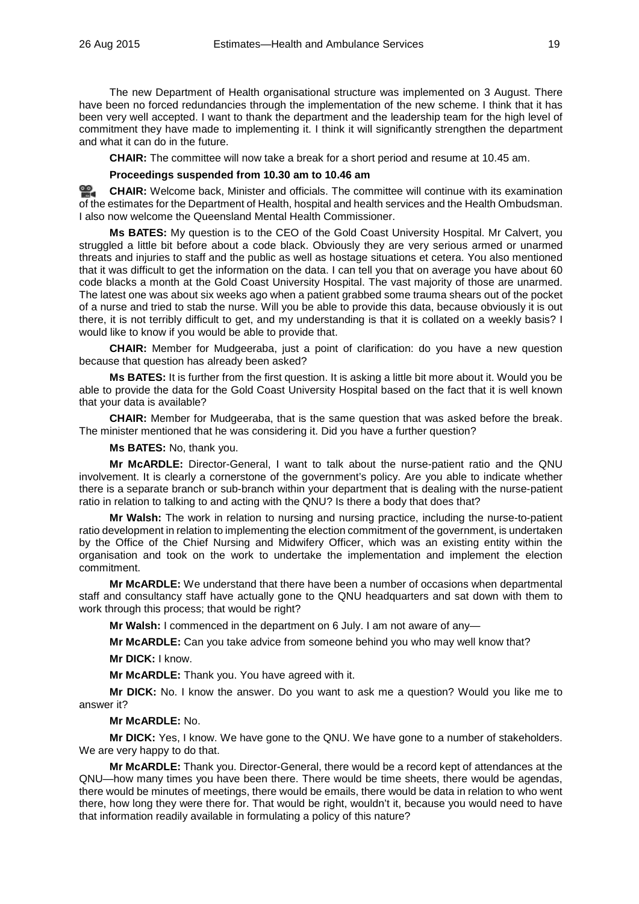The new Department of Health organisational structure was implemented on 3 August. There have been no forced redundancies through the implementation of the new scheme. I think that it has been very well accepted. I want to thank the department and the leadership team for the high level of commitment they have made to implementing it. I think it will significantly strengthen the department and what it can do in the future.

**CHAIR:** The committee will now take a break for a short period and resume at 10.45 am.

**Proceedings suspended from 10.30 am to 10.46 am**

**CHAIR:** Welcome back, Minister and officials. The committee will continue with its examination of the estimates for the Department of Health, hospital and health services and the Health Ombudsman. I also now welcome the Queensland Mental Health Commissioner.

**Ms BATES:** My question is to the CEO of the Gold Coast University Hospital. Mr Calvert, you struggled a little bit before about a code black. Obviously they are very serious armed or unarmed threats and injuries to staff and the public as well as hostage situations et cetera. You also mentioned that it was difficult to get the information on the data. I can tell you that on average you have about 60 code blacks a month at the Gold Coast University Hospital. The vast majority of those are unarmed. The latest one was about six weeks ago when a patient grabbed some trauma shears out of the pocket of a nurse and tried to stab the nurse. Will you be able to provide this data, because obviously it is out there, it is not terribly difficult to get, and my understanding is that it is collated on a weekly basis? I would like to know if you would be able to provide that.

**CHAIR:** Member for Mudgeeraba, just a point of clarification: do you have a new question because that question has already been asked?

**Ms BATES:** It is further from the first question. It is asking a little bit more about it. Would you be able to provide the data for the Gold Coast University Hospital based on the fact that it is well known that your data is available?

**CHAIR:** Member for Mudgeeraba, that is the same question that was asked before the break. The minister mentioned that he was considering it. Did you have a further question?

**Ms BATES:** No, thank you.

**Mr McARDLE:** Director-General, I want to talk about the nurse-patient ratio and the QNU involvement. It is clearly a cornerstone of the government's policy. Are you able to indicate whether there is a separate branch or sub-branch within your department that is dealing with the nurse-patient ratio in relation to talking to and acting with the QNU? Is there a body that does that?

**Mr Walsh:** The work in relation to nursing and nursing practice, including the nurse-to-patient ratio development in relation to implementing the election commitment of the government, is undertaken by the Office of the Chief Nursing and Midwifery Officer, which was an existing entity within the organisation and took on the work to undertake the implementation and implement the election commitment.

**Mr McARDLE:** We understand that there have been a number of occasions when departmental staff and consultancy staff have actually gone to the QNU headquarters and sat down with them to work through this process; that would be right?

**Mr Walsh:** I commenced in the department on 6 July. I am not aware of any—

**Mr McARDLE:** Can you take advice from someone behind you who may well know that?

**Mr DICK:** I know.

**Mr McARDLE:** Thank you. You have agreed with it.

**Mr DICK:** No. I know the answer. Do you want to ask me a question? Would you like me to answer it?

**Mr McARDLE:** No.

**Mr DICK:** Yes, I know. We have gone to the QNU. We have gone to a number of stakeholders. We are very happy to do that.

**Mr McARDLE:** Thank you. Director-General, there would be a record kept of attendances at the QNU—how many times you have been there. There would be time sheets, there would be agendas, there would be minutes of meetings, there would be emails, there would be data in relation to who went there, how long they were there for. That would be right, wouldn't it, because you would need to have that information readily available in formulating a policy of this nature?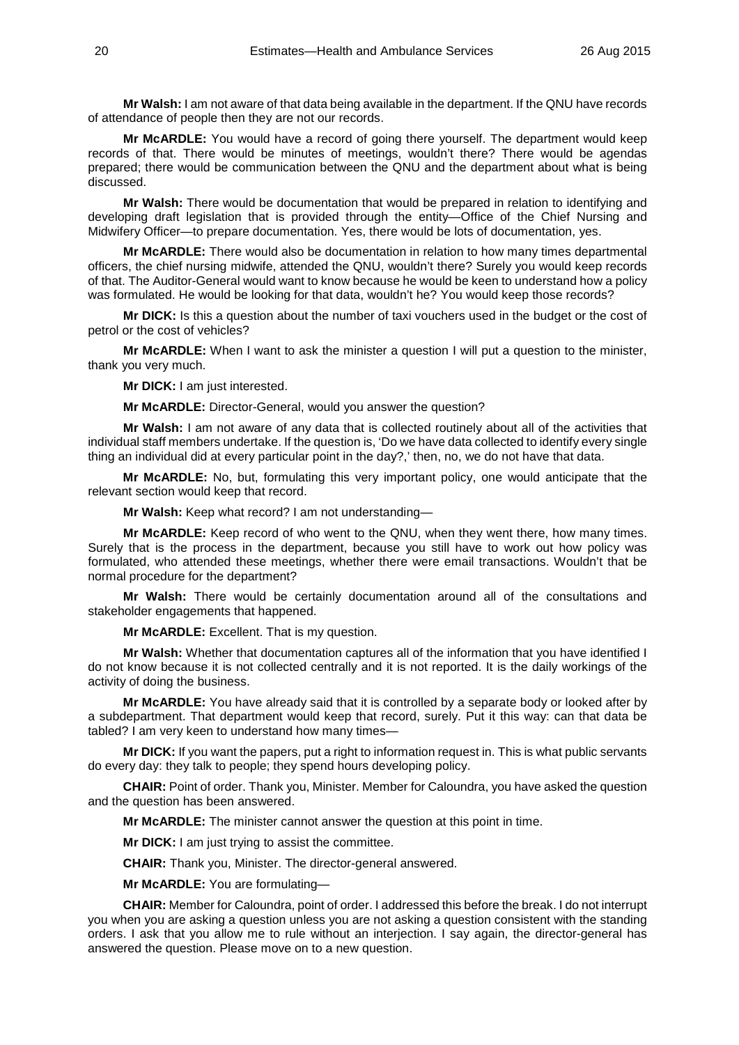**Mr Walsh:** I am not aware of that data being available in the department. If the QNU have records of attendance of people then they are not our records.

**Mr McARDLE:** You would have a record of going there yourself. The department would keep records of that. There would be minutes of meetings, wouldn't there? There would be agendas prepared; there would be communication between the QNU and the department about what is being discussed.

**Mr Walsh:** There would be documentation that would be prepared in relation to identifying and developing draft legislation that is provided through the entity—Office of the Chief Nursing and Midwifery Officer—to prepare documentation. Yes, there would be lots of documentation, yes.

**Mr McARDLE:** There would also be documentation in relation to how many times departmental officers, the chief nursing midwife, attended the QNU, wouldn't there? Surely you would keep records of that. The Auditor-General would want to know because he would be keen to understand how a policy was formulated. He would be looking for that data, wouldn't he? You would keep those records?

**Mr DICK:** Is this a question about the number of taxi vouchers used in the budget or the cost of petrol or the cost of vehicles?

**Mr McARDLE:** When I want to ask the minister a question I will put a question to the minister, thank you very much.

**Mr DICK:** I am just interested.

**Mr McARDLE:** Director-General, would you answer the question?

**Mr Walsh:** I am not aware of any data that is collected routinely about all of the activities that individual staff members undertake. If the question is, 'Do we have data collected to identify every single thing an individual did at every particular point in the day?,' then, no, we do not have that data.

**Mr McARDLE:** No, but, formulating this very important policy, one would anticipate that the relevant section would keep that record.

**Mr Walsh:** Keep what record? I am not understanding—

**Mr McARDLE:** Keep record of who went to the QNU, when they went there, how many times. Surely that is the process in the department, because you still have to work out how policy was formulated, who attended these meetings, whether there were email transactions. Wouldn't that be normal procedure for the department?

**Mr Walsh:** There would be certainly documentation around all of the consultations and stakeholder engagements that happened.

**Mr McARDLE:** Excellent. That is my question.

**Mr Walsh:** Whether that documentation captures all of the information that you have identified I do not know because it is not collected centrally and it is not reported. It is the daily workings of the activity of doing the business.

**Mr McARDLE:** You have already said that it is controlled by a separate body or looked after by a subdepartment. That department would keep that record, surely. Put it this way: can that data be tabled? I am very keen to understand how many times—

**Mr DICK:** If you want the papers, put a right to information request in. This is what public servants do every day: they talk to people; they spend hours developing policy.

**CHAIR:** Point of order. Thank you, Minister. Member for Caloundra, you have asked the question and the question has been answered.

**Mr McARDLE:** The minister cannot answer the question at this point in time.

**Mr DICK:** I am just trying to assist the committee.

**CHAIR:** Thank you, Minister. The director-general answered.

**Mr McARDLE:** You are formulating—

**CHAIR:** Member for Caloundra, point of order. I addressed this before the break. I do not interrupt you when you are asking a question unless you are not asking a question consistent with the standing orders. I ask that you allow me to rule without an interjection. I say again, the director-general has answered the question. Please move on to a new question.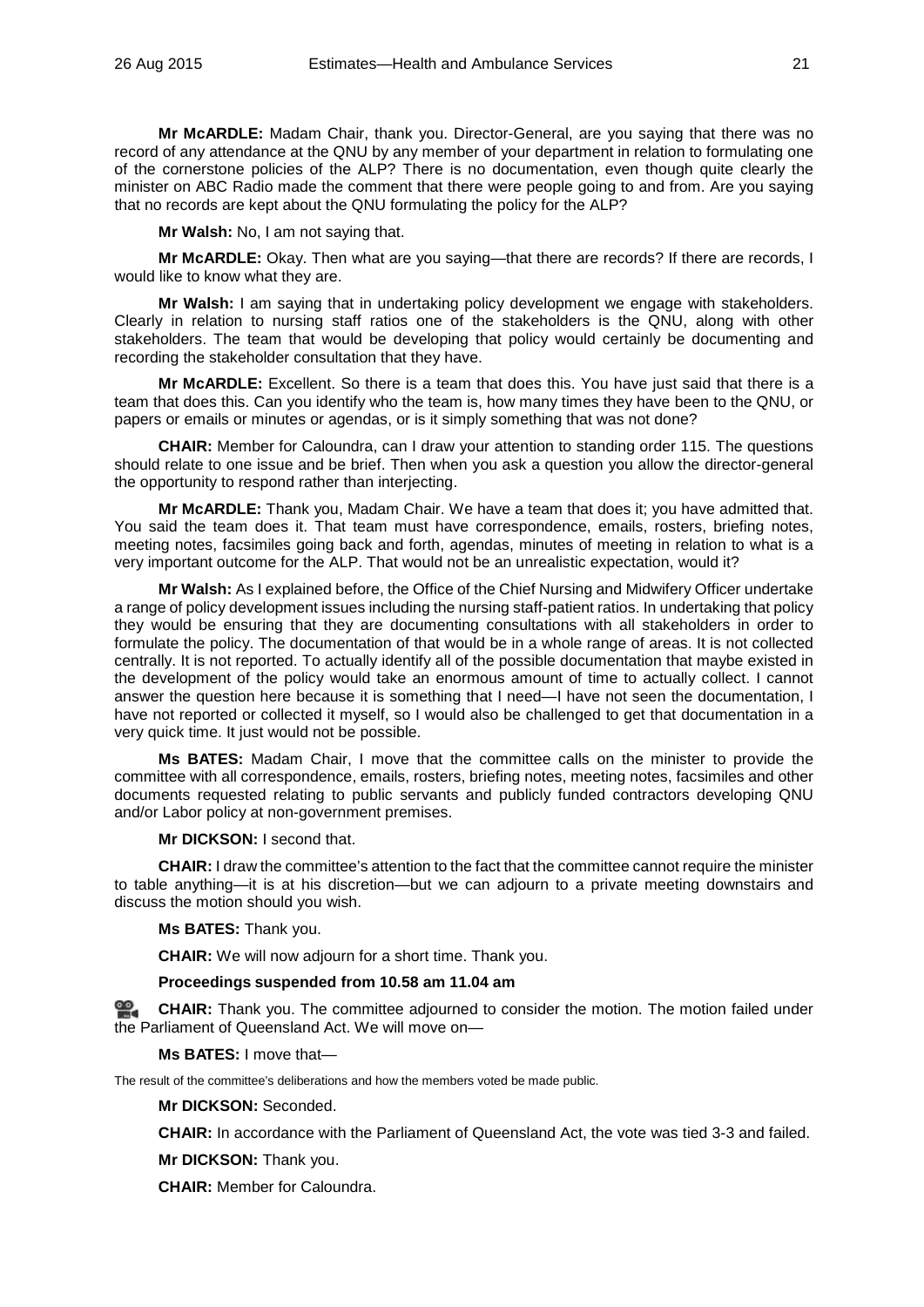**Mr McARDLE:** Madam Chair, thank you. Director-General, are you saying that there was no record of any attendance at the QNU by any member of your department in relation to formulating one of the cornerstone policies of the ALP? There is no documentation, even though quite clearly the minister on ABC Radio made the comment that there were people going to and from. Are you saying that no records are kept about the QNU formulating the policy for the ALP?

**Mr Walsh:** No, I am not saying that.

**Mr McARDLE:** Okay. Then what are you saying—that there are records? If there are records, I would like to know what they are.

**Mr Walsh:** I am saying that in undertaking policy development we engage with stakeholders. Clearly in relation to nursing staff ratios one of the stakeholders is the QNU, along with other stakeholders. The team that would be developing that policy would certainly be documenting and recording the stakeholder consultation that they have.

**Mr McARDLE:** Excellent. So there is a team that does this. You have just said that there is a team that does this. Can you identify who the team is, how many times they have been to the QNU, or papers or emails or minutes or agendas, or is it simply something that was not done?

**CHAIR:** Member for Caloundra, can I draw your attention to standing order 115. The questions should relate to one issue and be brief. Then when you ask a question you allow the director-general the opportunity to respond rather than interjecting.

**Mr McARDLE:** Thank you, Madam Chair. We have a team that does it; you have admitted that. You said the team does it. That team must have correspondence, emails, rosters, briefing notes, meeting notes, facsimiles going back and forth, agendas, minutes of meeting in relation to what is a very important outcome for the ALP. That would not be an unrealistic expectation, would it?

**Mr Walsh:** As I explained before, the Office of the Chief Nursing and Midwifery Officer undertake a range of policy development issues including the nursing staff-patient ratios. In undertaking that policy they would be ensuring that they are documenting consultations with all stakeholders in order to formulate the policy. The documentation of that would be in a whole range of areas. It is not collected centrally. It is not reported. To actually identify all of the possible documentation that maybe existed in the development of the policy would take an enormous amount of time to actually collect. I cannot answer the question here because it is something that I need—I have not seen the documentation, I have not reported or collected it myself, so I would also be challenged to get that documentation in a very quick time. It just would not be possible.

**Ms BATES:** Madam Chair, I move that the committee calls on the minister to provide the committee with all correspondence, emails, rosters, briefing notes, meeting notes, facsimiles and other documents requested relating to public servants and publicly funded contractors developing QNU and/or Labor policy at non-government premises.

**Mr DICKSON:** I second that.

**CHAIR:** I draw the committee's attention to the fact that the committee cannot require the minister to table anything—it is at his discretion—but we can adjourn to a private meeting downstairs and discuss the motion should you wish.

**Ms BATES:** Thank you.

**CHAIR:** We will now adjourn for a short time. Thank you.

**Proceedings suspended from 10.58 am 11.04 am**

**CHAIR:** Thank you. The committee adjourned to consider the motion. The motion failed under the Parliament of Queensland Act. We will move on—

**Ms BATES:** I move that—

The result of the committee's deliberations and how the members voted be made public.

**Mr DICKSON:** Seconded.

**CHAIR:** In accordance with the Parliament of Queensland Act, the vote was tied 3-3 and failed.

**Mr DICKSON:** Thank you.

**CHAIR:** Member for Caloundra.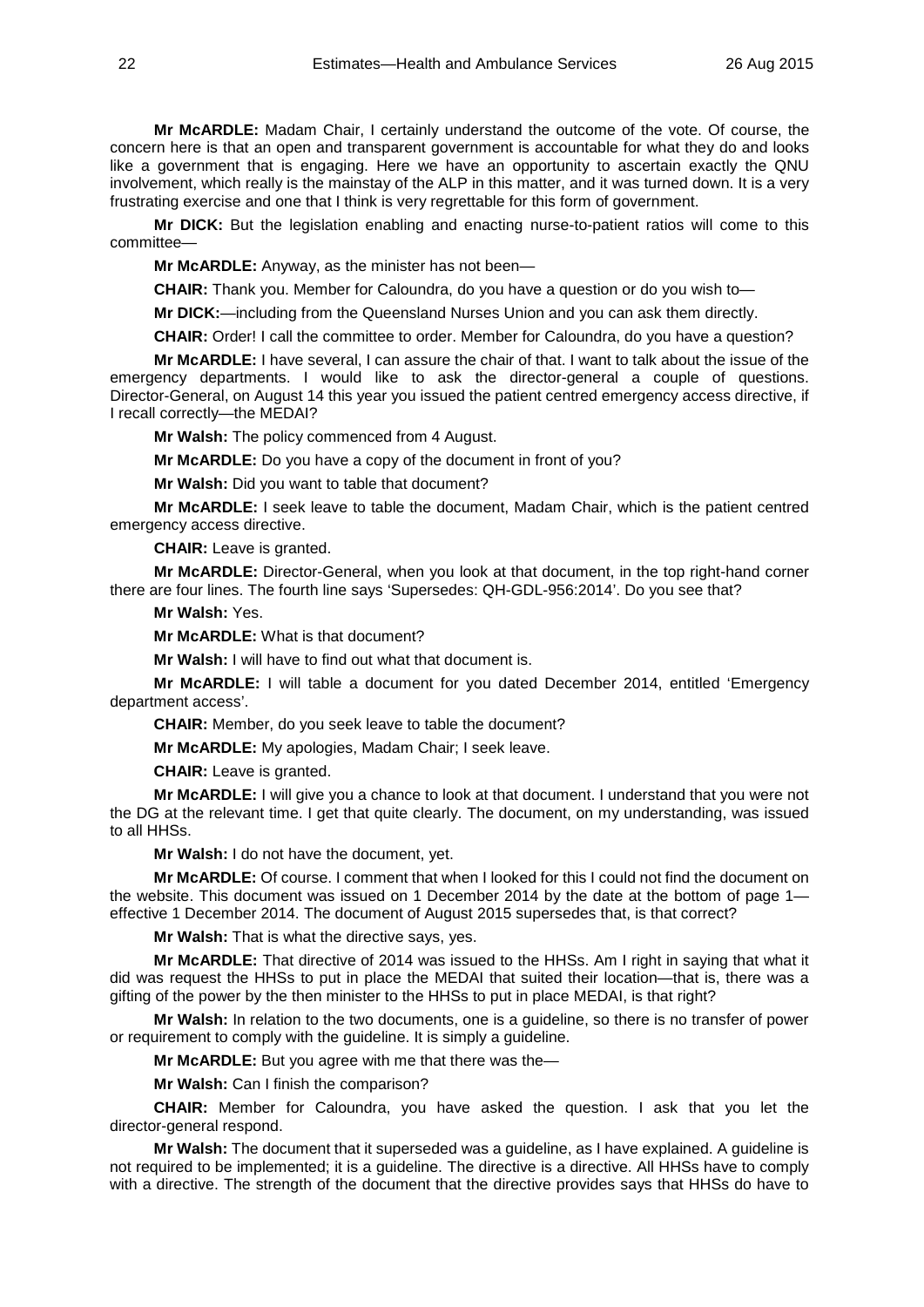**Mr McARDLE:** Madam Chair, I certainly understand the outcome of the vote. Of course, the concern here is that an open and transparent government is accountable for what they do and looks like a government that is engaging. Here we have an opportunity to ascertain exactly the QNU involvement, which really is the mainstay of the ALP in this matter, and it was turned down. It is a very frustrating exercise and one that I think is very regrettable for this form of government.

**Mr DICK:** But the legislation enabling and enacting nurse-to-patient ratios will come to this committee—

**Mr McARDLE:** Anyway, as the minister has not been—

**CHAIR:** Thank you. Member for Caloundra, do you have a question or do you wish to—

**Mr DICK:**—including from the Queensland Nurses Union and you can ask them directly.

**CHAIR:** Order! I call the committee to order. Member for Caloundra, do you have a question?

**Mr McARDLE:** I have several, I can assure the chair of that. I want to talk about the issue of the emergency departments. I would like to ask the director-general a couple of questions. Director-General, on August 14 this year you issued the patient centred emergency access directive, if I recall correctly—the MEDAI?

**Mr Walsh:** The policy commenced from 4 August.

**Mr McARDLE:** Do you have a copy of the document in front of you?

**Mr Walsh:** Did you want to table that document?

**Mr McARDLE:** I seek leave to table the document, Madam Chair, which is the patient centred emergency access directive.

**CHAIR:** Leave is granted.

**Mr McARDLE:** Director-General, when you look at that document, in the top right-hand corner there are four lines. The fourth line says 'Supersedes: QH-GDL-956:2014'. Do you see that?

**Mr Walsh:** Yes.

**Mr McARDLE:** What is that document?

**Mr Walsh:** I will have to find out what that document is.

**Mr McARDLE:** I will table a document for you dated December 2014, entitled 'Emergency department access'.

**CHAIR:** Member, do you seek leave to table the document?

**Mr McARDLE:** My apologies, Madam Chair; I seek leave.

**CHAIR:** Leave is granted.

**Mr McARDLE:** I will give you a chance to look at that document. I understand that you were not the DG at the relevant time. I get that quite clearly. The document, on my understanding, was issued to all HHSs.

**Mr Walsh:** I do not have the document, yet.

**Mr McARDLE:** Of course. I comment that when I looked for this I could not find the document on the website. This document was issued on 1 December 2014 by the date at the bottom of page 1—effective 1 December 2014. The document of August 2015 supersedes that, is that correct?

**Mr Walsh:** That is what the directive says, yes.

**Mr McARDLE:** That directive of 2014 was issued to the HHSs. Am I right in saying that what it did was request the HHSs to put in place the MEDAI that suited their location—that is, there was a gifting of the power by the then minister to the HHSs to put in place MEDAI, is that right?

**Mr Walsh:** In relation to the two documents, one is a guideline, so there is no transfer of power or requirement to comply with the guideline. It is simply a guideline.

**Mr McARDLE:** But you agree with me that there was the—

**Mr Walsh:** Can I finish the comparison?

**CHAIR:** Member for Caloundra, you have asked the question. I ask that you let the director-general respond.

**Mr Walsh:** The document that it superseded was a guideline, as I have explained. A guideline is not required to be implemented; it is a guideline. The directive is a directive. All HHSs have to comply with a directive. The strength of the document that the directive provides says that HHSs do have to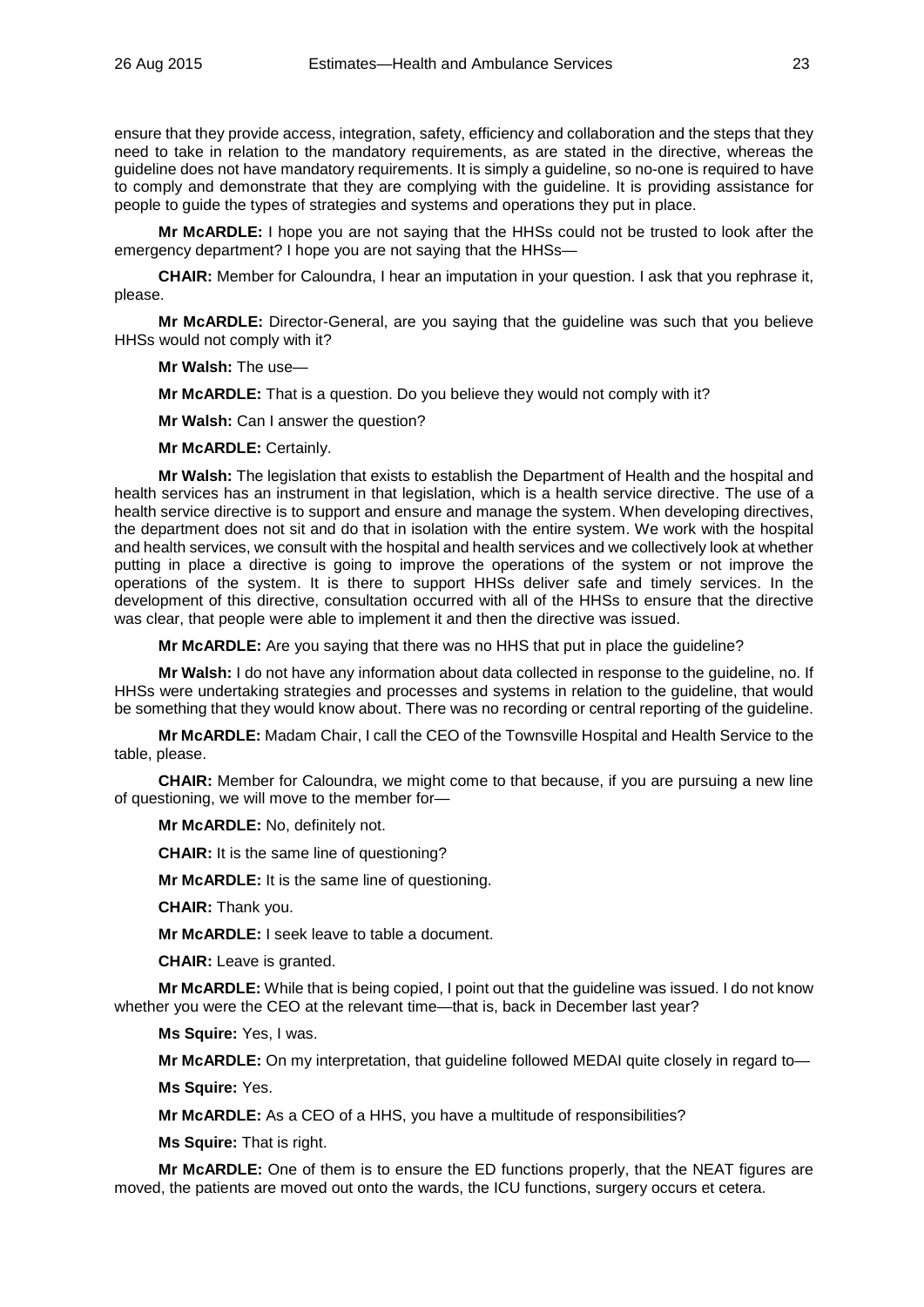ensure that they provide access, integration, safety, efficiency and collaboration and the steps that they need to take in relation to the mandatory requirements, as are stated in the directive, whereas the guideline does not have mandatory requirements. It is simply a guideline, so no-one is required to have to comply and demonstrate that they are complying with the guideline. It is providing assistance for people to guide the types of strategies and systems and operations they put in place.

**Mr McARDLE:** I hope you are not saying that the HHSs could not be trusted to look after the emergency department? I hope you are not saying that the HHSs—

**CHAIR:** Member for Caloundra, I hear an imputation in your question. I ask that you rephrase it, please.

**Mr McARDLE:** Director-General, are you saying that the guideline was such that you believe HHSs would not comply with it?

**Mr Walsh:** The use—

**Mr McARDLE:** That is a question. Do you believe they would not comply with it?

**Mr Walsh:** Can I answer the question?

**Mr McARDLE:** Certainly.

**Mr Walsh:** The legislation that exists to establish the Department of Health and the hospital and health services has an instrument in that legislation, which is a health service directive. The use of a health service directive is to support and ensure and manage the system. When developing directives, the department does not sit and do that in isolation with the entire system. We work with the hospital and health services, we consult with the hospital and health services and we collectively look at whether putting in place a directive is going to improve the operations of the system or not improve the operations of the system. It is there to support HHSs deliver safe and timely services. In the development of this directive, consultation occurred with all of the HHSs to ensure that the directive was clear, that people were able to implement it and then the directive was issued.

**Mr McARDLE:** Are you saying that there was no HHS that put in place the guideline?

**Mr Walsh:** I do not have any information about data collected in response to the guideline, no. If HHSs were undertaking strategies and processes and systems in relation to the guideline, that would be something that they would know about. There was no recording or central reporting of the guideline.

**Mr McARDLE:** Madam Chair, I call the CEO of the Townsville Hospital and Health Service to the table, please.

**CHAIR:** Member for Caloundra, we might come to that because, if you are pursuing a new line of questioning, we will move to the member for—

**Mr McARDLE:** No, definitely not.

**CHAIR:** It is the same line of questioning?

**Mr McARDLE:** It is the same line of questioning.

**CHAIR:** Thank you.

**Mr McARDLE:** I seek leave to table a document.

**CHAIR:** Leave is granted.

**Mr McARDLE:** While that is being copied, I point out that the guideline was issued. I do not know whether you were the CEO at the relevant time—that is, back in December last year?

**Ms Squire:** Yes, I was.

**Mr McARDLE:** On my interpretation, that guideline followed MEDAI quite closely in regard to—

**Ms Squire:** Yes.

**Mr McARDLE:** As a CEO of a HHS, you have a multitude of responsibilities?

**Ms Squire:** That is right.

**Mr McARDLE:** One of them is to ensure the ED functions properly, that the NEAT figures are moved, the patients are moved out onto the wards, the ICU functions, surgery occurs et cetera.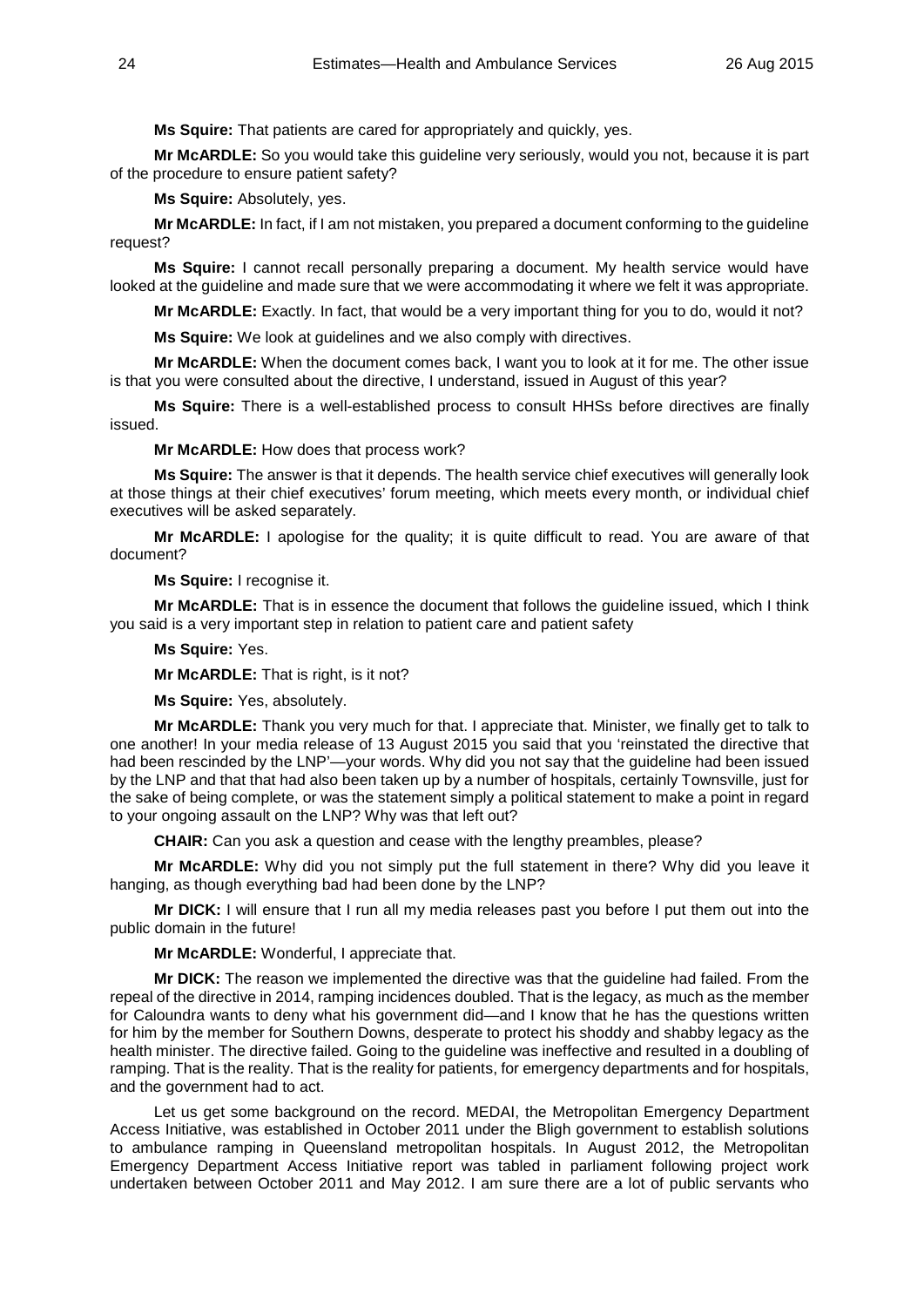**Ms Squire:** That patients are cared for appropriately and quickly, yes.

**Mr McARDLE:** So you would take this guideline very seriously, would you not, because it is part of the procedure to ensure patient safety?

**Ms Squire:** Absolutely, yes.

**Mr McARDLE:** In fact, if I am not mistaken, you prepared a document conforming to the guideline request?

**Ms Squire:** I cannot recall personally preparing a document. My health service would have looked at the guideline and made sure that we were accommodating it where we felt it was appropriate.

**Mr McARDLE:** Exactly. In fact, that would be a very important thing for you to do, would it not?

**Ms Squire:** We look at guidelines and we also comply with directives.

**Mr McARDLE:** When the document comes back, I want you to look at it for me. The other issue is that you were consulted about the directive, I understand, issued in August of this year?

**Ms Squire:** There is a well-established process to consult HHSs before directives are finally issued.

**Mr McARDLE:** How does that process work?

**Ms Squire:** The answer is that it depends. The health service chief executives will generally look at those things at their chief executives' forum meeting, which meets every month, or individual chief executives will be asked separately.

**Mr McARDLE:** I apologise for the quality; it is quite difficult to read. You are aware of that document?

**Ms Squire:** I recognise it.

**Mr McARDLE:** That is in essence the document that follows the guideline issued, which I think you said is a very important step in relation to patient care and patient safety

**Ms Squire:** Yes.

**Mr McARDLE:** That is right, is it not?

**Ms Squire:** Yes, absolutely.

**Mr McARDLE:** Thank you very much for that. I appreciate that. Minister, we finally get to talk to one another! In your media release of 13 August 2015 you said that you 'reinstated the directive that had been rescinded by the LNP'—your words. Why did you not say that the guideline had been issued by the LNP and that that had also been taken up by a number of hospitals, certainly Townsville, just for the sake of being complete, or was the statement simply a political statement to make a point in regard to your ongoing assault on the LNP? Why was that left out?

**CHAIR:** Can you ask a question and cease with the lengthy preambles, please?

**Mr McARDLE:** Why did you not simply put the full statement in there? Why did you leave it hanging, as though everything bad had been done by the LNP?

**Mr DICK:** I will ensure that I run all my media releases past you before I put them out into the public domain in the future!

**Mr McARDLE:** Wonderful, I appreciate that.

**Mr DICK:** The reason we implemented the directive was that the guideline had failed. From the repeal of the directive in 2014, ramping incidences doubled. That is the legacy, as much as the member for Caloundra wants to deny what his government did—and I know that he has the questions written for him by the member for Southern Downs, desperate to protect his shoddy and shabby legacy as the health minister. The directive failed. Going to the guideline was ineffective and resulted in a doubling of ramping. That is the reality. That is the reality for patients, for emergency departments and for hospitals, and the government had to act.

Let us get some background on the record. MEDAI, the Metropolitan Emergency Department Access Initiative, was established in October 2011 under the Bligh government to establish solutions to ambulance ramping in Queensland metropolitan hospitals. In August 2012, the Metropolitan Emergency Department Access Initiative report was tabled in parliament following project work undertaken between October 2011 and May 2012. I am sure there are a lot of public servants who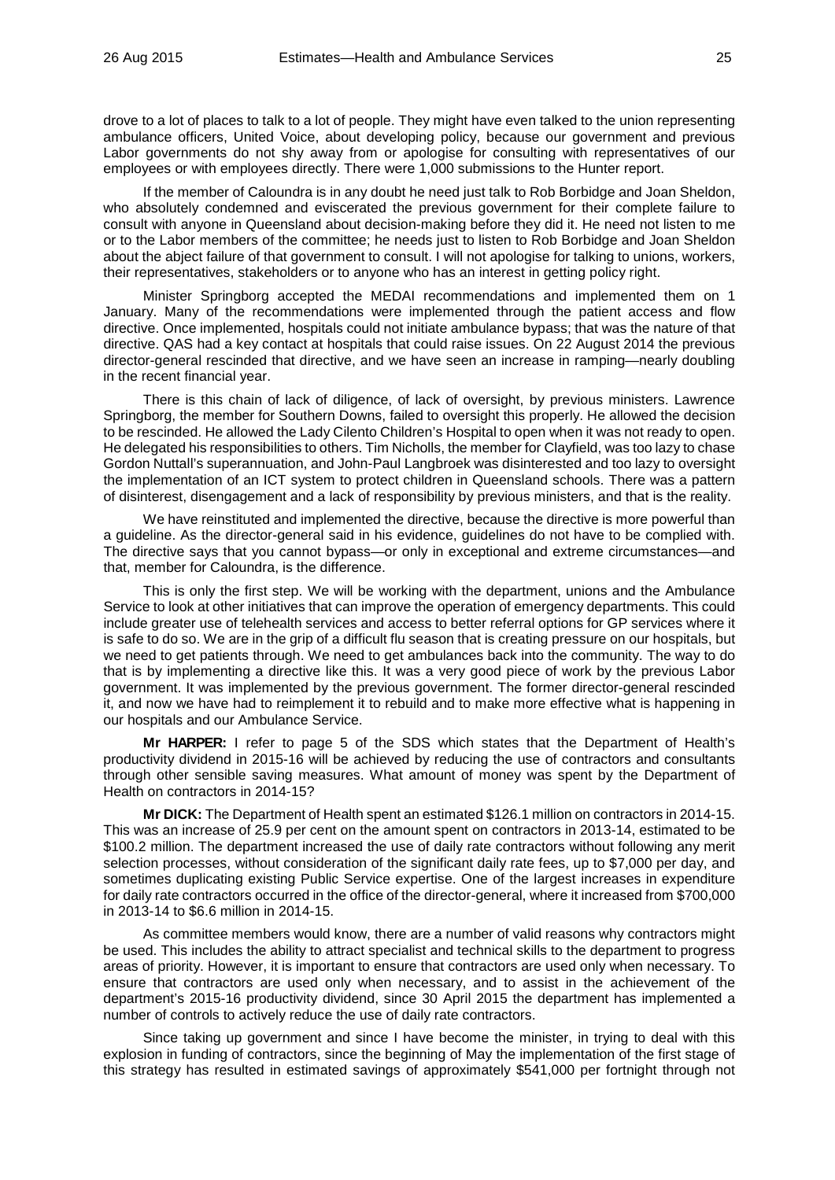drove to a lot of places to talk to a lot of people. They might have even talked to the union representing ambulance officers, United Voice, about developing policy, because our government and previous Labor governments do not shy away from or apologise for consulting with representatives of our employees or with employees directly. There were 1,000 submissions to the Hunter report.

If the member of Caloundra is in any doubt he need just talk to Rob Borbidge and Joan Sheldon, who absolutely condemned and eviscerated the previous government for their complete failure to consult with anyone in Queensland about decision-making before they did it. He need not listen to me or to the Labor members of the committee; he needs just to listen to Rob Borbidge and Joan Sheldon about the abject failure of that government to consult. I will not apologise for talking to unions, workers, their representatives, stakeholders or to anyone who has an interest in getting policy right.

Minister Springborg accepted the MEDAI recommendations and implemented them on 1 January. Many of the recommendations were implemented through the patient access and flow directive. Once implemented, hospitals could not initiate ambulance bypass; that was the nature of that directive. QAS had a key contact at hospitals that could raise issues. On 22 August 2014 the previous director-general rescinded that directive, and we have seen an increase in ramping—nearly doubling in the recent financial year.

There is this chain of lack of diligence, of lack of oversight, by previous ministers. Lawrence Springborg, the member for Southern Downs, failed to oversight this properly. He allowed the decision to be rescinded. He allowed the Lady Cilento Children's Hospital to open when it was not ready to open. He delegated his responsibilities to others. Tim Nicholls, the member for Clayfield, was too lazy to chase Gordon Nuttall's superannuation, and John-Paul Langbroek was disinterested and too lazy to oversight the implementation of an ICT system to protect children in Queensland schools. There was a pattern of disinterest, disengagement and a lack of responsibility by previous ministers, and that is the reality.

We have reinstituted and implemented the directive, because the directive is more powerful than a guideline. As the director-general said in his evidence, guidelines do not have to be complied with. The directive says that you cannot bypass—or only in exceptional and extreme circumstances—and that, member for Caloundra, is the difference.

This is only the first step. We will be working with the department, unions and the Ambulance Service to look at other initiatives that can improve the operation of emergency departments. This could include greater use of telehealth services and access to better referral options for GP services where it is safe to do so. We are in the grip of a difficult flu season that is creating pressure on our hospitals, but we need to get patients through. We need to get ambulances back into the community. The way to do that is by implementing a directive like this. It was a very good piece of work by the previous Labor government. It was implemented by the previous government. The former director-general rescinded it, and now we have had to reimplement it to rebuild and to make more effective what is happening in our hospitals and our Ambulance Service.

**Mr HARPER:** I refer to page 5 of the SDS which states that the Department of Health's productivity dividend in 2015-16 will be achieved by reducing the use of contractors and consultants through other sensible saving measures. What amount of money was spent by the Department of Health on contractors in 2014-15?

**Mr DICK:** The Department of Health spent an estimated $126.1 million on contractors in 2014-15. This was an increase of 25.9 per cent on the amount spent on contractors in 2013-14, estimated to be $100.2 million. The department increased the use of daily rate contractors without following any merit selection processes, without consideration of the significant daily rate fees, up to $7,000 per day, and sometimes duplicating existing Public Service expertise. One of the largest increases in expenditure for daily rate contractors occurred in the office of the director-general, where it increased from $700,000 in 2013-14 to $6.6 million in 2014-15.

As committee members would know, there are a number of valid reasons why contractors might be used. This includes the ability to attract specialist and technical skills to the department to progress areas of priority. However, it is important to ensure that contractors are used only when necessary. To ensure that contractors are used only when necessary, and to assist in the achievement of the department's 2015-16 productivity dividend, since 30 April 2015 the department has implemented a number of controls to actively reduce the use of daily rate contractors.

Since taking up government and since I have become the minister, in trying to deal with this explosion in funding of contractors, since the beginning of May the implementation of the first stage of this strategy has resulted in estimated savings of approximately $541,000 per fortnight through not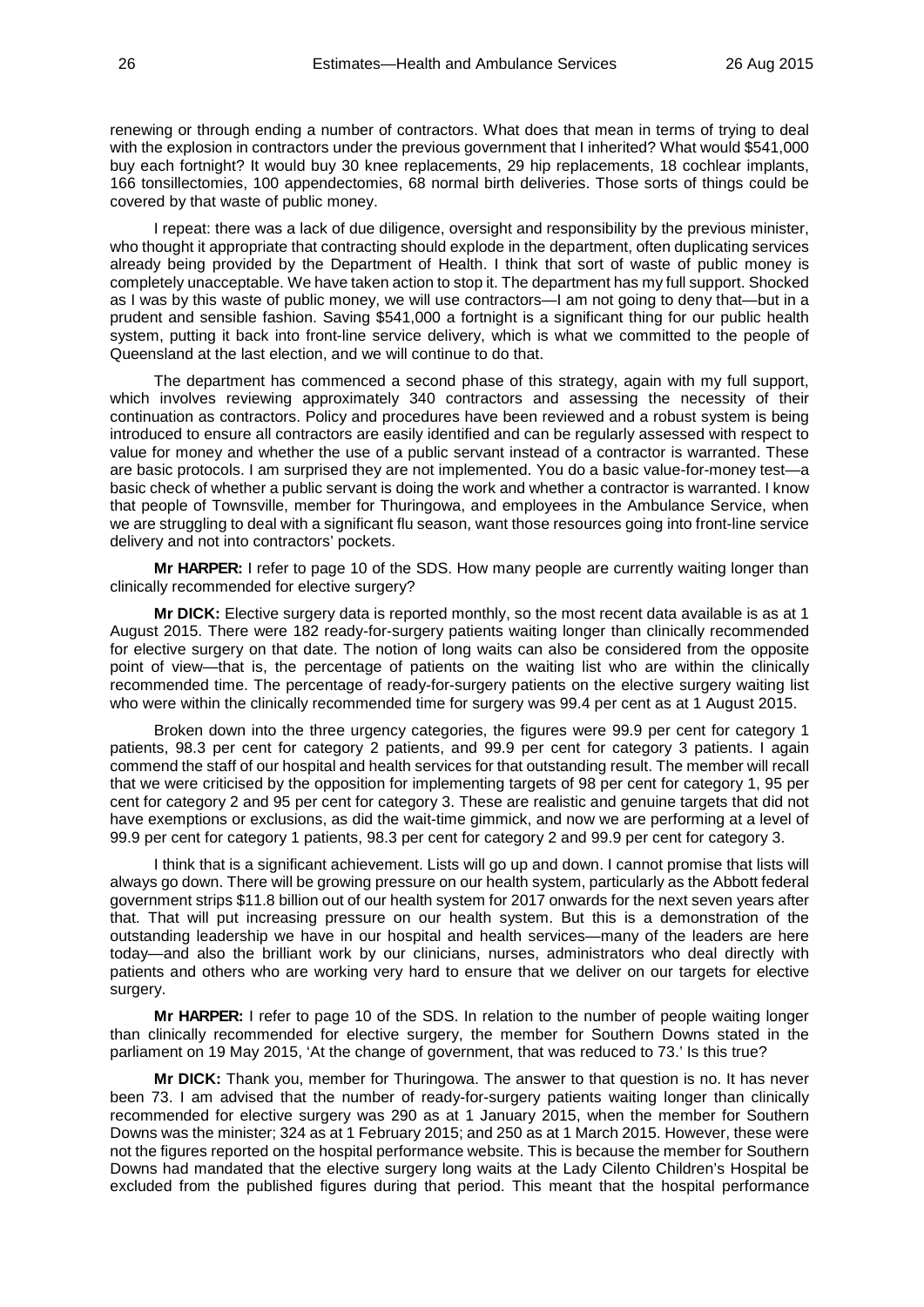renewing or through ending a number of contractors. What does that mean in terms of trying to deal with the explosion in contractors under the previous government that I inherited? What would $541,000 buy each fortnight? It would buy 30 knee replacements, 29 hip replacements, 18 cochlear implants, 166 tonsillectomies, 100 appendectomies, 68 normal birth deliveries. Those sorts of things could be covered by that waste of public money.

I repeat: there was a lack of due diligence, oversight and responsibility by the previous minister, who thought it appropriate that contracting should explode in the department, often duplicating services already being provided by the Department of Health. I think that sort of waste of public money is completely unacceptable. We have taken action to stop it. The department has my full support. Shocked as I was by this waste of public money, we will use contractors—I am not going to deny that—but in a prudent and sensible fashion. Saving $541,000 a fortnight is a significant thing for our public health system, putting it back into front-line service delivery, which is what we committed to the people of Queensland at the last election, and we will continue to do that.

The department has commenced a second phase of this strategy, again with my full support, which involves reviewing approximately 340 contractors and assessing the necessity of their continuation as contractors. Policy and procedures have been reviewed and a robust system is being introduced to ensure all contractors are easily identified and can be regularly assessed with respect to value for money and whether the use of a public servant instead of a contractor is warranted. These are basic protocols. I am surprised they are not implemented. You do a basic value-for-money test—a basic check of whether a public servant is doing the work and whether a contractor is warranted. I know that people of Townsville, member for Thuringowa, and employees in the Ambulance Service, when we are struggling to deal with a significant flu season, want those resources going into front-line service delivery and not into contractors' pockets.

**Mr HARPER:** I refer to page 10 of the SDS. How many people are currently waiting longer than clinically recommended for elective surgery?

**Mr DICK:** Elective surgery data is reported monthly, so the most recent data available is as at 1 August 2015. There were 182 ready-for-surgery patients waiting longer than clinically recommended for elective surgery on that date. The notion of long waits can also be considered from the opposite point of view—that is, the percentage of patients on the waiting list who are within the clinically recommended time. The percentage of ready-for-surgery patients on the elective surgery waiting list who were within the clinically recommended time for surgery was 99.4 per cent as at 1 August 2015.

Broken down into the three urgency categories, the figures were 99.9 per cent for category 1 patients, 98.3 per cent for category 2 patients, and 99.9 per cent for category 3 patients. I again commend the staff of our hospital and health services for that outstanding result. The member will recall that we were criticised by the opposition for implementing targets of 98 per cent for category 1, 95 per cent for category 2 and 95 per cent for category 3. These are realistic and genuine targets that did not have exemptions or exclusions, as did the wait-time gimmick, and now we are performing at a level of 99.9 per cent for category 1 patients, 98.3 per cent for category 2 and 99.9 per cent for category 3.

I think that is a significant achievement. Lists will go up and down. I cannot promise that lists will always go down. There will be growing pressure on our health system, particularly as the Abbott federal government strips $11.8 billion out of our health system for 2017 onwards for the next seven years after that. That will put increasing pressure on our health system. But this is a demonstration of the outstanding leadership we have in our hospital and health services—many of the leaders are here today—and also the brilliant work by our clinicians, nurses, administrators who deal directly with patients and others who are working very hard to ensure that we deliver on our targets for elective surgery.

**Mr HARPER:** I refer to page 10 of the SDS. In relation to the number of people waiting longer than clinically recommended for elective surgery, the member for Southern Downs stated in the parliament on 19 May 2015, 'At the change of government, that was reduced to 73.' Is this true?

**Mr DICK:** Thank you, member for Thuringowa. The answer to that question is no. It has never been 73. I am advised that the number of ready-for-surgery patients waiting longer than clinically recommended for elective surgery was 290 as at 1 January 2015, when the member for Southern Downs was the minister; 324 as at 1 February 2015; and 250 as at 1 March 2015. However, these were not the figures reported on the hospital performance website. This is because the member for Southern Downs had mandated that the elective surgery long waits at the Lady Cilento Children's Hospital be excluded from the published figures during that period. This meant that the hospital performance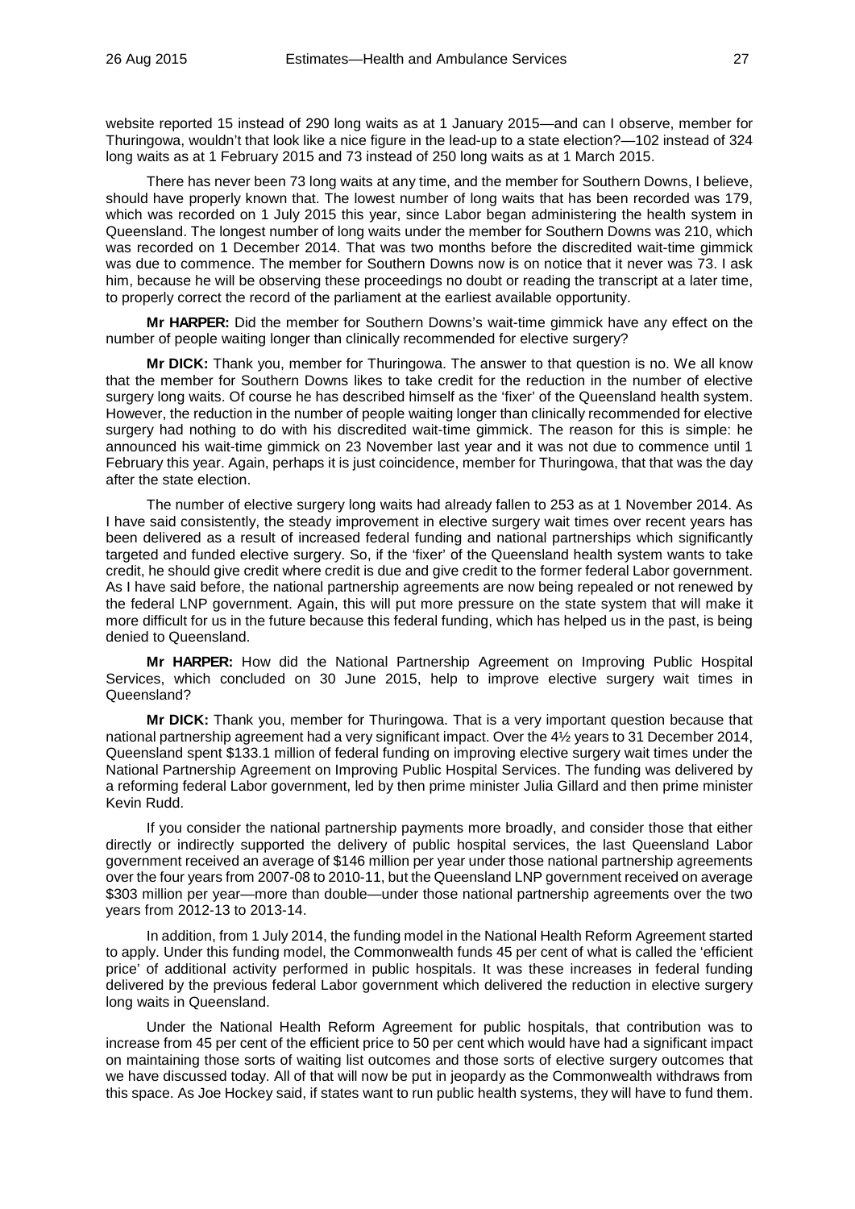website reported 15 instead of 290 long waits as at 1 January 2015—and can I observe, member for Thuringowa, wouldn't that look like a nice figure in the lead-up to a state election?—102 instead of 324 long waits as at 1 February 2015 and 73 instead of 250 long waits as at 1 March 2015.

There has never been 73 long waits at any time, and the member for Southern Downs, I believe, should have properly known that. The lowest number of long waits that has been recorded was 179, which was recorded on 1 July 2015 this year, since Labor began administering the health system in Queensland. The longest number of long waits under the member for Southern Downs was 210, which was recorded on 1 December 2014. That was two months before the discredited wait-time gimmick was due to commence. The member for Southern Downs now is on notice that it never was 73. I ask him, because he will be observing these proceedings no doubt or reading the transcript at a later time, to properly correct the record of the parliament at the earliest available opportunity.

**Mr HARPER:** Did the member for Southern Downs's wait-time gimmick have any effect on the number of people waiting longer than clinically recommended for elective surgery?

**Mr DICK:** Thank you, member for Thuringowa. The answer to that question is no. We all know that the member for Southern Downs likes to take credit for the reduction in the number of elective surgery long waits. Of course he has described himself as the 'fixer' of the Queensland health system. However, the reduction in the number of people waiting longer than clinically recommended for elective surgery had nothing to do with his discredited wait-time gimmick. The reason for this is simple: he announced his wait-time gimmick on 23 November last year and it was not due to commence until 1 February this year. Again, perhaps it is just coincidence, member for Thuringowa, that that was the day after the state election.

The number of elective surgery long waits had already fallen to 253 as at 1 November 2014. As I have said consistently, the steady improvement in elective surgery wait times over recent years has been delivered as a result of increased federal funding and national partnerships which significantly targeted and funded elective surgery. So, if the 'fixer' of the Queensland health system wants to take credit, he should give credit where credit is due and give credit to the former federal Labor government. As I have said before, the national partnership agreements are now being repealed or not renewed by the federal LNP government. Again, this will put more pressure on the state system that will make it more difficult for us in the future because this federal funding, which has helped us in the past, is being denied to Queensland.

**Mr HARPER:** How did the National Partnership Agreement on Improving Public Hospital Services, which concluded on 30 June 2015, help to improve elective surgery wait times in Queensland?

**Mr DICK:** Thank you, member for Thuringowa. That is a very important question because that national partnership agreement had a very significant impact. Over the 4½ years to 31 December 2014, Queensland spent $133.1 million of federal funding on improving elective surgery wait times under the National Partnership Agreement on Improving Public Hospital Services. The funding was delivered by a reforming federal Labor government, led by then prime minister Julia Gillard and then prime minister Kevin Rudd.

If you consider the national partnership payments more broadly, and consider those that either directly or indirectly supported the delivery of public hospital services, the last Queensland Labor government received an average of $146 million per year under those national partnership agreements over the four years from 2007-08 to 2010-11, but the Queensland LNP government received on average $303 million per year—more than double—under those national partnership agreements over the two years from 2012-13 to 2013-14.

In addition, from 1 July 2014, the funding model in the National Health Reform Agreement started to apply. Under this funding model, the Commonwealth funds 45 per cent of what is called the 'efficient price' of additional activity performed in public hospitals. It was these increases in federal funding delivered by the previous federal Labor government which delivered the reduction in elective surgery long waits in Queensland.

Under the National Health Reform Agreement for public hospitals, that contribution was to increase from 45 per cent of the efficient price to 50 per cent which would have had a significant impact on maintaining those sorts of waiting list outcomes and those sorts of elective surgery outcomes that we have discussed today. All of that will now be put in jeopardy as the Commonwealth withdraws from this space. As Joe Hockey said, if states want to run public health systems, they will have to fund them.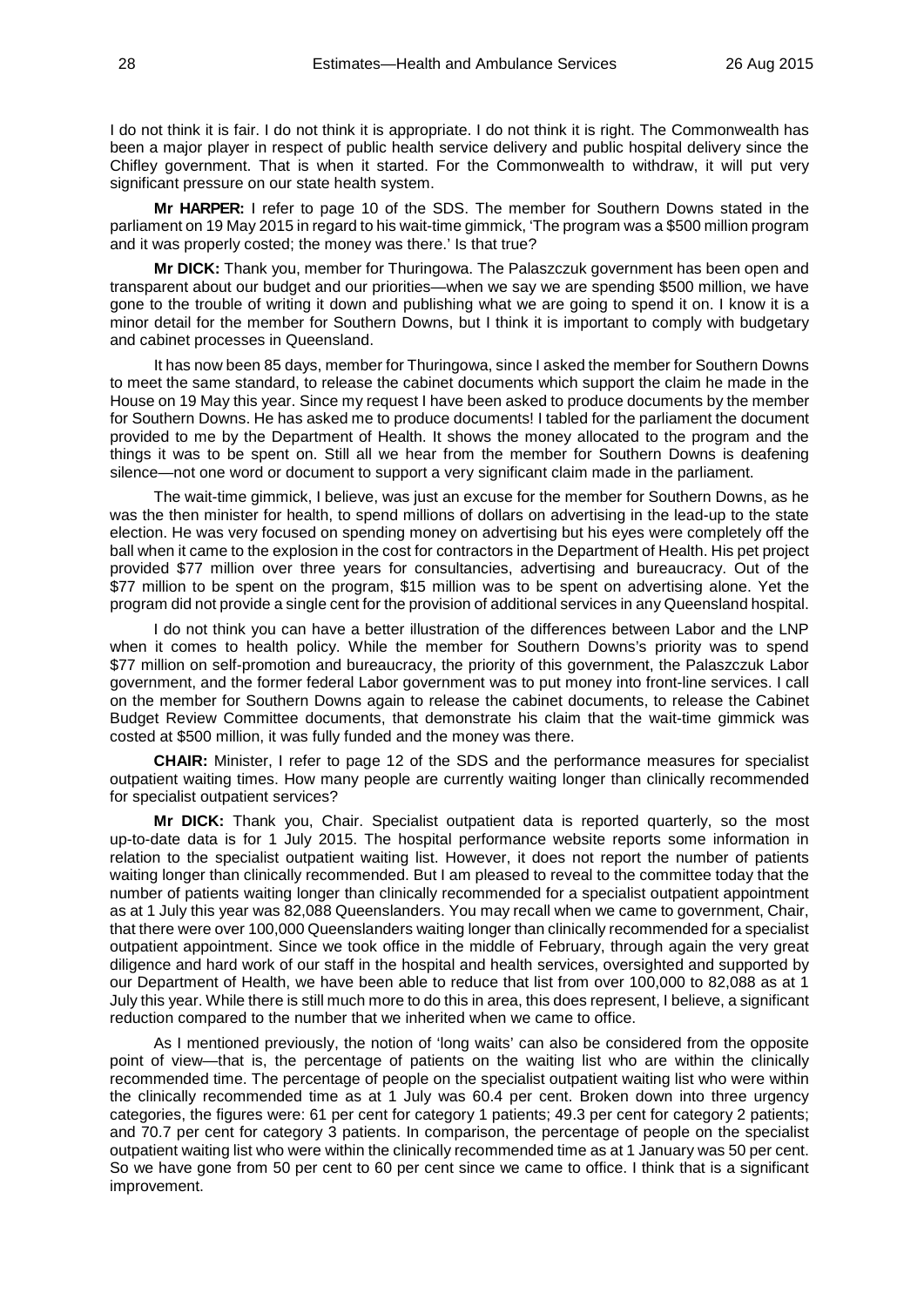I do not think it is fair. I do not think it is appropriate. I do not think it is right. The Commonwealth has been a major player in respect of public health service delivery and public hospital delivery since the Chifley government. That is when it started. For the Commonwealth to withdraw, it will put very significant pressure on our state health system.

**Mr HARPER:** I refer to page 10 of the SDS. The member for Southern Downs stated in the parliament on 19 May 2015 in regard to his wait-time gimmick, 'The program was a $500 million program and it was properly costed; the money was there.' Is that true?

**Mr DICK:** Thank you, member for Thuringowa. The Palaszczuk government has been open and transparent about our budget and our priorities—when we say we are spending $500 million, we have gone to the trouble of writing it down and publishing what we are going to spend it on. I know it is a minor detail for the member for Southern Downs, but I think it is important to comply with budgetary and cabinet processes in Queensland.

It has now been 85 days, member for Thuringowa, since I asked the member for Southern Downs to meet the same standard, to release the cabinet documents which support the claim he made in the House on 19 May this year. Since my request I have been asked to produce documents by the member for Southern Downs. He has asked me to produce documents! I tabled for the parliament the document provided to me by the Department of Health. It shows the money allocated to the program and the things it was to be spent on. Still all we hear from the member for Southern Downs is deafening silence—not one word or document to support a very significant claim made in the parliament.

The wait-time gimmick, I believe, was just an excuse for the member for Southern Downs, as he was the then minister for health, to spend millions of dollars on advertising in the lead-up to the state election. He was very focused on spending money on advertising but his eyes were completely off the ball when it came to the explosion in the cost for contractors in the Department of Health. His pet project provided $77 million over three years for consultancies, advertising and bureaucracy. Out of the $77 million to be spent on the program, $15 million was to be spent on advertising alone. Yet the program did not provide a single cent for the provision of additional services in any Queensland hospital.

I do not think you can have a better illustration of the differences between Labor and the LNP when it comes to health policy. While the member for Southern Downs's priority was to spend $77 million on self-promotion and bureaucracy, the priority of this government, the Palaszczuk Labor government, and the former federal Labor government was to put money into front-line services. I call on the member for Southern Downs again to release the cabinet documents, to release the Cabinet Budget Review Committee documents, that demonstrate his claim that the wait-time gimmick was costed at $500 million, it was fully funded and the money was there.

**CHAIR:** Minister, I refer to page 12 of the SDS and the performance measures for specialist outpatient waiting times. How many people are currently waiting longer than clinically recommended for specialist outpatient services?

**Mr DICK:** Thank you, Chair. Specialist outpatient data is reported quarterly, so the most up-to-date data is for 1 July 2015. The hospital performance website reports some information in relation to the specialist outpatient waiting list. However, it does not report the number of patients waiting longer than clinically recommended. But I am pleased to reveal to the committee today that the number of patients waiting longer than clinically recommended for a specialist outpatient appointment as at 1 July this year was 82,088 Queenslanders. You may recall when we came to government, Chair, that there were over 100,000 Queenslanders waiting longer than clinically recommended for a specialist outpatient appointment. Since we took office in the middle of February, through again the very great diligence and hard work of our staff in the hospital and health services, oversighted and supported by our Department of Health, we have been able to reduce that list from over 100,000 to 82,088 as at 1 July this year. While there is still much more to do this in area, this does represent, I believe, a significant reduction compared to the number that we inherited when we came to office.

As I mentioned previously, the notion of 'long waits' can also be considered from the opposite point of view—that is, the percentage of patients on the waiting list who are within the clinically recommended time. The percentage of people on the specialist outpatient waiting list who were within the clinically recommended time as at 1 July was 60.4 per cent. Broken down into three urgency categories, the figures were: 61 per cent for category 1 patients; 49.3 per cent for category 2 patients; and 70.7 per cent for category 3 patients. In comparison, the percentage of people on the specialist outpatient waiting list who were within the clinically recommended time as at 1 January was 50 per cent. So we have gone from 50 per cent to 60 per cent since we came to office. I think that is a significant improvement.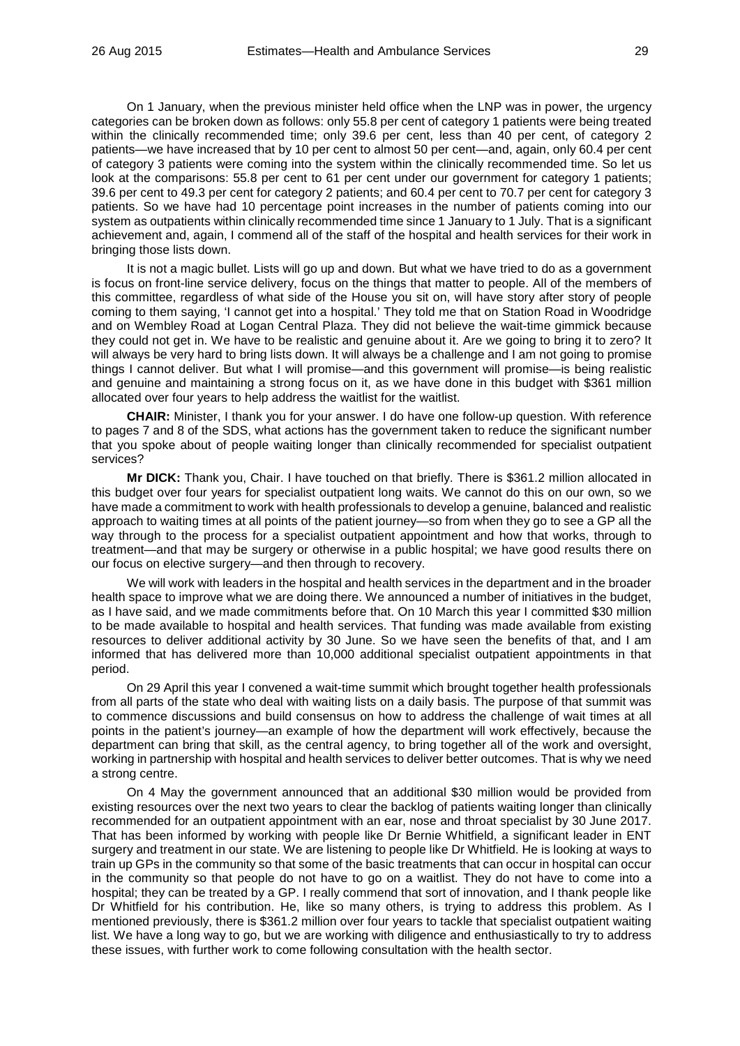On 1 January, when the previous minister held office when the LNP was in power, the urgency categories can be broken down as follows: only 55.8 per cent of category 1 patients were being treated within the clinically recommended time; only 39.6 per cent, less than 40 per cent, of category 2 patients—we have increased that by 10 per cent to almost 50 per cent—and, again, only 60.4 per cent of category 3 patients were coming into the system within the clinically recommended time. So let us look at the comparisons: 55.8 per cent to 61 per cent under our government for category 1 patients; 39.6 per cent to 49.3 per cent for category 2 patients; and 60.4 per cent to 70.7 per cent for category 3 patients. So we have had 10 percentage point increases in the number of patients coming into our system as outpatients within clinically recommended time since 1 January to 1 July. That is a significant achievement and, again, I commend all of the staff of the hospital and health services for their work in bringing those lists down.

It is not a magic bullet. Lists will go up and down. But what we have tried to do as a government is focus on front-line service delivery, focus on the things that matter to people. All of the members of this committee, regardless of what side of the House you sit on, will have story after story of people coming to them saying, 'I cannot get into a hospital.' They told me that on Station Road in Woodridge and on Wembley Road at Logan Central Plaza. They did not believe the wait-time gimmick because they could not get in. We have to be realistic and genuine about it. Are we going to bring it to zero? It will always be very hard to bring lists down. It will always be a challenge and I am not going to promise things I cannot deliver. But what I will promise—and this government will promise—is being realistic and genuine and maintaining a strong focus on it, as we have done in this budget with $361 million allocated over four years to help address the waitlist for the waitlist.

**CHAIR:** Minister, I thank you for your answer. I do have one follow-up question. With reference to pages 7 and 8 of the SDS, what actions has the government taken to reduce the significant number that you spoke about of people waiting longer than clinically recommended for specialist outpatient services?

**Mr DICK:** Thank you, Chair. I have touched on that briefly. There is $361.2 million allocated in this budget over four years for specialist outpatient long waits. We cannot do this on our own, so we have made a commitment to work with health professionals to develop a genuine, balanced and realistic approach to waiting times at all points of the patient journey—so from when they go to see a GP all the way through to the process for a specialist outpatient appointment and how that works, through to treatment—and that may be surgery or otherwise in a public hospital; we have good results there on our focus on elective surgery—and then through to recovery.

We will work with leaders in the hospital and health services in the department and in the broader health space to improve what we are doing there. We announced a number of initiatives in the budget, as I have said, and we made commitments before that. On 10 March this year I committed $30 million to be made available to hospital and health services. That funding was made available from existing resources to deliver additional activity by 30 June. So we have seen the benefits of that, and I am informed that has delivered more than 10,000 additional specialist outpatient appointments in that period.

On 29 April this year I convened a wait-time summit which brought together health professionals from all parts of the state who deal with waiting lists on a daily basis. The purpose of that summit was to commence discussions and build consensus on how to address the challenge of wait times at all points in the patient's journey—an example of how the department will work effectively, because the department can bring that skill, as the central agency, to bring together all of the work and oversight, working in partnership with hospital and health services to deliver better outcomes. That is why we need a strong centre.

On 4 May the government announced that an additional $30 million would be provided from existing resources over the next two years to clear the backlog of patients waiting longer than clinically recommended for an outpatient appointment with an ear, nose and throat specialist by 30 June 2017. That has been informed by working with people like Dr Bernie Whitfield, a significant leader in ENT surgery and treatment in our state. We are listening to people like Dr Whitfield. He is looking at ways to train up GPs in the community so that some of the basic treatments that can occur in hospital can occur in the community so that people do not have to go on a waitlist. They do not have to come into a hospital; they can be treated by a GP. I really commend that sort of innovation, and I thank people like Dr Whitfield for his contribution. He, like so many others, is trying to address this problem. As I mentioned previously, there is $361.2 million over four years to tackle that specialist outpatient waiting list. We have a long way to go, but we are working with diligence and enthusiastically to try to address these issues, with further work to come following consultation with the health sector.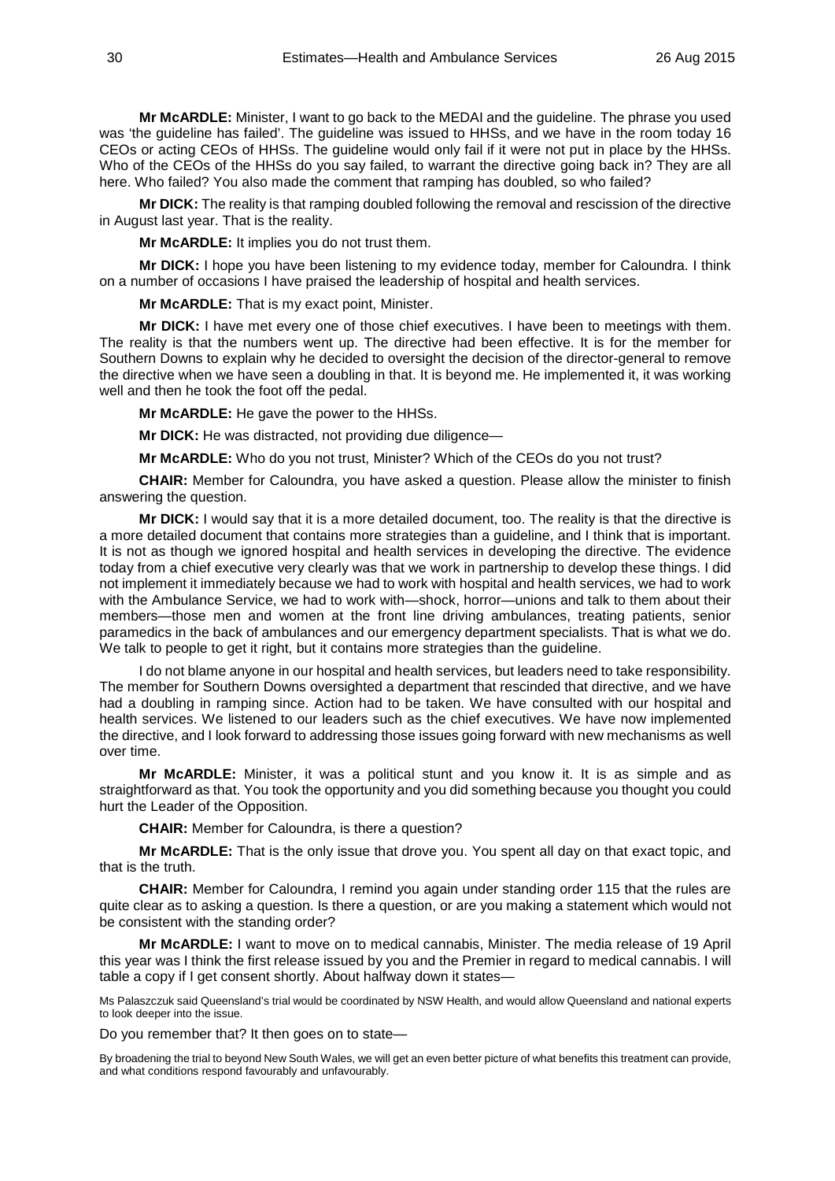**Mr McARDLE:** Minister, I want to go back to the MEDAI and the guideline. The phrase you used was 'the guideline has failed'. The guideline was issued to HHSs, and we have in the room today 16 CEOs or acting CEOs of HHSs. The guideline would only fail if it were not put in place by the HHSs. Who of the CEOs of the HHSs do you say failed, to warrant the directive going back in? They are all here. Who failed? You also made the comment that ramping has doubled, so who failed?

**Mr DICK:** The reality is that ramping doubled following the removal and rescission of the directive in August last year. That is the reality.

**Mr McARDLE:** It implies you do not trust them.

**Mr DICK:** I hope you have been listening to my evidence today, member for Caloundra. I think on a number of occasions I have praised the leadership of hospital and health services.

**Mr McARDLE:** That is my exact point, Minister.

**Mr DICK:** I have met every one of those chief executives. I have been to meetings with them. The reality is that the numbers went up. The directive had been effective. It is for the member for Southern Downs to explain why he decided to oversight the decision of the director-general to remove the directive when we have seen a doubling in that. It is beyond me. He implemented it, it was working well and then he took the foot off the pedal.

**Mr McARDLE:** He gave the power to the HHSs.

**Mr DICK:** He was distracted, not providing due diligence—

**Mr McARDLE:** Who do you not trust, Minister? Which of the CEOs do you not trust?

**CHAIR:** Member for Caloundra, you have asked a question. Please allow the minister to finish answering the question.

**Mr DICK:** I would say that it is a more detailed document, too. The reality is that the directive is a more detailed document that contains more strategies than a guideline, and I think that is important. It is not as though we ignored hospital and health services in developing the directive. The evidence today from a chief executive very clearly was that we work in partnership to develop these things. I did not implement it immediately because we had to work with hospital and health services, we had to work with the Ambulance Service, we had to work with—shock, horror—unions and talk to them about their members—those men and women at the front line driving ambulances, treating patients, senior paramedics in the back of ambulances and our emergency department specialists. That is what we do. We talk to people to get it right, but it contains more strategies than the guideline.

I do not blame anyone in our hospital and health services, but leaders need to take responsibility. The member for Southern Downs oversighted a department that rescinded that directive, and we have had a doubling in ramping since. Action had to be taken. We have consulted with our hospital and health services. We listened to our leaders such as the chief executives. We have now implemented the directive, and I look forward to addressing those issues going forward with new mechanisms as well over time.

**Mr McARDLE:** Minister, it was a political stunt and you know it. It is as simple and as straightforward as that. You took the opportunity and you did something because you thought you could hurt the Leader of the Opposition.

**CHAIR:** Member for Caloundra, is there a question?

**Mr McARDLE:** That is the only issue that drove you. You spent all day on that exact topic, and that is the truth.

**CHAIR:** Member for Caloundra, I remind you again under standing order 115 that the rules are quite clear as to asking a question. Is there a question, or are you making a statement which would not be consistent with the standing order?

**Mr McARDLE:** I want to move on to medical cannabis, Minister. The media release of 19 April this year was I think the first release issued by you and the Premier in regard to medical cannabis. I will table a copy if I get consent shortly. About halfway down it states—

> Ms Palaszczuk said Queensland's trial would be coordinated by NSW Health, and would allow Queensland and national experts to look deeper into the issue.

Do you remember that? It then goes on to state—

> By broadening the trial to beyond New South Wales, we will get an even better picture of what benefits this treatment can provide, and what conditions respond favourably and unfavourably.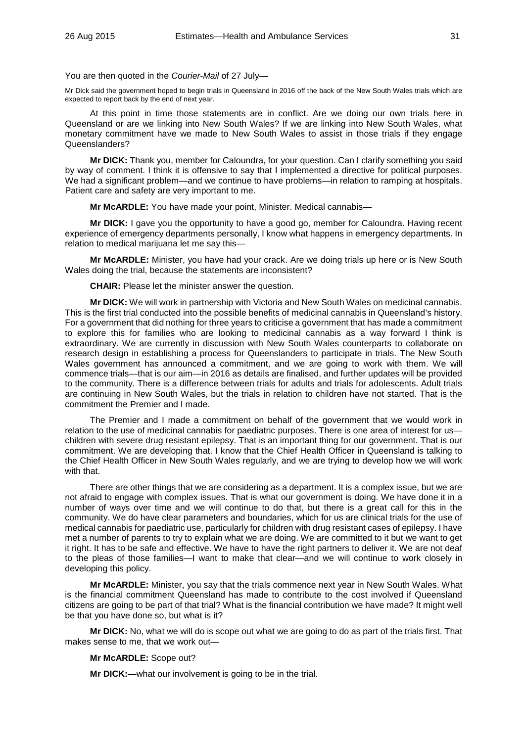You are then quoted in the *Courier-Mail* of 27 July—

Mr Dick said the government hoped to begin trials in Queensland in 2016 off the back of the New South Wales trials which are expected to report back by the end of next year.

At this point in time those statements are in conflict. Are we doing our own trials here in Queensland or are we linking into New South Wales? If we are linking into New South Wales, what monetary commitment have we made to New South Wales to assist in those trials if they engage Queenslanders?

**Mr DICK:** Thank you, member for Caloundra, for your question. Can I clarify something you said by way of comment. I think it is offensive to say that I implemented a directive for political purposes. We had a significant problem—and we continue to have problems—in relation to ramping at hospitals. Patient care and safety are very important to me.

**Mr McARDLE:** You have made your point, Minister. Medical cannabis—

**Mr DICK:** I gave you the opportunity to have a good go, member for Caloundra. Having recent experience of emergency departments personally, I know what happens in emergency departments. In relation to medical marijuana let me say this—

**Mr McARDLE:** Minister, you have had your crack. Are we doing trials up here or is New South Wales doing the trial, because the statements are inconsistent?

**CHAIR:** Please let the minister answer the question.

**Mr DICK:** We will work in partnership with Victoria and New South Wales on medicinal cannabis. This is the first trial conducted into the possible benefits of medicinal cannabis in Queensland's history. For a government that did nothing for three years to criticise a government that has made a commitment to explore this for families who are looking to medicinal cannabis as a way forward I think is extraordinary. We are currently in discussion with New South Wales counterparts to collaborate on research design in establishing a process for Queenslanders to participate in trials. The New South Wales government has announced a commitment, and we are going to work with them. We will commence trials—that is our aim—in 2016 as details are finalised, and further updates will be provided to the community. There is a difference between trials for adults and trials for adolescents. Adult trials are continuing in New South Wales, but the trials in relation to children have not started. That is the commitment the Premier and I made.

The Premier and I made a commitment on behalf of the government that we would work in relation to the use of medicinal cannabis for paediatric purposes. There is one area of interest for us—children with severe drug resistant epilepsy. That is an important thing for our government. That is our commitment. We are developing that. I know that the Chief Health Officer in Queensland is talking to the Chief Health Officer in New South Wales regularly, and we are trying to develop how we will work with that.

There are other things that we are considering as a department. It is a complex issue, but we are not afraid to engage with complex issues. That is what our government is doing. We have done it in a number of ways over time and we will continue to do that, but there is a great call for this in the community. We do have clear parameters and boundaries, which for us are clinical trials for the use of medical cannabis for paediatric use, particularly for children with drug resistant cases of epilepsy. I have met a number of parents to try to explain what we are doing. We are committed to it but we want to get it right. It has to be safe and effective. We have to have the right partners to deliver it. We are not deaf to the pleas of those families—I want to make that clear—and we will continue to work closely in developing this policy.

**Mr McARDLE:** Minister, you say that the trials commence next year in New South Wales. What is the financial commitment Queensland has made to contribute to the cost involved if Queensland citizens are going to be part of that trial? What is the financial contribution we have made? It might well be that you have done so, but what is it?

**Mr DICK:** No, what we will do is scope out what we are going to do as part of the trials first. That makes sense to me, that we work out—

**Mr McARDLE:** Scope out?

**Mr DICK:**—what our involvement is going to be in the trial.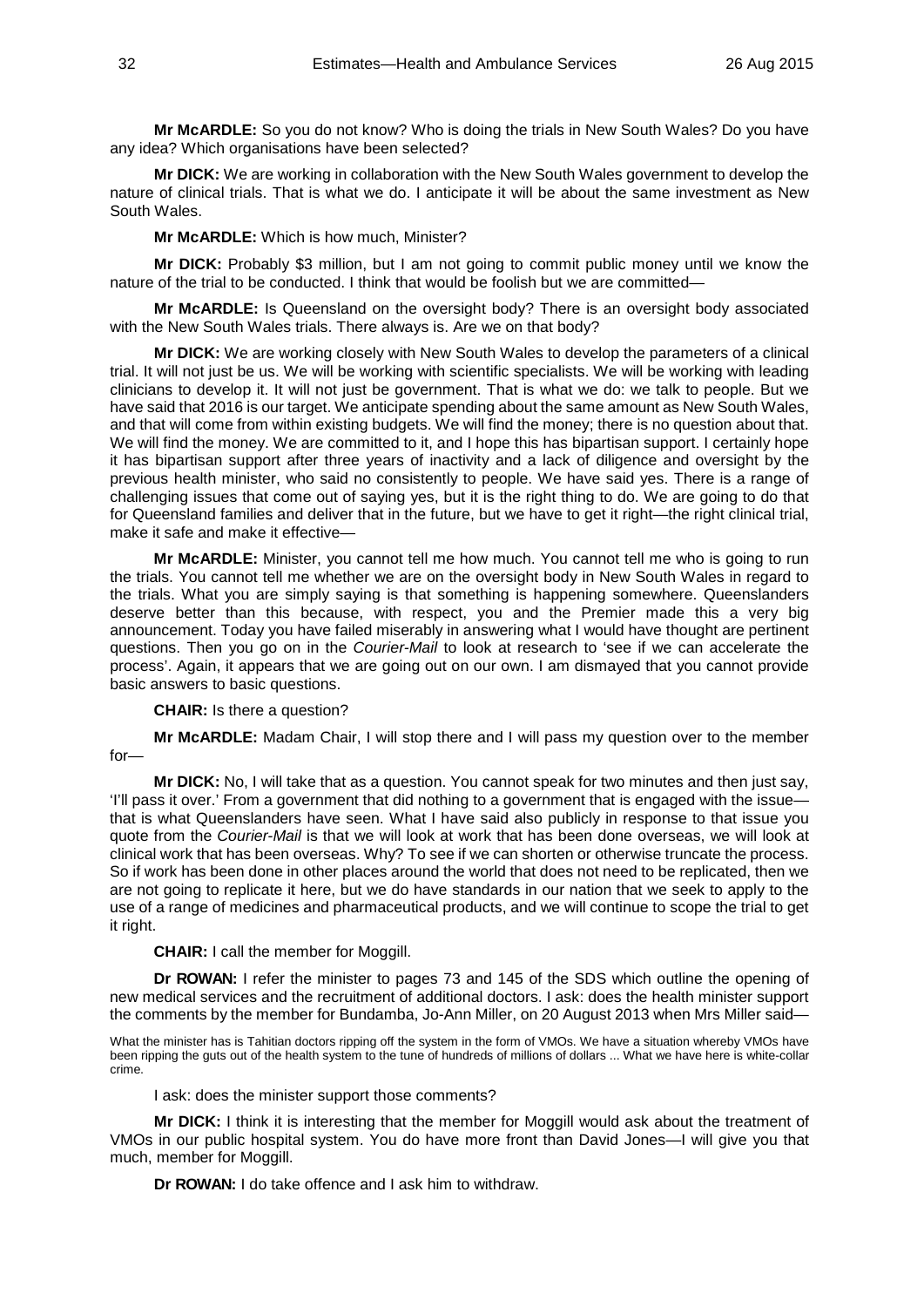**Mr McARDLE:** So you do not know? Who is doing the trials in New South Wales? Do you have any idea? Which organisations have been selected?

**Mr DICK:** We are working in collaboration with the New South Wales government to develop the nature of clinical trials. That is what we do. I anticipate it will be about the same investment as New South Wales.

**Mr McARDLE:** Which is how much, Minister?

**Mr DICK:** Probably $3 million, but I am not going to commit public money until we know the nature of the trial to be conducted. I think that would be foolish but we are committed—

**Mr McARDLE:** Is Queensland on the oversight body? There is an oversight body associated with the New South Wales trials. There always is. Are we on that body?

**Mr DICK:** We are working closely with New South Wales to develop the parameters of a clinical trial. It will not just be us. We will be working with scientific specialists. We will be working with leading clinicians to develop it. It will not just be government. That is what we do: we talk to people. But we have said that 2016 is our target. We anticipate spending about the same amount as New South Wales, and that will come from within existing budgets. We will find the money; there is no question about that. We will find the money. We are committed to it, and I hope this has bipartisan support. I certainly hope it has bipartisan support after three years of inactivity and a lack of diligence and oversight by the previous health minister, who said no consistently to people. We have said yes. There is a range of challenging issues that come out of saying yes, but it is the right thing to do. We are going to do that for Queensland families and deliver that in the future, but we have to get it right—the right clinical trial, make it safe and make it effective—

**Mr McARDLE:** Minister, you cannot tell me how much. You cannot tell me who is going to run the trials. You cannot tell me whether we are on the oversight body in New South Wales in regard to the trials. What you are simply saying is that something is happening somewhere. Queenslanders deserve better than this because, with respect, you and the Premier made this a very big announcement. Today you have failed miserably in answering what I would have thought are pertinent questions. Then you go on in the *Courier-Mail* to look at research to 'see if we can accelerate the process'. Again, it appears that we are going out on our own. I am dismayed that you cannot provide basic answers to basic questions.

**CHAIR:** Is there a question?

**Mr McARDLE:** Madam Chair, I will stop there and I will pass my question over to the member for—

**Mr DICK:** No, I will take that as a question. You cannot speak for two minutes and then just say, 'I'll pass it over.' From a government that did nothing to a government that is engaged with the issue—that is what Queenslanders have seen. What I have said also publicly in response to that issue you quote from the *Courier-Mail* is that we will look at work that has been done overseas, we will look at clinical work that has been overseas. Why? To see if we can shorten or otherwise truncate the process. So if work has been done in other places around the world that does not need to be replicated, then we are not going to replicate it here, but we do have standards in our nation that we seek to apply to the use of a range of medicines and pharmaceutical products, and we will continue to scope the trial to get it right.

**CHAIR:** I call the member for Moggill.

**Dr ROWAN:** I refer the minister to pages 73 and 145 of the SDS which outline the opening of new medical services and the recruitment of additional doctors. I ask: does the health minister support the comments by the member for Bundamba, Jo-Ann Miller, on 20 August 2013 when Mrs Miller said—

> What the minister has is Tahitian doctors ripping off the system in the form of VMOs. We have a situation whereby VMOs have been ripping the guts out of the health system to the tune of hundreds of millions of dollars ... What we have here is white-collar crime.

I ask: does the minister support those comments?

**Mr DICK:** I think it is interesting that the member for Moggill would ask about the treatment of VMOs in our public hospital system. You do have more front than David Jones—I will give you that much, member for Moggill.

**Dr ROWAN:** I do take offence and I ask him to withdraw.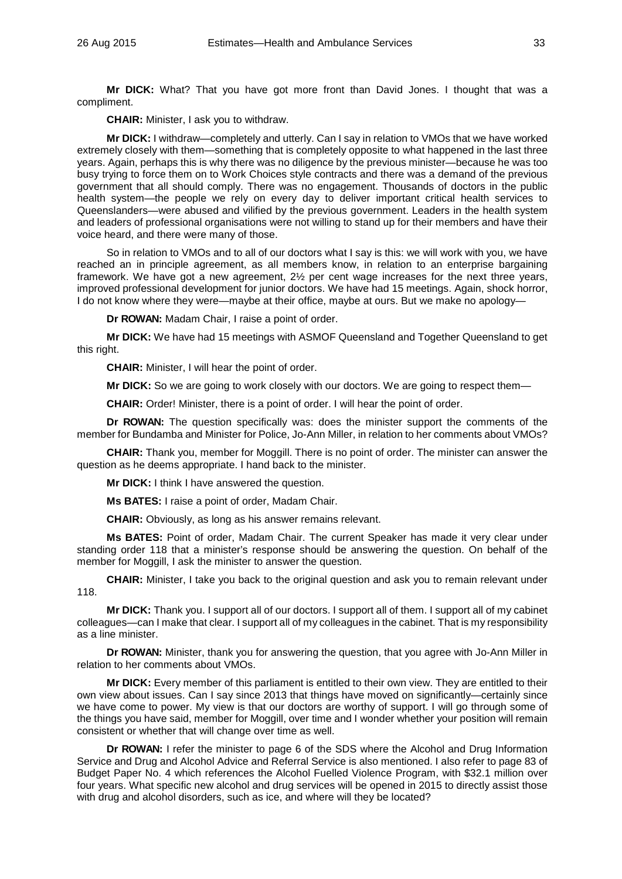**Mr DICK:** What? That you have got more front than David Jones. I thought that was a compliment.

**CHAIR:** Minister, I ask you to withdraw.

**Mr DICK:** I withdraw—completely and utterly. Can I say in relation to VMOs that we have worked extremely closely with them—something that is completely opposite to what happened in the last three years. Again, perhaps this is why there was no diligence by the previous minister—because he was too busy trying to force them on to Work Choices style contracts and there was a demand of the previous government that all should comply. There was no engagement. Thousands of doctors in the public health system—the people we rely on every day to deliver important critical health services to Queenslanders—were abused and vilified by the previous government. Leaders in the health system and leaders of professional organisations were not willing to stand up for their members and have their voice heard, and there were many of those.

So in relation to VMOs and to all of our doctors what I say is this: we will work with you, we have reached an in principle agreement, as all members know, in relation to an enterprise bargaining framework. We have got a new agreement, 2½ per cent wage increases for the next three years, improved professional development for junior doctors. We have had 15 meetings. Again, shock horror, I do not know where they were—maybe at their office, maybe at ours. But we make no apology—

**Dr ROWAN:** Madam Chair, I raise a point of order.

**Mr DICK:** We have had 15 meetings with ASMOF Queensland and Together Queensland to get this right.

**CHAIR:** Minister, I will hear the point of order.

**Mr DICK:** So we are going to work closely with our doctors. We are going to respect them—

**CHAIR:** Order! Minister, there is a point of order. I will hear the point of order.

**Dr ROWAN:** The question specifically was: does the minister support the comments of the member for Bundamba and Minister for Police, Jo-Ann Miller, in relation to her comments about VMOs?

**CHAIR:** Thank you, member for Moggill. There is no point of order. The minister can answer the question as he deems appropriate. I hand back to the minister.

**Mr DICK:** I think I have answered the question.

**Ms BATES:** I raise a point of order, Madam Chair.

**CHAIR:** Obviously, as long as his answer remains relevant.

**Ms BATES:** Point of order, Madam Chair. The current Speaker has made it very clear under standing order 118 that a minister's response should be answering the question. On behalf of the member for Moggill, I ask the minister to answer the question.

**CHAIR:** Minister, I take you back to the original question and ask you to remain relevant under 118.

**Mr DICK:** Thank you. I support all of our doctors. I support all of them. I support all of my cabinet colleagues—can I make that clear. I support all of my colleagues in the cabinet. That is my responsibility as a line minister.

**Dr ROWAN:** Minister, thank you for answering the question, that you agree with Jo-Ann Miller in relation to her comments about VMOs.

**Mr DICK:** Every member of this parliament is entitled to their own view. They are entitled to their own view about issues. Can I say since 2013 that things have moved on significantly—certainly since we have come to power. My view is that our doctors are worthy of support. I will go through some of the things you have said, member for Moggill, over time and I wonder whether your position will remain consistent or whether that will change over time as well.

**Dr ROWAN:** I refer the minister to page 6 of the SDS where the Alcohol and Drug Information Service and Drug and Alcohol Advice and Referral Service is also mentioned. I also refer to page 83 of Budget Paper No. 4 which references the Alcohol Fuelled Violence Program, with $32.1 million over four years. What specific new alcohol and drug services will be opened in 2015 to directly assist those with drug and alcohol disorders, such as ice, and where will they be located?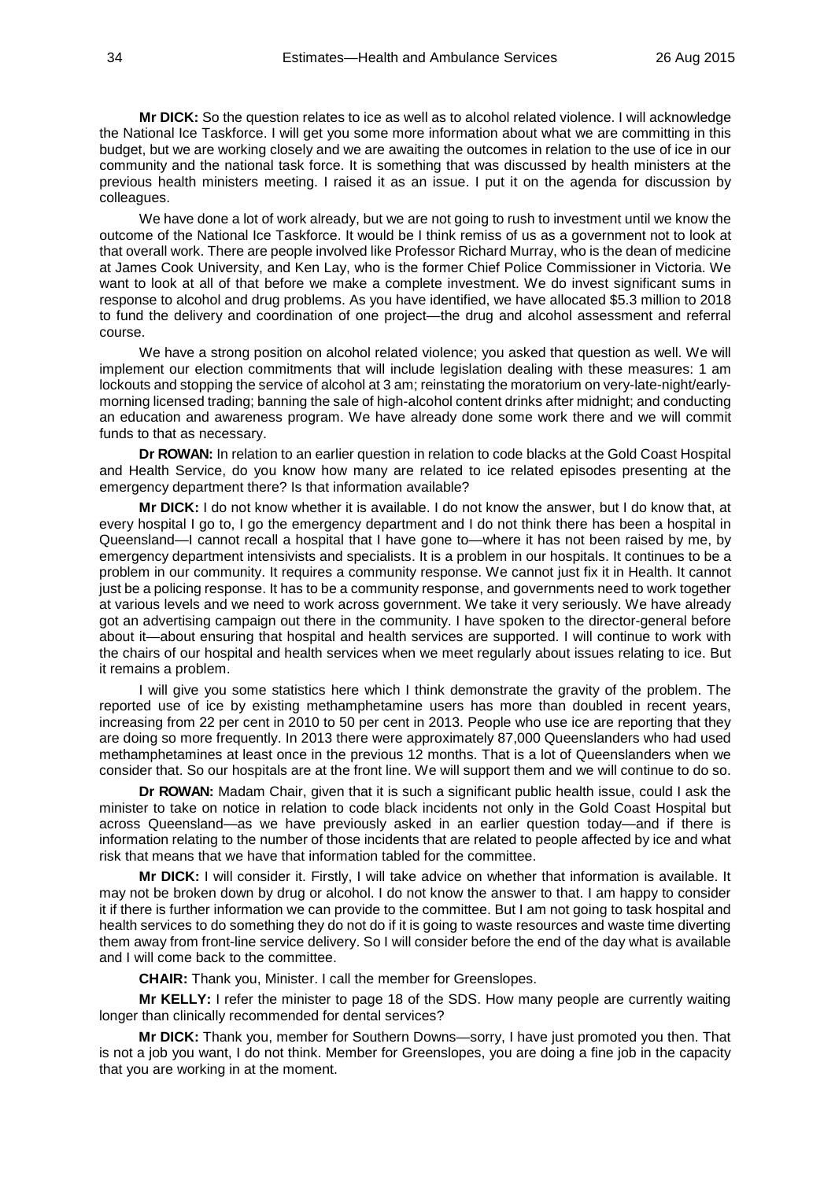**Mr DICK:** So the question relates to ice as well as to alcohol related violence. I will acknowledge the National Ice Taskforce. I will get you some more information about what we are committing in this budget, but we are working closely and we are awaiting the outcomes in relation to the use of ice in our community and the national task force. It is something that was discussed by health ministers at the previous health ministers meeting. I raised it as an issue. I put it on the agenda for discussion by colleagues.

We have done a lot of work already, but we are not going to rush to investment until we know the outcome of the National Ice Taskforce. It would be I think remiss of us as a government not to look at that overall work. There are people involved like Professor Richard Murray, who is the dean of medicine at James Cook University, and Ken Lay, who is the former Chief Police Commissioner in Victoria. We want to look at all of that before we make a complete investment. We do invest significant sums in response to alcohol and drug problems. As you have identified, we have allocated $5.3 million to 2018 to fund the delivery and coordination of one project—the drug and alcohol assessment and referral course.

We have a strong position on alcohol related violence; you asked that question as well. We will implement our election commitments that will include legislation dealing with these measures: 1 am lockouts and stopping the service of alcohol at 3 am; reinstating the moratorium on very-late-night/early-morning licensed trading; banning the sale of high-alcohol content drinks after midnight; and conducting an education and awareness program. We have already done some work there and we will commit funds to that as necessary.

**Dr ROWAN:** In relation to an earlier question in relation to code blacks at the Gold Coast Hospital and Health Service, do you know how many are related to ice related episodes presenting at the emergency department there? Is that information available?

**Mr DICK:** I do not know whether it is available. I do not know the answer, but I do know that, at every hospital I go to, I go the emergency department and I do not think there has been a hospital in Queensland—I cannot recall a hospital that I have gone to—where it has not been raised by me, by emergency department intensivists and specialists. It is a problem in our hospitals. It continues to be a problem in our community. It requires a community response. We cannot just fix it in Health. It cannot just be a policing response. It has to be a community response, and governments need to work together at various levels and we need to work across government. We take it very seriously. We have already got an advertising campaign out there in the community. I have spoken to the director-general before about it—about ensuring that hospital and health services are supported. I will continue to work with the chairs of our hospital and health services when we meet regularly about issues relating to ice. But it remains a problem.

I will give you some statistics here which I think demonstrate the gravity of the problem. The reported use of ice by existing methamphetamine users has more than doubled in recent years, increasing from 22 per cent in 2010 to 50 per cent in 2013. People who use ice are reporting that they are doing so more frequently. In 2013 there were approximately 87,000 Queenslanders who had used methamphetamines at least once in the previous 12 months. That is a lot of Queenslanders when we consider that. So our hospitals are at the front line. We will support them and we will continue to do so.

**Dr ROWAN:** Madam Chair, given that it is such a significant public health issue, could I ask the minister to take on notice in relation to code black incidents not only in the Gold Coast Hospital but across Queensland—as we have previously asked in an earlier question today—and if there is information relating to the number of those incidents that are related to people affected by ice and what risk that means that we have that information tabled for the committee.

**Mr DICK:** I will consider it. Firstly, I will take advice on whether that information is available. It may not be broken down by drug or alcohol. I do not know the answer to that. I am happy to consider it if there is further information we can provide to the committee. But I am not going to task hospital and health services to do something they do not do if it is going to waste resources and waste time diverting them away from front-line service delivery. So I will consider before the end of the day what is available and I will come back to the committee.

**CHAIR:** Thank you, Minister. I call the member for Greenslopes.

**Mr KELLY:** I refer the minister to page 18 of the SDS. How many people are currently waiting longer than clinically recommended for dental services?

**Mr DICK:** Thank you, member for Southern Downs—sorry, I have just promoted you then. That is not a job you want, I do not think. Member for Greenslopes, you are doing a fine job in the capacity that you are working in at the moment.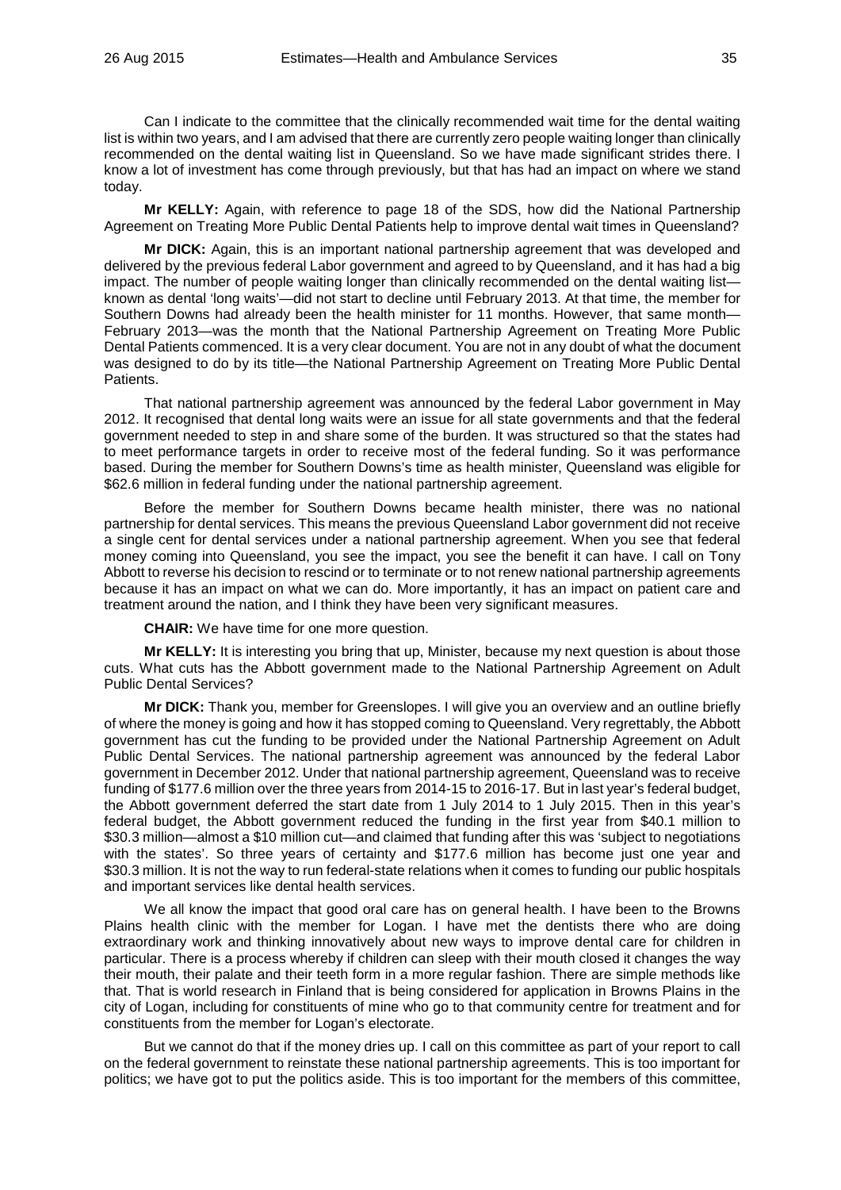Can I indicate to the committee that the clinically recommended wait time for the dental waiting list is within two years, and I am advised that there are currently zero people waiting longer than clinically recommended on the dental waiting list in Queensland. So we have made significant strides there. I know a lot of investment has come through previously, but that has had an impact on where we stand today.

**Mr KELLY:** Again, with reference to page 18 of the SDS, how did the National Partnership Agreement on Treating More Public Dental Patients help to improve dental wait times in Queensland?

**Mr DICK:** Again, this is an important national partnership agreement that was developed and delivered by the previous federal Labor government and agreed to by Queensland, and it has had a big impact. The number of people waiting longer than clinically recommended on the dental waiting list—known as dental 'long waits'—did not start to decline until February 2013. At that time, the member for Southern Downs had already been the health minister for 11 months. However, that same month—February 2013—was the month that the National Partnership Agreement on Treating More Public Dental Patients commenced. It is a very clear document. You are not in any doubt of what the document was designed to do by its title—the National Partnership Agreement on Treating More Public Dental Patients.

That national partnership agreement was announced by the federal Labor government in May 2012. It recognised that dental long waits were an issue for all state governments and that the federal government needed to step in and share some of the burden. It was structured so that the states had to meet performance targets in order to receive most of the federal funding. So it was performance based. During the member for Southern Downs's time as health minister, Queensland was eligible for $62.6 million in federal funding under the national partnership agreement.

Before the member for Southern Downs became health minister, there was no national partnership for dental services. This means the previous Queensland Labor government did not receive a single cent for dental services under a national partnership agreement. When you see that federal money coming into Queensland, you see the impact, you see the benefit it can have. I call on Tony Abbott to reverse his decision to rescind or to terminate or to not renew national partnership agreements because it has an impact on what we can do. More importantly, it has an impact on patient care and treatment around the nation, and I think they have been very significant measures.

**CHAIR:** We have time for one more question.

**Mr KELLY:** It is interesting you bring that up, Minister, because my next question is about those cuts. What cuts has the Abbott government made to the National Partnership Agreement on Adult Public Dental Services?

**Mr DICK:** Thank you, member for Greenslopes. I will give you an overview and an outline briefly of where the money is going and how it has stopped coming to Queensland. Very regrettably, the Abbott government has cut the funding to be provided under the National Partnership Agreement on Adult Public Dental Services. The national partnership agreement was announced by the federal Labor government in December 2012. Under that national partnership agreement, Queensland was to receive funding of $177.6 million over the three years from 2014-15 to 2016-17. But in last year's federal budget, the Abbott government deferred the start date from 1 July 2014 to 1 July 2015. Then in this year's federal budget, the Abbott government reduced the funding in the first year from $40.1 million to $30.3 million—almost a $10 million cut—and claimed that funding after this was 'subject to negotiations with the states'. So three years of certainty and $177.6 million has become just one year and $30.3 million. It is not the way to run federal-state relations when it comes to funding our public hospitals and important services like dental health services.

We all know the impact that good oral care has on general health. I have been to the Browns Plains health clinic with the member for Logan. I have met the dentists there who are doing extraordinary work and thinking innovatively about new ways to improve dental care for children in particular. There is a process whereby if children can sleep with their mouth closed it changes the way their mouth, their palate and their teeth form in a more regular fashion. There are simple methods like that. That is world research in Finland that is being considered for application in Browns Plains in the city of Logan, including for constituents of mine who go to that community centre for treatment and for constituents from the member for Logan's electorate.

But we cannot do that if the money dries up. I call on this committee as part of your report to call on the federal government to reinstate these national partnership agreements. This is too important for politics; we have got to put the politics aside. This is too important for the members of this committee,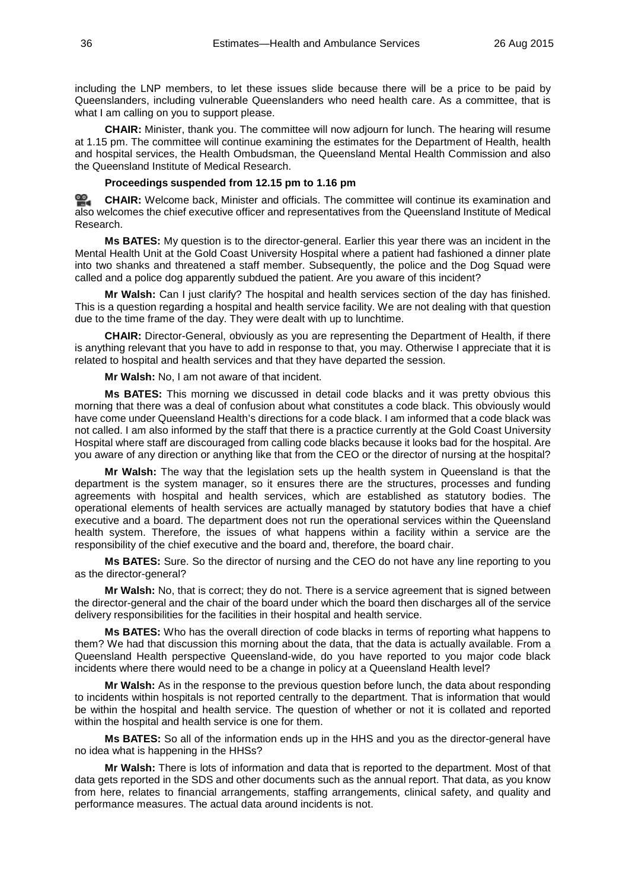including the LNP members, to let these issues slide because there will be a price to be paid by Queenslanders, including vulnerable Queenslanders who need health care. As a committee, that is what I am calling on you to support please.

**CHAIR:** Minister, thank you. The committee will now adjourn for lunch. The hearing will resume at 1.15 pm. The committee will continue examining the estimates for the Department of Health, health and hospital services, the Health Ombudsman, the Queensland Mental Health Commission and also the Queensland Institute of Medical Research.

**Proceedings suspended from 12.15 pm to 1.16 pm**

**CHAIR:** Welcome back, Minister and officials. The committee will continue its examination and also welcomes the chief executive officer and representatives from the Queensland Institute of Medical Research.

**Ms BATES:** My question is to the director-general. Earlier this year there was an incident in the Mental Health Unit at the Gold Coast University Hospital where a patient had fashioned a dinner plate into two shanks and threatened a staff member. Subsequently, the police and the Dog Squad were called and a police dog apparently subdued the patient. Are you aware of this incident?

**Mr Walsh:** Can I just clarify? The hospital and health services section of the day has finished. This is a question regarding a hospital and health service facility. We are not dealing with that question due to the time frame of the day. They were dealt with up to lunchtime.

**CHAIR:** Director-General, obviously as you are representing the Department of Health, if there is anything relevant that you have to add in response to that, you may. Otherwise I appreciate that it is related to hospital and health services and that they have departed the session.

**Mr Walsh:** No, I am not aware of that incident.

**Ms BATES:** This morning we discussed in detail code blacks and it was pretty obvious this morning that there was a deal of confusion about what constitutes a code black. This obviously would have come under Queensland Health's directions for a code black. I am informed that a code black was not called. I am also informed by the staff that there is a practice currently at the Gold Coast University Hospital where staff are discouraged from calling code blacks because it looks bad for the hospital. Are you aware of any direction or anything like that from the CEO or the director of nursing at the hospital?

**Mr Walsh:** The way that the legislation sets up the health system in Queensland is that the department is the system manager, so it ensures there are the structures, processes and funding agreements with hospital and health services, which are established as statutory bodies. The operational elements of health services are actually managed by statutory bodies that have a chief executive and a board. The department does not run the operational services within the Queensland health system. Therefore, the issues of what happens within a facility within a service are the responsibility of the chief executive and the board and, therefore, the board chair.

**Ms BATES:** Sure. So the director of nursing and the CEO do not have any line reporting to you as the director-general?

**Mr Walsh:** No, that is correct; they do not. There is a service agreement that is signed between the director-general and the chair of the board under which the board then discharges all of the service delivery responsibilities for the facilities in their hospital and health service.

**Ms BATES:** Who has the overall direction of code blacks in terms of reporting what happens to them? We had that discussion this morning about the data, that the data is actually available. From a Queensland Health perspective Queensland-wide, do you have reported to you major code black incidents where there would need to be a change in policy at a Queensland Health level?

**Mr Walsh:** As in the response to the previous question before lunch, the data about responding to incidents within hospitals is not reported centrally to the department. That is information that would be within the hospital and health service. The question of whether or not it is collated and reported within the hospital and health service is one for them.

**Ms BATES:** So all of the information ends up in the HHS and you as the director-general have no idea what is happening in the HHSs?

**Mr Walsh:** There is lots of information and data that is reported to the department. Most of that data gets reported in the SDS and other documents such as the annual report. That data, as you know from here, relates to financial arrangements, staffing arrangements, clinical safety, and quality and performance measures. The actual data around incidents is not.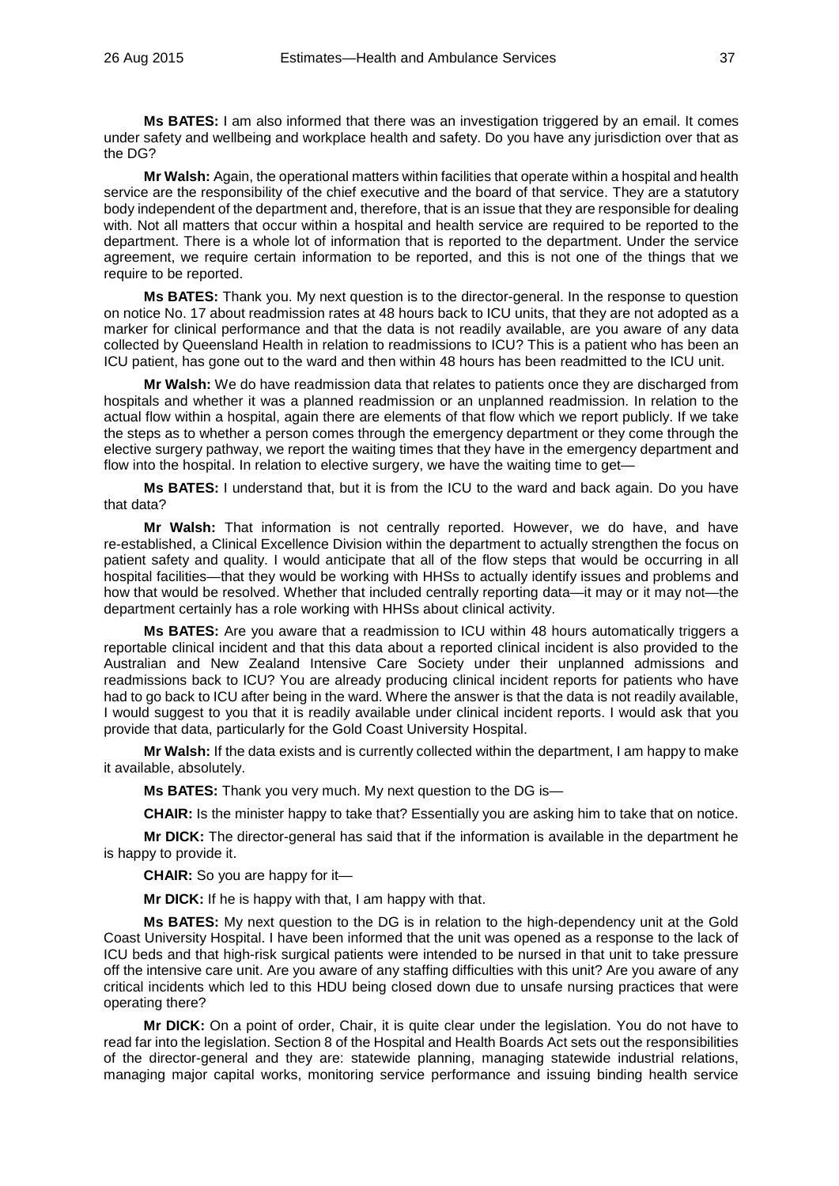**Ms BATES:** I am also informed that there was an investigation triggered by an email. It comes under safety and wellbeing and workplace health and safety. Do you have any jurisdiction over that as the DG?

**Mr Walsh:** Again, the operational matters within facilities that operate within a hospital and health service are the responsibility of the chief executive and the board of that service. They are a statutory body independent of the department and, therefore, that is an issue that they are responsible for dealing with. Not all matters that occur within a hospital and health service are required to be reported to the department. There is a whole lot of information that is reported to the department. Under the service agreement, we require certain information to be reported, and this is not one of the things that we require to be reported.

**Ms BATES:** Thank you. My next question is to the director-general. In the response to question on notice No. 17 about readmission rates at 48 hours back to ICU units, that they are not adopted as a marker for clinical performance and that the data is not readily available, are you aware of any data collected by Queensland Health in relation to readmissions to ICU? This is a patient who has been an ICU patient, has gone out to the ward and then within 48 hours has been readmitted to the ICU unit.

**Mr Walsh:** We do have readmission data that relates to patients once they are discharged from hospitals and whether it was a planned readmission or an unplanned readmission. In relation to the actual flow within a hospital, again there are elements of that flow which we report publicly. If we take the steps as to whether a person comes through the emergency department or they come through the elective surgery pathway, we report the waiting times that they have in the emergency department and flow into the hospital. In relation to elective surgery, we have the waiting time to get—

**Ms BATES:** I understand that, but it is from the ICU to the ward and back again. Do you have that data?

**Mr Walsh:** That information is not centrally reported. However, we do have, and have re-established, a Clinical Excellence Division within the department to actually strengthen the focus on patient safety and quality. I would anticipate that all of the flow steps that would be occurring in all hospital facilities—that they would be working with HHSs to actually identify issues and problems and how that would be resolved. Whether that included centrally reporting data—it may or it may not—the department certainly has a role working with HHSs about clinical activity.

**Ms BATES:** Are you aware that a readmission to ICU within 48 hours automatically triggers a reportable clinical incident and that this data about a reported clinical incident is also provided to the Australian and New Zealand Intensive Care Society under their unplanned admissions and readmissions back to ICU? You are already producing clinical incident reports for patients who have had to go back to ICU after being in the ward. Where the answer is that the data is not readily available, I would suggest to you that it is readily available under clinical incident reports. I would ask that you provide that data, particularly for the Gold Coast University Hospital.

**Mr Walsh:** If the data exists and is currently collected within the department, I am happy to make it available, absolutely.

**Ms BATES:** Thank you very much. My next question to the DG is—

**CHAIR:** Is the minister happy to take that? Essentially you are asking him to take that on notice.

**Mr DICK:** The director-general has said that if the information is available in the department he is happy to provide it.

**CHAIR:** So you are happy for it—

**Mr DICK:** If he is happy with that, I am happy with that.

**Ms BATES:** My next question to the DG is in relation to the high-dependency unit at the Gold Coast University Hospital. I have been informed that the unit was opened as a response to the lack of ICU beds and that high-risk surgical patients were intended to be nursed in that unit to take pressure off the intensive care unit. Are you aware of any staffing difficulties with this unit? Are you aware of any critical incidents which led to this HDU being closed down due to unsafe nursing practices that were operating there?

**Mr DICK:** On a point of order, Chair, it is quite clear under the legislation. You do not have to read far into the legislation. Section 8 of the Hospital and Health Boards Act sets out the responsibilities of the director-general and they are: statewide planning, managing statewide industrial relations, managing major capital works, monitoring service performance and issuing binding health service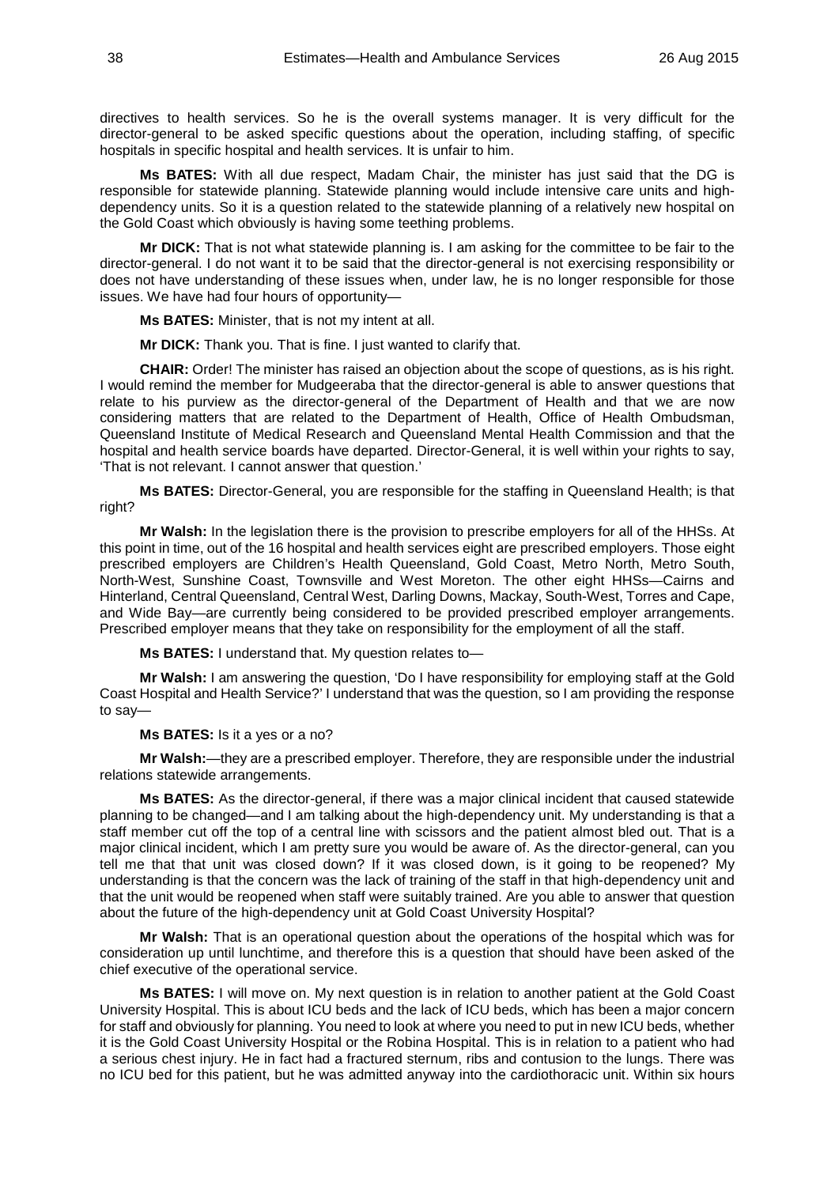directives to health services. So he is the overall systems manager. It is very difficult for the director-general to be asked specific questions about the operation, including staffing, of specific hospitals in specific hospital and health services. It is unfair to him.

**Ms BATES:** With all due respect, Madam Chair, the minister has just said that the DG is responsible for statewide planning. Statewide planning would include intensive care units and high-dependency units. So it is a question related to the statewide planning of a relatively new hospital on the Gold Coast which obviously is having some teething problems.

**Mr DICK:** That is not what statewide planning is. I am asking for the committee to be fair to the director-general. I do not want it to be said that the director-general is not exercising responsibility or does not have understanding of these issues when, under law, he is no longer responsible for those issues. We have had four hours of opportunity—

**Ms BATES:** Minister, that is not my intent at all.

**Mr DICK:** Thank you. That is fine. I just wanted to clarify that.

**CHAIR:** Order! The minister has raised an objection about the scope of questions, as is his right. I would remind the member for Mudgeeraba that the director-general is able to answer questions that relate to his purview as the director-general of the Department of Health and that we are now considering matters that are related to the Department of Health, Office of Health Ombudsman, Queensland Institute of Medical Research and Queensland Mental Health Commission and that the hospital and health service boards have departed. Director-General, it is well within your rights to say, 'That is not relevant. I cannot answer that question.'

**Ms BATES:** Director-General, you are responsible for the staffing in Queensland Health; is that right?

**Mr Walsh:** In the legislation there is the provision to prescribe employers for all of the HHSs. At this point in time, out of the 16 hospital and health services eight are prescribed employers. Those eight prescribed employers are Children's Health Queensland, Gold Coast, Metro North, Metro South, North-West, Sunshine Coast, Townsville and West Moreton. The other eight HHSs—Cairns and Hinterland, Central Queensland, Central West, Darling Downs, Mackay, South-West, Torres and Cape, and Wide Bay—are currently being considered to be provided prescribed employer arrangements. Prescribed employer means that they take on responsibility for the employment of all the staff.

**Ms BATES:** I understand that. My question relates to—

**Mr Walsh:** I am answering the question, 'Do I have responsibility for employing staff at the Gold Coast Hospital and Health Service?' I understand that was the question, so I am providing the response to say—

**Ms BATES:** Is it a yes or a no?

**Mr Walsh:**—they are a prescribed employer. Therefore, they are responsible under the industrial relations statewide arrangements.

**Ms BATES:** As the director-general, if there was a major clinical incident that caused statewide planning to be changed—and I am talking about the high-dependency unit. My understanding is that a staff member cut off the top of a central line with scissors and the patient almost bled out. That is a major clinical incident, which I am pretty sure you would be aware of. As the director-general, can you tell me that that unit was closed down? If it was closed down, is it going to be reopened? My understanding is that the concern was the lack of training of the staff in that high-dependency unit and that the unit would be reopened when staff were suitably trained. Are you able to answer that question about the future of the high-dependency unit at Gold Coast University Hospital?

**Mr Walsh:** That is an operational question about the operations of the hospital which was for consideration up until lunchtime, and therefore this is a question that should have been asked of the chief executive of the operational service.

**Ms BATES:** I will move on. My next question is in relation to another patient at the Gold Coast University Hospital. This is about ICU beds and the lack of ICU beds, which has been a major concern for staff and obviously for planning. You need to look at where you need to put in new ICU beds, whether it is the Gold Coast University Hospital or the Robina Hospital. This is in relation to a patient who had a serious chest injury. He in fact had a fractured sternum, ribs and contusion to the lungs. There was no ICU bed for this patient, but he was admitted anyway into the cardiothoracic unit. Within six hours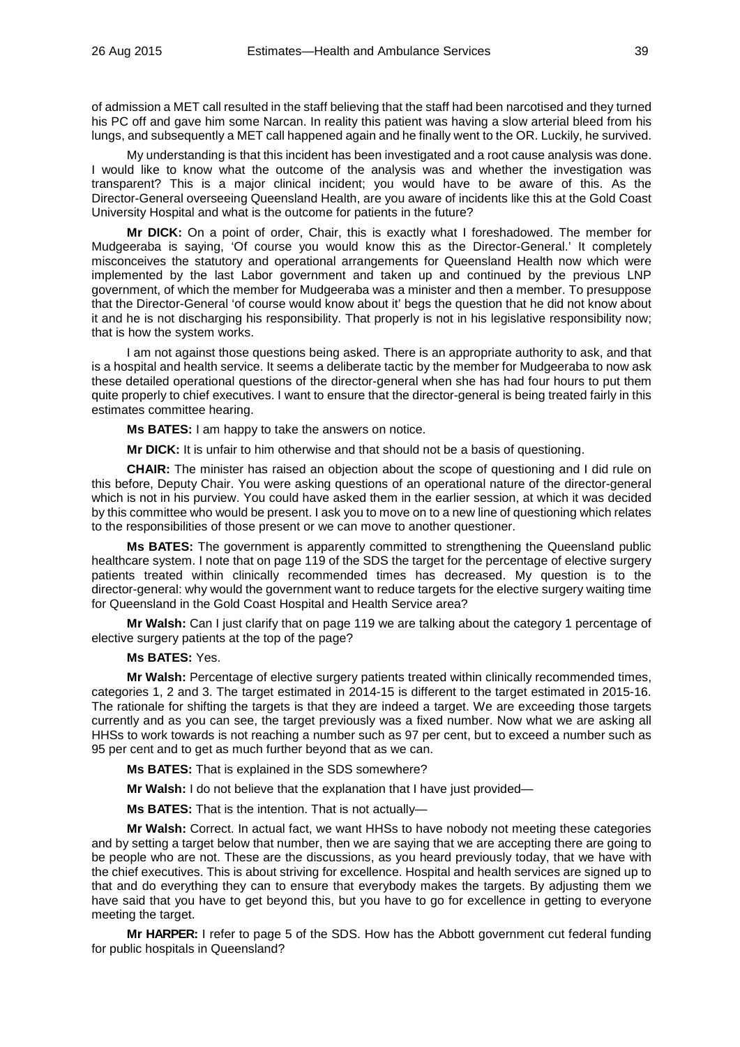of admission a MET call resulted in the staff believing that the staff had been narcotised and they turned his PC off and gave him some Narcan. In reality this patient was having a slow arterial bleed from his lungs, and subsequently a MET call happened again and he finally went to the OR. Luckily, he survived.

My understanding is that this incident has been investigated and a root cause analysis was done. I would like to know what the outcome of the analysis was and whether the investigation was transparent? This is a major clinical incident; you would have to be aware of this. As the Director-General overseeing Queensland Health, are you aware of incidents like this at the Gold Coast University Hospital and what is the outcome for patients in the future?

**Mr DICK:** On a point of order, Chair, this is exactly what I foreshadowed. The member for Mudgeeraba is saying, 'Of course you would know this as the Director-General.' It completely misconceives the statutory and operational arrangements for Queensland Health now which were implemented by the last Labor government and taken up and continued by the previous LNP government, of which the member for Mudgeeraba was a minister and then a member. To presuppose that the Director-General 'of course would know about it' begs the question that he did not know about it and he is not discharging his responsibility. That properly is not in his legislative responsibility now; that is how the system works.

I am not against those questions being asked. There is an appropriate authority to ask, and that is a hospital and health service. It seems a deliberate tactic by the member for Mudgeeraba to now ask these detailed operational questions of the director-general when she has had four hours to put them quite properly to chief executives. I want to ensure that the director-general is being treated fairly in this estimates committee hearing.

**Ms BATES:** I am happy to take the answers on notice.

**Mr DICK:** It is unfair to him otherwise and that should not be a basis of questioning.

**CHAIR:** The minister has raised an objection about the scope of questioning and I did rule on this before, Deputy Chair. You were asking questions of an operational nature of the director-general which is not in his purview. You could have asked them in the earlier session, at which it was decided by this committee who would be present. I ask you to move on to a new line of questioning which relates to the responsibilities of those present or we can move to another questioner.

**Ms BATES:** The government is apparently committed to strengthening the Queensland public healthcare system. I note that on page 119 of the SDS the target for the percentage of elective surgery patients treated within clinically recommended times has decreased. My question is to the director-general: why would the government want to reduce targets for the elective surgery waiting time for Queensland in the Gold Coast Hospital and Health Service area?

**Mr Walsh:** Can I just clarify that on page 119 we are talking about the category 1 percentage of elective surgery patients at the top of the page?

**Ms BATES:** Yes.

**Mr Walsh:** Percentage of elective surgery patients treated within clinically recommended times, categories 1, 2 and 3. The target estimated in 2014-15 is different to the target estimated in 2015-16. The rationale for shifting the targets is that they are indeed a target. We are exceeding those targets currently and as you can see, the target previously was a fixed number. Now what we are asking all HHSs to work towards is not reaching a number such as 97 per cent, but to exceed a number such as 95 per cent and to get as much further beyond that as we can.

**Ms BATES:** That is explained in the SDS somewhere?

**Mr Walsh:** I do not believe that the explanation that I have just provided—

**Ms BATES:** That is the intention. That is not actually—

**Mr Walsh:** Correct. In actual fact, we want HHSs to have nobody not meeting these categories and by setting a target below that number, then we are saying that we are accepting there are going to be people who are not. These are the discussions, as you heard previously today, that we have with the chief executives. This is about striving for excellence. Hospital and health services are signed up to that and do everything they can to ensure that everybody makes the targets. By adjusting them we have said that you have to get beyond this, but you have to go for excellence in getting to everyone meeting the target.

**Mr HARPER:** I refer to page 5 of the SDS. How has the Abbott government cut federal funding for public hospitals in Queensland?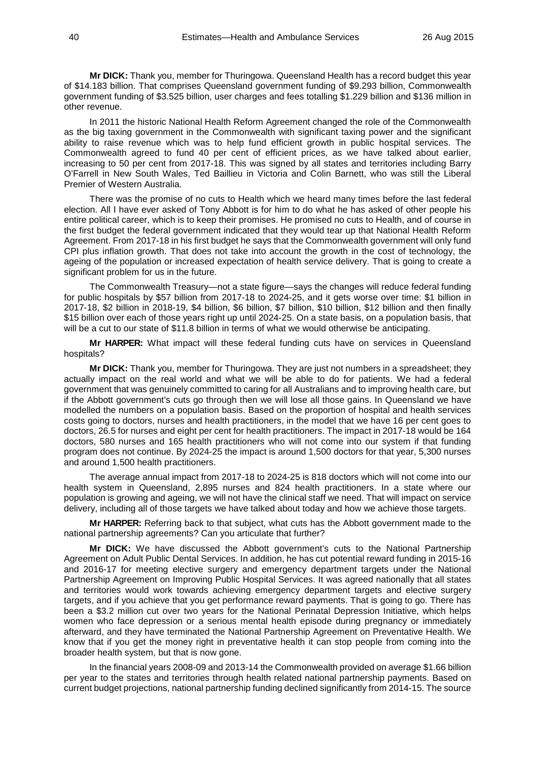**Mr DICK:** Thank you, member for Thuringowa. Queensland Health has a record budget this year of $14.183 billion. That comprises Queensland government funding of $9.293 billion, Commonwealth government funding of $3.525 billion, user charges and fees totalling $1.229 billion and $136 million in other revenue.

In 2011 the historic National Health Reform Agreement changed the role of the Commonwealth as the big taxing government in the Commonwealth with significant taxing power and the significant ability to raise revenue which was to help fund efficient growth in public hospital services. The Commonwealth agreed to fund 40 per cent of efficient prices, as we have talked about earlier, increasing to 50 per cent from 2017-18. This was signed by all states and territories including Barry O'Farrell in New South Wales, Ted Baillieu in Victoria and Colin Barnett, who was still the Liberal Premier of Western Australia.

There was the promise of no cuts to Health which we heard many times before the last federal election. All I have ever asked of Tony Abbott is for him to do what he has asked of other people his entire political career, which is to keep their promises. He promised no cuts to Health, and of course in the first budget the federal government indicated that they would tear up that National Health Reform Agreement. From 2017-18 in his first budget he says that the Commonwealth government will only fund CPI plus inflation growth. That does not take into account the growth in the cost of technology, the ageing of the population or increased expectation of health service delivery. That is going to create a significant problem for us in the future.

The Commonwealth Treasury—not a state figure—says the changes will reduce federal funding for public hospitals by $57 billion from 2017-18 to 2024-25, and it gets worse over time: $1 billion in 2017-18, $2 billion in 2018-19, $4 billion, $6 billion, $7 billion, $10 billion, $12 billion and then finally $15 billion over each of those years right up until 2024-25. On a state basis, on a population basis, that will be a cut to our state of $11.8 billion in terms of what we would otherwise be anticipating.

**Mr HARPER:** What impact will these federal funding cuts have on services in Queensland hospitals?

**Mr DICK:** Thank you, member for Thuringowa. They are just not numbers in a spreadsheet; they actually impact on the real world and what we will be able to do for patients. We had a federal government that was genuinely committed to caring for all Australians and to improving health care, but if the Abbott government's cuts go through then we will lose all those gains. In Queensland we have modelled the numbers on a population basis. Based on the proportion of hospital and health services costs going to doctors, nurses and health practitioners, in the model that we have 16 per cent goes to doctors, 26.5 for nurses and eight per cent for health practitioners. The impact in 2017-18 would be 164 doctors, 580 nurses and 165 health practitioners who will not come into our system if that funding program does not continue. By 2024-25 the impact is around 1,500 doctors for that year, 5,300 nurses and around 1,500 health practitioners.

The average annual impact from 2017-18 to 2024-25 is 818 doctors which will not come into our health system in Queensland, 2,895 nurses and 824 health practitioners. In a state where our population is growing and ageing, we will not have the clinical staff we need. That will impact on service delivery, including all of those targets we have talked about today and how we achieve those targets.

**Mr HARPER:** Referring back to that subject, what cuts has the Abbott government made to the national partnership agreements? Can you articulate that further?

**Mr DICK:** We have discussed the Abbott government's cuts to the National Partnership Agreement on Adult Public Dental Services. In addition, he has cut potential reward funding in 2015-16 and 2016-17 for meeting elective surgery and emergency department targets under the National Partnership Agreement on Improving Public Hospital Services. It was agreed nationally that all states and territories would work towards achieving emergency department targets and elective surgery targets, and if you achieve that you get performance reward payments. That is going to go. There has been a $3.2 million cut over two years for the National Perinatal Depression Initiative, which helps women who face depression or a serious mental health episode during pregnancy or immediately afterward, and they have terminated the National Partnership Agreement on Preventative Health. We know that if you get the money right in preventative health it can stop people from coming into the broader health system, but that is now gone.

In the financial years 2008-09 and 2013-14 the Commonwealth provided on average $1.66 billion per year to the states and territories through health related national partnership payments. Based on current budget projections, national partnership funding declined significantly from 2014-15. The source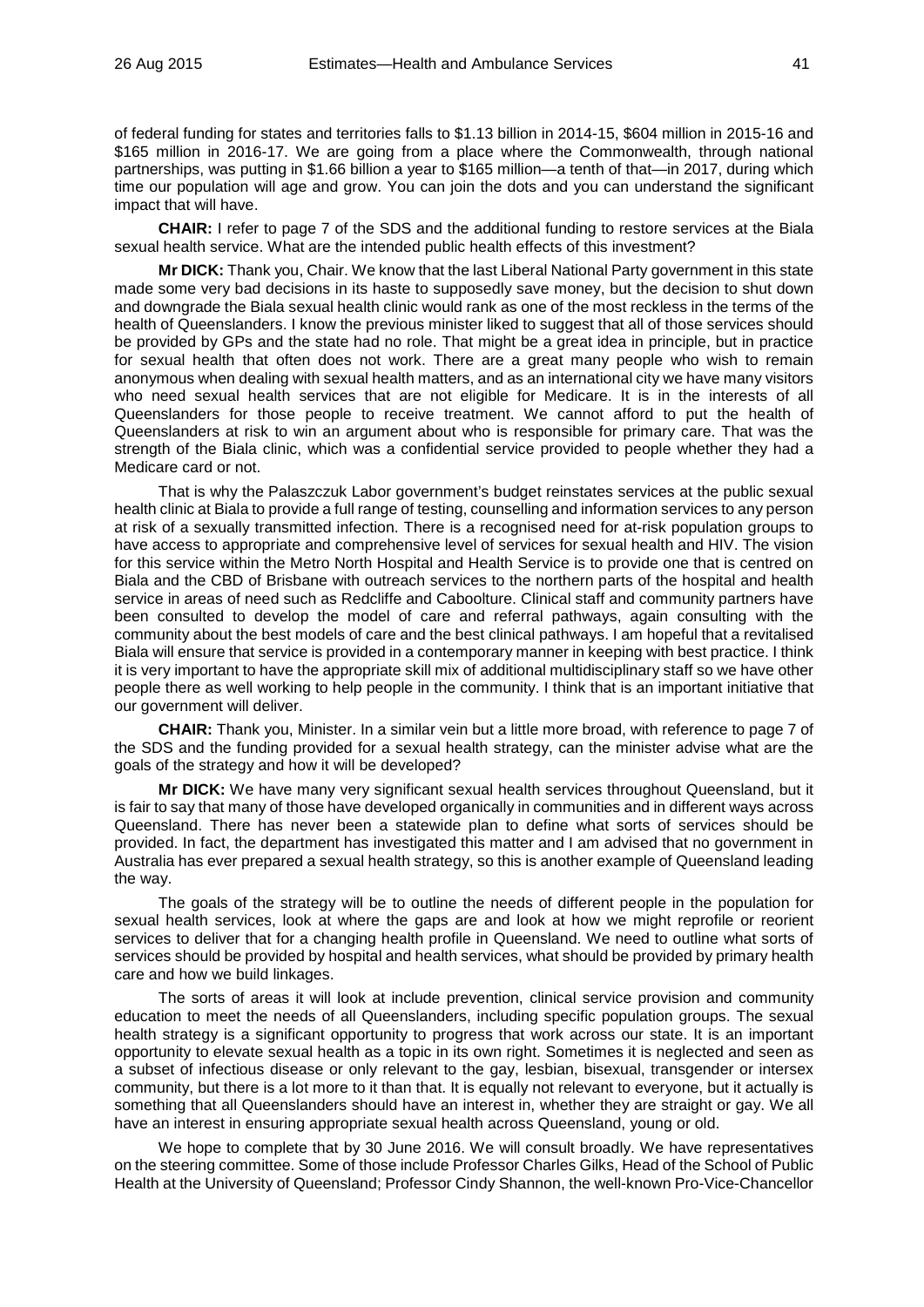of federal funding for states and territories falls to $1.13 billion in 2014-15, $604 million in 2015-16 and $165 million in 2016-17. We are going from a place where the Commonwealth, through national partnerships, was putting in $1.66 billion a year to $165 million—a tenth of that—in 2017, during which time our population will age and grow. You can join the dots and you can understand the significant impact that will have.

**CHAIR:** I refer to page 7 of the SDS and the additional funding to restore services at the Biala sexual health service. What are the intended public health effects of this investment?

**Mr DICK:** Thank you, Chair. We know that the last Liberal National Party government in this state made some very bad decisions in its haste to supposedly save money, but the decision to shut down and downgrade the Biala sexual health clinic would rank as one of the most reckless in the terms of the health of Queenslanders. I know the previous minister liked to suggest that all of those services should be provided by GPs and the state had no role. That might be a great idea in principle, but in practice for sexual health that often does not work. There are a great many people who wish to remain anonymous when dealing with sexual health matters, and as an international city we have many visitors who need sexual health services that are not eligible for Medicare. It is in the interests of all Queenslanders for those people to receive treatment. We cannot afford to put the health of Queenslanders at risk to win an argument about who is responsible for primary care. That was the strength of the Biala clinic, which was a confidential service provided to people whether they had a Medicare card or not.

That is why the Palaszczuk Labor government's budget reinstates services at the public sexual health clinic at Biala to provide a full range of testing, counselling and information services to any person at risk of a sexually transmitted infection. There is a recognised need for at-risk population groups to have access to appropriate and comprehensive level of services for sexual health and HIV. The vision for this service within the Metro North Hospital and Health Service is to provide one that is centred on Biala and the CBD of Brisbane with outreach services to the northern parts of the hospital and health service in areas of need such as Redcliffe and Caboolture. Clinical staff and community partners have been consulted to develop the model of care and referral pathways, again consulting with the community about the best models of care and the best clinical pathways. I am hopeful that a revitalised Biala will ensure that service is provided in a contemporary manner in keeping with best practice. I think it is very important to have the appropriate skill mix of additional multidisciplinary staff so we have other people there as well working to help people in the community. I think that is an important initiative that our government will deliver.

**CHAIR:** Thank you, Minister. In a similar vein but a little more broad, with reference to page 7 of the SDS and the funding provided for a sexual health strategy, can the minister advise what are the goals of the strategy and how it will be developed?

**Mr DICK:** We have many very significant sexual health services throughout Queensland, but it is fair to say that many of those have developed organically in communities and in different ways across Queensland. There has never been a statewide plan to define what sorts of services should be provided. In fact, the department has investigated this matter and I am advised that no government in Australia has ever prepared a sexual health strategy, so this is another example of Queensland leading the way.

The goals of the strategy will be to outline the needs of different people in the population for sexual health services, look at where the gaps are and look at how we might reprofile or reorient services to deliver that for a changing health profile in Queensland. We need to outline what sorts of services should be provided by hospital and health services, what should be provided by primary health care and how we build linkages.

The sorts of areas it will look at include prevention, clinical service provision and community education to meet the needs of all Queenslanders, including specific population groups. The sexual health strategy is a significant opportunity to progress that work across our state. It is an important opportunity to elevate sexual health as a topic in its own right. Sometimes it is neglected and seen as a subset of infectious disease or only relevant to the gay, lesbian, bisexual, transgender or intersex community, but there is a lot more to it than that. It is equally not relevant to everyone, but it actually is something that all Queenslanders should have an interest in, whether they are straight or gay. We all have an interest in ensuring appropriate sexual health across Queensland, young or old.

We hope to complete that by 30 June 2016. We will consult broadly. We have representatives on the steering committee. Some of those include Professor Charles Gilks, Head of the School of Public Health at the University of Queensland; Professor Cindy Shannon, the well-known Pro-Vice-Chancellor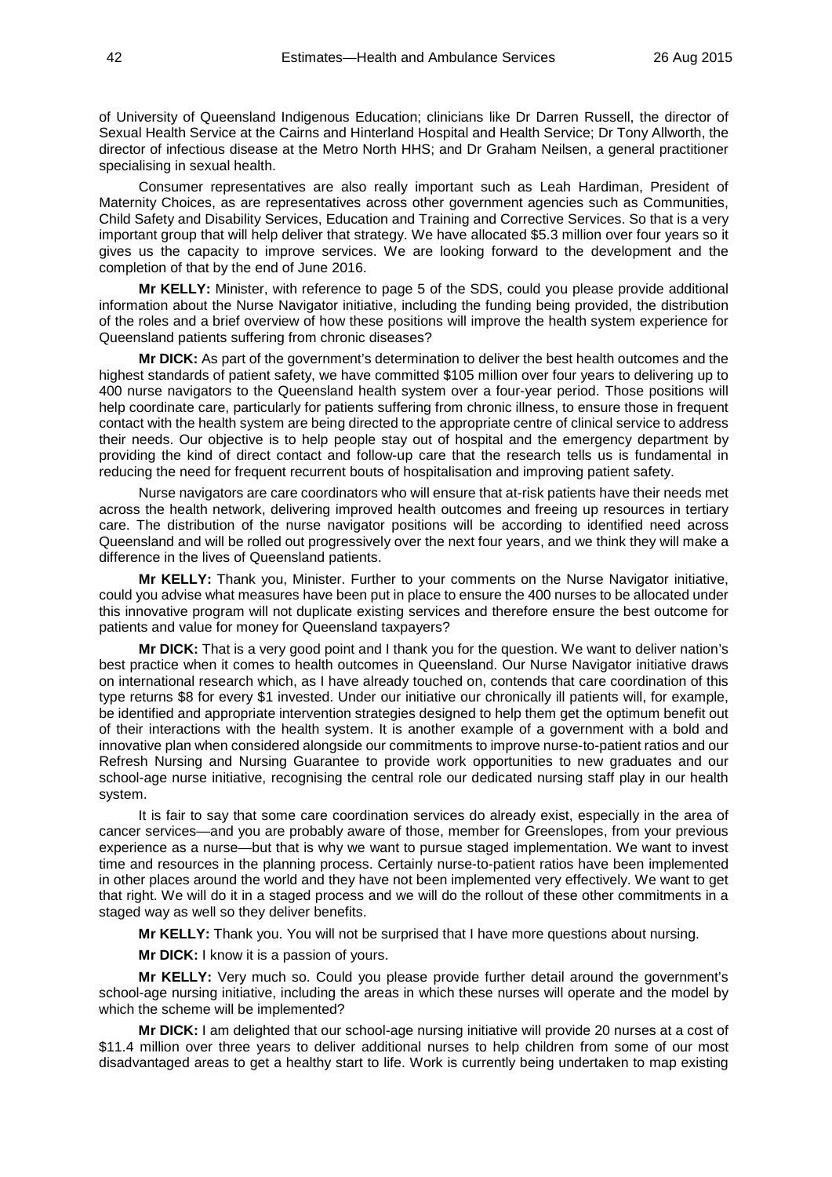of University of Queensland Indigenous Education; clinicians like Dr Darren Russell, the director of Sexual Health Service at the Cairns and Hinterland Hospital and Health Service; Dr Tony Allworth, the director of infectious disease at the Metro North HHS; and Dr Graham Neilsen, a general practitioner specialising in sexual health.

Consumer representatives are also really important such as Leah Hardiman, President of Maternity Choices, as are representatives across other government agencies such as Communities, Child Safety and Disability Services, Education and Training and Corrective Services. So that is a very important group that will help deliver that strategy. We have allocated $5.3 million over four years so it gives us the capacity to improve services. We are looking forward to the development and the completion of that by the end of June 2016.

**Mr KELLY:** Minister, with reference to page 5 of the SDS, could you please provide additional information about the Nurse Navigator initiative, including the funding being provided, the distribution of the roles and a brief overview of how these positions will improve the health system experience for Queensland patients suffering from chronic diseases?

**Mr DICK:** As part of the government's determination to deliver the best health outcomes and the highest standards of patient safety, we have committed $105 million over four years to delivering up to 400 nurse navigators to the Queensland health system over a four-year period. Those positions will help coordinate care, particularly for patients suffering from chronic illness, to ensure those in frequent contact with the health system are being directed to the appropriate centre of clinical service to address their needs. Our objective is to help people stay out of hospital and the emergency department by providing the kind of direct contact and follow-up care that the research tells us is fundamental in reducing the need for frequent recurrent bouts of hospitalisation and improving patient safety.

Nurse navigators are care coordinators who will ensure that at-risk patients have their needs met across the health network, delivering improved health outcomes and freeing up resources in tertiary care. The distribution of the nurse navigator positions will be according to identified need across Queensland and will be rolled out progressively over the next four years, and we think they will make a difference in the lives of Queensland patients.

**Mr KELLY:** Thank you, Minister. Further to your comments on the Nurse Navigator initiative, could you advise what measures have been put in place to ensure the 400 nurses to be allocated under this innovative program will not duplicate existing services and therefore ensure the best outcome for patients and value for money for Queensland taxpayers?

**Mr DICK:** That is a very good point and I thank you for the question. We want to deliver nation's best practice when it comes to health outcomes in Queensland. Our Nurse Navigator initiative draws on international research which, as I have already touched on, contends that care coordination of this type returns $8 for every $1 invested. Under our initiative our chronically ill patients will, for example, be identified and appropriate intervention strategies designed to help them get the optimum benefit out of their interactions with the health system. It is another example of a government with a bold and innovative plan when considered alongside our commitments to improve nurse-to-patient ratios and our Refresh Nursing and Nursing Guarantee to provide work opportunities to new graduates and our school-age nurse initiative, recognising the central role our dedicated nursing staff play in our health system.

It is fair to say that some care coordination services do already exist, especially in the area of cancer services—and you are probably aware of those, member for Greenslopes, from your previous experience as a nurse—but that is why we want to pursue staged implementation. We want to invest time and resources in the planning process. Certainly nurse-to-patient ratios have been implemented in other places around the world and they have not been implemented very effectively. We want to get that right. We will do it in a staged process and we will do the rollout of these other commitments in a staged way as well so they deliver benefits.

**Mr KELLY:** Thank you. You will not be surprised that I have more questions about nursing.

**Mr DICK:** I know it is a passion of yours.

**Mr KELLY:** Very much so. Could you please provide further detail around the government's school-age nursing initiative, including the areas in which these nurses will operate and the model by which the scheme will be implemented?

**Mr DICK:** I am delighted that our school-age nursing initiative will provide 20 nurses at a cost of $11.4 million over three years to deliver additional nurses to help children from some of our most disadvantaged areas to get a healthy start to life. Work is currently being undertaken to map existing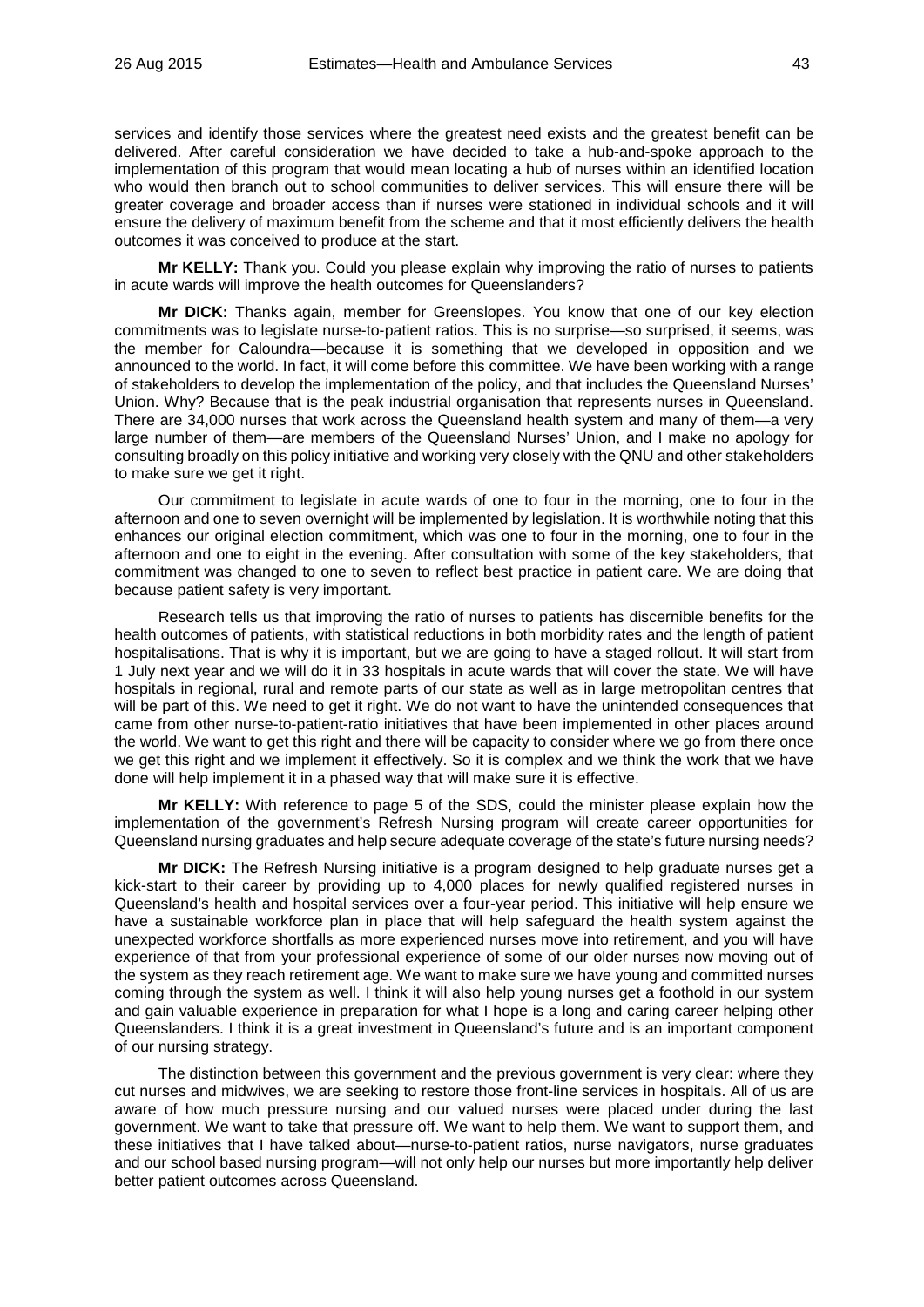services and identify those services where the greatest need exists and the greatest benefit can be delivered. After careful consideration we have decided to take a hub-and-spoke approach to the implementation of this program that would mean locating a hub of nurses within an identified location who would then branch out to school communities to deliver services. This will ensure there will be greater coverage and broader access than if nurses were stationed in individual schools and it will ensure the delivery of maximum benefit from the scheme and that it most efficiently delivers the health outcomes it was conceived to produce at the start.

**Mr KELLY:** Thank you. Could you please explain why improving the ratio of nurses to patients in acute wards will improve the health outcomes for Queenslanders?

**Mr DICK:** Thanks again, member for Greenslopes. You know that one of our key election commitments was to legislate nurse-to-patient ratios. This is no surprise—so surprised, it seems, was the member for Caloundra—because it is something that we developed in opposition and we announced to the world. In fact, it will come before this committee. We have been working with a range of stakeholders to develop the implementation of the policy, and that includes the Queensland Nurses' Union. Why? Because that is the peak industrial organisation that represents nurses in Queensland. There are 34,000 nurses that work across the Queensland health system and many of them—a very large number of them—are members of the Queensland Nurses' Union, and I make no apology for consulting broadly on this policy initiative and working very closely with the QNU and other stakeholders to make sure we get it right.

Our commitment to legislate in acute wards of one to four in the morning, one to four in the afternoon and one to seven overnight will be implemented by legislation. It is worthwhile noting that this enhances our original election commitment, which was one to four in the morning, one to four in the afternoon and one to eight in the evening. After consultation with some of the key stakeholders, that commitment was changed to one to seven to reflect best practice in patient care. We are doing that because patient safety is very important.

Research tells us that improving the ratio of nurses to patients has discernible benefits for the health outcomes of patients, with statistical reductions in both morbidity rates and the length of patient hospitalisations. That is why it is important, but we are going to have a staged rollout. It will start from 1 July next year and we will do it in 33 hospitals in acute wards that will cover the state. We will have hospitals in regional, rural and remote parts of our state as well as in large metropolitan centres that will be part of this. We need to get it right. We do not want to have the unintended consequences that came from other nurse-to-patient-ratio initiatives that have been implemented in other places around the world. We want to get this right and there will be capacity to consider where we go from there once we get this right and we implement it effectively. So it is complex and we think the work that we have done will help implement it in a phased way that will make sure it is effective.

**Mr KELLY:** With reference to page 5 of the SDS, could the minister please explain how the implementation of the government's Refresh Nursing program will create career opportunities for Queensland nursing graduates and help secure adequate coverage of the state's future nursing needs?

**Mr DICK:** The Refresh Nursing initiative is a program designed to help graduate nurses get a kick-start to their career by providing up to 4,000 places for newly qualified registered nurses in Queensland's health and hospital services over a four-year period. This initiative will help ensure we have a sustainable workforce plan in place that will help safeguard the health system against the unexpected workforce shortfalls as more experienced nurses move into retirement, and you will have experience of that from your professional experience of some of our older nurses now moving out of the system as they reach retirement age. We want to make sure we have young and committed nurses coming through the system as well. I think it will also help young nurses get a foothold in our system and gain valuable experience in preparation for what I hope is a long and caring career helping other Queenslanders. I think it is a great investment in Queensland's future and is an important component of our nursing strategy.

The distinction between this government and the previous government is very clear: where they cut nurses and midwives, we are seeking to restore those front-line services in hospitals. All of us are aware of how much pressure nursing and our valued nurses were placed under during the last government. We want to take that pressure off. We want to help them. We want to support them, and these initiatives that I have talked about—nurse-to-patient ratios, nurse navigators, nurse graduates and our school based nursing program—will not only help our nurses but more importantly help deliver better patient outcomes across Queensland.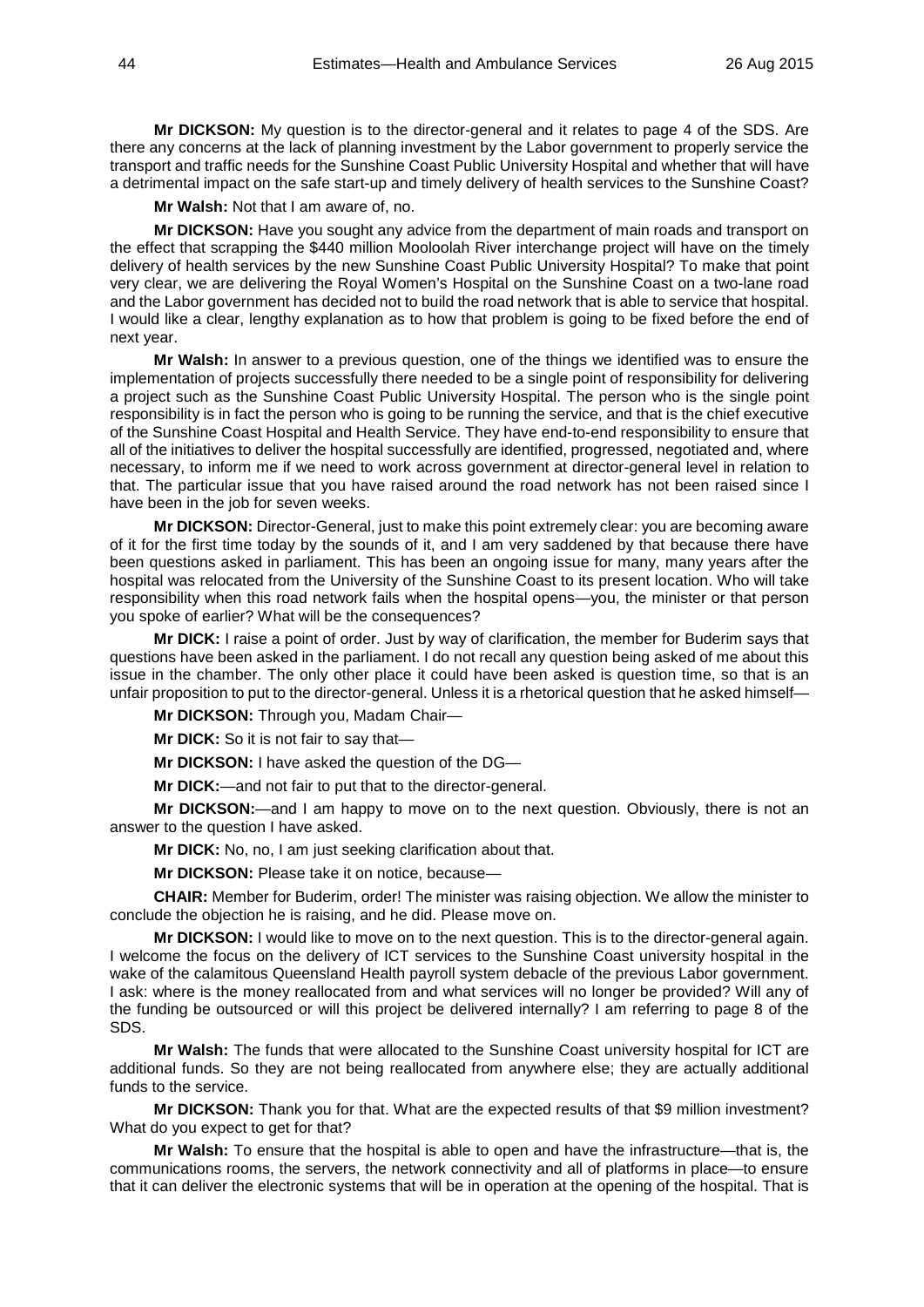**Mr DICKSON:** My question is to the director-general and it relates to page 4 of the SDS. Are there any concerns at the lack of planning investment by the Labor government to properly service the transport and traffic needs for the Sunshine Coast Public University Hospital and whether that will have a detrimental impact on the safe start-up and timely delivery of health services to the Sunshine Coast?

**Mr Walsh:** Not that I am aware of, no.

**Mr DICKSON:** Have you sought any advice from the department of main roads and transport on the effect that scrapping the $440 million Mooloolah River interchange project will have on the timely delivery of health services by the new Sunshine Coast Public University Hospital? To make that point very clear, we are delivering the Royal Women's Hospital on the Sunshine Coast on a two-lane road and the Labor government has decided not to build the road network that is able to service that hospital. I would like a clear, lengthy explanation as to how that problem is going to be fixed before the end of next year.

**Mr Walsh:** In answer to a previous question, one of the things we identified was to ensure the implementation of projects successfully there needed to be a single point of responsibility for delivering a project such as the Sunshine Coast Public University Hospital. The person who is the single point responsibility is in fact the person who is going to be running the service, and that is the chief executive of the Sunshine Coast Hospital and Health Service. They have end-to-end responsibility to ensure that all of the initiatives to deliver the hospital successfully are identified, progressed, negotiated and, where necessary, to inform me if we need to work across government at director-general level in relation to that. The particular issue that you have raised around the road network has not been raised since I have been in the job for seven weeks.

**Mr DICKSON:** Director-General, just to make this point extremely clear: you are becoming aware of it for the first time today by the sounds of it, and I am very saddened by that because there have been questions asked in parliament. This has been an ongoing issue for many, many years after the hospital was relocated from the University of the Sunshine Coast to its present location. Who will take responsibility when this road network fails when the hospital opens—you, the minister or that person you spoke of earlier? What will be the consequences?

**Mr DICK:** I raise a point of order. Just by way of clarification, the member for Buderim says that questions have been asked in the parliament. I do not recall any question being asked of me about this issue in the chamber. The only other place it could have been asked is question time, so that is an unfair proposition to put to the director-general. Unless it is a rhetorical question that he asked himself—

**Mr DICKSON:** Through you, Madam Chair—

**Mr DICK:** So it is not fair to say that—

**Mr DICKSON:** I have asked the question of the DG—

**Mr DICK:**—and not fair to put that to the director-general.

**Mr DICKSON:**—and I am happy to move on to the next question. Obviously, there is not an answer to the question I have asked.

**Mr DICK:** No, no, I am just seeking clarification about that.

**Mr DICKSON:** Please take it on notice, because—

**CHAIR:** Member for Buderim, order! The minister was raising objection. We allow the minister to conclude the objection he is raising, and he did. Please move on.

**Mr DICKSON:** I would like to move on to the next question. This is to the director-general again. I welcome the focus on the delivery of ICT services to the Sunshine Coast university hospital in the wake of the calamitous Queensland Health payroll system debacle of the previous Labor government. I ask: where is the money reallocated from and what services will no longer be provided? Will any of the funding be outsourced or will this project be delivered internally? I am referring to page 8 of the SDS.

**Mr Walsh:** The funds that were allocated to the Sunshine Coast university hospital for ICT are additional funds. So they are not being reallocated from anywhere else; they are actually additional funds to the service.

**Mr DICKSON:** Thank you for that. What are the expected results of that $9 million investment? What do you expect to get for that?

**Mr Walsh:** To ensure that the hospital is able to open and have the infrastructure—that is, the communications rooms, the servers, the network connectivity and all of platforms in place—to ensure that it can deliver the electronic systems that will be in operation at the opening of the hospital. That is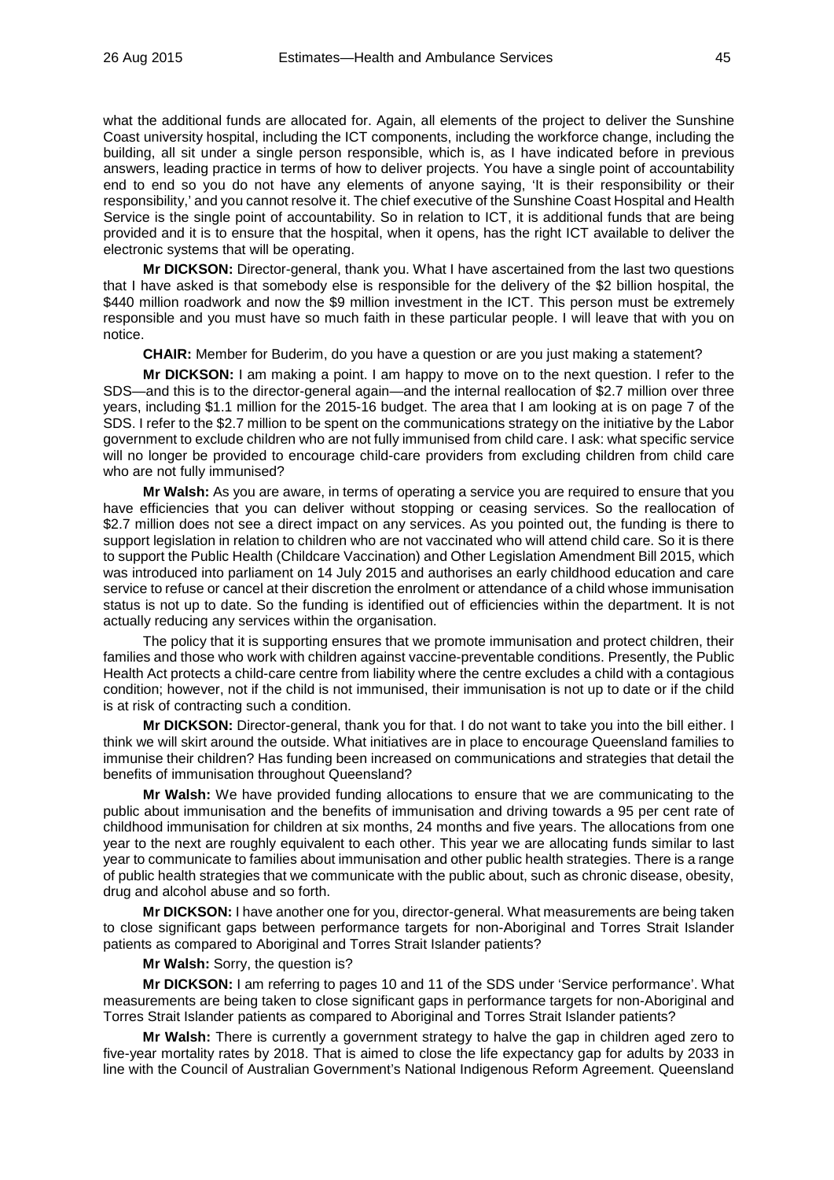what the additional funds are allocated for. Again, all elements of the project to deliver the Sunshine Coast university hospital, including the ICT components, including the workforce change, including the building, all sit under a single person responsible, which is, as I have indicated before in previous answers, leading practice in terms of how to deliver projects. You have a single point of accountability end to end so you do not have any elements of anyone saying, 'It is their responsibility or their responsibility,' and you cannot resolve it. The chief executive of the Sunshine Coast Hospital and Health Service is the single point of accountability. So in relation to ICT, it is additional funds that are being provided and it is to ensure that the hospital, when it opens, has the right ICT available to deliver the electronic systems that will be operating.

**Mr DICKSON:** Director-general, thank you. What I have ascertained from the last two questions that I have asked is that somebody else is responsible for the delivery of the $2 billion hospital, the $440 million roadwork and now the $9 million investment in the ICT. This person must be extremely responsible and you must have so much faith in these particular people. I will leave that with you on notice.

**CHAIR:** Member for Buderim, do you have a question or are you just making a statement?

**Mr DICKSON:** I am making a point. I am happy to move on to the next question. I refer to the SDS—and this is to the director-general again—and the internal reallocation of $2.7 million over three years, including $1.1 million for the 2015-16 budget. The area that I am looking at is on page 7 of the SDS. I refer to the $2.7 million to be spent on the communications strategy on the initiative by the Labor government to exclude children who are not fully immunised from child care. I ask: what specific service will no longer be provided to encourage child-care providers from excluding children from child care who are not fully immunised?

**Mr Walsh:** As you are aware, in terms of operating a service you are required to ensure that you have efficiencies that you can deliver without stopping or ceasing services. So the reallocation of $2.7 million does not see a direct impact on any services. As you pointed out, the funding is there to support legislation in relation to children who are not vaccinated who will attend child care. So it is there to support the Public Health (Childcare Vaccination) and Other Legislation Amendment Bill 2015, which was introduced into parliament on 14 July 2015 and authorises an early childhood education and care service to refuse or cancel at their discretion the enrolment or attendance of a child whose immunisation status is not up to date. So the funding is identified out of efficiencies within the department. It is not actually reducing any services within the organisation.

The policy that it is supporting ensures that we promote immunisation and protect children, their families and those who work with children against vaccine-preventable conditions. Presently, the Public Health Act protects a child-care centre from liability where the centre excludes a child with a contagious condition; however, not if the child is not immunised, their immunisation is not up to date or if the child is at risk of contracting such a condition.

**Mr DICKSON:** Director-general, thank you for that. I do not want to take you into the bill either. I think we will skirt around the outside. What initiatives are in place to encourage Queensland families to immunise their children? Has funding been increased on communications and strategies that detail the benefits of immunisation throughout Queensland?

**Mr Walsh:** We have provided funding allocations to ensure that we are communicating to the public about immunisation and the benefits of immunisation and driving towards a 95 per cent rate of childhood immunisation for children at six months, 24 months and five years. The allocations from one year to the next are roughly equivalent to each other. This year we are allocating funds similar to last year to communicate to families about immunisation and other public health strategies. There is a range of public health strategies that we communicate with the public about, such as chronic disease, obesity, drug and alcohol abuse and so forth.

**Mr DICKSON:** I have another one for you, director-general. What measurements are being taken to close significant gaps between performance targets for non-Aboriginal and Torres Strait Islander patients as compared to Aboriginal and Torres Strait Islander patients?

**Mr Walsh:** Sorry, the question is?

**Mr DICKSON:** I am referring to pages 10 and 11 of the SDS under 'Service performance'. What measurements are being taken to close significant gaps in performance targets for non-Aboriginal and Torres Strait Islander patients as compared to Aboriginal and Torres Strait Islander patients?

**Mr Walsh:** There is currently a government strategy to halve the gap in children aged zero to five-year mortality rates by 2018. That is aimed to close the life expectancy gap for adults by 2033 in line with the Council of Australian Government's National Indigenous Reform Agreement. Queensland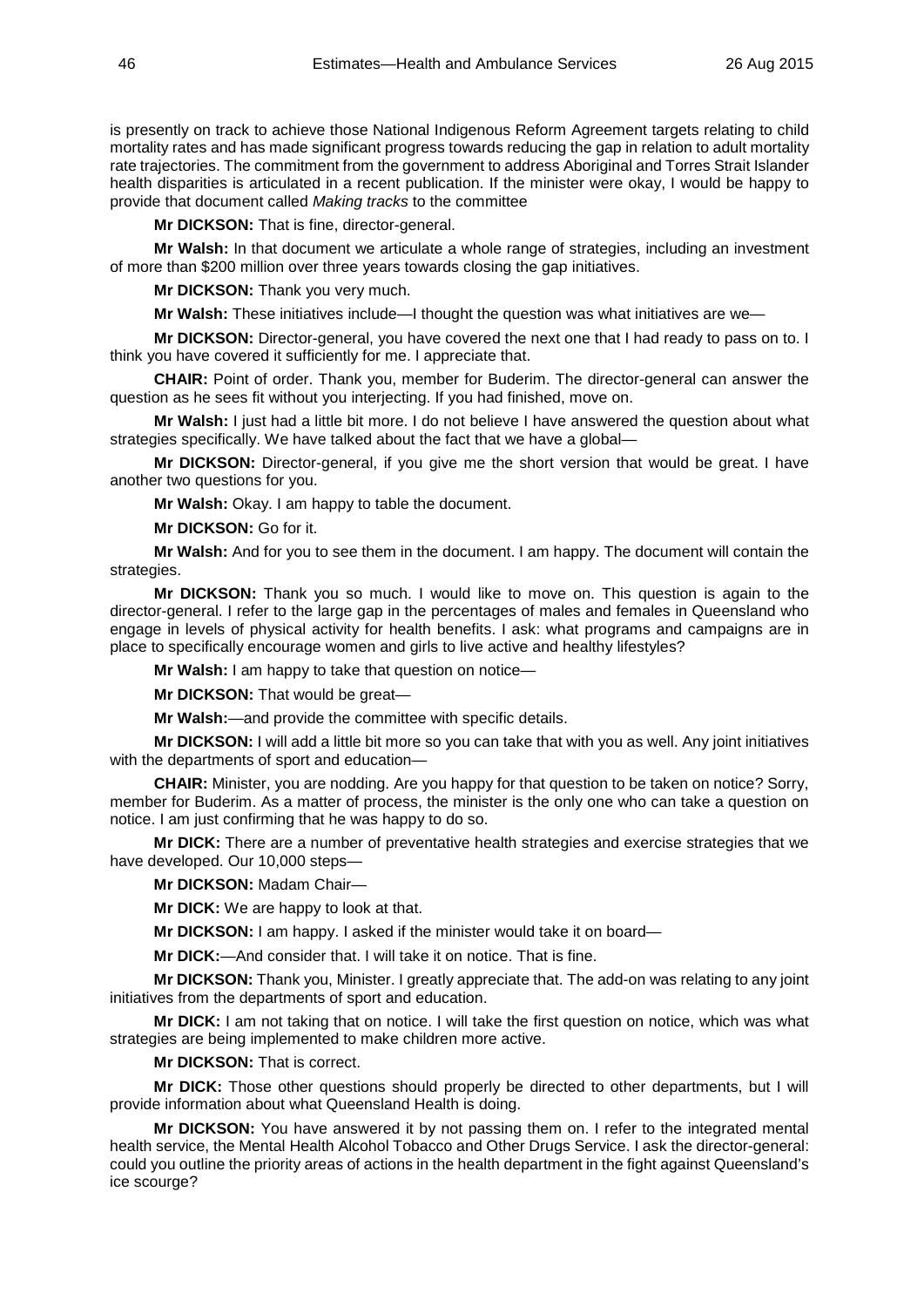is presently on track to achieve those National Indigenous Reform Agreement targets relating to child mortality rates and has made significant progress towards reducing the gap in relation to adult mortality rate trajectories. The commitment from the government to address Aboriginal and Torres Strait Islander health disparities is articulated in a recent publication. If the minister were okay, I would be happy to provide that document called *Making tracks* to the committee

**Mr DICKSON:** That is fine, director-general.

**Mr Walsh:** In that document we articulate a whole range of strategies, including an investment of more than $200 million over three years towards closing the gap initiatives.

**Mr DICKSON:** Thank you very much.

**Mr Walsh:** These initiatives include—I thought the question was what initiatives are we—

**Mr DICKSON:** Director-general, you have covered the next one that I had ready to pass on to. I think you have covered it sufficiently for me. I appreciate that.

**CHAIR:** Point of order. Thank you, member for Buderim. The director-general can answer the question as he sees fit without you interjecting. If you had finished, move on.

**Mr Walsh:** I just had a little bit more. I do not believe I have answered the question about what strategies specifically. We have talked about the fact that we have a global—

**Mr DICKSON:** Director-general, if you give me the short version that would be great. I have another two questions for you.

**Mr Walsh:** Okay. I am happy to table the document.

**Mr DICKSON:** Go for it.

**Mr Walsh:** And for you to see them in the document. I am happy. The document will contain the strategies.

**Mr DICKSON:** Thank you so much. I would like to move on. This question is again to the director-general. I refer to the large gap in the percentages of males and females in Queensland who engage in levels of physical activity for health benefits. I ask: what programs and campaigns are in place to specifically encourage women and girls to live active and healthy lifestyles?

**Mr Walsh:** I am happy to take that question on notice—

**Mr DICKSON:** That would be great—

**Mr Walsh:**—and provide the committee with specific details.

**Mr DICKSON:** I will add a little bit more so you can take that with you as well. Any joint initiatives with the departments of sport and education—

**CHAIR:** Minister, you are nodding. Are you happy for that question to be taken on notice? Sorry, member for Buderim. As a matter of process, the minister is the only one who can take a question on notice. I am just confirming that he was happy to do so.

**Mr DICK:** There are a number of preventative health strategies and exercise strategies that we have developed. Our 10,000 steps—

**Mr DICKSON:** Madam Chair—

**Mr DICK:** We are happy to look at that.

**Mr DICKSON:** I am happy. I asked if the minister would take it on board—

**Mr DICK:**—And consider that. I will take it on notice. That is fine.

**Mr DICKSON:** Thank you, Minister. I greatly appreciate that. The add-on was relating to any joint initiatives from the departments of sport and education.

**Mr DICK:** I am not taking that on notice. I will take the first question on notice, which was what strategies are being implemented to make children more active.

**Mr DICKSON:** That is correct.

**Mr DICK:** Those other questions should properly be directed to other departments, but I will provide information about what Queensland Health is doing.

**Mr DICKSON:** You have answered it by not passing them on. I refer to the integrated mental health service, the Mental Health Alcohol Tobacco and Other Drugs Service. I ask the director-general: could you outline the priority areas of actions in the health department in the fight against Queensland's ice scourge?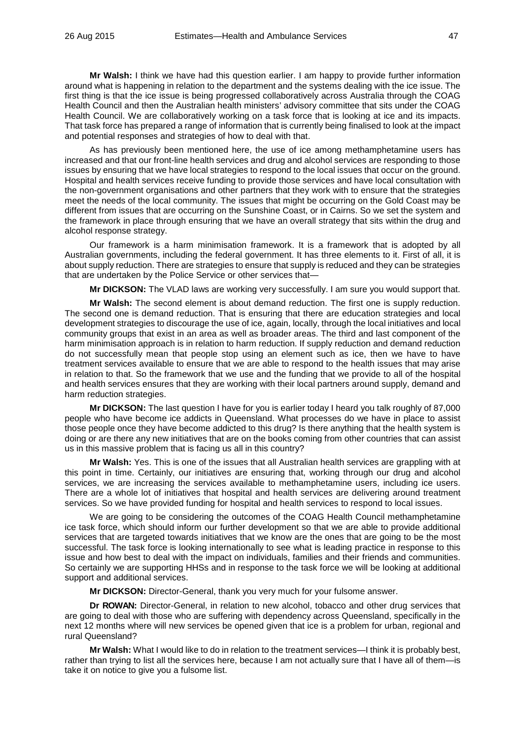**Mr Walsh:** I think we have had this question earlier. I am happy to provide further information around what is happening in relation to the department and the systems dealing with the ice issue. The first thing is that the ice issue is being progressed collaboratively across Australia through the COAG Health Council and then the Australian health ministers' advisory committee that sits under the COAG Health Council. We are collaboratively working on a task force that is looking at ice and its impacts. That task force has prepared a range of information that is currently being finalised to look at the impact and potential responses and strategies of how to deal with that.

As has previously been mentioned here, the use of ice among methamphetamine users has increased and that our front-line health services and drug and alcohol services are responding to those issues by ensuring that we have local strategies to respond to the local issues that occur on the ground. Hospital and health services receive funding to provide those services and have local consultation with the non-government organisations and other partners that they work with to ensure that the strategies meet the needs of the local community. The issues that might be occurring on the Gold Coast may be different from issues that are occurring on the Sunshine Coast, or in Cairns. So we set the system and the framework in place through ensuring that we have an overall strategy that sits within the drug and alcohol response strategy.

Our framework is a harm minimisation framework. It is a framework that is adopted by all Australian governments, including the federal government. It has three elements to it. First of all, it is about supply reduction. There are strategies to ensure that supply is reduced and they can be strategies that are undertaken by the Police Service or other services that—

**Mr DICKSON:** The VLAD laws are working very successfully. I am sure you would support that.

**Mr Walsh:** The second element is about demand reduction. The first one is supply reduction. The second one is demand reduction. That is ensuring that there are education strategies and local development strategies to discourage the use of ice, again, locally, through the local initiatives and local community groups that exist in an area as well as broader areas. The third and last component of the harm minimisation approach is in relation to harm reduction. If supply reduction and demand reduction do not successfully mean that people stop using an element such as ice, then we have to have treatment services available to ensure that we are able to respond to the health issues that may arise in relation to that. So the framework that we use and the funding that we provide to all of the hospital and health services ensures that they are working with their local partners around supply, demand and harm reduction strategies.

**Mr DICKSON:** The last question I have for you is earlier today I heard you talk roughly of 87,000 people who have become ice addicts in Queensland. What processes do we have in place to assist those people once they have become addicted to this drug? Is there anything that the health system is doing or are there any new initiatives that are on the books coming from other countries that can assist us in this massive problem that is facing us all in this country?

**Mr Walsh:** Yes. This is one of the issues that all Australian health services are grappling with at this point in time. Certainly, our initiatives are ensuring that, working through our drug and alcohol services, we are increasing the services available to methamphetamine users, including ice users. There are a whole lot of initiatives that hospital and health services are delivering around treatment services. So we have provided funding for hospital and health services to respond to local issues.

We are going to be considering the outcomes of the COAG Health Council methamphetamine ice task force, which should inform our further development so that we are able to provide additional services that are targeted towards initiatives that we know are the ones that are going to be the most successful. The task force is looking internationally to see what is leading practice in response to this issue and how best to deal with the impact on individuals, families and their friends and communities. So certainly we are supporting HHSs and in response to the task force we will be looking at additional support and additional services.

**Mr DICKSON:** Director-General, thank you very much for your fulsome answer.

**Dr ROWAN:** Director-General, in relation to new alcohol, tobacco and other drug services that are going to deal with those who are suffering with dependency across Queensland, specifically in the next 12 months where will new services be opened given that ice is a problem for urban, regional and rural Queensland?

**Mr Walsh:** What I would like to do in relation to the treatment services—I think it is probably best, rather than trying to list all the services here, because I am not actually sure that I have all of them—is take it on notice to give you a fulsome list.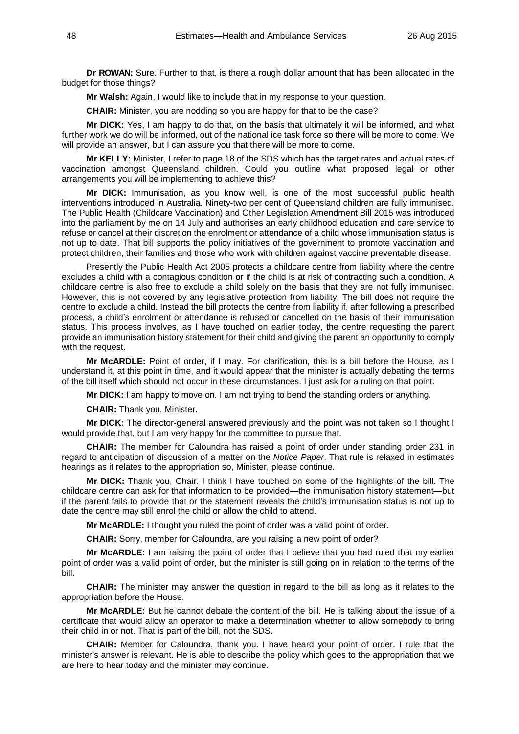**Dr ROWAN:** Sure. Further to that, is there a rough dollar amount that has been allocated in the budget for those things?

**Mr Walsh:** Again, I would like to include that in my response to your question.

**CHAIR:** Minister, you are nodding so you are happy for that to be the case?

**Mr DICK:** Yes, I am happy to do that, on the basis that ultimately it will be informed, and what further work we do will be informed, out of the national ice task force so there will be more to come. We will provide an answer, but I can assure you that there will be more to come.

**Mr KELLY:** Minister, I refer to page 18 of the SDS which has the target rates and actual rates of vaccination amongst Queensland children. Could you outline what proposed legal or other arrangements you will be implementing to achieve this?

**Mr DICK:** Immunisation, as you know well, is one of the most successful public health interventions introduced in Australia. Ninety-two per cent of Queensland children are fully immunised. The Public Health (Childcare Vaccination) and Other Legislation Amendment Bill 2015 was introduced into the parliament by me on 14 July and authorises an early childhood education and care service to refuse or cancel at their discretion the enrolment or attendance of a child whose immunisation status is not up to date. That bill supports the policy initiatives of the government to promote vaccination and protect children, their families and those who work with children against vaccine preventable disease.

Presently the Public Health Act 2005 protects a childcare centre from liability where the centre excludes a child with a contagious condition or if the child is at risk of contracting such a condition. A childcare centre is also free to exclude a child solely on the basis that they are not fully immunised. However, this is not covered by any legislative protection from liability. The bill does not require the centre to exclude a child. Instead the bill protects the centre from liability if, after following a prescribed process, a child's enrolment or attendance is refused or cancelled on the basis of their immunisation status. This process involves, as I have touched on earlier today, the centre requesting the parent provide an immunisation history statement for their child and giving the parent an opportunity to comply with the request.

**Mr McARDLE:** Point of order, if I may. For clarification, this is a bill before the House, as I understand it, at this point in time, and it would appear that the minister is actually debating the terms of the bill itself which should not occur in these circumstances. I just ask for a ruling on that point.

**Mr DICK:** I am happy to move on. I am not trying to bend the standing orders or anything.

**CHAIR:** Thank you, Minister.

**Mr DICK:** The director-general answered previously and the point was not taken so I thought I would provide that, but I am very happy for the committee to pursue that.

**CHAIR:** The member for Caloundra has raised a point of order under standing order 231 in regard to anticipation of discussion of a matter on the *Notice Paper*. That rule is relaxed in estimates hearings as it relates to the appropriation so, Minister, please continue.

**Mr DICK:** Thank you, Chair. I think I have touched on some of the highlights of the bill. The childcare centre can ask for that information to be provided—the immunisation history statement—but if the parent fails to provide that or the statement reveals the child's immunisation status is not up to date the centre may still enrol the child or allow the child to attend.

**Mr McARDLE:** I thought you ruled the point of order was a valid point of order.

**CHAIR:** Sorry, member for Caloundra, are you raising a new point of order?

**Mr McARDLE:** I am raising the point of order that I believe that you had ruled that my earlier point of order was a valid point of order, but the minister is still going on in relation to the terms of the bill.

**CHAIR:** The minister may answer the question in regard to the bill as long as it relates to the appropriation before the House.

**Mr McARDLE:** But he cannot debate the content of the bill. He is talking about the issue of a certificate that would allow an operator to make a determination whether to allow somebody to bring their child in or not. That is part of the bill, not the SDS.

**CHAIR:** Member for Caloundra, thank you. I have heard your point of order. I rule that the minister's answer is relevant. He is able to describe the policy which goes to the appropriation that we are here to hear today and the minister may continue.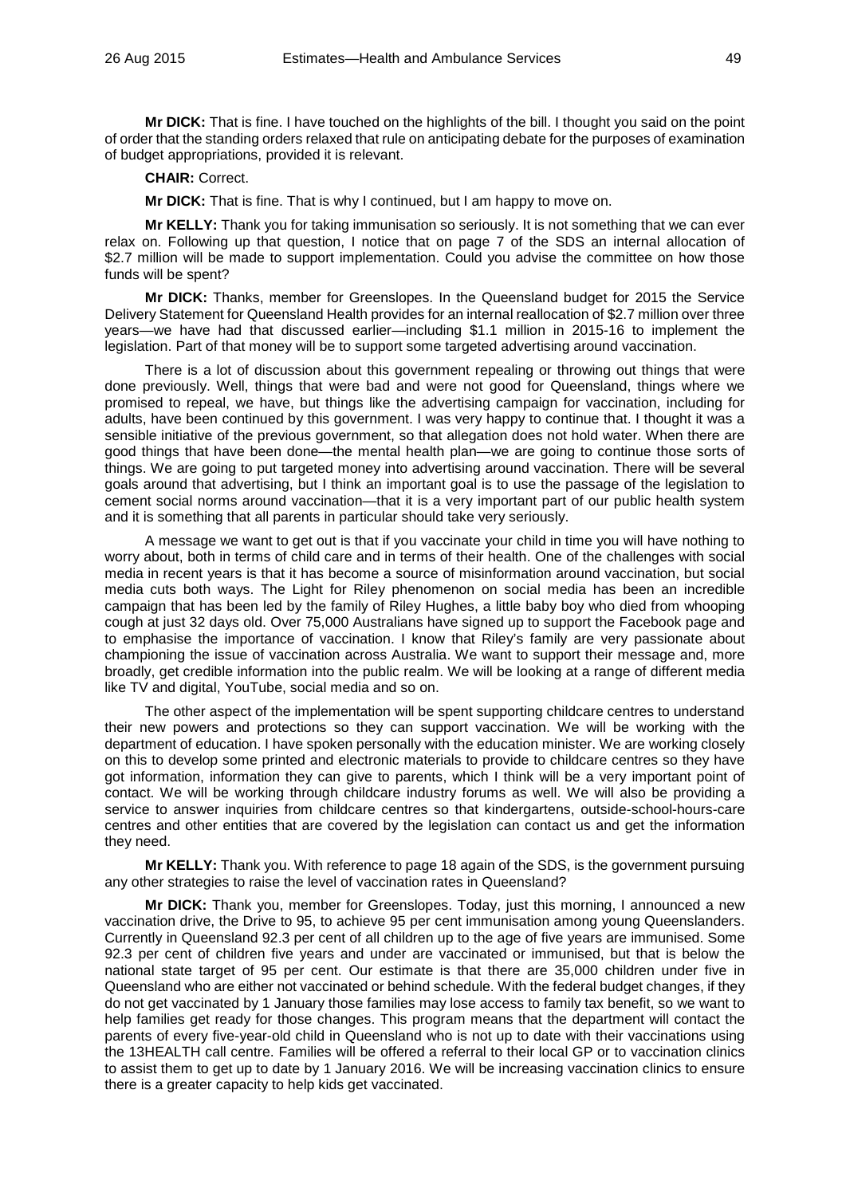**Mr DICK:** That is fine. I have touched on the highlights of the bill. I thought you said on the point of order that the standing orders relaxed that rule on anticipating debate for the purposes of examination of budget appropriations, provided it is relevant.

**CHAIR:** Correct.

**Mr DICK:** That is fine. That is why I continued, but I am happy to move on.

**Mr KELLY:** Thank you for taking immunisation so seriously. It is not something that we can ever relax on. Following up that question, I notice that on page 7 of the SDS an internal allocation of $2.7 million will be made to support implementation. Could you advise the committee on how those funds will be spent?

**Mr DICK:** Thanks, member for Greenslopes. In the Queensland budget for 2015 the Service Delivery Statement for Queensland Health provides for an internal reallocation of $2.7 million over three years—we have had that discussed earlier—including $1.1 million in 2015-16 to implement the legislation. Part of that money will be to support some targeted advertising around vaccination.

There is a lot of discussion about this government repealing or throwing out things that were done previously. Well, things that were bad and were not good for Queensland, things where we promised to repeal, we have, but things like the advertising campaign for vaccination, including for adults, have been continued by this government. I was very happy to continue that. I thought it was a sensible initiative of the previous government, so that allegation does not hold water. When there are good things that have been done—the mental health plan—we are going to continue those sorts of things. We are going to put targeted money into advertising around vaccination. There will be several goals around that advertising, but I think an important goal is to use the passage of the legislation to cement social norms around vaccination—that it is a very important part of our public health system and it is something that all parents in particular should take very seriously.

A message we want to get out is that if you vaccinate your child in time you will have nothing to worry about, both in terms of child care and in terms of their health. One of the challenges with social media in recent years is that it has become a source of misinformation around vaccination, but social media cuts both ways. The Light for Riley phenomenon on social media has been an incredible campaign that has been led by the family of Riley Hughes, a little baby boy who died from whooping cough at just 32 days old. Over 75,000 Australians have signed up to support the Facebook page and to emphasise the importance of vaccination. I know that Riley's family are very passionate about championing the issue of vaccination across Australia. We want to support their message and, more broadly, get credible information into the public realm. We will be looking at a range of different media like TV and digital, YouTube, social media and so on.

The other aspect of the implementation will be spent supporting childcare centres to understand their new powers and protections so they can support vaccination. We will be working with the department of education. I have spoken personally with the education minister. We are working closely on this to develop some printed and electronic materials to provide to childcare centres so they have got information, information they can give to parents, which I think will be a very important point of contact. We will be working through childcare industry forums as well. We will also be providing a service to answer inquiries from childcare centres so that kindergartens, outside-school-hours-care centres and other entities that are covered by the legislation can contact us and get the information they need.

**Mr KELLY:** Thank you. With reference to page 18 again of the SDS, is the government pursuing any other strategies to raise the level of vaccination rates in Queensland?

**Mr DICK:** Thank you, member for Greenslopes. Today, just this morning, I announced a new vaccination drive, the Drive to 95, to achieve 95 per cent immunisation among young Queenslanders. Currently in Queensland 92.3 per cent of all children up to the age of five years are immunised. Some 92.3 per cent of children five years and under are vaccinated or immunised, but that is below the national state target of 95 per cent. Our estimate is that there are 35,000 children under five in Queensland who are either not vaccinated or behind schedule. With the federal budget changes, if they do not get vaccinated by 1 January those families may lose access to family tax benefit, so we want to help families get ready for those changes. This program means that the department will contact the parents of every five-year-old child in Queensland who is not up to date with their vaccinations using the 13HEALTH call centre. Families will be offered a referral to their local GP or to vaccination clinics to assist them to get up to date by 1 January 2016. We will be increasing vaccination clinics to ensure there is a greater capacity to help kids get vaccinated.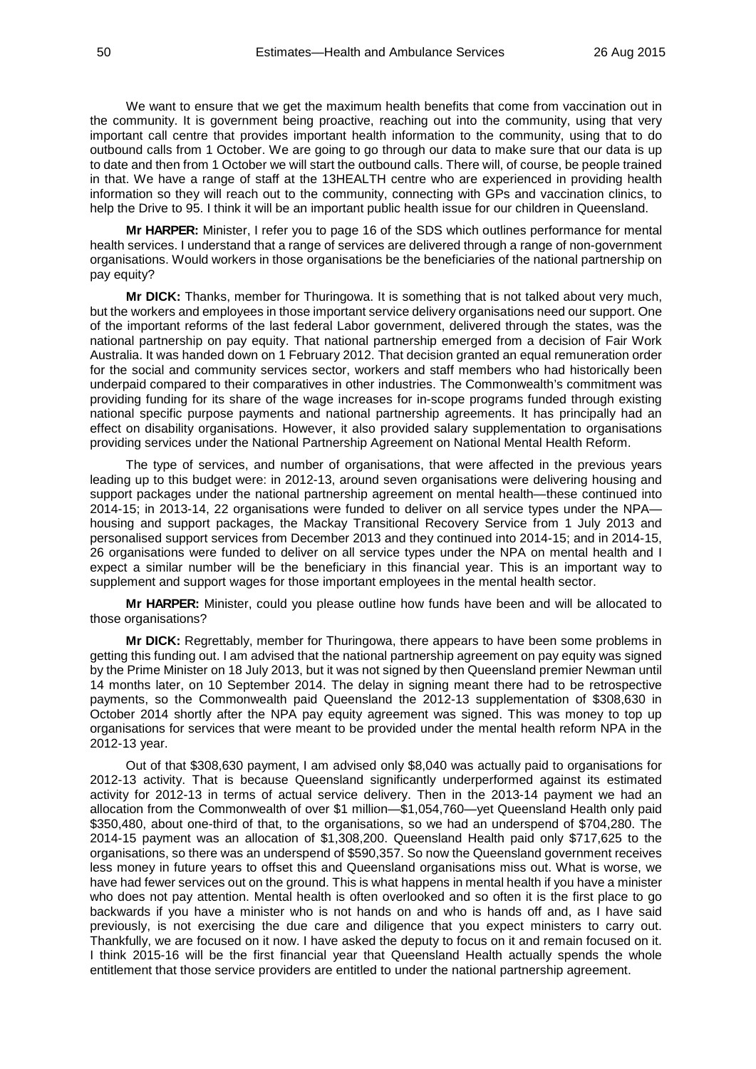We want to ensure that we get the maximum health benefits that come from vaccination out in the community. It is government being proactive, reaching out into the community, using that very important call centre that provides important health information to the community, using that to do outbound calls from 1 October. We are going to go through our data to make sure that our data is up to date and then from 1 October we will start the outbound calls. There will, of course, be people trained in that. We have a range of staff at the 13HEALTH centre who are experienced in providing health information so they will reach out to the community, connecting with GPs and vaccination clinics, to help the Drive to 95. I think it will be an important public health issue for our children in Queensland.

**Mr HARPER:** Minister, I refer you to page 16 of the SDS which outlines performance for mental health services. I understand that a range of services are delivered through a range of non-government organisations. Would workers in those organisations be the beneficiaries of the national partnership on pay equity?

**Mr DICK:** Thanks, member for Thuringowa. It is something that is not talked about very much, but the workers and employees in those important service delivery organisations need our support. One of the important reforms of the last federal Labor government, delivered through the states, was the national partnership on pay equity. That national partnership emerged from a decision of Fair Work Australia. It was handed down on 1 February 2012. That decision granted an equal remuneration order for the social and community services sector, workers and staff members who had historically been underpaid compared to their comparatives in other industries. The Commonwealth's commitment was providing funding for its share of the wage increases for in-scope programs funded through existing national specific purpose payments and national partnership agreements. It has principally had an effect on disability organisations. However, it also provided salary supplementation to organisations providing services under the National Partnership Agreement on National Mental Health Reform.

The type of services, and number of organisations, that were affected in the previous years leading up to this budget were: in 2012-13, around seven organisations were delivering housing and support packages under the national partnership agreement on mental health—these continued into 2014-15; in 2013-14, 22 organisations were funded to deliver on all service types under the NPA—housing and support packages, the Mackay Transitional Recovery Service from 1 July 2013 and personalised support services from December 2013 and they continued into 2014-15; and in 2014-15, 26 organisations were funded to deliver on all service types under the NPA on mental health and I expect a similar number will be the beneficiary in this financial year. This is an important way to supplement and support wages for those important employees in the mental health sector.

**Mr HARPER:** Minister, could you please outline how funds have been and will be allocated to those organisations?

**Mr DICK:** Regrettably, member for Thuringowa, there appears to have been some problems in getting this funding out. I am advised that the national partnership agreement on pay equity was signed by the Prime Minister on 18 July 2013, but it was not signed by then Queensland premier Newman until 14 months later, on 10 September 2014. The delay in signing meant there had to be retrospective payments, so the Commonwealth paid Queensland the 2012-13 supplementation of $308,630 in October 2014 shortly after the NPA pay equity agreement was signed. This was money to top up organisations for services that were meant to be provided under the mental health reform NPA in the 2012-13 year.

Out of that $308,630 payment, I am advised only $8,040 was actually paid to organisations for 2012-13 activity. That is because Queensland significantly underperformed against its estimated activity for 2012-13 in terms of actual service delivery. Then in the 2013-14 payment we had an allocation from the Commonwealth of over $1 million—$1,054,760—yet Queensland Health only paid $350,480, about one-third of that, to the organisations, so we had an underspend of $704,280. The 2014-15 payment was an allocation of $1,308,200. Queensland Health paid only $717,625 to the organisations, so there was an underspend of $590,357. So now the Queensland government receives less money in future years to offset this and Queensland organisations miss out. What is worse, we have had fewer services out on the ground. This is what happens in mental health if you have a minister who does not pay attention. Mental health is often overlooked and so often it is the first place to go backwards if you have a minister who is not hands on and who is hands off and, as I have said previously, is not exercising the due care and diligence that you expect ministers to carry out. Thankfully, we are focused on it now. I have asked the deputy to focus on it and remain focused on it. I think 2015-16 will be the first financial year that Queensland Health actually spends the whole entitlement that those service providers are entitled to under the national partnership agreement.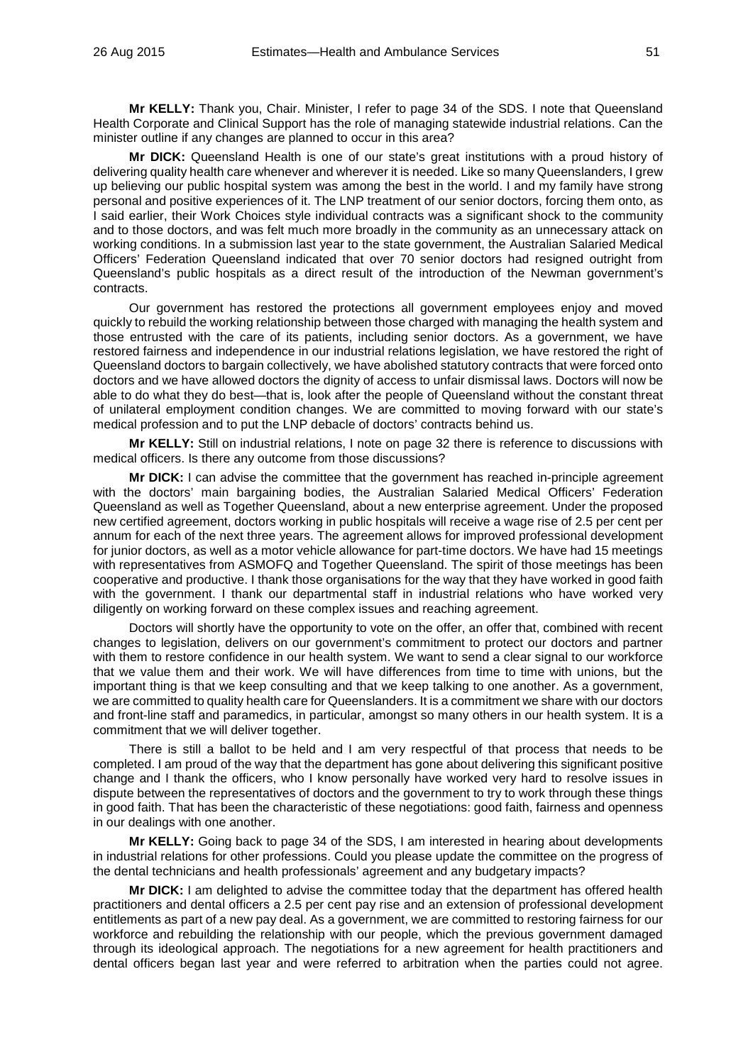**Mr KELLY:** Thank you, Chair. Minister, I refer to page 34 of the SDS. I note that Queensland Health Corporate and Clinical Support has the role of managing statewide industrial relations. Can the minister outline if any changes are planned to occur in this area?

**Mr DICK:** Queensland Health is one of our state's great institutions with a proud history of delivering quality health care whenever and wherever it is needed. Like so many Queenslanders, I grew up believing our public hospital system was among the best in the world. I and my family have strong personal and positive experiences of it. The LNP treatment of our senior doctors, forcing them onto, as I said earlier, their Work Choices style individual contracts was a significant shock to the community and to those doctors, and was felt much more broadly in the community as an unnecessary attack on working conditions. In a submission last year to the state government, the Australian Salaried Medical Officers' Federation Queensland indicated that over 70 senior doctors had resigned outright from Queensland's public hospitals as a direct result of the introduction of the Newman government's contracts.

Our government has restored the protections all government employees enjoy and moved quickly to rebuild the working relationship between those charged with managing the health system and those entrusted with the care of its patients, including senior doctors. As a government, we have restored fairness and independence in our industrial relations legislation, we have restored the right of Queensland doctors to bargain collectively, we have abolished statutory contracts that were forced onto doctors and we have allowed doctors the dignity of access to unfair dismissal laws. Doctors will now be able to do what they do best—that is, look after the people of Queensland without the constant threat of unilateral employment condition changes. We are committed to moving forward with our state's medical profession and to put the LNP debacle of doctors' contracts behind us.

**Mr KELLY:** Still on industrial relations, I note on page 32 there is reference to discussions with medical officers. Is there any outcome from those discussions?

**Mr DICK:** I can advise the committee that the government has reached in-principle agreement with the doctors' main bargaining bodies, the Australian Salaried Medical Officers' Federation Queensland as well as Together Queensland, about a new enterprise agreement. Under the proposed new certified agreement, doctors working in public hospitals will receive a wage rise of 2.5 per cent per annum for each of the next three years. The agreement allows for improved professional development for junior doctors, as well as a motor vehicle allowance for part-time doctors. We have had 15 meetings with representatives from ASMOFQ and Together Queensland. The spirit of those meetings has been cooperative and productive. I thank those organisations for the way that they have worked in good faith with the government. I thank our departmental staff in industrial relations who have worked very diligently on working forward on these complex issues and reaching agreement.

Doctors will shortly have the opportunity to vote on the offer, an offer that, combined with recent changes to legislation, delivers on our government's commitment to protect our doctors and partner with them to restore confidence in our health system. We want to send a clear signal to our workforce that we value them and their work. We will have differences from time to time with unions, but the important thing is that we keep consulting and that we keep talking to one another. As a government, we are committed to quality health care for Queenslanders. It is a commitment we share with our doctors and front-line staff and paramedics, in particular, amongst so many others in our health system. It is a commitment that we will deliver together.

There is still a ballot to be held and I am very respectful of that process that needs to be completed. I am proud of the way that the department has gone about delivering this significant positive change and I thank the officers, who I know personally have worked very hard to resolve issues in dispute between the representatives of doctors and the government to try to work through these things in good faith. That has been the characteristic of these negotiations: good faith, fairness and openness in our dealings with one another.

**Mr KELLY:** Going back to page 34 of the SDS, I am interested in hearing about developments in industrial relations for other professions. Could you please update the committee on the progress of the dental technicians and health professionals' agreement and any budgetary impacts?

**Mr DICK:** I am delighted to advise the committee today that the department has offered health practitioners and dental officers a 2.5 per cent pay rise and an extension of professional development entitlements as part of a new pay deal. As a government, we are committed to restoring fairness for our workforce and rebuilding the relationship with our people, which the previous government damaged through its ideological approach. The negotiations for a new agreement for health practitioners and dental officers began last year and were referred to arbitration when the parties could not agree.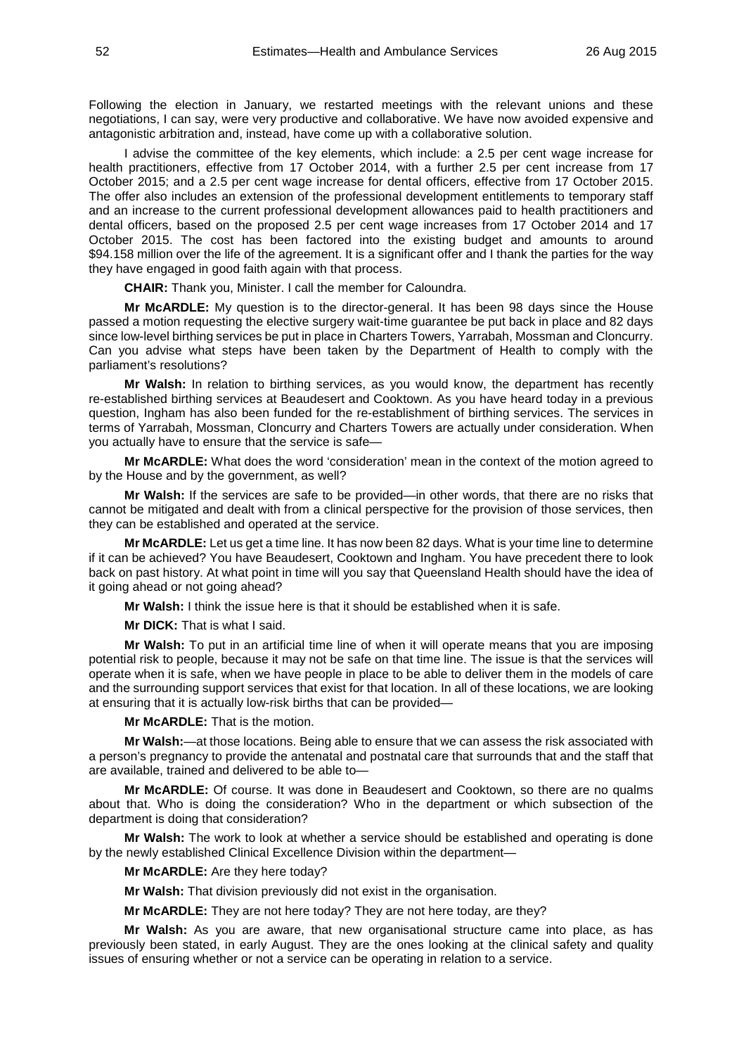Following the election in January, we restarted meetings with the relevant unions and these negotiations, I can say, were very productive and collaborative. We have now avoided expensive and antagonistic arbitration and, instead, have come up with a collaborative solution.

I advise the committee of the key elements, which include: a 2.5 per cent wage increase for health practitioners, effective from 17 October 2014, with a further 2.5 per cent increase from 17 October 2015; and a 2.5 per cent wage increase for dental officers, effective from 17 October 2015. The offer also includes an extension of the professional development entitlements to temporary staff and an increase to the current professional development allowances paid to health practitioners and dental officers, based on the proposed 2.5 per cent wage increases from 17 October 2014 and 17 October 2015. The cost has been factored into the existing budget and amounts to around $94.158 million over the life of the agreement. It is a significant offer and I thank the parties for the way they have engaged in good faith again with that process.

**CHAIR:** Thank you, Minister. I call the member for Caloundra.

**Mr McARDLE:** My question is to the director-general. It has been 98 days since the House passed a motion requesting the elective surgery wait-time guarantee be put back in place and 82 days since low-level birthing services be put in place in Charters Towers, Yarrabah, Mossman and Cloncurry. Can you advise what steps have been taken by the Department of Health to comply with the parliament's resolutions?

**Mr Walsh:** In relation to birthing services, as you would know, the department has recently re-established birthing services at Beaudesert and Cooktown. As you have heard today in a previous question, Ingham has also been funded for the re-establishment of birthing services. The services in terms of Yarrabah, Mossman, Cloncurry and Charters Towers are actually under consideration. When you actually have to ensure that the service is safe—

**Mr McARDLE:** What does the word 'consideration' mean in the context of the motion agreed to by the House and by the government, as well?

**Mr Walsh:** If the services are safe to be provided—in other words, that there are no risks that cannot be mitigated and dealt with from a clinical perspective for the provision of those services, then they can be established and operated at the service.

**Mr McARDLE:** Let us get a time line. It has now been 82 days. What is your time line to determine if it can be achieved? You have Beaudesert, Cooktown and Ingham. You have precedent there to look back on past history. At what point in time will you say that Queensland Health should have the idea of it going ahead or not going ahead?

**Mr Walsh:** I think the issue here is that it should be established when it is safe.

**Mr DICK:** That is what I said.

**Mr Walsh:** To put in an artificial time line of when it will operate means that you are imposing potential risk to people, because it may not be safe on that time line. The issue is that the services will operate when it is safe, when we have people in place to be able to deliver them in the models of care and the surrounding support services that exist for that location. In all of these locations, we are looking at ensuring that it is actually low-risk births that can be provided—

**Mr McARDLE:** That is the motion.

**Mr Walsh:**—at those locations. Being able to ensure that we can assess the risk associated with a person's pregnancy to provide the antenatal and postnatal care that surrounds that and the staff that are available, trained and delivered to be able to—

**Mr McARDLE:** Of course. It was done in Beaudesert and Cooktown, so there are no qualms about that. Who is doing the consideration? Who in the department or which subsection of the department is doing that consideration?

**Mr Walsh:** The work to look at whether a service should be established and operating is done by the newly established Clinical Excellence Division within the department—

**Mr McARDLE:** Are they here today?

**Mr Walsh:** That division previously did not exist in the organisation.

**Mr McARDLE:** They are not here today? They are not here today, are they?

**Mr Walsh:** As you are aware, that new organisational structure came into place, as has previously been stated, in early August. They are the ones looking at the clinical safety and quality issues of ensuring whether or not a service can be operating in relation to a service.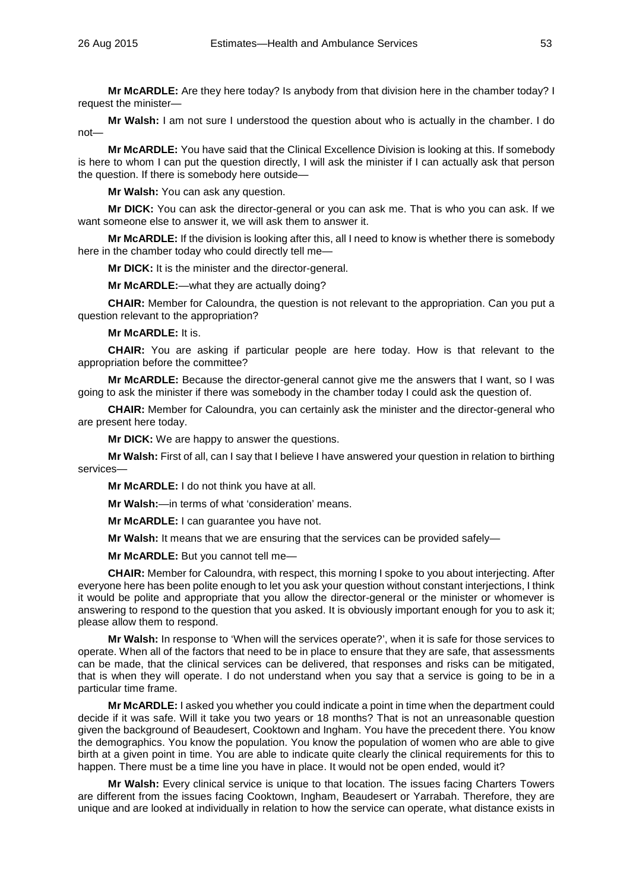**Mr McARDLE:** Are they here today? Is anybody from that division here in the chamber today? I request the minister—

**Mr Walsh:** I am not sure I understood the question about who is actually in the chamber. I do not—

**Mr McARDLE:** You have said that the Clinical Excellence Division is looking at this. If somebody is here to whom I can put the question directly, I will ask the minister if I can actually ask that person the question. If there is somebody here outside—

**Mr Walsh:** You can ask any question.

**Mr DICK:** You can ask the director-general or you can ask me. That is who you can ask. If we want someone else to answer it, we will ask them to answer it.

**Mr McARDLE:** If the division is looking after this, all I need to know is whether there is somebody here in the chamber today who could directly tell me—

**Mr DICK:** It is the minister and the director-general.

**Mr McARDLE:**—what they are actually doing?

**CHAIR:** Member for Caloundra, the question is not relevant to the appropriation. Can you put a question relevant to the appropriation?

**Mr McARDLE:** It is.

**CHAIR:** You are asking if particular people are here today. How is that relevant to the appropriation before the committee?

**Mr McARDLE:** Because the director-general cannot give me the answers that I want, so I was going to ask the minister if there was somebody in the chamber today I could ask the question of.

**CHAIR:** Member for Caloundra, you can certainly ask the minister and the director-general who are present here today.

**Mr DICK:** We are happy to answer the questions.

**Mr Walsh:** First of all, can I say that I believe I have answered your question in relation to birthing services—

**Mr McARDLE:** I do not think you have at all.

**Mr Walsh:**—in terms of what 'consideration' means.

**Mr McARDLE:** I can guarantee you have not.

**Mr Walsh:** It means that we are ensuring that the services can be provided safely—

**Mr McARDLE:** But you cannot tell me—

**CHAIR:** Member for Caloundra, with respect, this morning I spoke to you about interjecting. After everyone here has been polite enough to let you ask your question without constant interjections, I think it would be polite and appropriate that you allow the director-general or the minister or whomever is answering to respond to the question that you asked. It is obviously important enough for you to ask it; please allow them to respond.

**Mr Walsh:** In response to 'When will the services operate?', when it is safe for those services to operate. When all of the factors that need to be in place to ensure that they are safe, that assessments can be made, that the clinical services can be delivered, that responses and risks can be mitigated, that is when they will operate. I do not understand when you say that a service is going to be in a particular time frame.

**Mr McARDLE:** I asked you whether you could indicate a point in time when the department could decide if it was safe. Will it take you two years or 18 months? That is not an unreasonable question given the background of Beaudesert, Cooktown and Ingham. You have the precedent there. You know the demographics. You know the population. You know the population of women who are able to give birth at a given point in time. You are able to indicate quite clearly the clinical requirements for this to happen. There must be a time line you have in place. It would not be open ended, would it?

**Mr Walsh:** Every clinical service is unique to that location. The issues facing Charters Towers are different from the issues facing Cooktown, Ingham, Beaudesert or Yarrabah. Therefore, they are unique and are looked at individually in relation to how the service can operate, what distance exists in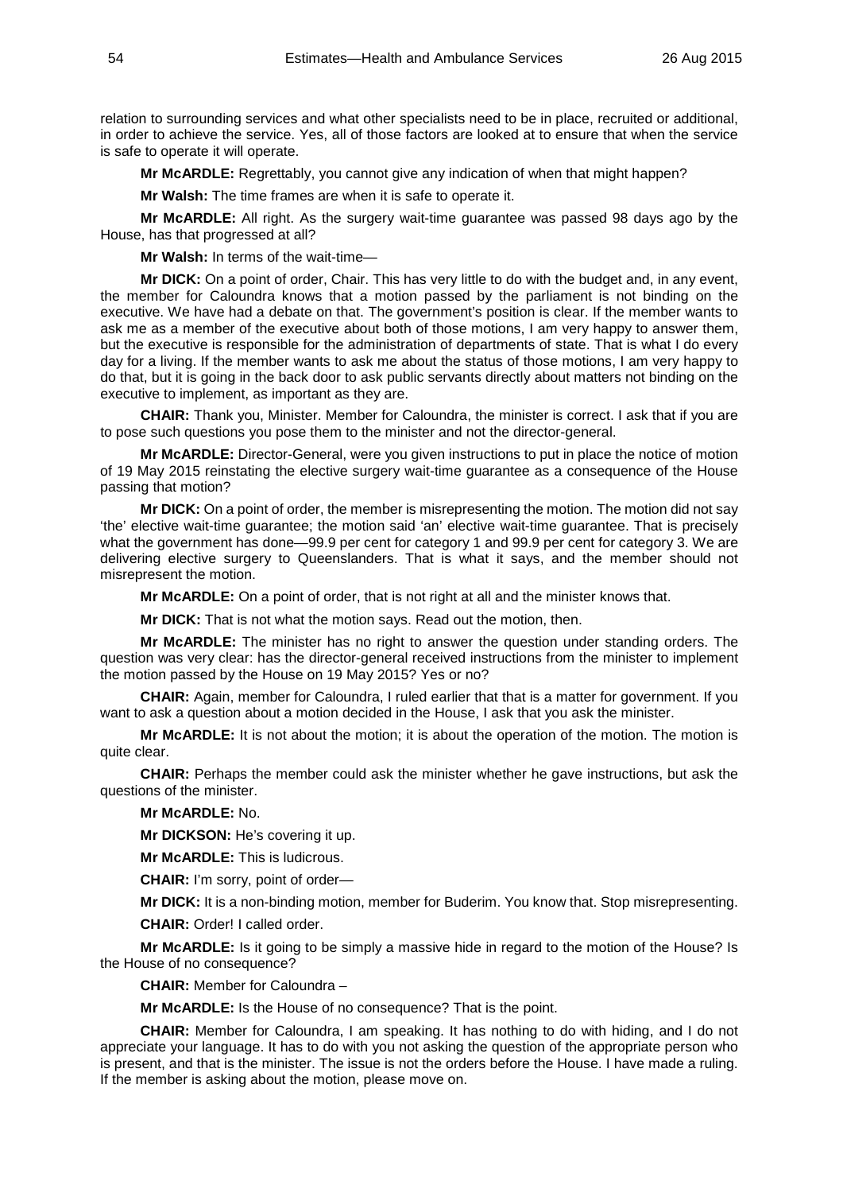relation to surrounding services and what other specialists need to be in place, recruited or additional, in order to achieve the service. Yes, all of those factors are looked at to ensure that when the service is safe to operate it will operate.

**Mr McARDLE:** Regrettably, you cannot give any indication of when that might happen?

**Mr Walsh:** The time frames are when it is safe to operate it.

**Mr McARDLE:** All right. As the surgery wait-time guarantee was passed 98 days ago by the House, has that progressed at all?

**Mr Walsh:** In terms of the wait-time—

**Mr DICK:** On a point of order, Chair. This has very little to do with the budget and, in any event, the member for Caloundra knows that a motion passed by the parliament is not binding on the executive. We have had a debate on that. The government's position is clear. If the member wants to ask me as a member of the executive about both of those motions, I am very happy to answer them, but the executive is responsible for the administration of departments of state. That is what I do every day for a living. If the member wants to ask me about the status of those motions, I am very happy to do that, but it is going in the back door to ask public servants directly about matters not binding on the executive to implement, as important as they are.

**CHAIR:** Thank you, Minister. Member for Caloundra, the minister is correct. I ask that if you are to pose such questions you pose them to the minister and not the director-general.

**Mr McARDLE:** Director-General, were you given instructions to put in place the notice of motion of 19 May 2015 reinstating the elective surgery wait-time guarantee as a consequence of the House passing that motion?

**Mr DICK:** On a point of order, the member is misrepresenting the motion. The motion did not say 'the' elective wait-time guarantee; the motion said 'an' elective wait-time guarantee. That is precisely what the government has done—99.9 per cent for category 1 and 99.9 per cent for category 3. We are delivering elective surgery to Queenslanders. That is what it says, and the member should not misrepresent the motion.

**Mr McARDLE:** On a point of order, that is not right at all and the minister knows that.

**Mr DICK:** That is not what the motion says. Read out the motion, then.

**Mr McARDLE:** The minister has no right to answer the question under standing orders. The question was very clear: has the director-general received instructions from the minister to implement the motion passed by the House on 19 May 2015? Yes or no?

**CHAIR:** Again, member for Caloundra, I ruled earlier that that is a matter for government. If you want to ask a question about a motion decided in the House, I ask that you ask the minister.

**Mr McARDLE:** It is not about the motion; it is about the operation of the motion. The motion is quite clear.

**CHAIR:** Perhaps the member could ask the minister whether he gave instructions, but ask the questions of the minister.

**Mr McARDLE:** No.

**Mr DICKSON:** He's covering it up.

**Mr McARDLE:** This is ludicrous.

**CHAIR:** I'm sorry, point of order—

**Mr DICK:** It is a non-binding motion, member for Buderim. You know that. Stop misrepresenting.

**CHAIR:** Order! I called order.

**Mr McARDLE:** Is it going to be simply a massive hide in regard to the motion of the House? Is the House of no consequence?

**CHAIR:** Member for Caloundra –

**Mr McARDLE:** Is the House of no consequence? That is the point.

**CHAIR:** Member for Caloundra, I am speaking. It has nothing to do with hiding, and I do not appreciate your language. It has to do with you not asking the question of the appropriate person who is present, and that is the minister. The issue is not the orders before the House. I have made a ruling. If the member is asking about the motion, please move on.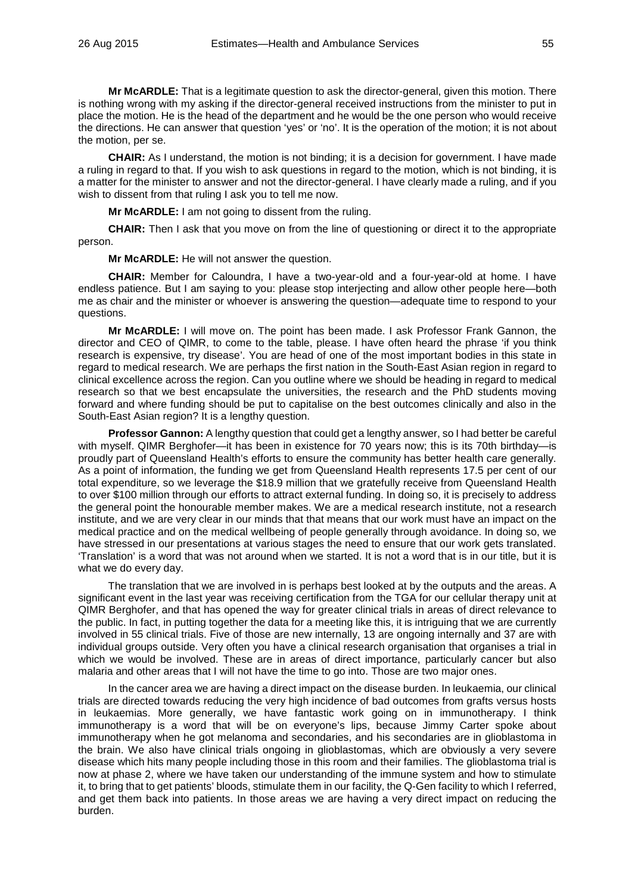**Mr McARDLE:** That is a legitimate question to ask the director-general, given this motion. There is nothing wrong with my asking if the director-general received instructions from the minister to put in place the motion. He is the head of the department and he would be the one person who would receive the directions. He can answer that question 'yes' or 'no'. It is the operation of the motion; it is not about the motion, per se.

**CHAIR:** As I understand, the motion is not binding; it is a decision for government. I have made a ruling in regard to that. If you wish to ask questions in regard to the motion, which is not binding, it is a matter for the minister to answer and not the director-general. I have clearly made a ruling, and if you wish to dissent from that ruling I ask you to tell me now.

**Mr McARDLE:** I am not going to dissent from the ruling.

**CHAIR:** Then I ask that you move on from the line of questioning or direct it to the appropriate person.

**Mr McARDLE:** He will not answer the question.

**CHAIR:** Member for Caloundra, I have a two-year-old and a four-year-old at home. I have endless patience. But I am saying to you: please stop interjecting and allow other people here—both me as chair and the minister or whoever is answering the question—adequate time to respond to your questions.

**Mr McARDLE:** I will move on. The point has been made. I ask Professor Frank Gannon, the director and CEO of QIMR, to come to the table, please. I have often heard the phrase 'if you think research is expensive, try disease'. You are head of one of the most important bodies in this state in regard to medical research. We are perhaps the first nation in the South-East Asian region in regard to clinical excellence across the region. Can you outline where we should be heading in regard to medical research so that we best encapsulate the universities, the research and the PhD students moving forward and where funding should be put to capitalise on the best outcomes clinically and also in the South-East Asian region? It is a lengthy question.

**Professor Gannon:** A lengthy question that could get a lengthy answer, so I had better be careful with myself. QIMR Berghofer—it has been in existence for 70 years now; this is its 70th birthday—is proudly part of Queensland Health's efforts to ensure the community has better health care generally. As a point of information, the funding we get from Queensland Health represents 17.5 per cent of our total expenditure, so we leverage the $18.9 million that we gratefully receive from Queensland Health to over $100 million through our efforts to attract external funding. In doing so, it is precisely to address the general point the honourable member makes. We are a medical research institute, not a research institute, and we are very clear in our minds that that means that our work must have an impact on the medical practice and on the medical wellbeing of people generally through avoidance. In doing so, we have stressed in our presentations at various stages the need to ensure that our work gets translated. 'Translation' is a word that was not around when we started. It is not a word that is in our title, but it is what we do every day.

The translation that we are involved in is perhaps best looked at by the outputs and the areas. A significant event in the last year was receiving certification from the TGA for our cellular therapy unit at QIMR Berghofer, and that has opened the way for greater clinical trials in areas of direct relevance to the public. In fact, in putting together the data for a meeting like this, it is intriguing that we are currently involved in 55 clinical trials. Five of those are new internally, 13 are ongoing internally and 37 are with individual groups outside. Very often you have a clinical research organisation that organises a trial in which we would be involved. These are in areas of direct importance, particularly cancer but also malaria and other areas that I will not have the time to go into. Those are two major ones.

In the cancer area we are having a direct impact on the disease burden. In leukaemia, our clinical trials are directed towards reducing the very high incidence of bad outcomes from grafts versus hosts in leukaemias. More generally, we have fantastic work going on in immunotherapy. I think immunotherapy is a word that will be on everyone's lips, because Jimmy Carter spoke about immunotherapy when he got melanoma and secondaries, and his secondaries are in glioblastoma in the brain. We also have clinical trials ongoing in glioblastomas, which are obviously a very severe disease which hits many people including those in this room and their families. The glioblastoma trial is now at phase 2, where we have taken our understanding of the immune system and how to stimulate it, to bring that to get patients' bloods, stimulate them in our facility, the Q-Gen facility to which I referred, and get them back into patients. In those areas we are having a very direct impact on reducing the burden.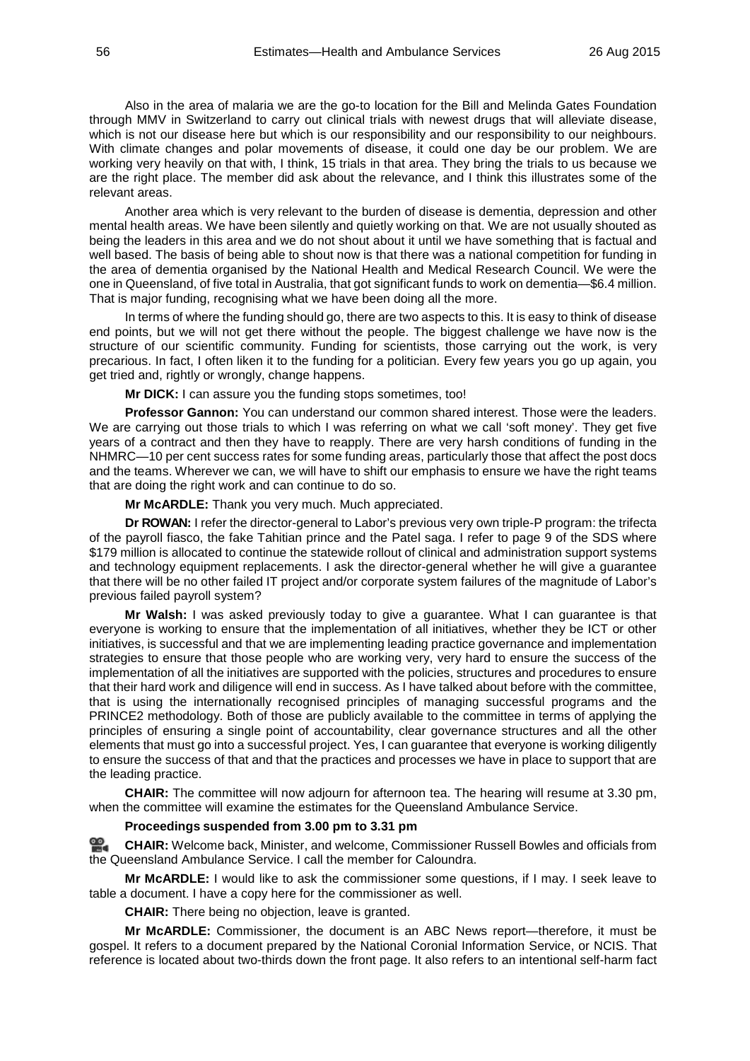Also in the area of malaria we are the go-to location for the Bill and Melinda Gates Foundation through MMV in Switzerland to carry out clinical trials with newest drugs that will alleviate disease, which is not our disease here but which is our responsibility and our responsibility to our neighbours. With climate changes and polar movements of disease, it could one day be our problem. We are working very heavily on that with, I think, 15 trials in that area. They bring the trials to us because we are the right place. The member did ask about the relevance, and I think this illustrates some of the relevant areas.

Another area which is very relevant to the burden of disease is dementia, depression and other mental health areas. We have been silently and quietly working on that. We are not usually shouted as being the leaders in this area and we do not shout about it until we have something that is factual and well based. The basis of being able to shout now is that there was a national competition for funding in the area of dementia organised by the National Health and Medical Research Council. We were the one in Queensland, of five total in Australia, that got significant funds to work on dementia—$6.4 million. That is major funding, recognising what we have been doing all the more.

In terms of where the funding should go, there are two aspects to this. It is easy to think of disease end points, but we will not get there without the people. The biggest challenge we have now is the structure of our scientific community. Funding for scientists, those carrying out the work, is very precarious. In fact, I often liken it to the funding for a politician. Every few years you go up again, you get tried and, rightly or wrongly, change happens.

**Mr DICK:** I can assure you the funding stops sometimes, too!

**Professor Gannon:** You can understand our common shared interest. Those were the leaders. We are carrying out those trials to which I was referring on what we call 'soft money'. They get five years of a contract and then they have to reapply. There are very harsh conditions of funding in the NHMRC—10 per cent success rates for some funding areas, particularly those that affect the post docs and the teams. Wherever we can, we will have to shift our emphasis to ensure we have the right teams that are doing the right work and can continue to do so.

**Mr McARDLE:** Thank you very much. Much appreciated.

**Dr ROWAN:** I refer the director-general to Labor's previous very own triple-P program: the trifecta of the payroll fiasco, the fake Tahitian prince and the Patel saga. I refer to page 9 of the SDS where $179 million is allocated to continue the statewide rollout of clinical and administration support systems and technology equipment replacements. I ask the director-general whether he will give a guarantee that there will be no other failed IT project and/or corporate system failures of the magnitude of Labor's previous failed payroll system?

**Mr Walsh:** I was asked previously today to give a guarantee. What I can guarantee is that everyone is working to ensure that the implementation of all initiatives, whether they be ICT or other initiatives, is successful and that we are implementing leading practice governance and implementation strategies to ensure that those people who are working very, very hard to ensure the success of the implementation of all the initiatives are supported with the policies, structures and procedures to ensure that their hard work and diligence will end in success. As I have talked about before with the committee, that is using the internationally recognised principles of managing successful programs and the PRINCE2 methodology. Both of those are publicly available to the committee in terms of applying the principles of ensuring a single point of accountability, clear governance structures and all the other elements that must go into a successful project. Yes, I can guarantee that everyone is working diligently to ensure the success of that and that the practices and processes we have in place to support that are the leading practice.

**CHAIR:** The committee will now adjourn for afternoon tea. The hearing will resume at 3.30 pm, when the committee will examine the estimates for the Queensland Ambulance Service.

**Proceedings suspended from 3.00 pm to 3.31 pm**

**CHAIR:** Welcome back, Minister, and welcome, Commissioner Russell Bowles and officials from the Queensland Ambulance Service. I call the member for Caloundra.

**Mr McARDLE:** I would like to ask the commissioner some questions, if I may. I seek leave to table a document. I have a copy here for the commissioner as well.

**CHAIR:** There being no objection, leave is granted.

**Mr McARDLE:** Commissioner, the document is an ABC News report—therefore, it must be gospel. It refers to a document prepared by the National Coronial Information Service, or NCIS. That reference is located about two-thirds down the front page. It also refers to an intentional self-harm fact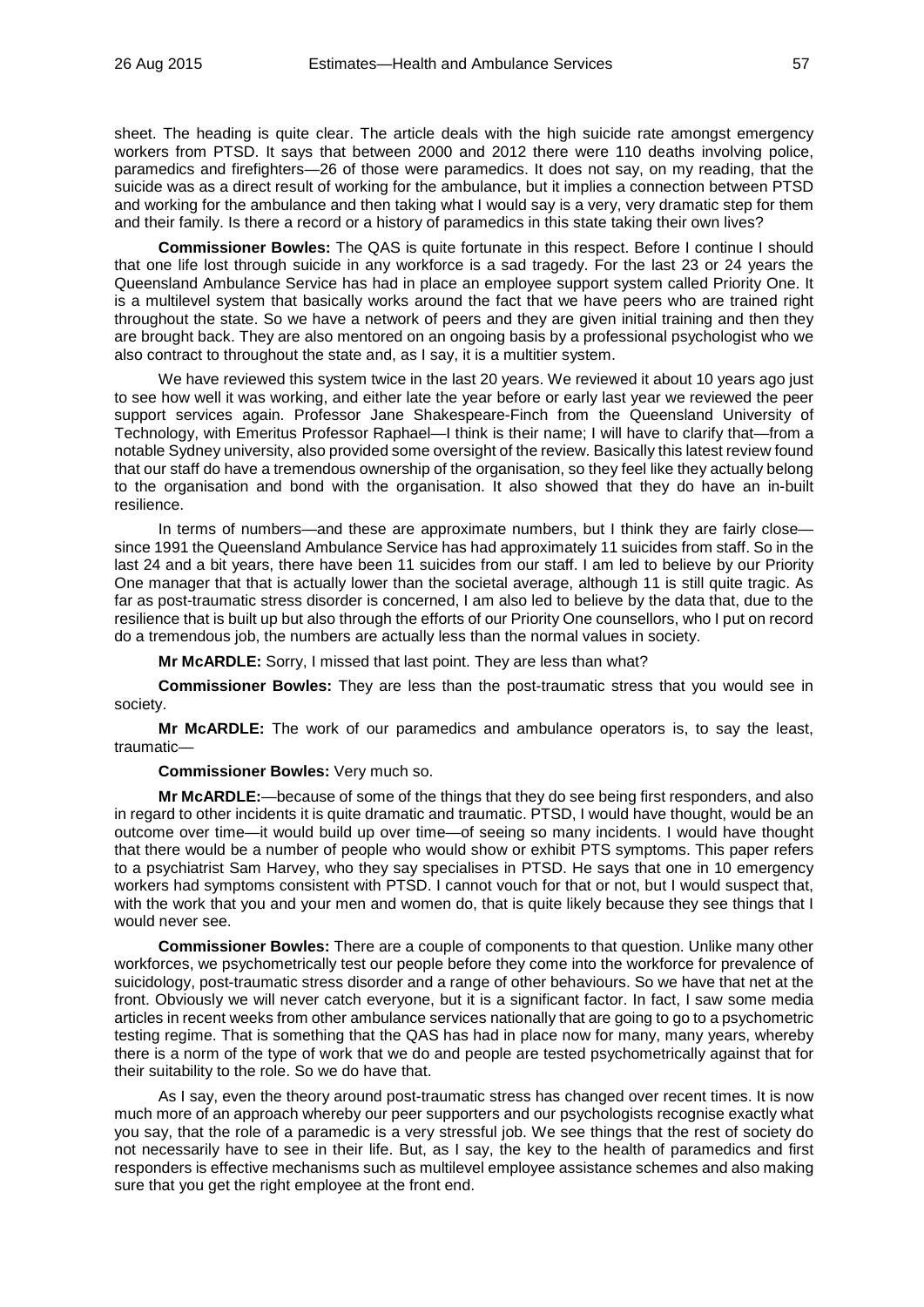sheet. The heading is quite clear. The article deals with the high suicide rate amongst emergency workers from PTSD. It says that between 2000 and 2012 there were 110 deaths involving police, paramedics and firefighters—26 of those were paramedics. It does not say, on my reading, that the suicide was as a direct result of working for the ambulance, but it implies a connection between PTSD and working for the ambulance and then taking what I would say is a very, very dramatic step for them and their family. Is there a record or a history of paramedics in this state taking their own lives?

**Commissioner Bowles:** The QAS is quite fortunate in this respect. Before I continue I should that one life lost through suicide in any workforce is a sad tragedy. For the last 23 or 24 years the Queensland Ambulance Service has had in place an employee support system called Priority One. It is a multilevel system that basically works around the fact that we have peers who are trained right throughout the state. So we have a network of peers and they are given initial training and then they are brought back. They are also mentored on an ongoing basis by a professional psychologist who we also contract to throughout the state and, as I say, it is a multitier system.

We have reviewed this system twice in the last 20 years. We reviewed it about 10 years ago just to see how well it was working, and either late the year before or early last year we reviewed the peer support services again. Professor Jane Shakespeare-Finch from the Queensland University of Technology, with Emeritus Professor Raphael—I think is their name; I will have to clarify that—from a notable Sydney university, also provided some oversight of the review. Basically this latest review found that our staff do have a tremendous ownership of the organisation, so they feel like they actually belong to the organisation and bond with the organisation. It also showed that they do have an in-built resilience.

In terms of numbers—and these are approximate numbers, but I think they are fairly close—since 1991 the Queensland Ambulance Service has had approximately 11 suicides from staff. So in the last 24 and a bit years, there have been 11 suicides from our staff. I am led to believe by our Priority One manager that that is actually lower than the societal average, although 11 is still quite tragic. As far as post-traumatic stress disorder is concerned, I am also led to believe by the data that, due to the resilience that is built up but also through the efforts of our Priority One counsellors, who I put on record do a tremendous job, the numbers are actually less than the normal values in society.

**Mr McARDLE:** Sorry, I missed that last point. They are less than what?

**Commissioner Bowles:** They are less than the post-traumatic stress that you would see in society.

**Mr McARDLE:** The work of our paramedics and ambulance operators is, to say the least, traumatic—

**Commissioner Bowles:** Very much so.

**Mr McARDLE:**—because of some of the things that they do see being first responders, and also in regard to other incidents it is quite dramatic and traumatic. PTSD, I would have thought, would be an outcome over time—it would build up over time—of seeing so many incidents. I would have thought that there would be a number of people who would show or exhibit PTS symptoms. This paper refers to a psychiatrist Sam Harvey, who they say specialises in PTSD. He says that one in 10 emergency workers had symptoms consistent with PTSD. I cannot vouch for that or not, but I would suspect that, with the work that you and your men and women do, that is quite likely because they see things that I would never see.

**Commissioner Bowles:** There are a couple of components to that question. Unlike many other workforces, we psychometrically test our people before they come into the workforce for prevalence of suicidology, post-traumatic stress disorder and a range of other behaviours. So we have that net at the front. Obviously we will never catch everyone, but it is a significant factor. In fact, I saw some media articles in recent weeks from other ambulance services nationally that are going to go to a psychometric testing regime. That is something that the QAS has had in place now for many, many years, whereby there is a norm of the type of work that we do and people are tested psychometrically against that for their suitability to the role. So we do have that.

As I say, even the theory around post-traumatic stress has changed over recent times. It is now much more of an approach whereby our peer supporters and our psychologists recognise exactly what you say, that the role of a paramedic is a very stressful job. We see things that the rest of society do not necessarily have to see in their life. But, as I say, the key to the health of paramedics and first responders is effective mechanisms such as multilevel employee assistance schemes and also making sure that you get the right employee at the front end.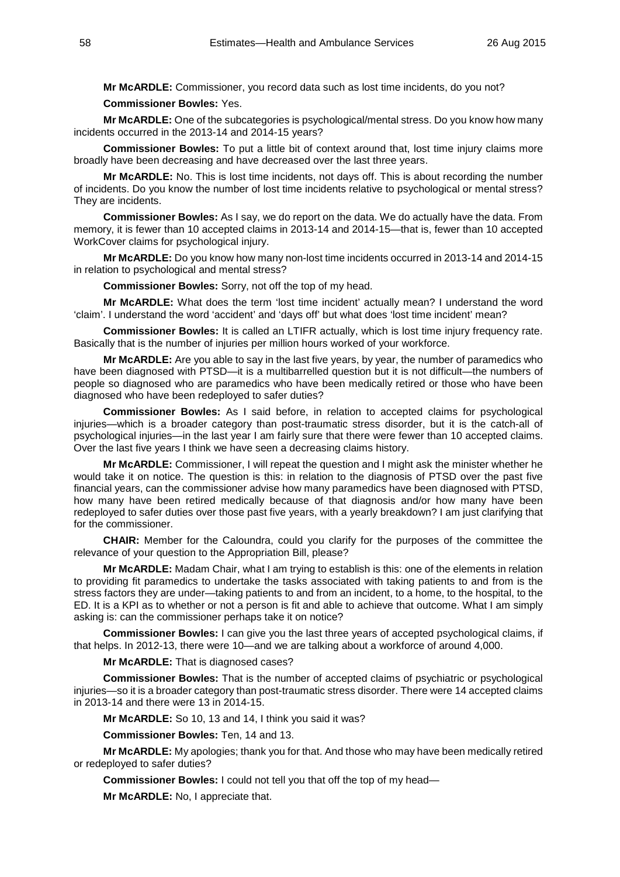**Mr McARDLE:** Commissioner, you record data such as lost time incidents, do you not?

**Commissioner Bowles:** Yes.

**Mr McARDLE:** One of the subcategories is psychological/mental stress. Do you know how many incidents occurred in the 2013-14 and 2014-15 years?

**Commissioner Bowles:** To put a little bit of context around that, lost time injury claims more broadly have been decreasing and have decreased over the last three years.

**Mr McARDLE:** No. This is lost time incidents, not days off. This is about recording the number of incidents. Do you know the number of lost time incidents relative to psychological or mental stress? They are incidents.

**Commissioner Bowles:** As I say, we do report on the data. We do actually have the data. From memory, it is fewer than 10 accepted claims in 2013-14 and 2014-15—that is, fewer than 10 accepted WorkCover claims for psychological injury.

**Mr McARDLE:** Do you know how many non-lost time incidents occurred in 2013-14 and 2014-15 in relation to psychological and mental stress?

**Commissioner Bowles:** Sorry, not off the top of my head.

**Mr McARDLE:** What does the term 'lost time incident' actually mean? I understand the word 'claim'. I understand the word 'accident' and 'days off' but what does 'lost time incident' mean?

**Commissioner Bowles:** It is called an LTIFR actually, which is lost time injury frequency rate. Basically that is the number of injuries per million hours worked of your workforce.

**Mr McARDLE:** Are you able to say in the last five years, by year, the number of paramedics who have been diagnosed with PTSD—it is a multibarrelled question but it is not difficult—the numbers of people so diagnosed who are paramedics who have been medically retired or those who have been diagnosed who have been redeployed to safer duties?

**Commissioner Bowles:** As I said before, in relation to accepted claims for psychological injuries—which is a broader category than post-traumatic stress disorder, but it is the catch-all of psychological injuries—in the last year I am fairly sure that there were fewer than 10 accepted claims. Over the last five years I think we have seen a decreasing claims history.

**Mr McARDLE:** Commissioner, I will repeat the question and I might ask the minister whether he would take it on notice. The question is this: in relation to the diagnosis of PTSD over the past five financial years, can the commissioner advise how many paramedics have been diagnosed with PTSD, how many have been retired medically because of that diagnosis and/or how many have been redeployed to safer duties over those past five years, with a yearly breakdown? I am just clarifying that for the commissioner.

**CHAIR:** Member for the Caloundra, could you clarify for the purposes of the committee the relevance of your question to the Appropriation Bill, please?

**Mr McARDLE:** Madam Chair, what I am trying to establish is this: one of the elements in relation to providing fit paramedics to undertake the tasks associated with taking patients to and from is the stress factors they are under—taking patients to and from an incident, to a home, to the hospital, to the ED. It is a KPI as to whether or not a person is fit and able to achieve that outcome. What I am simply asking is: can the commissioner perhaps take it on notice?

**Commissioner Bowles:** I can give you the last three years of accepted psychological claims, if that helps. In 2012-13, there were 10—and we are talking about a workforce of around 4,000.

**Mr McARDLE:** That is diagnosed cases?

**Commissioner Bowles:** That is the number of accepted claims of psychiatric or psychological injuries—so it is a broader category than post-traumatic stress disorder. There were 14 accepted claims in 2013-14 and there were 13 in 2014-15.

**Mr McARDLE:** So 10, 13 and 14, I think you said it was?

**Commissioner Bowles:** Ten, 14 and 13.

**Mr McARDLE:** My apologies; thank you for that. And those who may have been medically retired or redeployed to safer duties?

**Commissioner Bowles:** I could not tell you that off the top of my head—

**Mr McARDLE:** No, I appreciate that.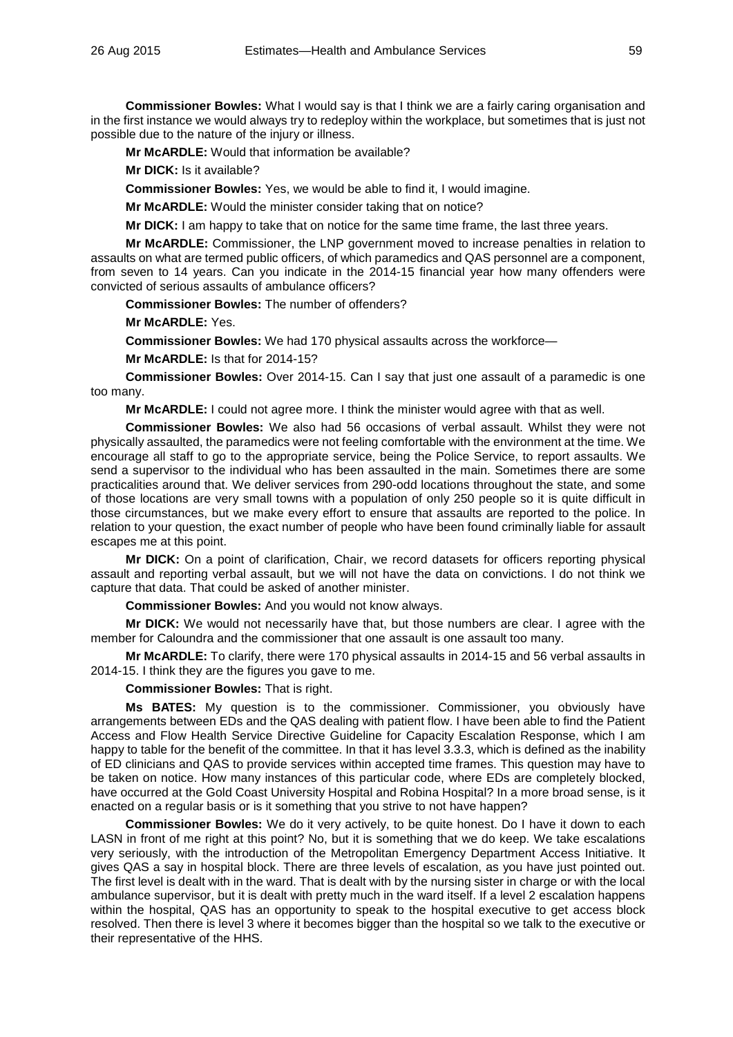**Commissioner Bowles:** What I would say is that I think we are a fairly caring organisation and in the first instance we would always try to redeploy within the workplace, but sometimes that is just not possible due to the nature of the injury or illness.

**Mr McARDLE:** Would that information be available?

**Mr DICK:** Is it available?

**Commissioner Bowles:** Yes, we would be able to find it, I would imagine.

**Mr McARDLE:** Would the minister consider taking that on notice?

**Mr DICK:** I am happy to take that on notice for the same time frame, the last three years.

**Mr McARDLE:** Commissioner, the LNP government moved to increase penalties in relation to assaults on what are termed public officers, of which paramedics and QAS personnel are a component, from seven to 14 years. Can you indicate in the 2014-15 financial year how many offenders were convicted of serious assaults of ambulance officers?

**Commissioner Bowles:** The number of offenders?

**Mr McARDLE:** Yes.

**Commissioner Bowles:** We had 170 physical assaults across the workforce—

**Mr McARDLE:** Is that for 2014-15?

**Commissioner Bowles:** Over 2014-15. Can I say that just one assault of a paramedic is one too many.

**Mr McARDLE:** I could not agree more. I think the minister would agree with that as well.

**Commissioner Bowles:** We also had 56 occasions of verbal assault. Whilst they were not physically assaulted, the paramedics were not feeling comfortable with the environment at the time. We encourage all staff to go to the appropriate service, being the Police Service, to report assaults. We send a supervisor to the individual who has been assaulted in the main. Sometimes there are some practicalities around that. We deliver services from 290-odd locations throughout the state, and some of those locations are very small towns with a population of only 250 people so it is quite difficult in those circumstances, but we make every effort to ensure that assaults are reported to the police. In relation to your question, the exact number of people who have been found criminally liable for assault escapes me at this point.

**Mr DICK:** On a point of clarification, Chair, we record datasets for officers reporting physical assault and reporting verbal assault, but we will not have the data on convictions. I do not think we capture that data. That could be asked of another minister.

**Commissioner Bowles:** And you would not know always.

**Mr DICK:** We would not necessarily have that, but those numbers are clear. I agree with the member for Caloundra and the commissioner that one assault is one assault too many.

**Mr McARDLE:** To clarify, there were 170 physical assaults in 2014-15 and 56 verbal assaults in 2014-15. I think they are the figures you gave to me.

**Commissioner Bowles:** That is right.

**Ms BATES:** My question is to the commissioner. Commissioner, you obviously have arrangements between EDs and the QAS dealing with patient flow. I have been able to find the Patient Access and Flow Health Service Directive Guideline for Capacity Escalation Response, which I am happy to table for the benefit of the committee. In that it has level 3.3.3, which is defined as the inability of ED clinicians and QAS to provide services within accepted time frames. This question may have to be taken on notice. How many instances of this particular code, where EDs are completely blocked, have occurred at the Gold Coast University Hospital and Robina Hospital? In a more broad sense, is it enacted on a regular basis or is it something that you strive to not have happen?

**Commissioner Bowles:** We do it very actively, to be quite honest. Do I have it down to each LASN in front of me right at this point? No, but it is something that we do keep. We take escalations very seriously, with the introduction of the Metropolitan Emergency Department Access Initiative. It gives QAS a say in hospital block. There are three levels of escalation, as you have just pointed out. The first level is dealt with in the ward. That is dealt with by the nursing sister in charge or with the local ambulance supervisor, but it is dealt with pretty much in the ward itself. If a level 2 escalation happens within the hospital, QAS has an opportunity to speak to the hospital executive to get access block resolved. Then there is level 3 where it becomes bigger than the hospital so we talk to the executive or their representative of the HHS.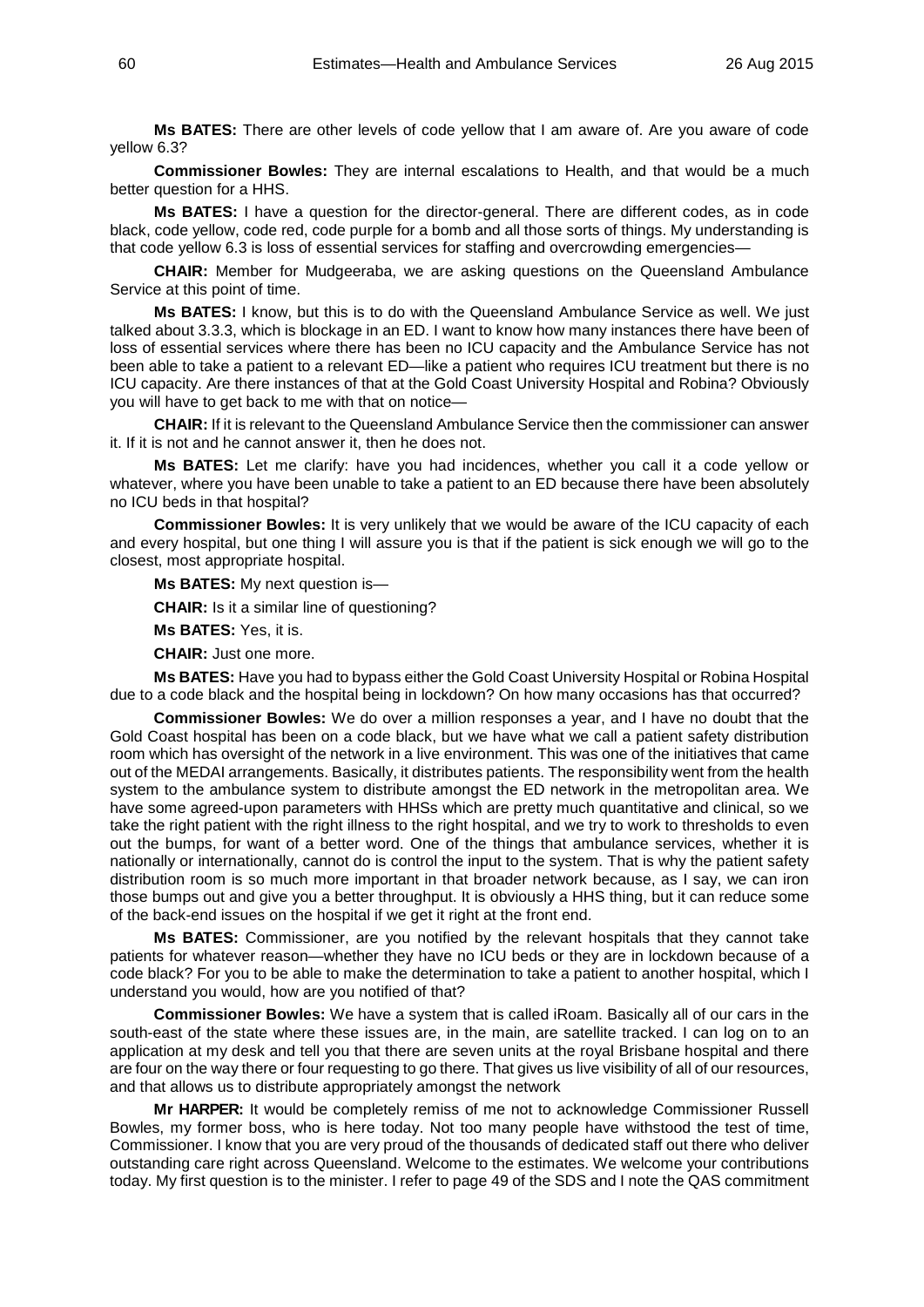**Ms BATES:** There are other levels of code yellow that I am aware of. Are you aware of code yellow 6.3?

**Commissioner Bowles:** They are internal escalations to Health, and that would be a much better question for a HHS.

**Ms BATES:** I have a question for the director-general. There are different codes, as in code black, code yellow, code red, code purple for a bomb and all those sorts of things. My understanding is that code yellow 6.3 is loss of essential services for staffing and overcrowding emergencies—

**CHAIR:** Member for Mudgeeraba, we are asking questions on the Queensland Ambulance Service at this point of time.

**Ms BATES:** I know, but this is to do with the Queensland Ambulance Service as well. We just talked about 3.3.3, which is blockage in an ED. I want to know how many instances there have been of loss of essential services where there has been no ICU capacity and the Ambulance Service has not been able to take a patient to a relevant ED—like a patient who requires ICU treatment but there is no ICU capacity. Are there instances of that at the Gold Coast University Hospital and Robina? Obviously you will have to get back to me with that on notice—

**CHAIR:** If it is relevant to the Queensland Ambulance Service then the commissioner can answer it. If it is not and he cannot answer it, then he does not.

**Ms BATES:** Let me clarify: have you had incidences, whether you call it a code yellow or whatever, where you have been unable to take a patient to an ED because there have been absolutely no ICU beds in that hospital?

**Commissioner Bowles:** It is very unlikely that we would be aware of the ICU capacity of each and every hospital, but one thing I will assure you is that if the patient is sick enough we will go to the closest, most appropriate hospital.

**Ms BATES:** My next question is—

**CHAIR:** Is it a similar line of questioning?

**Ms BATES:** Yes, it is.

**CHAIR:** Just one more.

**Ms BATES:** Have you had to bypass either the Gold Coast University Hospital or Robina Hospital due to a code black and the hospital being in lockdown? On how many occasions has that occurred?

**Commissioner Bowles:** We do over a million responses a year, and I have no doubt that the Gold Coast hospital has been on a code black, but we have what we call a patient safety distribution room which has oversight of the network in a live environment. This was one of the initiatives that came out of the MEDAI arrangements. Basically, it distributes patients. The responsibility went from the health system to the ambulance system to distribute amongst the ED network in the metropolitan area. We have some agreed-upon parameters with HHSs which are pretty much quantitative and clinical, so we take the right patient with the right illness to the right hospital, and we try to work to thresholds to even out the bumps, for want of a better word. One of the things that ambulance services, whether it is nationally or internationally, cannot do is control the input to the system. That is why the patient safety distribution room is so much more important in that broader network because, as I say, we can iron those bumps out and give you a better throughput. It is obviously a HHS thing, but it can reduce some of the back-end issues on the hospital if we get it right at the front end.

**Ms BATES:** Commissioner, are you notified by the relevant hospitals that they cannot take patients for whatever reason—whether they have no ICU beds or they are in lockdown because of a code black? For you to be able to make the determination to take a patient to another hospital, which I understand you would, how are you notified of that?

**Commissioner Bowles:** We have a system that is called iRoam. Basically all of our cars in the south-east of the state where these issues are, in the main, are satellite tracked. I can log on to an application at my desk and tell you that there are seven units at the royal Brisbane hospital and there are four on the way there or four requesting to go there. That gives us live visibility of all of our resources, and that allows us to distribute appropriately amongst the network

**Mr HARPER:** It would be completely remiss of me not to acknowledge Commissioner Russell Bowles, my former boss, who is here today. Not too many people have withstood the test of time, Commissioner. I know that you are very proud of the thousands of dedicated staff out there who deliver outstanding care right across Queensland. Welcome to the estimates. We welcome your contributions today. My first question is to the minister. I refer to page 49 of the SDS and I note the QAS commitment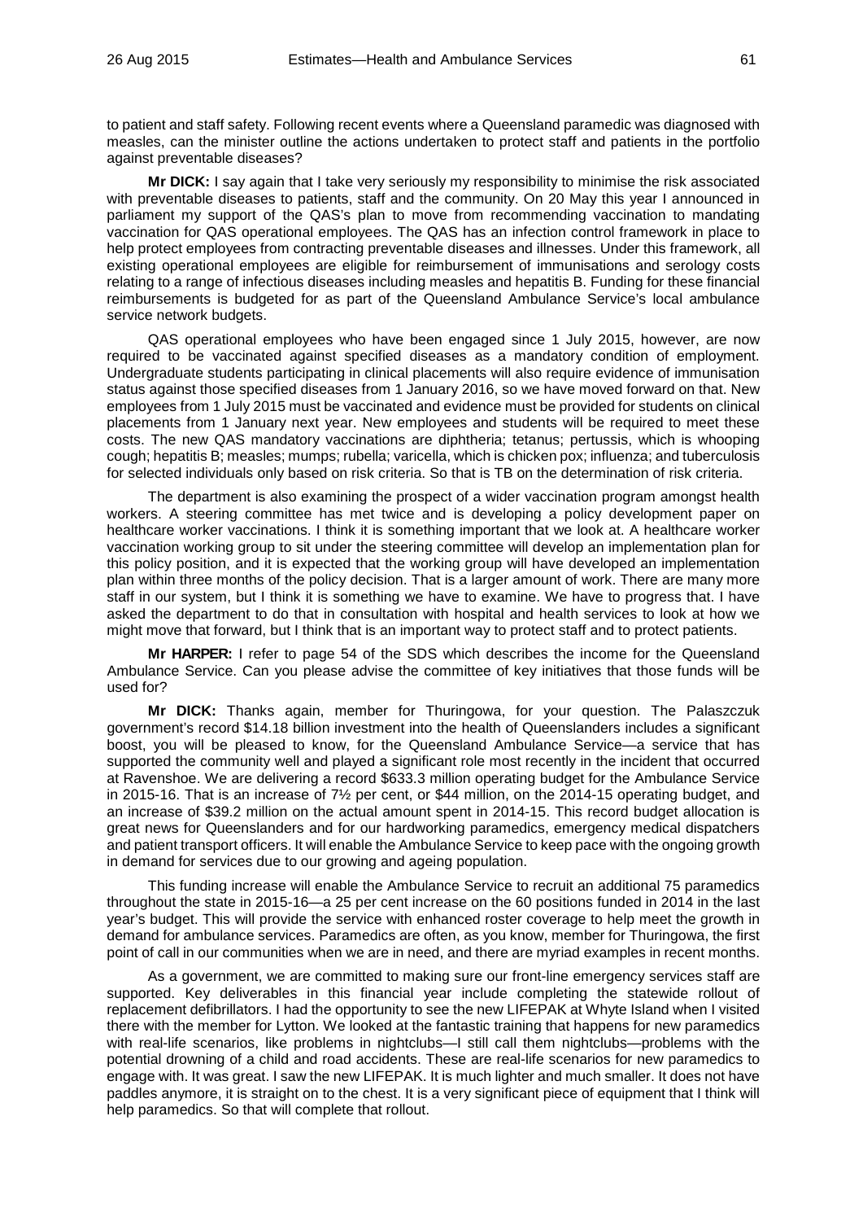to patient and staff safety. Following recent events where a Queensland paramedic was diagnosed with measles, can the minister outline the actions undertaken to protect staff and patients in the portfolio against preventable diseases?

**Mr DICK:** I say again that I take very seriously my responsibility to minimise the risk associated with preventable diseases to patients, staff and the community. On 20 May this year I announced in parliament my support of the QAS's plan to move from recommending vaccination to mandating vaccination for QAS operational employees. The QAS has an infection control framework in place to help protect employees from contracting preventable diseases and illnesses. Under this framework, all existing operational employees are eligible for reimbursement of immunisations and serology costs relating to a range of infectious diseases including measles and hepatitis B. Funding for these financial reimbursements is budgeted for as part of the Queensland Ambulance Service's local ambulance service network budgets.

QAS operational employees who have been engaged since 1 July 2015, however, are now required to be vaccinated against specified diseases as a mandatory condition of employment. Undergraduate students participating in clinical placements will also require evidence of immunisation status against those specified diseases from 1 January 2016, so we have moved forward on that. New employees from 1 July 2015 must be vaccinated and evidence must be provided for students on clinical placements from 1 January next year. New employees and students will be required to meet these costs. The new QAS mandatory vaccinations are diphtheria; tetanus; pertussis, which is whooping cough; hepatitis B; measles; mumps; rubella; varicella, which is chicken pox; influenza; and tuberculosis for selected individuals only based on risk criteria. So that is TB on the determination of risk criteria.

The department is also examining the prospect of a wider vaccination program amongst health workers. A steering committee has met twice and is developing a policy development paper on healthcare worker vaccinations. I think it is something important that we look at. A healthcare worker vaccination working group to sit under the steering committee will develop an implementation plan for this policy position, and it is expected that the working group will have developed an implementation plan within three months of the policy decision. That is a larger amount of work. There are many more staff in our system, but I think it is something we have to examine. We have to progress that. I have asked the department to do that in consultation with hospital and health services to look at how we might move that forward, but I think that is an important way to protect staff and to protect patients.

**Mr HARPER:** I refer to page 54 of the SDS which describes the income for the Queensland Ambulance Service. Can you please advise the committee of key initiatives that those funds will be used for?

**Mr DICK:** Thanks again, member for Thuringowa, for your question. The Palaszczuk government's record $14.18 billion investment into the health of Queenslanders includes a significant boost, you will be pleased to know, for the Queensland Ambulance Service—a service that has supported the community well and played a significant role most recently in the incident that occurred at Ravenshoe. We are delivering a record $633.3 million operating budget for the Ambulance Service in 2015-16. That is an increase of 7½ per cent, or $44 million, on the 2014-15 operating budget, and an increase of $39.2 million on the actual amount spent in 2014-15. This record budget allocation is great news for Queenslanders and for our hardworking paramedics, emergency medical dispatchers and patient transport officers. It will enable the Ambulance Service to keep pace with the ongoing growth in demand for services due to our growing and ageing population.

This funding increase will enable the Ambulance Service to recruit an additional 75 paramedics throughout the state in 2015-16—a 25 per cent increase on the 60 positions funded in 2014 in the last year's budget. This will provide the service with enhanced roster coverage to help meet the growth in demand for ambulance services. Paramedics are often, as you know, member for Thuringowa, the first point of call in our communities when we are in need, and there are myriad examples in recent months.

As a government, we are committed to making sure our front-line emergency services staff are supported. Key deliverables in this financial year include completing the statewide rollout of replacement defibrillators. I had the opportunity to see the new LIFEPAK at Whyte Island when I visited there with the member for Lytton. We looked at the fantastic training that happens for new paramedics with real-life scenarios, like problems in nightclubs—I still call them nightclubs—problems with the potential drowning of a child and road accidents. These are real-life scenarios for new paramedics to engage with. It was great. I saw the new LIFEPAK. It is much lighter and much smaller. It does not have paddles anymore, it is straight on to the chest. It is a very significant piece of equipment that I think will help paramedics. So that will complete that rollout.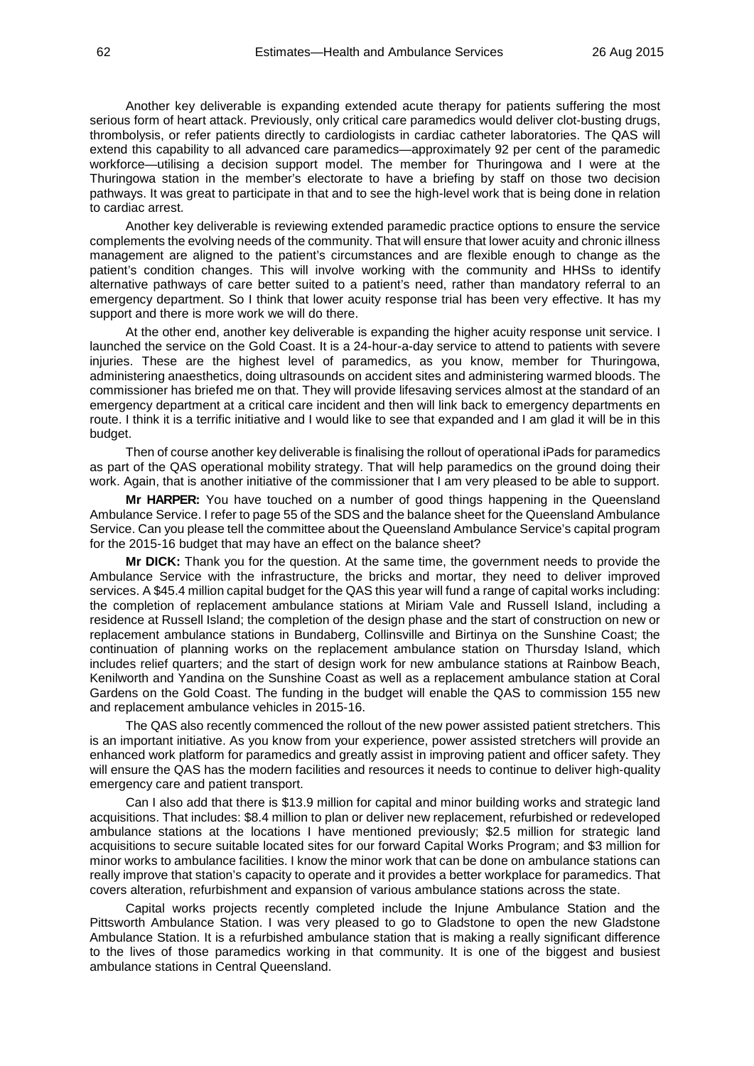Another key deliverable is expanding extended acute therapy for patients suffering the most serious form of heart attack. Previously, only critical care paramedics would deliver clot-busting drugs, thrombolysis, or refer patients directly to cardiologists in cardiac catheter laboratories. The QAS will extend this capability to all advanced care paramedics—approximately 92 per cent of the paramedic workforce—utilising a decision support model. The member for Thuringowa and I were at the Thuringowa station in the member's electorate to have a briefing by staff on those two decision pathways. It was great to participate in that and to see the high-level work that is being done in relation to cardiac arrest.

Another key deliverable is reviewing extended paramedic practice options to ensure the service complements the evolving needs of the community. That will ensure that lower acuity and chronic illness management are aligned to the patient's circumstances and are flexible enough to change as the patient's condition changes. This will involve working with the community and HHSs to identify alternative pathways of care better suited to a patient's need, rather than mandatory referral to an emergency department. So I think that lower acuity response trial has been very effective. It has my support and there is more work we will do there.

At the other end, another key deliverable is expanding the higher acuity response unit service. I launched the service on the Gold Coast. It is a 24-hour-a-day service to attend to patients with severe injuries. These are the highest level of paramedics, as you know, member for Thuringowa, administering anaesthetics, doing ultrasounds on accident sites and administering warmed bloods. The commissioner has briefed me on that. They will provide lifesaving services almost at the standard of an emergency department at a critical care incident and then will link back to emergency departments en route. I think it is a terrific initiative and I would like to see that expanded and I am glad it will be in this budget.

Then of course another key deliverable is finalising the rollout of operational iPads for paramedics as part of the QAS operational mobility strategy. That will help paramedics on the ground doing their work. Again, that is another initiative of the commissioner that I am very pleased to be able to support.

**Mr HARPER:** You have touched on a number of good things happening in the Queensland Ambulance Service. I refer to page 55 of the SDS and the balance sheet for the Queensland Ambulance Service. Can you please tell the committee about the Queensland Ambulance Service's capital program for the 2015-16 budget that may have an effect on the balance sheet?

**Mr DICK:** Thank you for the question. At the same time, the government needs to provide the Ambulance Service with the infrastructure, the bricks and mortar, they need to deliver improved services. A $45.4 million capital budget for the QAS this year will fund a range of capital works including: the completion of replacement ambulance stations at Miriam Vale and Russell Island, including a residence at Russell Island; the completion of the design phase and the start of construction on new or replacement ambulance stations in Bundaberg, Collinsville and Birtinya on the Sunshine Coast; the continuation of planning works on the replacement ambulance station on Thursday Island, which includes relief quarters; and the start of design work for new ambulance stations at Rainbow Beach, Kenilworth and Yandina on the Sunshine Coast as well as a replacement ambulance station at Coral Gardens on the Gold Coast. The funding in the budget will enable the QAS to commission 155 new and replacement ambulance vehicles in 2015-16.

The QAS also recently commenced the rollout of the new power assisted patient stretchers. This is an important initiative. As you know from your experience, power assisted stretchers will provide an enhanced work platform for paramedics and greatly assist in improving patient and officer safety. They will ensure the QAS has the modern facilities and resources it needs to continue to deliver high-quality emergency care and patient transport.

Can I also add that there is $13.9 million for capital and minor building works and strategic land acquisitions. That includes: $8.4 million to plan or deliver new replacement, refurbished or redeveloped ambulance stations at the locations I have mentioned previously; $2.5 million for strategic land acquisitions to secure suitable located sites for our forward Capital Works Program; and $3 million for minor works to ambulance facilities. I know the minor work that can be done on ambulance stations can really improve that station's capacity to operate and it provides a better workplace for paramedics. That covers alteration, refurbishment and expansion of various ambulance stations across the state.

Capital works projects recently completed include the Injune Ambulance Station and the Pittsworth Ambulance Station. I was very pleased to go to Gladstone to open the new Gladstone Ambulance Station. It is a refurbished ambulance station that is making a really significant difference to the lives of those paramedics working in that community. It is one of the biggest and busiest ambulance stations in Central Queensland.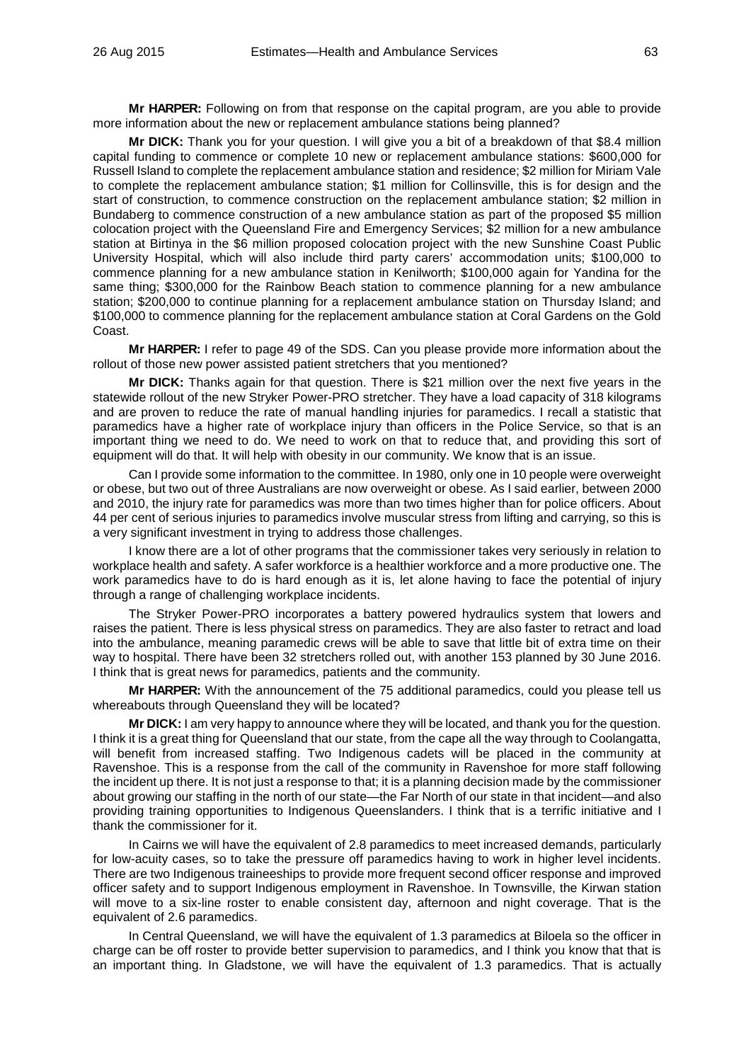**Mr HARPER:** Following on from that response on the capital program, are you able to provide more information about the new or replacement ambulance stations being planned?

**Mr DICK:** Thank you for your question. I will give you a bit of a breakdown of that $8.4 million capital funding to commence or complete 10 new or replacement ambulance stations: $600,000 for Russell Island to complete the replacement ambulance station and residence; $2 million for Miriam Vale to complete the replacement ambulance station; $1 million for Collinsville, this is for design and the start of construction, to commence construction on the replacement ambulance station; $2 million in Bundaberg to commence construction of a new ambulance station as part of the proposed $5 million colocation project with the Queensland Fire and Emergency Services; $2 million for a new ambulance station at Birtinya in the $6 million proposed colocation project with the new Sunshine Coast Public University Hospital, which will also include third party carers' accommodation units; $100,000 to commence planning for a new ambulance station in Kenilworth; $100,000 again for Yandina for the same thing; $300,000 for the Rainbow Beach station to commence planning for a new ambulance station; $200,000 to continue planning for a replacement ambulance station on Thursday Island; and $100,000 to commence planning for the replacement ambulance station at Coral Gardens on the Gold Coast.

**Mr HARPER:** I refer to page 49 of the SDS. Can you please provide more information about the rollout of those new power assisted patient stretchers that you mentioned?

**Mr DICK:** Thanks again for that question. There is $21 million over the next five years in the statewide rollout of the new Stryker Power-PRO stretcher. They have a load capacity of 318 kilograms and are proven to reduce the rate of manual handling injuries for paramedics. I recall a statistic that paramedics have a higher rate of workplace injury than officers in the Police Service, so that is an important thing we need to do. We need to work on that to reduce that, and providing this sort of equipment will do that. It will help with obesity in our community. We know that is an issue.

Can I provide some information to the committee. In 1980, only one in 10 people were overweight or obese, but two out of three Australians are now overweight or obese. As I said earlier, between 2000 and 2010, the injury rate for paramedics was more than two times higher than for police officers. About 44 per cent of serious injuries to paramedics involve muscular stress from lifting and carrying, so this is a very significant investment in trying to address those challenges.

I know there are a lot of other programs that the commissioner takes very seriously in relation to workplace health and safety. A safer workforce is a healthier workforce and a more productive one. The work paramedics have to do is hard enough as it is, let alone having to face the potential of injury through a range of challenging workplace incidents.

The Stryker Power-PRO incorporates a battery powered hydraulics system that lowers and raises the patient. There is less physical stress on paramedics. They are also faster to retract and load into the ambulance, meaning paramedic crews will be able to save that little bit of extra time on their way to hospital. There have been 32 stretchers rolled out, with another 153 planned by 30 June 2016. I think that is great news for paramedics, patients and the community.

**Mr HARPER:** With the announcement of the 75 additional paramedics, could you please tell us whereabouts through Queensland they will be located?

**Mr DICK:** I am very happy to announce where they will be located, and thank you for the question. I think it is a great thing for Queensland that our state, from the cape all the way through to Coolangatta, will benefit from increased staffing. Two Indigenous cadets will be placed in the community at Ravenshoe. This is a response from the call of the community in Ravenshoe for more staff following the incident up there. It is not just a response to that; it is a planning decision made by the commissioner about growing our staffing in the north of our state—the Far North of our state in that incident—and also providing training opportunities to Indigenous Queenslanders. I think that is a terrific initiative and I thank the commissioner for it.

In Cairns we will have the equivalent of 2.8 paramedics to meet increased demands, particularly for low-acuity cases, so to take the pressure off paramedics having to work in higher level incidents. There are two Indigenous traineeships to provide more frequent second officer response and improved officer safety and to support Indigenous employment in Ravenshoe. In Townsville, the Kirwan station will move to a six-line roster to enable consistent day, afternoon and night coverage. That is the equivalent of 2.6 paramedics.

In Central Queensland, we will have the equivalent of 1.3 paramedics at Biloela so the officer in charge can be off roster to provide better supervision to paramedics, and I think you know that that is an important thing. In Gladstone, we will have the equivalent of 1.3 paramedics. That is actually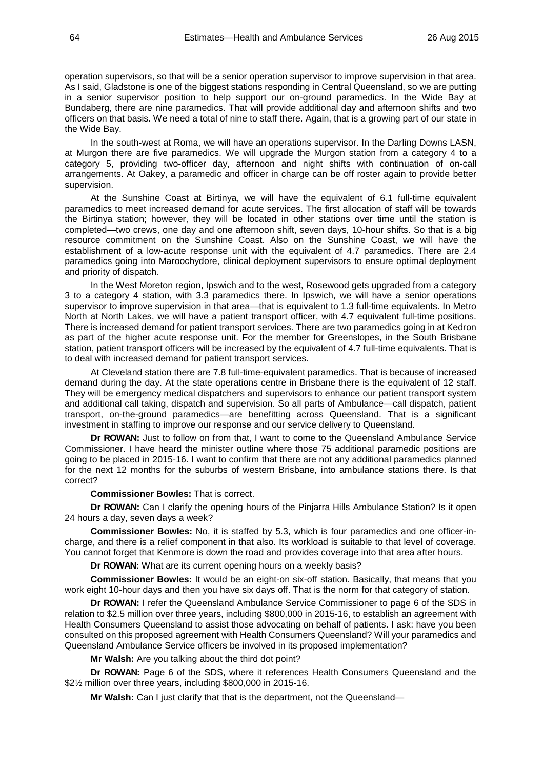operation supervisors, so that will be a senior operation supervisor to improve supervision in that area. As I said, Gladstone is one of the biggest stations responding in Central Queensland, so we are putting in a senior supervisor position to help support our on-ground paramedics. In the Wide Bay at Bundaberg, there are nine paramedics. That will provide additional day and afternoon shifts and two officers on that basis. We need a total of nine to staff there. Again, that is a growing part of our state in the Wide Bay.

In the south-west at Roma, we will have an operations supervisor. In the Darling Downs LASN, at Murgon there are five paramedics. We will upgrade the Murgon station from a category 4 to a category 5, providing two-officer day, afternoon and night shifts with continuation of on-call arrangements. At Oakey, a paramedic and officer in charge can be off roster again to provide better supervision.

At the Sunshine Coast at Birtinya, we will have the equivalent of 6.1 full-time equivalent paramedics to meet increased demand for acute services. The first allocation of staff will be towards the Birtinya station; however, they will be located in other stations over time until the station is completed—two crews, one day and one afternoon shift, seven days, 10-hour shifts. So that is a big resource commitment on the Sunshine Coast. Also on the Sunshine Coast, we will have the establishment of a low-acute response unit with the equivalent of 4.7 paramedics. There are 2.4 paramedics going into Maroochydore, clinical deployment supervisors to ensure optimal deployment and priority of dispatch.

In the West Moreton region, Ipswich and to the west, Rosewood gets upgraded from a category 3 to a category 4 station, with 3.3 paramedics there. In Ipswich, we will have a senior operations supervisor to improve supervision in that area—that is equivalent to 1.3 full-time equivalents. In Metro North at North Lakes, we will have a patient transport officer, with 4.7 equivalent full-time positions. There is increased demand for patient transport services. There are two paramedics going in at Kedron as part of the higher acute response unit. For the member for Greenslopes, in the South Brisbane station, patient transport officers will be increased by the equivalent of 4.7 full-time equivalents. That is to deal with increased demand for patient transport services.

At Cleveland station there are 7.8 full-time-equivalent paramedics. That is because of increased demand during the day. At the state operations centre in Brisbane there is the equivalent of 12 staff. They will be emergency medical dispatchers and supervisors to enhance our patient transport system and additional call taking, dispatch and supervision. So all parts of Ambulance—call dispatch, patient transport, on-the-ground paramedics—are benefitting across Queensland. That is a significant investment in staffing to improve our response and our service delivery to Queensland.

**Dr ROWAN:** Just to follow on from that, I want to come to the Queensland Ambulance Service Commissioner. I have heard the minister outline where those 75 additional paramedic positions are going to be placed in 2015-16. I want to confirm that there are not any additional paramedics planned for the next 12 months for the suburbs of western Brisbane, into ambulance stations there. Is that correct?

**Commissioner Bowles:** That is correct.

**Dr ROWAN:** Can I clarify the opening hours of the Pinjarra Hills Ambulance Station? Is it open 24 hours a day, seven days a week?

**Commissioner Bowles:** No, it is staffed by 5.3, which is four paramedics and one officer-in-charge, and there is a relief component in that also. Its workload is suitable to that level of coverage. You cannot forget that Kenmore is down the road and provides coverage into that area after hours.

**Dr ROWAN:** What are its current opening hours on a weekly basis?

**Commissioner Bowles:** It would be an eight-on six-off station. Basically, that means that you work eight 10-hour days and then you have six days off. That is the norm for that category of station.

**Dr ROWAN:** I refer the Queensland Ambulance Service Commissioner to page 6 of the SDS in relation to $2.5 million over three years, including $800,000 in 2015-16, to establish an agreement with Health Consumers Queensland to assist those advocating on behalf of patients. I ask: have you been consulted on this proposed agreement with Health Consumers Queensland? Will your paramedics and Queensland Ambulance Service officers be involved in its proposed implementation?

**Mr Walsh:** Are you talking about the third dot point?

**Dr ROWAN:** Page 6 of the SDS, where it references Health Consumers Queensland and the $2½ million over three years, including $800,000 in 2015-16.

**Mr Walsh:** Can I just clarify that that is the department, not the Queensland—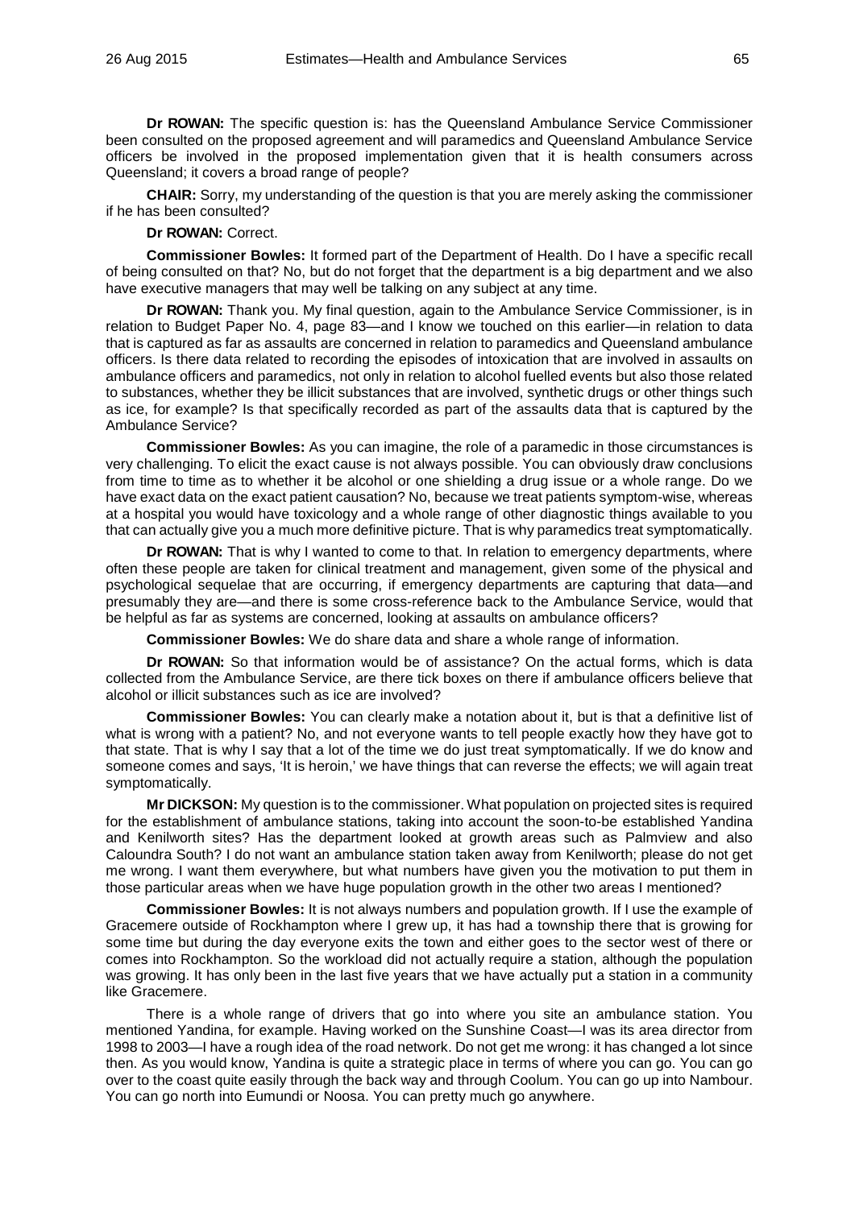**Dr ROWAN:** The specific question is: has the Queensland Ambulance Service Commissioner been consulted on the proposed agreement and will paramedics and Queensland Ambulance Service officers be involved in the proposed implementation given that it is health consumers across Queensland; it covers a broad range of people?

**CHAIR:** Sorry, my understanding of the question is that you are merely asking the commissioner if he has been consulted?

**Dr ROWAN:** Correct.

**Commissioner Bowles:** It formed part of the Department of Health. Do I have a specific recall of being consulted on that? No, but do not forget that the department is a big department and we also have executive managers that may well be talking on any subject at any time.

**Dr ROWAN:** Thank you. My final question, again to the Ambulance Service Commissioner, is in relation to Budget Paper No. 4, page 83—and I know we touched on this earlier—in relation to data that is captured as far as assaults are concerned in relation to paramedics and Queensland ambulance officers. Is there data related to recording the episodes of intoxication that are involved in assaults on ambulance officers and paramedics, not only in relation to alcohol fuelled events but also those related to substances, whether they be illicit substances that are involved, synthetic drugs or other things such as ice, for example? Is that specifically recorded as part of the assaults data that is captured by the Ambulance Service?

**Commissioner Bowles:** As you can imagine, the role of a paramedic in those circumstances is very challenging. To elicit the exact cause is not always possible. You can obviously draw conclusions from time to time as to whether it be alcohol or one shielding a drug issue or a whole range. Do we have exact data on the exact patient causation? No, because we treat patients symptom-wise, whereas at a hospital you would have toxicology and a whole range of other diagnostic things available to you that can actually give you a much more definitive picture. That is why paramedics treat symptomatically.

**Dr ROWAN:** That is why I wanted to come to that. In relation to emergency departments, where often these people are taken for clinical treatment and management, given some of the physical and psychological sequelae that are occurring, if emergency departments are capturing that data—and presumably they are—and there is some cross-reference back to the Ambulance Service, would that be helpful as far as systems are concerned, looking at assaults on ambulance officers?

**Commissioner Bowles:** We do share data and share a whole range of information.

**Dr ROWAN:** So that information would be of assistance? On the actual forms, which is data collected from the Ambulance Service, are there tick boxes on there if ambulance officers believe that alcohol or illicit substances such as ice are involved?

**Commissioner Bowles:** You can clearly make a notation about it, but is that a definitive list of what is wrong with a patient? No, and not everyone wants to tell people exactly how they have got to that state. That is why I say that a lot of the time we do just treat symptomatically. If we do know and someone comes and says, 'It is heroin,' we have things that can reverse the effects; we will again treat symptomatically.

**Mr DICKSON:** My question is to the commissioner. What population on projected sites is required for the establishment of ambulance stations, taking into account the soon-to-be established Yandina and Kenilworth sites? Has the department looked at growth areas such as Palmview and also Caloundra South? I do not want an ambulance station taken away from Kenilworth; please do not get me wrong. I want them everywhere, but what numbers have given you the motivation to put them in those particular areas when we have huge population growth in the other two areas I mentioned?

**Commissioner Bowles:** It is not always numbers and population growth. If I use the example of Gracemere outside of Rockhampton where I grew up, it has had a township there that is growing for some time but during the day everyone exits the town and either goes to the sector west of there or comes into Rockhampton. So the workload did not actually require a station, although the population was growing. It has only been in the last five years that we have actually put a station in a community like Gracemere.

There is a whole range of drivers that go into where you site an ambulance station. You mentioned Yandina, for example. Having worked on the Sunshine Coast—I was its area director from 1998 to 2003—I have a rough idea of the road network. Do not get me wrong: it has changed a lot since then. As you would know, Yandina is quite a strategic place in terms of where you can go. You can go over to the coast quite easily through the back way and through Coolum. You can go up into Nambour. You can go north into Eumundi or Noosa. You can pretty much go anywhere.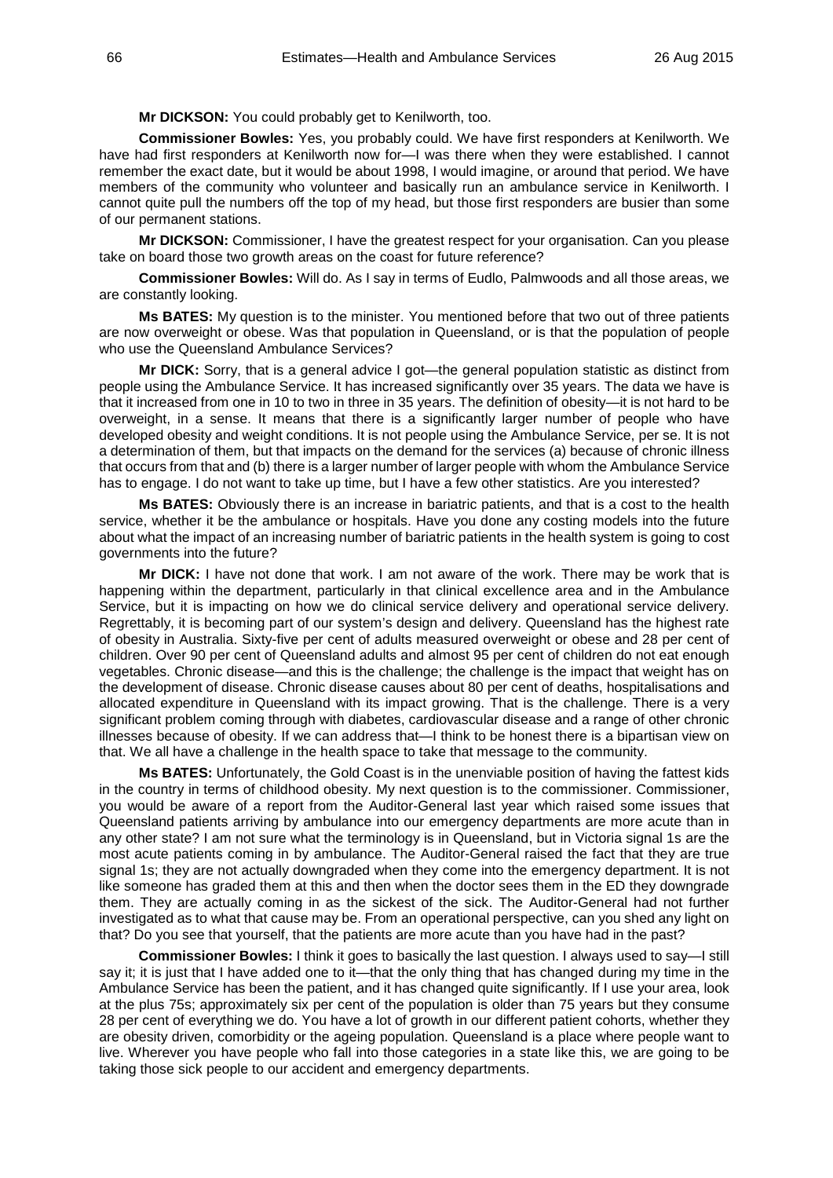**Mr DICKSON:** You could probably get to Kenilworth, too.

**Commissioner Bowles:** Yes, you probably could. We have first responders at Kenilworth. We have had first responders at Kenilworth now for—I was there when they were established. I cannot remember the exact date, but it would be about 1998, I would imagine, or around that period. We have members of the community who volunteer and basically run an ambulance service in Kenilworth. I cannot quite pull the numbers off the top of my head, but those first responders are busier than some of our permanent stations.

**Mr DICKSON:** Commissioner, I have the greatest respect for your organisation. Can you please take on board those two growth areas on the coast for future reference?

**Commissioner Bowles:** Will do. As I say in terms of Eudlo, Palmwoods and all those areas, we are constantly looking.

**Ms BATES:** My question is to the minister. You mentioned before that two out of three patients are now overweight or obese. Was that population in Queensland, or is that the population of people who use the Queensland Ambulance Services?

**Mr DICK:** Sorry, that is a general advice I got—the general population statistic as distinct from people using the Ambulance Service. It has increased significantly over 35 years. The data we have is that it increased from one in 10 to two in three in 35 years. The definition of obesity—it is not hard to be overweight, in a sense. It means that there is a significantly larger number of people who have developed obesity and weight conditions. It is not people using the Ambulance Service, per se. It is not a determination of them, but that impacts on the demand for the services (a) because of chronic illness that occurs from that and (b) there is a larger number of larger people with whom the Ambulance Service has to engage. I do not want to take up time, but I have a few other statistics. Are you interested?

**Ms BATES:** Obviously there is an increase in bariatric patients, and that is a cost to the health service, whether it be the ambulance or hospitals. Have you done any costing models into the future about what the impact of an increasing number of bariatric patients in the health system is going to cost governments into the future?

**Mr DICK:** I have not done that work. I am not aware of the work. There may be work that is happening within the department, particularly in that clinical excellence area and in the Ambulance Service, but it is impacting on how we do clinical service delivery and operational service delivery. Regrettably, it is becoming part of our system's design and delivery. Queensland has the highest rate of obesity in Australia. Sixty-five per cent of adults measured overweight or obese and 28 per cent of children. Over 90 per cent of Queensland adults and almost 95 per cent of children do not eat enough vegetables. Chronic disease—and this is the challenge; the challenge is the impact that weight has on the development of disease. Chronic disease causes about 80 per cent of deaths, hospitalisations and allocated expenditure in Queensland with its impact growing. That is the challenge. There is a very significant problem coming through with diabetes, cardiovascular disease and a range of other chronic illnesses because of obesity. If we can address that—I think to be honest there is a bipartisan view on that. We all have a challenge in the health space to take that message to the community.

**Ms BATES:** Unfortunately, the Gold Coast is in the unenviable position of having the fattest kids in the country in terms of childhood obesity. My next question is to the commissioner. Commissioner, you would be aware of a report from the Auditor-General last year which raised some issues that Queensland patients arriving by ambulance into our emergency departments are more acute than in any other state? I am not sure what the terminology is in Queensland, but in Victoria signal 1s are the most acute patients coming in by ambulance. The Auditor-General raised the fact that they are true signal 1s; they are not actually downgraded when they come into the emergency department. It is not like someone has graded them at this and then when the doctor sees them in the ED they downgrade them. They are actually coming in as the sickest of the sick. The Auditor-General had not further investigated as to what that cause may be. From an operational perspective, can you shed any light on that? Do you see that yourself, that the patients are more acute than you have had in the past?

**Commissioner Bowles:** I think it goes to basically the last question. I always used to say—I still say it; it is just that I have added one to it—that the only thing that has changed during my time in the Ambulance Service has been the patient, and it has changed quite significantly. If I use your area, look at the plus 75s; approximately six per cent of the population is older than 75 years but they consume 28 per cent of everything we do. You have a lot of growth in our different patient cohorts, whether they are obesity driven, comorbidity or the ageing population. Queensland is a place where people want to live. Wherever you have people who fall into those categories in a state like this, we are going to be taking those sick people to our accident and emergency departments.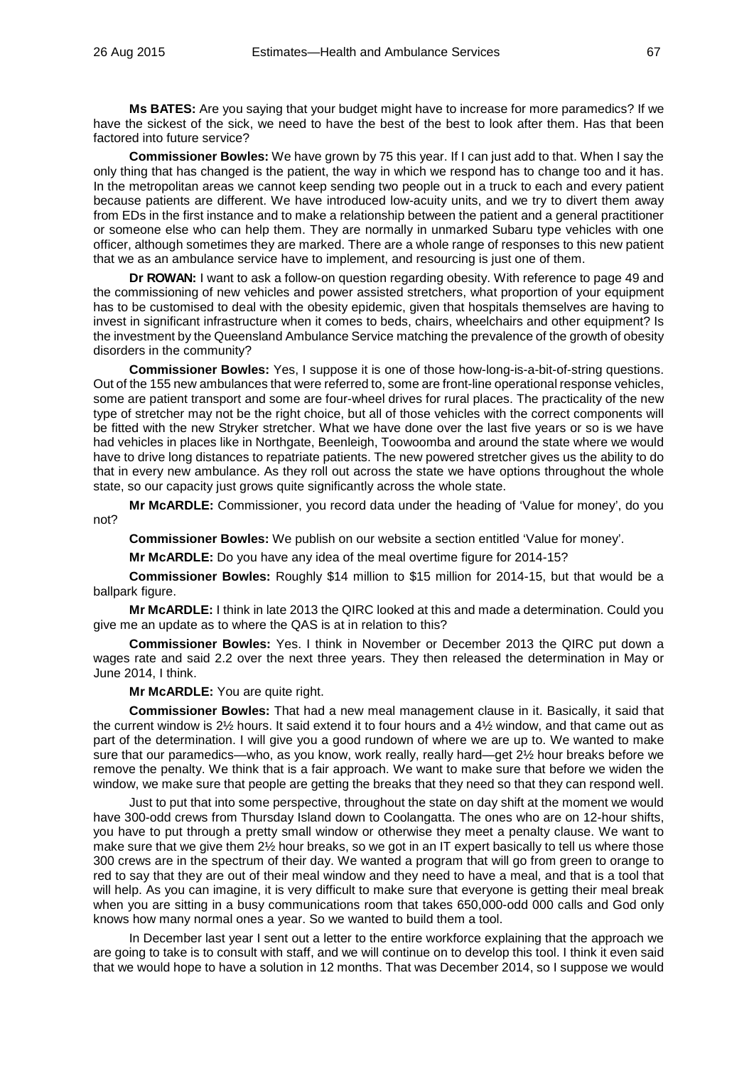**Ms BATES:** Are you saying that your budget might have to increase for more paramedics? If we have the sickest of the sick, we need to have the best of the best to look after them. Has that been factored into future service?

**Commissioner Bowles:** We have grown by 75 this year. If I can just add to that. When I say the only thing that has changed is the patient, the way in which we respond has to change too and it has. In the metropolitan areas we cannot keep sending two people out in a truck to each and every patient because patients are different. We have introduced low-acuity units, and we try to divert them away from EDs in the first instance and to make a relationship between the patient and a general practitioner or someone else who can help them. They are normally in unmarked Subaru type vehicles with one officer, although sometimes they are marked. There are a whole range of responses to this new patient that we as an ambulance service have to implement, and resourcing is just one of them.

**Dr ROWAN:** I want to ask a follow-on question regarding obesity. With reference to page 49 and the commissioning of new vehicles and power assisted stretchers, what proportion of your equipment has to be customised to deal with the obesity epidemic, given that hospitals themselves are having to invest in significant infrastructure when it comes to beds, chairs, wheelchairs and other equipment? Is the investment by the Queensland Ambulance Service matching the prevalence of the growth of obesity disorders in the community?

**Commissioner Bowles:** Yes, I suppose it is one of those how-long-is-a-bit-of-string questions. Out of the 155 new ambulances that were referred to, some are front-line operational response vehicles, some are patient transport and some are four-wheel drives for rural places. The practicality of the new type of stretcher may not be the right choice, but all of those vehicles with the correct components will be fitted with the new Stryker stretcher. What we have done over the last five years or so is we have had vehicles in places like in Northgate, Beenleigh, Toowoomba and around the state where we would have to drive long distances to repatriate patients. The new powered stretcher gives us the ability to do that in every new ambulance. As they roll out across the state we have options throughout the whole state, so our capacity just grows quite significantly across the whole state.

**Mr McARDLE:** Commissioner, you record data under the heading of 'Value for money', do you not?

**Commissioner Bowles:** We publish on our website a section entitled 'Value for money'.

**Mr McARDLE:** Do you have any idea of the meal overtime figure for 2014-15?

**Commissioner Bowles:** Roughly \$14 million to \$15 million for 2014-15, but that would be a ballpark figure.

**Mr McARDLE:** I think in late 2013 the QIRC looked at this and made a determination. Could you give me an update as to where the QAS is at in relation to this?

**Commissioner Bowles:** Yes. I think in November or December 2013 the QIRC put down a wages rate and said 2.2 over the next three years. They then released the determination in May or June 2014, I think.

**Mr McARDLE:** You are quite right.

**Commissioner Bowles:** That had a new meal management clause in it. Basically, it said that the current window is 2½ hours. It said extend it to four hours and a 4½ window, and that came out as part of the determination. I will give you a good rundown of where we are up to. We wanted to make sure that our paramedics—who, as you know, work really, really hard—get 2½ hour breaks before we remove the penalty. We think that is a fair approach. We want to make sure that before we widen the window, we make sure that people are getting the breaks that they need so that they can respond well.

Just to put that into some perspective, throughout the state on day shift at the moment we would have 300-odd crews from Thursday Island down to Coolangatta. The ones who are on 12-hour shifts, you have to put through a pretty small window or otherwise they meet a penalty clause. We want to make sure that we give them 2½ hour breaks, so we got in an IT expert basically to tell us where those 300 crews are in the spectrum of their day. We wanted a program that will go from green to orange to red to say that they are out of their meal window and they need to have a meal, and that is a tool that will help. As you can imagine, it is very difficult to make sure that everyone is getting their meal break when you are sitting in a busy communications room that takes 650,000-odd 000 calls and God only knows how many normal ones a year. So we wanted to build them a tool.

In December last year I sent out a letter to the entire workforce explaining that the approach we are going to take is to consult with staff, and we will continue on to develop this tool. I think it even said that we would hope to have a solution in 12 months. That was December 2014, so I suppose we would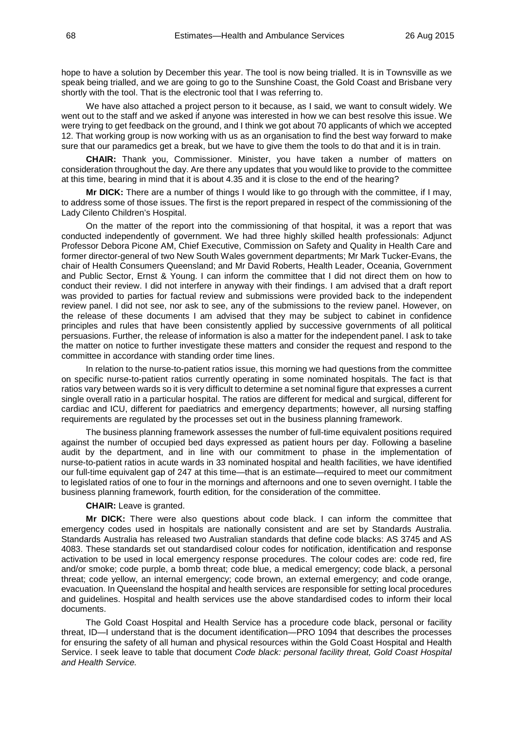hope to have a solution by December this year. The tool is now being trialled. It is in Townsville as we speak being trialled, and we are going to go to the Sunshine Coast, the Gold Coast and Brisbane very shortly with the tool. That is the electronic tool that I was referring to.

We have also attached a project person to it because, as I said, we want to consult widely. We went out to the staff and we asked if anyone was interested in how we can best resolve this issue. We were trying to get feedback on the ground, and I think we got about 70 applicants of which we accepted 12. That working group is now working with us as an organisation to find the best way forward to make sure that our paramedics get a break, but we have to give them the tools to do that and it is in train.

**CHAIR:** Thank you, Commissioner. Minister, you have taken a number of matters on consideration throughout the day. Are there any updates that you would like to provide to the committee at this time, bearing in mind that it is about 4.35 and it is close to the end of the hearing?

**Mr DICK:** There are a number of things I would like to go through with the committee, if I may, to address some of those issues. The first is the report prepared in respect of the commissioning of the Lady Cilento Children's Hospital.

On the matter of the report into the commissioning of that hospital, it was a report that was conducted independently of government. We had three highly skilled health professionals: Adjunct Professor Debora Picone AM, Chief Executive, Commission on Safety and Quality in Health Care and former director-general of two New South Wales government departments; Mr Mark Tucker-Evans, the chair of Health Consumers Queensland; and Mr David Roberts, Health Leader, Oceania, Government and Public Sector, Ernst & Young. I can inform the committee that I did not direct them on how to conduct their review. I did not interfere in anyway with their findings. I am advised that a draft report was provided to parties for factual review and submissions were provided back to the independent review panel. I did not see, nor ask to see, any of the submissions to the review panel. However, on the release of these documents I am advised that they may be subject to cabinet in confidence principles and rules that have been consistently applied by successive governments of all political persuasions. Further, the release of information is also a matter for the independent panel. I ask to take the matter on notice to further investigate these matters and consider the request and respond to the committee in accordance with standing order time lines.

In relation to the nurse-to-patient ratios issue, this morning we had questions from the committee on specific nurse-to-patient ratios currently operating in some nominated hospitals. The fact is that ratios vary between wards so it is very difficult to determine a set nominal figure that expresses a current single overall ratio in a particular hospital. The ratios are different for medical and surgical, different for cardiac and ICU, different for paediatrics and emergency departments; however, all nursing staffing requirements are regulated by the processes set out in the business planning framework.

The business planning framework assesses the number of full-time equivalent positions required against the number of occupied bed days expressed as patient hours per day. Following a baseline audit by the department, and in line with our commitment to phase in the implementation of nurse-to-patient ratios in acute wards in 33 nominated hospital and health facilities, we have identified our full-time equivalent gap of 247 at this time—that is an estimate—required to meet our commitment to legislated ratios of one to four in the mornings and afternoons and one to seven overnight. I table the business planning framework*,* fourth edition*,* for the consideration of the committee.

**CHAIR:** Leave is granted.

**Mr DICK:** There were also questions about code black. I can inform the committee that emergency codes used in hospitals are nationally consistent and are set by Standards Australia. Standards Australia has released two Australian standards that define code blacks: AS 3745 and AS 4083. These standards set out standardised colour codes for notification, identification and response activation to be used in local emergency response procedures. The colour codes are: code red, fire and/or smoke; code purple, a bomb threat; code blue, a medical emergency; code black, a personal threat; code yellow, an internal emergency; code brown, an external emergency; and code orange, evacuation. In Queensland the hospital and health services are responsible for setting local procedures and guidelines. Hospital and health services use the above standardised codes to inform their local documents.

The Gold Coast Hospital and Health Service has a procedure code black, personal or facility threat, ID—I understand that is the document identification—PRO 1094 that describes the processes for ensuring the safety of all human and physical resources within the Gold Coast Hospital and Health Service. I seek leave to table that document *Code black: personal facility threat, Gold Coast Hospital and Health Service.*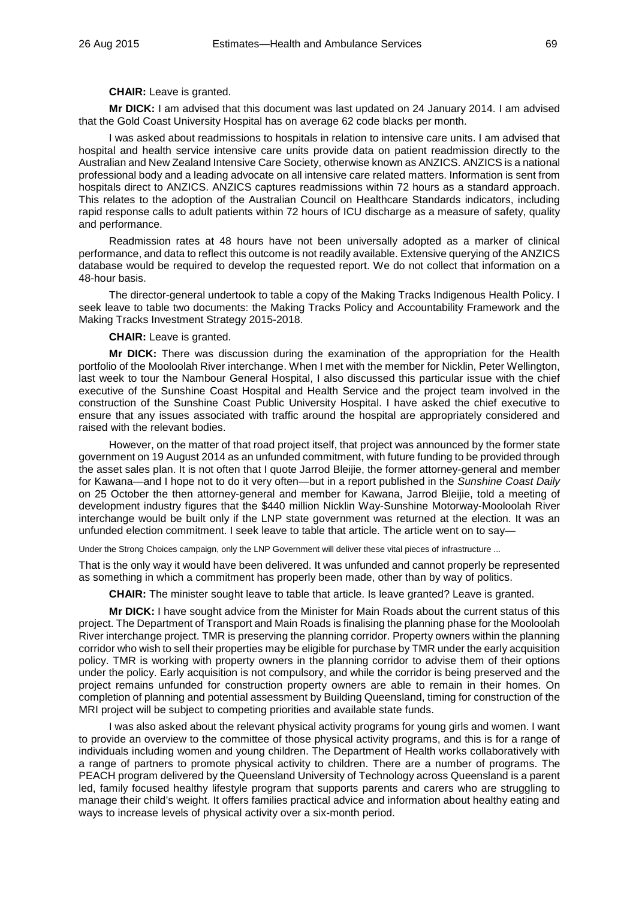**CHAIR:** Leave is granted.

**Mr DICK:** I am advised that this document was last updated on 24 January 2014. I am advised that the Gold Coast University Hospital has on average 62 code blacks per month.

I was asked about readmissions to hospitals in relation to intensive care units. I am advised that hospital and health service intensive care units provide data on patient readmission directly to the Australian and New Zealand Intensive Care Society, otherwise known as ANZICS. ANZICS is a national professional body and a leading advocate on all intensive care related matters. Information is sent from hospitals direct to ANZICS. ANZICS captures readmissions within 72 hours as a standard approach. This relates to the adoption of the Australian Council on Healthcare Standards indicators, including rapid response calls to adult patients within 72 hours of ICU discharge as a measure of safety, quality and performance.

Readmission rates at 48 hours have not been universally adopted as a marker of clinical performance, and data to reflect this outcome is not readily available. Extensive querying of the ANZICS database would be required to develop the requested report. We do not collect that information on a 48-hour basis.

The director-general undertook to table a copy of the Making Tracks Indigenous Health Policy. I seek leave to table two documents: the Making Tracks Policy and Accountability Framework and the Making Tracks Investment Strategy 2015-2018.

**CHAIR:** Leave is granted.

**Mr DICK:** There was discussion during the examination of the appropriation for the Health portfolio of the Mooloolah River interchange. When I met with the member for Nicklin, Peter Wellington, last week to tour the Nambour General Hospital, I also discussed this particular issue with the chief executive of the Sunshine Coast Hospital and Health Service and the project team involved in the construction of the Sunshine Coast Public University Hospital. I have asked the chief executive to ensure that any issues associated with traffic around the hospital are appropriately considered and raised with the relevant bodies.

However, on the matter of that road project itself, that project was announced by the former state government on 19 August 2014 as an unfunded commitment, with future funding to be provided through the asset sales plan. It is not often that I quote Jarrod Bleijie, the former attorney-general and member for Kawana—and I hope not to do it very often—but in a report published in the *Sunshine Coast Daily* on 25 October the then attorney-general and member for Kawana, Jarrod Bleijie, told a meeting of development industry figures that the $440 million Nicklin Way-Sunshine Motorway-Mooloolah River interchange would be built only if the LNP state government was returned at the election. It was an unfunded election commitment. I seek leave to table that article. The article went on to say—

Under the Strong Choices campaign, only the LNP Government will deliver these vital pieces of infrastructure ...

That is the only way it would have been delivered. It was unfunded and cannot properly be represented as something in which a commitment has properly been made, other than by way of politics.

**CHAIR:** The minister sought leave to table that article. Is leave granted? Leave is granted.

**Mr DICK:** I have sought advice from the Minister for Main Roads about the current status of this project. The Department of Transport and Main Roads is finalising the planning phase for the Mooloolah River interchange project. TMR is preserving the planning corridor. Property owners within the planning corridor who wish to sell their properties may be eligible for purchase by TMR under the early acquisition policy. TMR is working with property owners in the planning corridor to advise them of their options under the policy. Early acquisition is not compulsory, and while the corridor is being preserved and the project remains unfunded for construction property owners are able to remain in their homes. On completion of planning and potential assessment by Building Queensland, timing for construction of the MRI project will be subject to competing priorities and available state funds.

I was also asked about the relevant physical activity programs for young girls and women. I want to provide an overview to the committee of those physical activity programs, and this is for a range of individuals including women and young children. The Department of Health works collaboratively with a range of partners to promote physical activity to children. There are a number of programs. The PEACH program delivered by the Queensland University of Technology across Queensland is a parent led, family focused healthy lifestyle program that supports parents and carers who are struggling to manage their child's weight. It offers families practical advice and information about healthy eating and ways to increase levels of physical activity over a six-month period.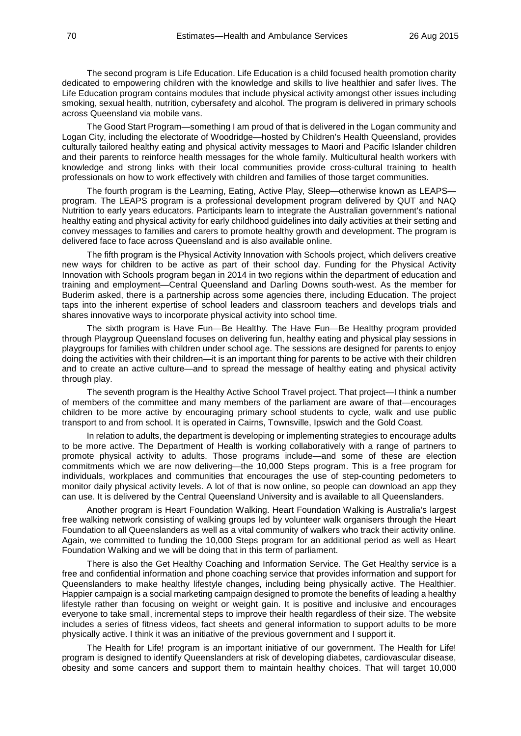The second program is Life Education. Life Education is a child focused health promotion charity dedicated to empowering children with the knowledge and skills to live healthier and safer lives. The Life Education program contains modules that include physical activity amongst other issues including smoking, sexual health, nutrition, cybersafety and alcohol. The program is delivered in primary schools across Queensland via mobile vans.

The Good Start Program—something I am proud of that is delivered in the Logan community and Logan City, including the electorate of Woodridge—hosted by Children's Health Queensland, provides culturally tailored healthy eating and physical activity messages to Maori and Pacific Islander children and their parents to reinforce health messages for the whole family. Multicultural health workers with knowledge and strong links with their local communities provide cross-cultural training to health professionals on how to work effectively with children and families of those target communities.

The fourth program is the Learning, Eating, Active Play, Sleep—otherwise known as LEAPS—program. The LEAPS program is a professional development program delivered by QUT and NAQ Nutrition to early years educators. Participants learn to integrate the Australian government's national healthy eating and physical activity for early childhood guidelines into daily activities at their setting and convey messages to families and carers to promote healthy growth and development. The program is delivered face to face across Queensland and is also available online.

The fifth program is the Physical Activity Innovation with Schools project, which delivers creative new ways for children to be active as part of their school day. Funding for the Physical Activity Innovation with Schools program began in 2014 in two regions within the department of education and training and employment—Central Queensland and Darling Downs south-west. As the member for Buderim asked, there is a partnership across some agencies there, including Education. The project taps into the inherent expertise of school leaders and classroom teachers and develops trials and shares innovative ways to incorporate physical activity into school time.

The sixth program is Have Fun—Be Healthy. The Have Fun—Be Healthy program provided through Playgroup Queensland focuses on delivering fun, healthy eating and physical play sessions in playgroups for families with children under school age. The sessions are designed for parents to enjoy doing the activities with their children—it is an important thing for parents to be active with their children and to create an active culture—and to spread the message of healthy eating and physical activity through play.

The seventh program is the Healthy Active School Travel project. That project—I think a number of members of the committee and many members of the parliament are aware of that—encourages children to be more active by encouraging primary school students to cycle, walk and use public transport to and from school. It is operated in Cairns, Townsville, Ipswich and the Gold Coast.

In relation to adults, the department is developing or implementing strategies to encourage adults to be more active. The Department of Health is working collaboratively with a range of partners to promote physical activity to adults. Those programs include—and some of these are election commitments which we are now delivering—the 10,000 Steps program. This is a free program for individuals, workplaces and communities that encourages the use of step-counting pedometers to monitor daily physical activity levels. A lot of that is now online, so people can download an app they can use. It is delivered by the Central Queensland University and is available to all Queenslanders.

Another program is Heart Foundation Walking. Heart Foundation Walking is Australia's largest free walking network consisting of walking groups led by volunteer walk organisers through the Heart Foundation to all Queenslanders as well as a vital community of walkers who track their activity online. Again, we committed to funding the 10,000 Steps program for an additional period as well as Heart Foundation Walking and we will be doing that in this term of parliament.

There is also the Get Healthy Coaching and Information Service. The Get Healthy service is a free and confidential information and phone coaching service that provides information and support for Queenslanders to make healthy lifestyle changes, including being physically active. The Healthier. Happier campaign is a social marketing campaign designed to promote the benefits of leading a healthy lifestyle rather than focusing on weight or weight gain. It is positive and inclusive and encourages everyone to take small, incremental steps to improve their health regardless of their size. The website includes a series of fitness videos, fact sheets and general information to support adults to be more physically active. I think it was an initiative of the previous government and I support it.

The Health for Life! program is an important initiative of our government. The Health for Life! program is designed to identify Queenslanders at risk of developing diabetes, cardiovascular disease, obesity and some cancers and support them to maintain healthy choices. That will target 10,000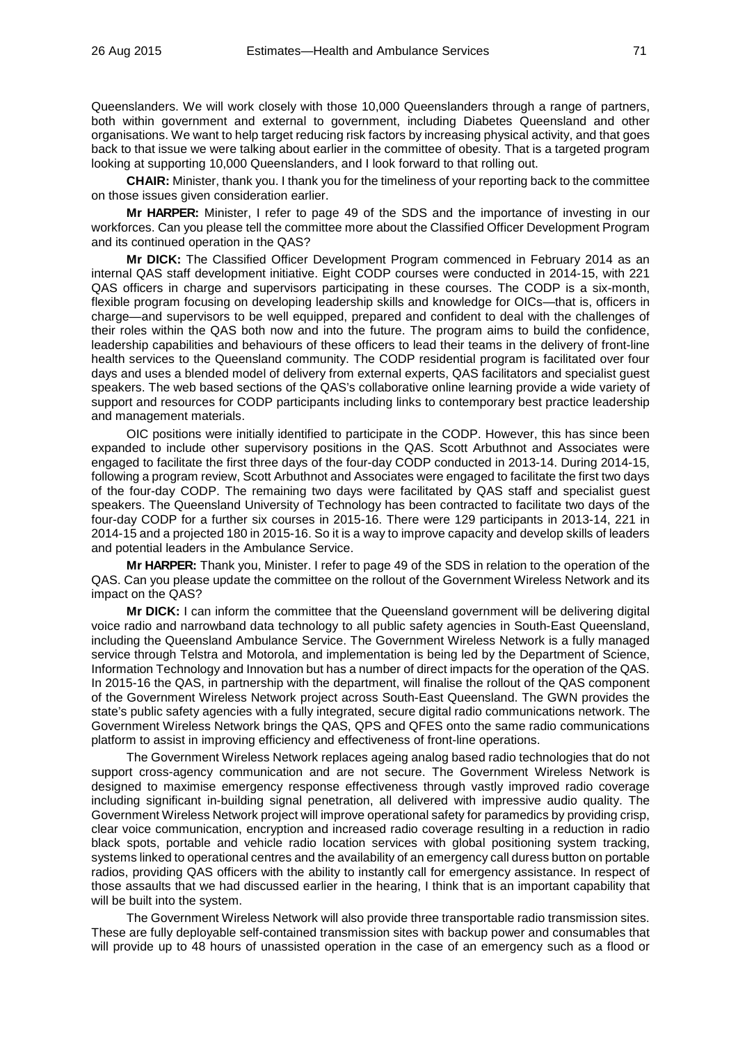Queenslanders. We will work closely with those 10,000 Queenslanders through a range of partners, both within government and external to government, including Diabetes Queensland and other organisations. We want to help target reducing risk factors by increasing physical activity, and that goes back to that issue we were talking about earlier in the committee of obesity. That is a targeted program looking at supporting 10,000 Queenslanders, and I look forward to that rolling out.

**CHAIR:** Minister, thank you. I thank you for the timeliness of your reporting back to the committee on those issues given consideration earlier.

**Mr HARPER:** Minister, I refer to page 49 of the SDS and the importance of investing in our workforces. Can you please tell the committee more about the Classified Officer Development Program and its continued operation in the QAS?

**Mr DICK:** The Classified Officer Development Program commenced in February 2014 as an internal QAS staff development initiative. Eight CODP courses were conducted in 2014-15, with 221 QAS officers in charge and supervisors participating in these courses. The CODP is a six-month, flexible program focusing on developing leadership skills and knowledge for OICs—that is, officers in charge—and supervisors to be well equipped, prepared and confident to deal with the challenges of their roles within the QAS both now and into the future. The program aims to build the confidence, leadership capabilities and behaviours of these officers to lead their teams in the delivery of front-line health services to the Queensland community. The CODP residential program is facilitated over four days and uses a blended model of delivery from external experts, QAS facilitators and specialist guest speakers. The web based sections of the QAS's collaborative online learning provide a wide variety of support and resources for CODP participants including links to contemporary best practice leadership and management materials.

OIC positions were initially identified to participate in the CODP. However, this has since been expanded to include other supervisory positions in the QAS. Scott Arbuthnot and Associates were engaged to facilitate the first three days of the four-day CODP conducted in 2013-14. During 2014-15, following a program review, Scott Arbuthnot and Associates were engaged to facilitate the first two days of the four-day CODP. The remaining two days were facilitated by QAS staff and specialist guest speakers. The Queensland University of Technology has been contracted to facilitate two days of the four-day CODP for a further six courses in 2015-16. There were 129 participants in 2013-14, 221 in 2014-15 and a projected 180 in 2015-16. So it is a way to improve capacity and develop skills of leaders and potential leaders in the Ambulance Service.

**Mr HARPER:** Thank you, Minister. I refer to page 49 of the SDS in relation to the operation of the QAS. Can you please update the committee on the rollout of the Government Wireless Network and its impact on the QAS?

**Mr DICK:** I can inform the committee that the Queensland government will be delivering digital voice radio and narrowband data technology to all public safety agencies in South-East Queensland, including the Queensland Ambulance Service. The Government Wireless Network is a fully managed service through Telstra and Motorola, and implementation is being led by the Department of Science, Information Technology and Innovation but has a number of direct impacts for the operation of the QAS. In 2015-16 the QAS, in partnership with the department, will finalise the rollout of the QAS component of the Government Wireless Network project across South-East Queensland. The GWN provides the state's public safety agencies with a fully integrated, secure digital radio communications network. The Government Wireless Network brings the QAS, QPS and QFES onto the same radio communications platform to assist in improving efficiency and effectiveness of front-line operations.

The Government Wireless Network replaces ageing analog based radio technologies that do not support cross-agency communication and are not secure. The Government Wireless Network is designed to maximise emergency response effectiveness through vastly improved radio coverage including significant in-building signal penetration, all delivered with impressive audio quality. The Government Wireless Network project will improve operational safety for paramedics by providing crisp, clear voice communication, encryption and increased radio coverage resulting in a reduction in radio black spots, portable and vehicle radio location services with global positioning system tracking, systems linked to operational centres and the availability of an emergency call duress button on portable radios, providing QAS officers with the ability to instantly call for emergency assistance. In respect of those assaults that we had discussed earlier in the hearing, I think that is an important capability that will be built into the system.

The Government Wireless Network will also provide three transportable radio transmission sites. These are fully deployable self-contained transmission sites with backup power and consumables that will provide up to 48 hours of unassisted operation in the case of an emergency such as a flood or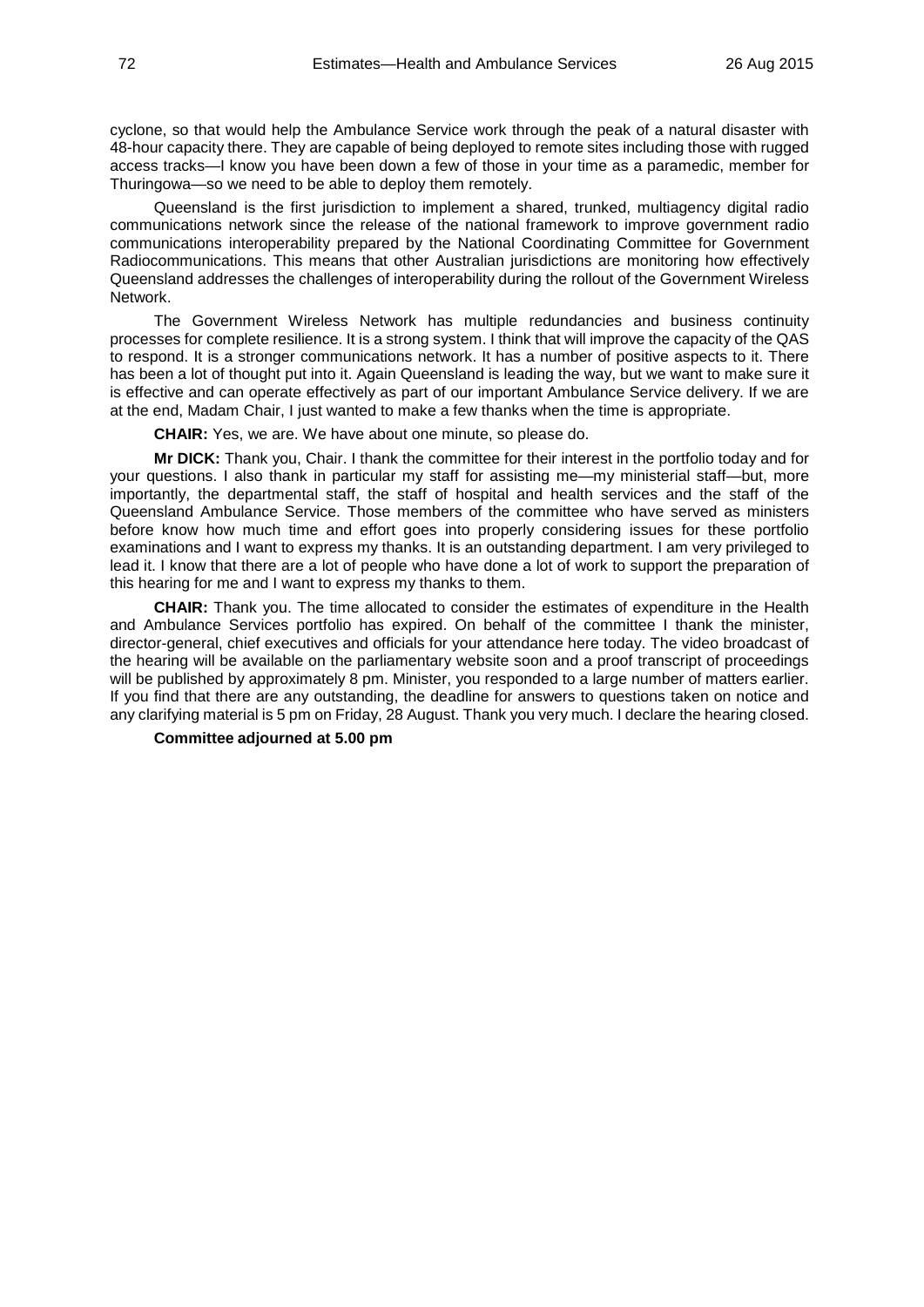cyclone, so that would help the Ambulance Service work through the peak of a natural disaster with 48-hour capacity there. They are capable of being deployed to remote sites including those with rugged access tracks—I know you have been down a few of those in your time as a paramedic, member for Thuringowa—so we need to be able to deploy them remotely.

Queensland is the first jurisdiction to implement a shared, trunked, multiagency digital radio communications network since the release of the national framework to improve government radio communications interoperability prepared by the National Coordinating Committee for Government Radiocommunications. This means that other Australian jurisdictions are monitoring how effectively Queensland addresses the challenges of interoperability during the rollout of the Government Wireless Network.

The Government Wireless Network has multiple redundancies and business continuity processes for complete resilience. It is a strong system. I think that will improve the capacity of the QAS to respond. It is a stronger communications network. It has a number of positive aspects to it. There has been a lot of thought put into it. Again Queensland is leading the way, but we want to make sure it is effective and can operate effectively as part of our important Ambulance Service delivery. If we are at the end, Madam Chair, I just wanted to make a few thanks when the time is appropriate.

**CHAIR:** Yes, we are. We have about one minute, so please do.

**Mr DICK:** Thank you, Chair. I thank the committee for their interest in the portfolio today and for your questions. I also thank in particular my staff for assisting me—my ministerial staff—but, more importantly, the departmental staff, the staff of hospital and health services and the staff of the Queensland Ambulance Service. Those members of the committee who have served as ministers before know how much time and effort goes into properly considering issues for these portfolio examinations and I want to express my thanks. It is an outstanding department. I am very privileged to lead it. I know that there are a lot of people who have done a lot of work to support the preparation of this hearing for me and I want to express my thanks to them.

**CHAIR:** Thank you. The time allocated to consider the estimates of expenditure in the Health and Ambulance Services portfolio has expired. On behalf of the committee I thank the minister, director-general, chief executives and officials for your attendance here today. The video broadcast of the hearing will be available on the parliamentary website soon and a proof transcript of proceedings will be published by approximately 8 pm. Minister, you responded to a large number of matters earlier. If you find that there are any outstanding, the deadline for answers to questions taken on notice and any clarifying material is 5 pm on Friday, 28 August. Thank you very much. I declare the hearing closed.

**Committee adjourned at 5.00 pm**